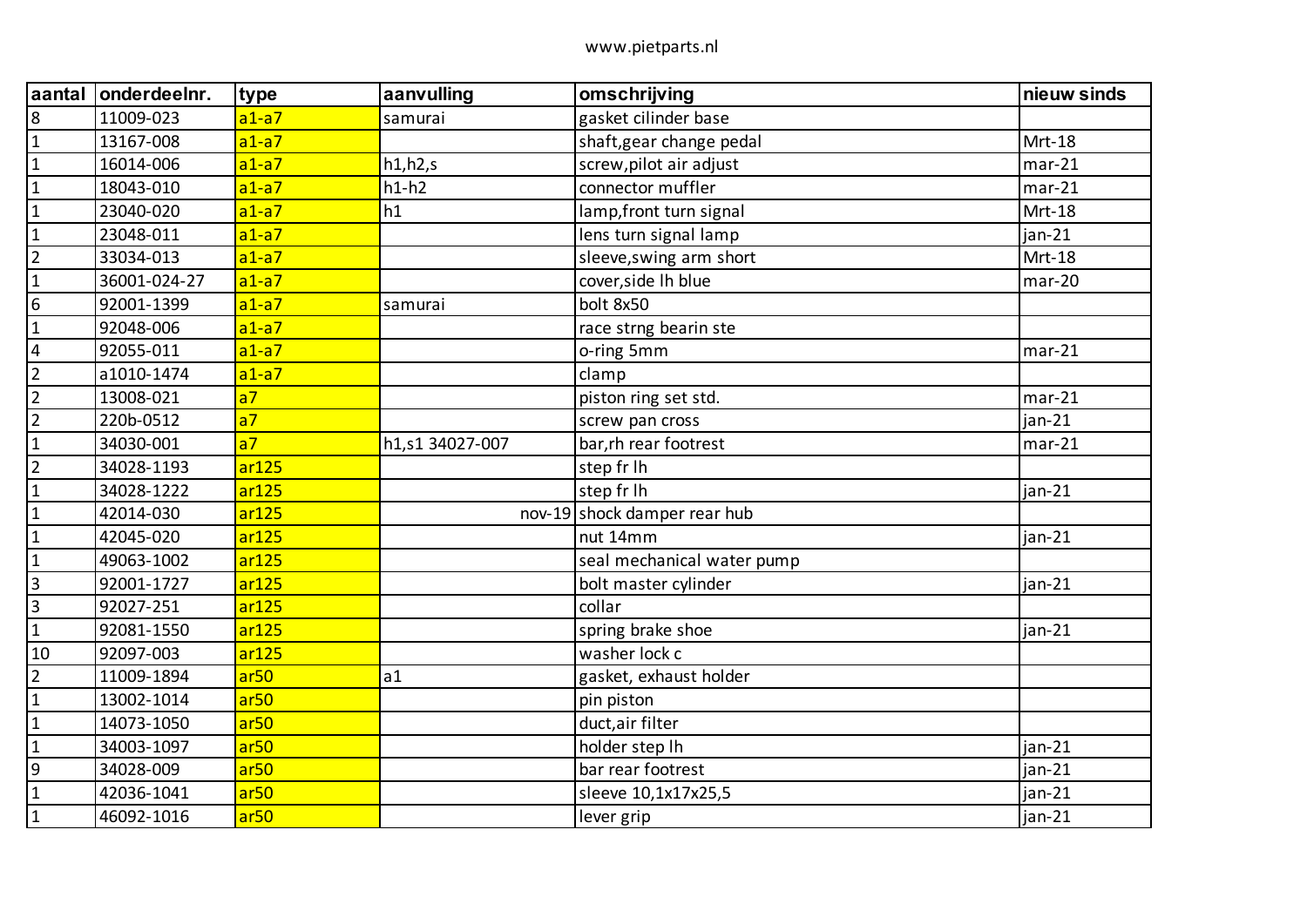| aantal | onderdeelnr. | type | aanvulling | omschrijving | nieuw sinds |
|---|---|---|---|---|---|
| 8 | 11009-023 | a1-a7 | samurai | gasket cilinder base | |
| 1 | 13167-008 | a1-a7 | | shaft,gear change pedal | Mrt-18 |
| 1 | 16014-006 | a1-a7 | h1,h2,s | screw,pilot air adjust | mar-21 |
| 1 | 18043-010 | a1-a7 | h1-h2 | connector muffler | mar-21 |
| 1 | 23040-020 | a1-a7 | h1 | lamp,front turn signal | Mrt-18 |
| 1 | 23048-011 | a1-a7 | | lens turn signal lamp | jan-21 |
| 2 | 33034-013 | a1-a7 | | sleeve,swing arm short | Mrt-18 |
| 1 | 36001-024-27 | a1-a7 | | cover,side lh blue | mar-20 |
| 6 | 92001-1399 | a1-a7 | samurai | bolt 8x50 | |
| 1 | 92048-006 | a1-a7 | | race strng bearin ste | |
| 4 | 92055-011 | a1-a7 | | o-ring 5mm | mar-21 |
| 2 | a1010-1474 | a1-a7 | | clamp | |
| 2 | 13008-021 | a7 | | piston ring set std. | mar-21 |
| 2 | 220b-0512 | a7 | | screw pan cross | jan-21 |
| 1 | 34030-001 | a7 | h1,s1 34027-007 | bar,rh rear footrest | mar-21 |
| 2 | 34028-1193 | ar125 | | step fr lh | |
| 1 | 34028-1222 | ar125 | | step fr lh | jan-21 |
| 1 | 42014-030 | ar125 | nov-19 | shock damper rear hub | |
| 1 | 42045-020 | ar125 | | nut 14mm | jan-21 |
| 1 | 49063-1002 | ar125 | | seal mechanical water pump | |
| 3 | 92001-1727 | ar125 | | bolt master cylinder | jan-21 |
| 3 | 92027-251 | ar125 | | collar | |
| 1 | 92081-1550 | ar125 | | spring brake shoe | jan-21 |
| 10 | 92097-003 | ar125 | | washer lock c | |
| 2 | 11009-1894 | ar50 | a1 | gasket, exhaust holder | |
| 1 | 13002-1014 | ar50 | | pin piston | |
| 1 | 14073-1050 | ar50 | | duct,air filter | |
| 1 | 34003-1097 | ar50 | | holder step lh | jan-21 |
| 9 | 34028-009 | ar50 | | bar rear footrest | jan-21 |
| 1 | 42036-1041 | ar50 | | sleeve 10,1x17x25,5 | jan-21 |
| 1 | 46092-1016 | ar50 | | lever grip | jan-21 |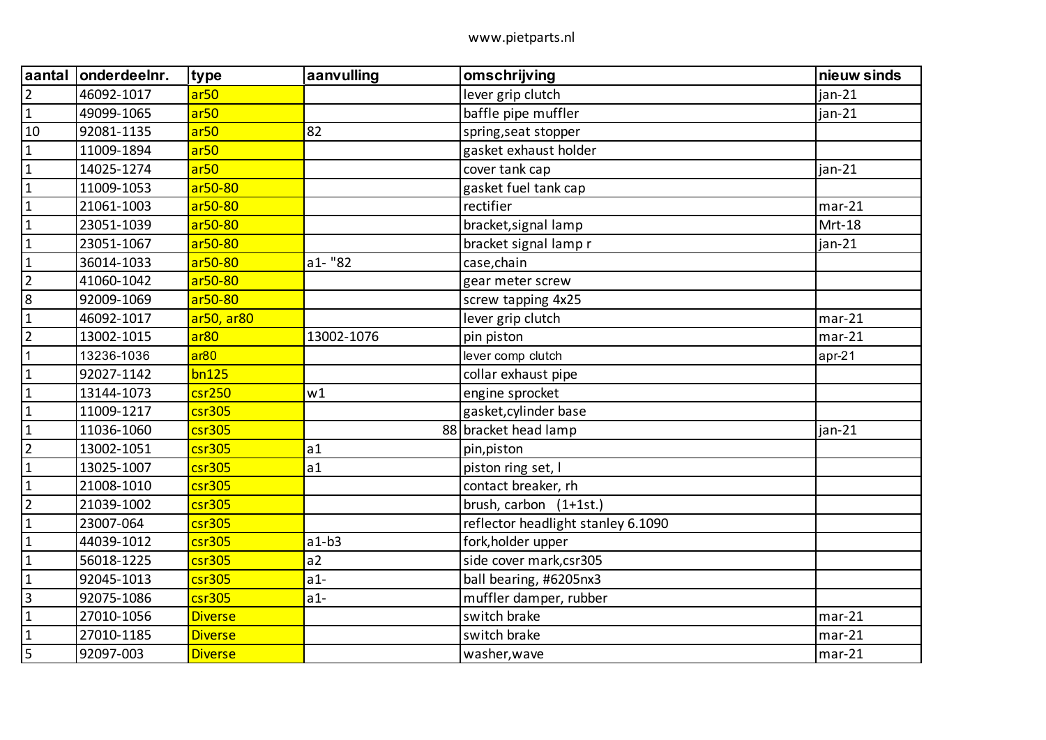www.pietparts.nl

| aantal | onderdeelnr. | type | aanvulling | omschrijving | nieuw sinds |
|---|---|---|---|---|---|
| 2 | 46092-1017 | ar50 | | lever grip clutch | jan-21 |
| 1 | 49099-1065 | ar50 | | baffle pipe muffler | jan-21 |
| 10 | 92081-1135 | ar50 | 82 | spring,seat stopper | |
| 1 | 11009-1894 | ar50 | | gasket exhaust holder | |
| 1 | 14025-1274 | ar50 | | cover tank cap | jan-21 |
| 1 | 11009-1053 | ar50-80 | | gasket fuel tank cap | |
| 1 | 21061-1003 | ar50-80 | | rectifier | mar-21 |
| 1 | 23051-1039 | ar50-80 | | bracket,signal lamp | Mrt-18 |
| 1 | 23051-1067 | ar50-80 | | bracket signal lamp r | jan-21 |
| 1 | 36014-1033 | ar50-80 | a1- "82 | case,chain | |
| 2 | 41060-1042 | ar50-80 | | gear meter screw | |
| 8 | 92009-1069 | ar50-80 | | screw tapping 4x25 | |
| 1 | 46092-1017 | ar50, ar80 | | lever grip clutch | mar-21 |
| 2 | 13002-1015 | ar80 | 13002-1076 | pin piston | mar-21 |
| 1 | 13236-1036 | ar80 | | lever comp clutch | apr-21 |
| 1 | 92027-1142 | bn125 | | collar exhaust pipe | |
| 1 | 13144-1073 | csr250 | w1 | engine sprocket | |
| 1 | 11009-1217 | csr305 | | gasket,cylinder base | |
| 1 | 11036-1060 | csr305 | 88 | bracket head lamp | jan-21 |
| 2 | 13002-1051 | csr305 | a1 | pin,piston | |
| 1 | 13025-1007 | csr305 | a1 | piston ring set, l | |
| 1 | 21008-1010 | csr305 | | contact breaker, rh | |
| 2 | 21039-1002 | csr305 | | brush, carbon (1+1st.) | |
| 1 | 23007-064 | csr305 | | reflector headlight stanley 6.1090 | |
| 1 | 44039-1012 | csr305 | a1-b3 | fork,holder upper | |
| 1 | 56018-1225 | csr305 | a2 | side cover mark,csr305 | |
| 1 | 92045-1013 | csr305 | a1- | ball bearing, #6205nx3 | |
| 3 | 92075-1086 | csr305 | a1- | muffler damper, rubber | |
| 1 | 27010-1056 | Diverse | | switch brake | mar-21 |
| 1 | 27010-1185 | Diverse | | switch brake | mar-21 |
| 5 | 92097-003 | Diverse | | washer,wave | mar-21 |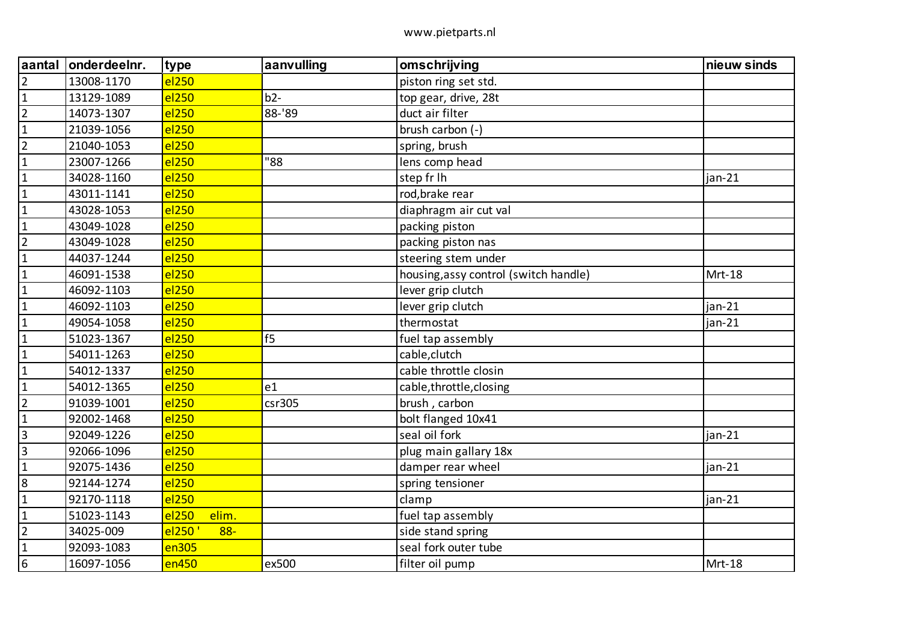| aantal | onderdeelnr. | type | aanvulling | omschrijving | nieuw sinds |
|---|---|---|---|---|---|
| 2 | 13008-1170 | el250 | | piston ring set std. | |
| 1 | 13129-1089 | el250 | b2- | top gear, drive, 28t | |
| 2 | 14073-1307 | el250 | 88-'89 | duct air filter | |
| 1 | 21039-1056 | el250 | | brush carbon (-) | |
| 2 | 21040-1053 | el250 | | spring, brush | |
| 1 | 23007-1266 | el250 | "88 | lens comp head | |
| 1 | 34028-1160 | el250 | | step fr lh | jan-21 |
| 1 | 43011-1141 | el250 | | rod,brake rear | |
| 1 | 43028-1053 | el250 | | diaphragm air cut val | |
| 1 | 43049-1028 | el250 | | packing piston | |
| 2 | 43049-1028 | el250 | | packing piston nas | |
| 1 | 44037-1244 | el250 | | steering stem under | |
| 1 | 46091-1538 | el250 | | housing,assy control (switch handle) | Mrt-18 |
| 1 | 46092-1103 | el250 | | lever grip clutch | |
| 1 | 46092-1103 | el250 | | lever grip clutch | jan-21 |
| 1 | 49054-1058 | el250 | | thermostat | jan-21 |
| 1 | 51023-1367 | el250 | f5 | fuel tap assembly | |
| 1 | 54011-1263 | el250 | | cable,clutch | |
| 1 | 54012-1337 | el250 | | cable throttle closin | |
| 1 | 54012-1365 | el250 | e1 | cable,throttle,closing | |
| 2 | 91039-1001 | el250 | csr305 | brush , carbon | |
| 1 | 92002-1468 | el250 | | bolt flanged 10x41 | |
| 3 | 92049-1226 | el250 | | seal oil fork | jan-21 |
| 3 | 92066-1096 | el250 | | plug main gallary 18x | |
| 1 | 92075-1436 | el250 | | damper rear wheel | jan-21 |
| 8 | 92144-1274 | el250 | | spring tensioner | |
| 1 | 92170-1118 | el250 | | clamp | jan-21 |
| 1 | 51023-1143 | el250 elim. | | fuel tap assembly | |
| 2 | 34025-009 | el250 ' 88- | | side stand spring | |
| 1 | 92093-1083 | en305 | | seal fork outer tube | |
| 6 | 16097-1056 | en450 | ex500 | filter oil pump | Mrt-18 |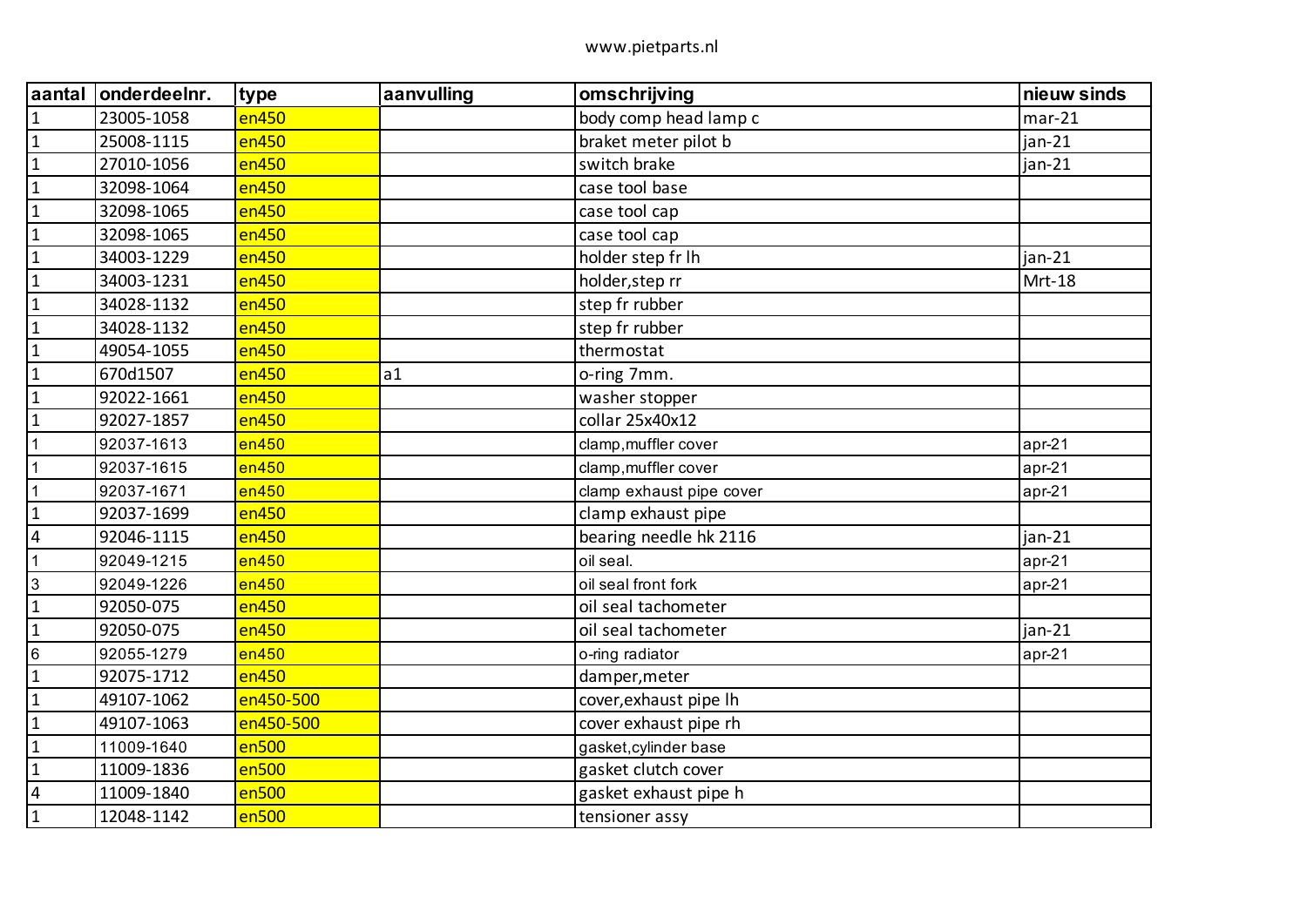www.pietparts.nl

| aantal | onderdeelnr. | type | aanvulling | omschrijving | nieuw sinds |
|---|---|---|---|---|---|
| 1 | 23005-1058 | en450 | | body comp head lamp c | mar-21 |
| 1 | 25008-1115 | en450 | | braket meter pilot b | jan-21 |
| 1 | 27010-1056 | en450 | | switch brake | jan-21 |
| 1 | 32098-1064 | en450 | | case tool base | |
| 1 | 32098-1065 | en450 | | case tool cap | |
| 1 | 32098-1065 | en450 | | case tool cap | |
| 1 | 34003-1229 | en450 | | holder step fr lh | jan-21 |
| 1 | 34003-1231 | en450 | | holder,step rr | Mrt-18 |
| 1 | 34028-1132 | en450 | | step fr rubber | |
| 1 | 34028-1132 | en450 | | step fr rubber | |
| 1 | 49054-1055 | en450 | | thermostat | |
| 1 | 670d1507 | en450 | a1 | o-ring 7mm. | |
| 1 | 92022-1661 | en450 | | washer stopper | |
| 1 | 92027-1857 | en450 | | collar 25x40x12 | |
| 1 | 92037-1613 | en450 | | clamp,muffler cover | apr-21 |
| 1 | 92037-1615 | en450 | | clamp,muffler cover | apr-21 |
| 1 | 92037-1671 | en450 | | clamp exhaust pipe cover | apr-21 |
| 1 | 92037-1699 | en450 | | clamp exhaust pipe | |
| 4 | 92046-1115 | en450 | | bearing needle hk 2116 | jan-21 |
| 1 | 92049-1215 | en450 | | oil seal. | apr-21 |
| 3 | 92049-1226 | en450 | | oil seal front fork | apr-21 |
| 1 | 92050-075 | en450 | | oil seal tachometer | |
| 1 | 92050-075 | en450 | | oil seal tachometer | jan-21 |
| 6 | 92055-1279 | en450 | | o-ring radiator | apr-21 |
| 1 | 92075-1712 | en450 | | damper,meter | |
| 1 | 49107-1062 | en450-500 | | cover,exhaust pipe lh | |
| 1 | 49107-1063 | en450-500 | | cover exhaust pipe rh | |
| 1 | 11009-1640 | en500 | | gasket,cylinder base | |
| 1 | 11009-1836 | en500 | | gasket clutch cover | |
| 4 | 11009-1840 | en500 | | gasket exhaust pipe h | |
| 1 | 12048-1142 | en500 | | tensioner assy | |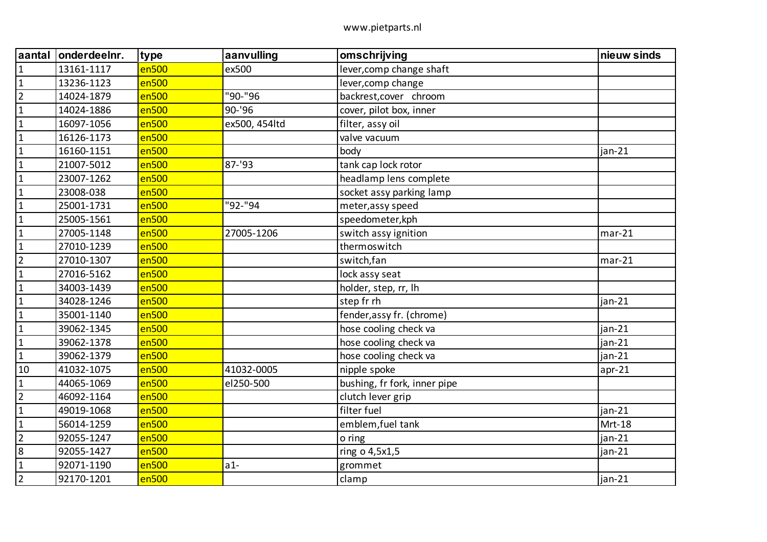| aantal | onderdeelnr. | type | aanvulling | omschrijving | nieuw sinds |
|---|---|---|---|---|---|
| 1 | 13161-1117 | en500 | ex500 | lever,comp change shaft | |
| 1 | 13236-1123 | en500 | | lever,comp change | |
| 2 | 14024-1879 | en500 | "90-"96 | backrest,cover chroom | |
| 1 | 14024-1886 | en500 | 90-'96 | cover, pilot box, inner | |
| 1 | 16097-1056 | en500 | ex500, 454ltd | filter, assy oil | |
| 1 | 16126-1173 | en500 | | valve vacuum | |
| 1 | 16160-1151 | en500 | | body | jan-21 |
| 1 | 21007-5012 | en500 | 87-'93 | tank cap lock rotor | |
| 1 | 23007-1262 | en500 | | headlamp lens complete | |
| 1 | 23008-038 | en500 | | socket assy parking lamp | |
| 1 | 25001-1731 | en500 | "92-"94 | meter,assy speed | |
| 1 | 25005-1561 | en500 | | speedometer,kph | |
| 1 | 27005-1148 | en500 | 27005-1206 | switch assy ignition | mar-21 |
| 1 | 27010-1239 | en500 | | thermoswitch | |
| 2 | 27010-1307 | en500 | | switch,fan | mar-21 |
| 1 | 27016-5162 | en500 | | lock assy seat | |
| 1 | 34003-1439 | en500 | | holder, step, rr, lh | |
| 1 | 34028-1246 | en500 | | step fr rh | jan-21 |
| 1 | 35001-1140 | en500 | | fender,assy fr. (chrome) | |
| 1 | 39062-1345 | en500 | | hose cooling check va | jan-21 |
| 1 | 39062-1378 | en500 | | hose cooling check va | jan-21 |
| 1 | 39062-1379 | en500 | | hose cooling check va | jan-21 |
| 10 | 41032-1075 | en500 | 41032-0005 | nipple spoke | apr-21 |
| 1 | 44065-1069 | en500 | el250-500 | bushing, fr fork, inner pipe | |
| 2 | 46092-1164 | en500 | | clutch lever grip | |
| 1 | 49019-1068 | en500 | | filter fuel | jan-21 |
| 1 | 56014-1259 | en500 | | emblem,fuel tank | Mrt-18 |
| 2 | 92055-1247 | en500 | | o ring | jan-21 |
| 8 | 92055-1427 | en500 | | ring o 4,5x1,5 | jan-21 |
| 1 | 92071-1190 | en500 | a1- | grommet | |
| 2 | 92170-1201 | en500 | | clamp | jan-21 |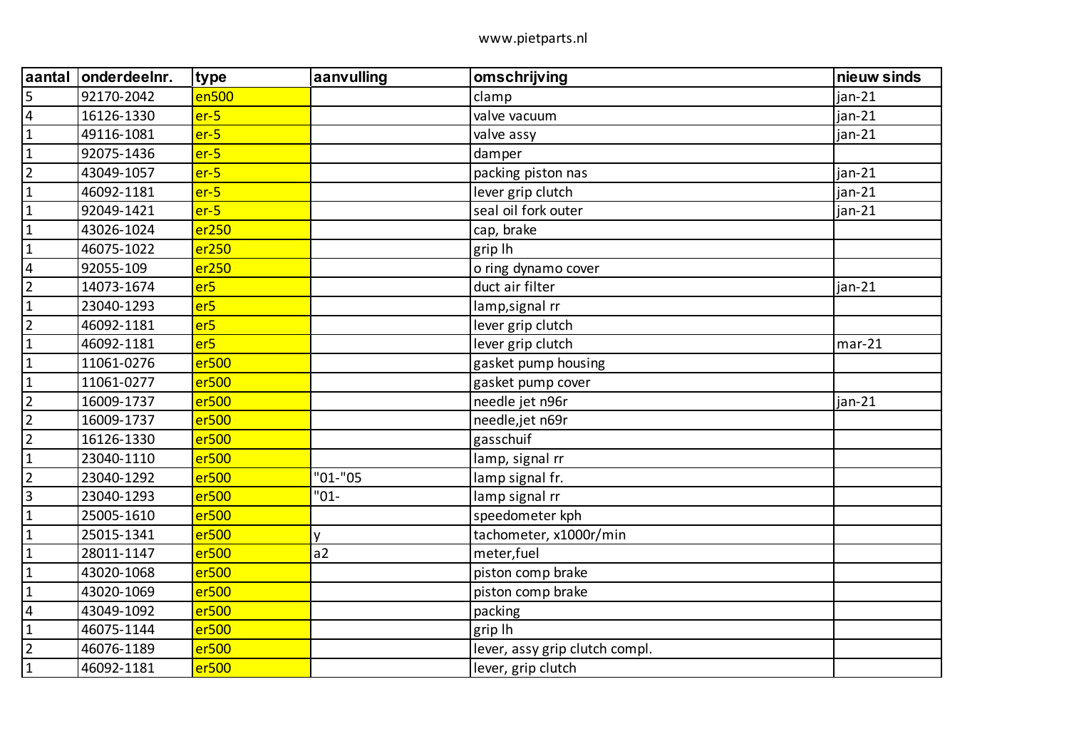| aantal | onderdeelnr. | type | aanvulling | omschrijving | nieuw sinds |
|---|---|---|---|---|---|
| 5 | 92170-2042 | en500 | | clamp | jan-21 |
| 4 | 16126-1330 | er-5 | | valve vacuum | jan-21 |
| 1 | 49116-1081 | er-5 | | valve assy | jan-21 |
| 1 | 92075-1436 | er-5 | | damper | |
| 2 | 43049-1057 | er-5 | | packing piston nas | jan-21 |
| 1 | 46092-1181 | er-5 | | lever grip clutch | jan-21 |
| 1 | 92049-1421 | er-5 | | seal oil fork outer | jan-21 |
| 1 | 43026-1024 | er250 | | cap, brake | |
| 1 | 46075-1022 | er250 | | grip lh | |
| 4 | 92055-109 | er250 | | o ring dynamo cover | |
| 2 | 14073-1674 | er5 | | duct air filter | jan-21 |
| 1 | 23040-1293 | er5 | | lamp,signal rr | |
| 2 | 46092-1181 | er5 | | lever grip clutch | |
| 1 | 46092-1181 | er5 | | lever grip clutch | mar-21 |
| 1 | 11061-0276 | er500 | | gasket pump housing | |
| 1 | 11061-0277 | er500 | | gasket pump cover | |
| 2 | 16009-1737 | er500 | | needle jet n96r | jan-21 |
| 2 | 16009-1737 | er500 | | needle,jet n69r | |
| 2 | 16126-1330 | er500 | | gasschuif | |
| 1 | 23040-1110 | er500 | | lamp, signal rr | |
| 2 | 23040-1292 | er500 | "01-"05 | lamp signal fr. | |
| 3 | 23040-1293 | er500 | "01- | lamp signal rr | |
| 1 | 25005-1610 | er500 | | speedometer kph | |
| 1 | 25015-1341 | er500 | y | tachometer, x1000r/min | |
| 1 | 28011-1147 | er500 | a2 | meter,fuel | |
| 1 | 43020-1068 | er500 | | piston comp brake | |
| 1 | 43020-1069 | er500 | | piston comp brake | |
| 4 | 43049-1092 | er500 | | packing | |
| 1 | 46075-1144 | er500 | | grip lh | |
| 2 | 46076-1189 | er500 | | lever, assy grip clutch compl. | |
| 1 | 46092-1181 | er500 | | lever, grip clutch | |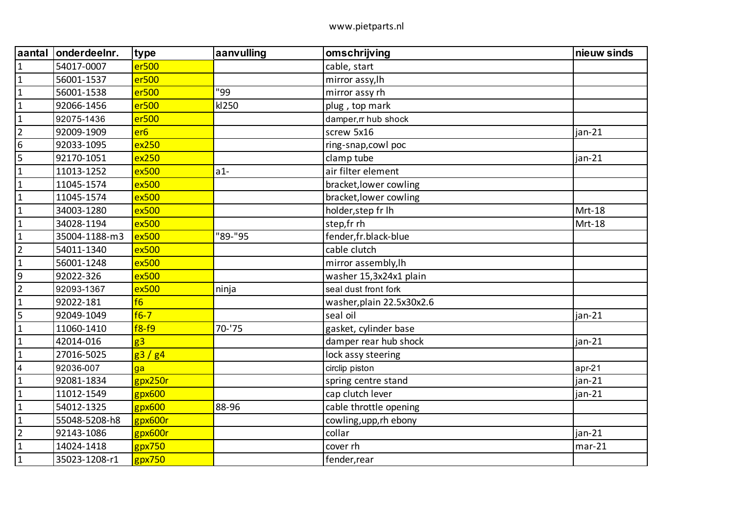www.pietparts.nl

| aantal | onderdeelnr. | type | aanvulling | omschrijving | nieuw sinds |
|---|---|---|---|---|---|
| 1 | 54017-0007 | er500 | | cable, start | |
| 1 | 56001-1537 | er500 | | mirror assy,lh | |
| 1 | 56001-1538 | er500 | "99 | mirror assy rh | |
| 1 | 92066-1456 | er500 | kl250 | plug , top mark | |
| 1 | 92075-1436 | er500 | | damper,rr hub shock | |
| 2 | 92009-1909 | er6 | | screw 5x16 | jan-21 |
| 6 | 92033-1095 | ex250 | | ring-snap,cowl poc | |
| 5 | 92170-1051 | ex250 | | clamp tube | jan-21 |
| 1 | 11013-1252 | ex500 | a1- | air filter element | |
| 1 | 11045-1574 | ex500 | | bracket,lower cowling | |
| 1 | 11045-1574 | ex500 | | bracket,lower cowling | |
| 1 | 34003-1280 | ex500 | | holder,step fr lh | Mrt-18 |
| 1 | 34028-1194 | ex500 | | step,fr rh | Mrt-18 |
| 1 | 35004-1188-m3 | ex500 | "89-"95 | fender,fr.black-blue | |
| 2 | 54011-1340 | ex500 | | cable clutch | |
| 1 | 56001-1248 | ex500 | | mirror assembly,lh | |
| 9 | 92022-326 | ex500 | | washer 15,3x24x1 plain | |
| 2 | 92093-1367 | ex500 | ninja | seal dust front fork | |
| 1 | 92022-181 | f6 | | washer,plain 22.5x30x2.6 | |
| 5 | 92049-1049 | f6-7 | | seal oil | jan-21 |
| 1 | 11060-1410 | f8-f9 | 70-'75 | gasket, cylinder base | |
| 1 | 42014-016 | g3 | | damper rear hub shock | jan-21 |
| 1 | 27016-5025 | g3 / g4 | | lock assy steering | |
| 4 | 92036-007 | ga | | circlip piston | apr-21 |
| 1 | 92081-1834 | gpx250r | | spring centre stand | jan-21 |
| 1 | 11012-1549 | gpx600 | | cap clutch lever | jan-21 |
| 1 | 54012-1325 | gpx600 | 88-96 | cable throttle opening | |
| 1 | 55048-5208-h8 | gpx600r | | cowling,upp,rh ebony | |
| 2 | 92143-1086 | gpx600r | | collar | jan-21 |
| 1 | 14024-1418 | gpx750 | | cover rh | mar-21 |
| 1 | 35023-1208-r1 | gpx750 | | fender,rear | |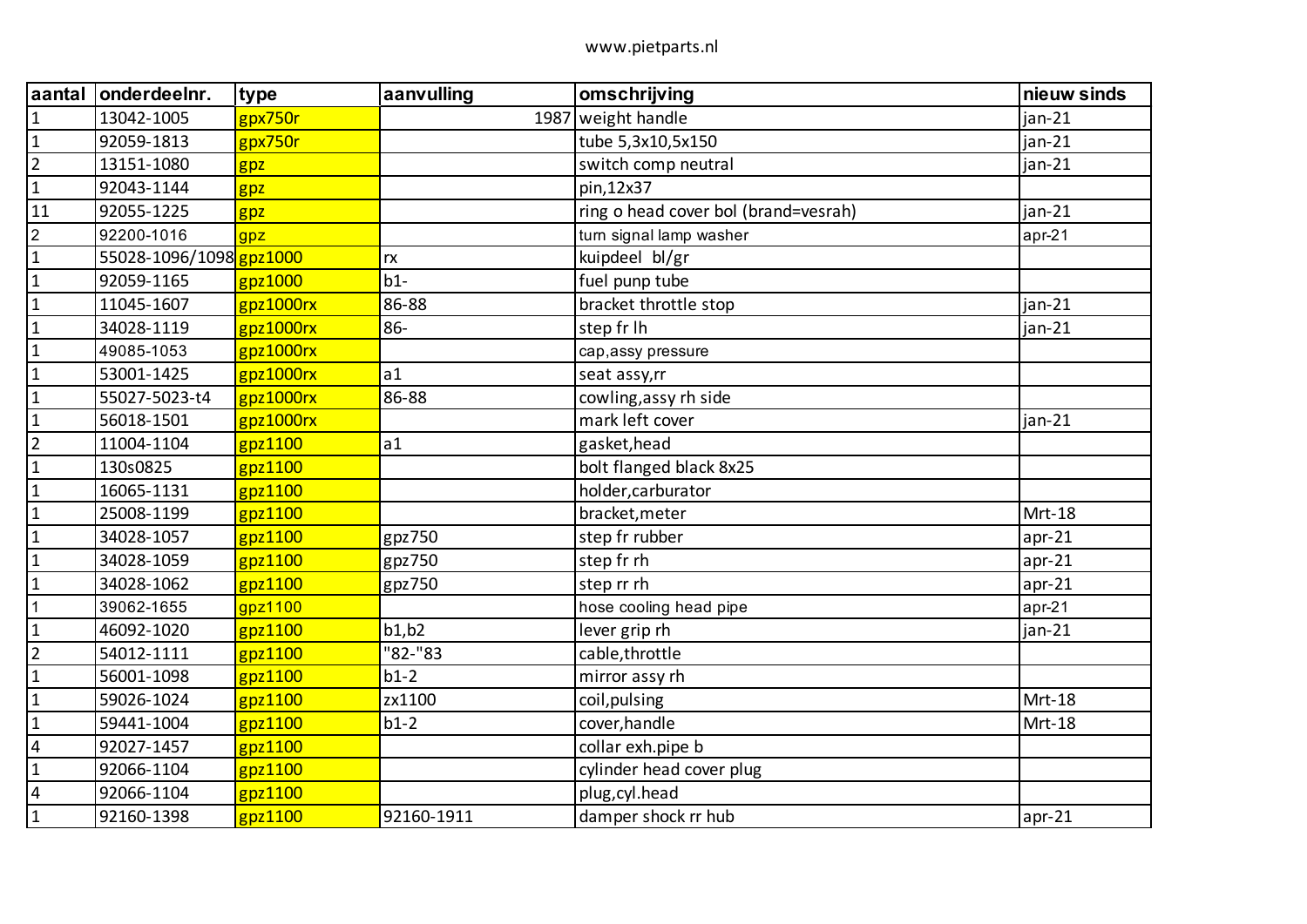www.pietparts.nl

| aantal | onderdeelnr. | type | aanvulling | omschrijving | nieuw sinds |
|---|---|---|---|---|---|
| 1 | 13042-1005 | gpx750r | 1987 | weight handle | jan-21 |
| 1 | 92059-1813 | gpx750r | | tube 5,3x10,5x150 | jan-21 |
| 2 | 13151-1080 | gpz | | switch comp neutral | jan-21 |
| 1 | 92043-1144 | gpz | | pin,12x37 | |
| 11 | 92055-1225 | gpz | | ring o head cover bol (brand=vesrah) | jan-21 |
| 2 | 92200-1016 | gpz | | turn signal lamp washer | apr-21 |
| 1 | 55028-1096/1098 | gpz1000 | rx | kuipdeel  bl/gr | |
| 1 | 92059-1165 | gpz1000 | b1- | fuel punp tube | |
| 1 | 11045-1607 | gpz1000rx | 86-88 | bracket throttle stop | jan-21 |
| 1 | 34028-1119 | gpz1000rx | 86- | step fr lh | jan-21 |
| 1 | 49085-1053 | gpz1000rx | | cap,assy pressure | |
| 1 | 53001-1425 | gpz1000rx | a1 | seat assy,rr | |
| 1 | 55027-5023-t4 | gpz1000rx | 86-88 | cowling,assy rh side | |
| 1 | 56018-1501 | gpz1000rx | | mark left cover | jan-21 |
| 2 | 11004-1104 | gpz1100 | a1 | gasket,head | |
| 1 | 130s0825 | gpz1100 | | bolt flanged black 8x25 | |
| 1 | 16065-1131 | gpz1100 | | holder,carburator | |
| 1 | 25008-1199 | gpz1100 | | bracket,meter | Mrt-18 |
| 1 | 34028-1057 | gpz1100 | gpz750 | step fr rubber | apr-21 |
| 1 | 34028-1059 | gpz1100 | gpz750 | step fr rh | apr-21 |
| 1 | 34028-1062 | gpz1100 | gpz750 | step rr rh | apr-21 |
| 1 | 39062-1655 | gpz1100 | | hose cooling head pipe | apr-21 |
| 1 | 46092-1020 | gpz1100 | b1,b2 | lever grip rh | jan-21 |
| 2 | 54012-1111 | gpz1100 | "82-"83 | cable,throttle | |
| 1 | 56001-1098 | gpz1100 | b1-2 | mirror assy rh | |
| 1 | 59026-1024 | gpz1100 | zx1100 | coil,pulsing | Mrt-18 |
| 1 | 59441-1004 | gpz1100 | b1-2 | cover,handle | Mrt-18 |
| 4 | 92027-1457 | gpz1100 | | collar exh.pipe b | |
| 1 | 92066-1104 | gpz1100 | | cylinder head cover plug | |
| 4 | 92066-1104 | gpz1100 | | plug,cyl.head | |
| 1 | 92160-1398 | gpz1100 | 92160-1911 | damper shock rr hub | apr-21 |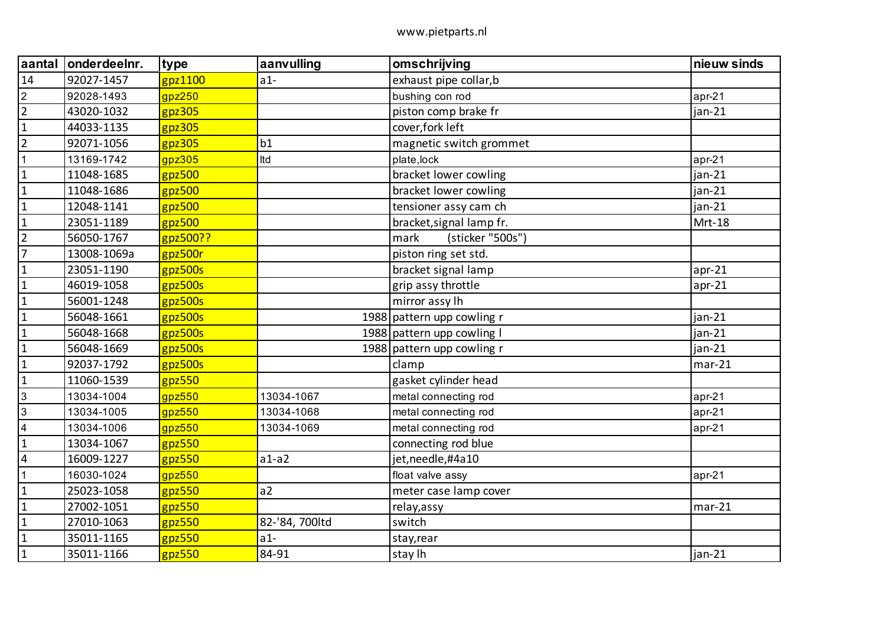www.pietparts.nl

| aantal | onderdeelnr. | type | aanvulling | omschrijving | nieuw sinds |
|---|---|---|---|---|---|
| 14 | 92027-1457 | gpz1100 | a1- | exhaust pipe collar,b | |
| 2 | 92028-1493 | gpz250 | | bushing con rod | apr-21 |
| 2 | 43020-1032 | gpz305 | | piston comp brake fr | jan-21 |
| 1 | 44033-1135 | gpz305 | | cover,fork left | |
| 2 | 92071-1056 | gpz305 | b1 | magnetic switch grommet | |
| 1 | 13169-1742 | gpz305 | ltd | plate,lock | apr-21 |
| 1 | 11048-1685 | gpz500 | | bracket lower cowling | jan-21 |
| 1 | 11048-1686 | gpz500 | | bracket lower cowling | jan-21 |
| 1 | 12048-1141 | gpz500 | | tensioner assy cam ch | jan-21 |
| 1 | 23051-1189 | gpz500 | | bracket,signal lamp fr. | Mrt-18 |
| 2 | 56050-1767 | gpz500?? | | mark (sticker "500s") | |
| 7 | 13008-1069a | gpz500r | | piston ring set std. | |
| 1 | 23051-1190 | gpz500s | | bracket signal lamp | apr-21 |
| 1 | 46019-1058 | gpz500s | | grip assy throttle | apr-21 |
| 1 | 56001-1248 | gpz500s | | mirror assy lh | |
| 1 | 56048-1661 | gpz500s | 1988 | pattern upp cowling r | jan-21 |
| 1 | 56048-1668 | gpz500s | 1988 | pattern upp cowling l | jan-21 |
| 1 | 56048-1669 | gpz500s | 1988 | pattern upp cowling r | jan-21 |
| 1 | 92037-1792 | gpz500s | | clamp | mar-21 |
| 1 | 11060-1539 | gpz550 | | gasket cylinder head | |
| 3 | 13034-1004 | gpz550 | 13034-1067 | metal connecting rod | apr-21 |
| 3 | 13034-1005 | gpz550 | 13034-1068 | metal connecting rod | apr-21 |
| 4 | 13034-1006 | gpz550 | 13034-1069 | metal connecting rod | apr-21 |
| 1 | 13034-1067 | gpz550 | | connecting rod blue | |
| 4 | 16009-1227 | gpz550 | a1-a2 | jet,needle,#4a10 | |
| 1 | 16030-1024 | gpz550 | | float valve assy | apr-21 |
| 1 | 25023-1058 | gpz550 | a2 | meter case lamp cover | |
| 1 | 27002-1051 | gpz550 | | relay,assy | mar-21 |
| 1 | 27010-1063 | gpz550 | 82-'84, 700ltd | switch | |
| 1 | 35011-1165 | gpz550 | a1- | stay,rear | |
| 1 | 35011-1166 | gpz550 | 84-91 | stay lh | jan-21 |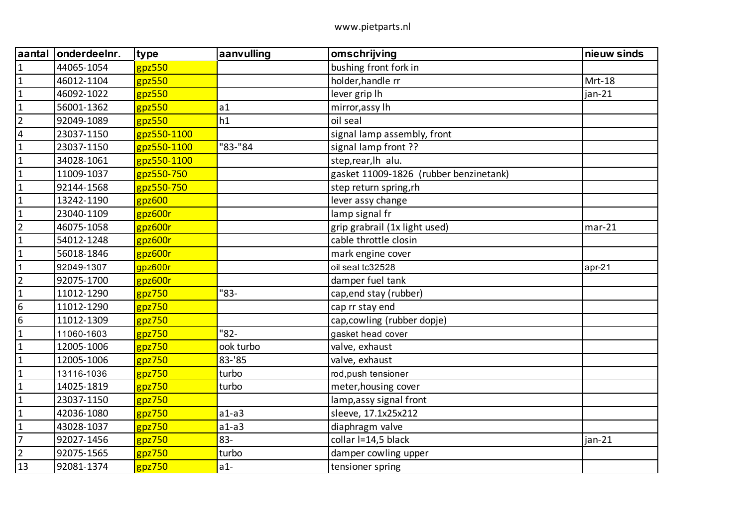www.pietparts.nl

| aantal | onderdeelnr. | type | aanvulling | omschrijving | nieuw sinds |
|---|---|---|---|---|---|
| 1 | 44065-1054 | gpz550 | | bushing front fork in | |
| 1 | 46012-1104 | gpz550 | | holder,handle rr | Mrt-18 |
| 1 | 46092-1022 | gpz550 | | lever grip lh | jan-21 |
| 1 | 56001-1362 | gpz550 | a1 | mirror,assy lh | |
| 2 | 92049-1089 | gpz550 | h1 | oil seal | |
| 4 | 23037-1150 | gpz550-1100 | | signal lamp assembly, front | |
| 1 | 23037-1150 | gpz550-1100 | "83-"84 | signal lamp front ?? | |
| 1 | 34028-1061 | gpz550-1100 | | step,rear,lh alu. | |
| 1 | 11009-1037 | gpz550-750 | | gasket 11009-1826 (rubber benzinetank) | |
| 1 | 92144-1568 | gpz550-750 | | step return spring,rh | |
| 1 | 13242-1190 | gpz600 | | lever assy change | |
| 1 | 23040-1109 | gpz600r | | lamp signal fr | |
| 2 | 46075-1058 | gpz600r | | grip grabrail (1x light used) | mar-21 |
| 1 | 54012-1248 | gpz600r | | cable throttle closin | |
| 1 | 56018-1846 | gpz600r | | mark engine cover | |
| 1 | 92049-1307 | gpz600r | | oil seal tc32528 | apr-21 |
| 2 | 92075-1700 | gpz600r | | damper fuel tank | |
| 1 | 11012-1290 | gpz750 | "83- | cap,end stay (rubber) | |
| 6 | 11012-1290 | gpz750 | | cap rr stay end | |
| 6 | 11012-1309 | gpz750 | | cap,cowling (rubber dopje) | |
| 1 | 11060-1603 | gpz750 | "82- | gasket head cover | |
| 1 | 12005-1006 | gpz750 | ook turbo | valve, exhaust | |
| 1 | 12005-1006 | gpz750 | 83-'85 | valve, exhaust | |
| 1 | 13116-1036 | gpz750 | turbo | rod,push tensioner | |
| 1 | 14025-1819 | gpz750 | turbo | meter,housing cover | |
| 1 | 23037-1150 | gpz750 | | lamp,assy signal front | |
| 1 | 42036-1080 | gpz750 | a1-a3 | sleeve, 17.1x25x212 | |
| 1 | 43028-1037 | gpz750 | a1-a3 | diaphragm valve | |
| 7 | 92027-1456 | gpz750 | 83- | collar l=14,5 black | jan-21 |
| 2 | 92075-1565 | gpz750 | turbo | damper cowling upper | |
| 13 | 92081-1374 | gpz750 | a1- | tensioner spring | |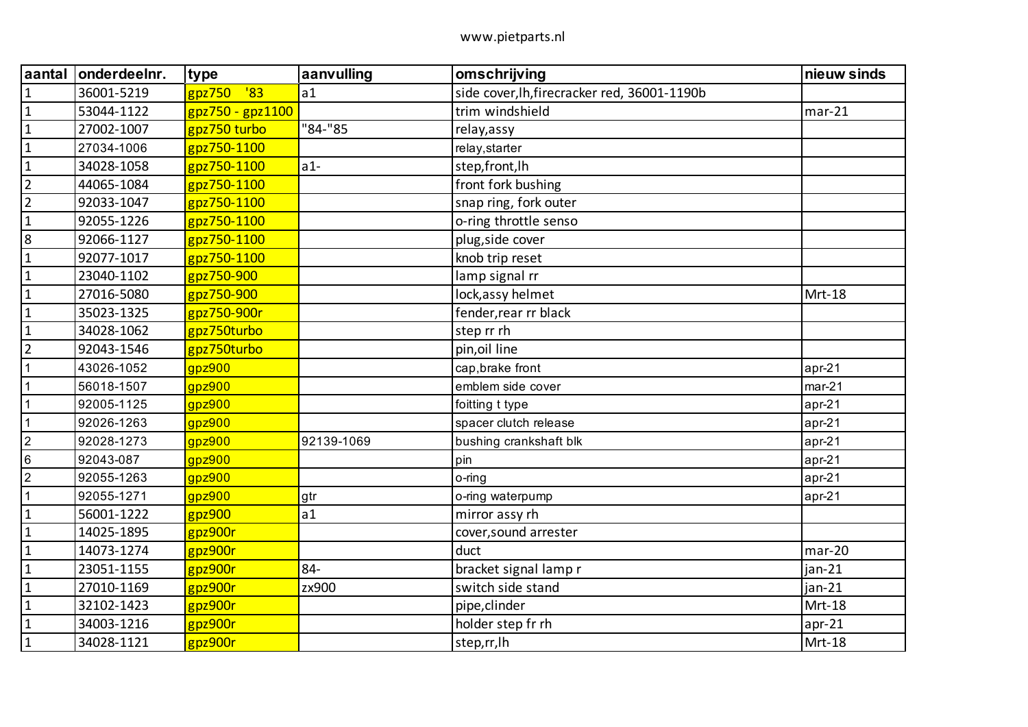www.pietparts.nl

| aantal | onderdeelnr. | type | aanvulling | omschrijving | nieuw sinds |
|---|---|---|---|---|---|
| 1 | 36001-5219 | gpz750 '83 | a1 | side cover,lh,firecracker red, 36001-1190b | |
| 1 | 53044-1122 | gpz750 - gpz1100 | | trim windshield | mar-21 |
| 1 | 27002-1007 | gpz750 turbo | "84-"85 | relay,assy | |
| 1 | 27034-1006 | gpz750-1100 | | relay,starter | |
| 1 | 34028-1058 | gpz750-1100 | a1- | step,front,lh | |
| 2 | 44065-1084 | gpz750-1100 | | front fork bushing | |
| 2 | 92033-1047 | gpz750-1100 | | snap ring, fork outer | |
| 1 | 92055-1226 | gpz750-1100 | | o-ring throttle senso | |
| 8 | 92066-1127 | gpz750-1100 | | plug,side cover | |
| 1 | 92077-1017 | gpz750-1100 | | knob trip reset | |
| 1 | 23040-1102 | gpz750-900 | | lamp signal rr | |
| 1 | 27016-5080 | gpz750-900 | | lock,assy helmet | Mrt-18 |
| 1 | 35023-1325 | gpz750-900r | | fender,rear rr black | |
| 1 | 34028-1062 | gpz750turbo | | step rr rh | |
| 2 | 92043-1546 | gpz750turbo | | pin,oil line | |
| 1 | 43026-1052 | gpz900 | | cap,brake front | apr-21 |
| 1 | 56018-1507 | gpz900 | | emblem side cover | mar-21 |
| 1 | 92005-1125 | gpz900 | | foitting t type | apr-21 |
| 1 | 92026-1263 | gpz900 | | spacer clutch release | apr-21 |
| 2 | 92028-1273 | gpz900 | 92139-1069 | bushing crankshaft blk | apr-21 |
| 6 | 92043-087 | gpz900 | | pin | apr-21 |
| 2 | 92055-1263 | gpz900 | | o-ring | apr-21 |
| 1 | 92055-1271 | gpz900 | gtr | o-ring waterpump | apr-21 |
| 1 | 56001-1222 | gpz900 | a1 | mirror assy rh | |
| 1 | 14025-1895 | gpz900r | | cover,sound arrester | |
| 1 | 14073-1274 | gpz900r | | duct | mar-20 |
| 1 | 23051-1155 | gpz900r | 84- | bracket signal lamp r | jan-21 |
| 1 | 27010-1169 | gpz900r | zx900 | switch side stand | jan-21 |
| 1 | 32102-1423 | gpz900r | | pipe,clinder | Mrt-18 |
| 1 | 34003-1216 | gpz900r | | holder step fr rh | apr-21 |
| 1 | 34028-1121 | gpz900r | | step,rr,lh | Mrt-18 |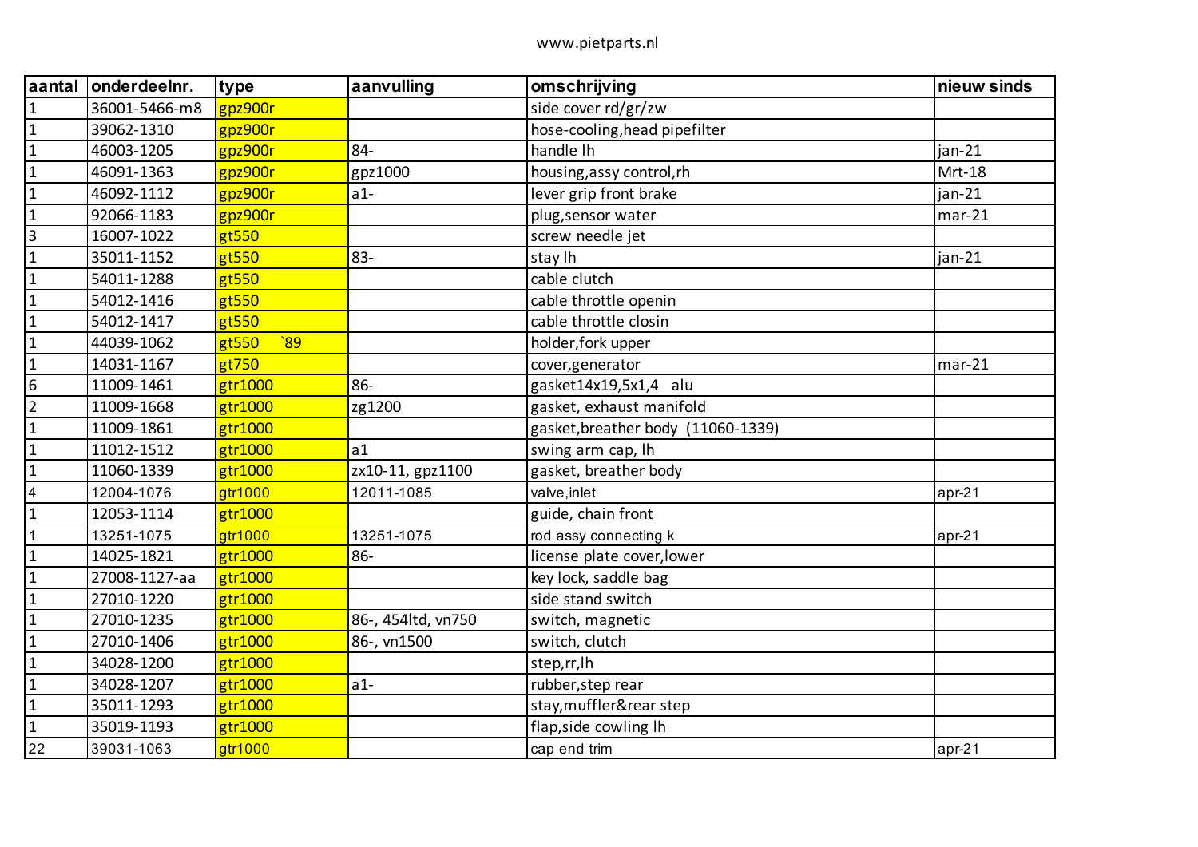| aantal | onderdeelnr. | type | aanvulling | omschrijving | nieuw sinds |
|---|---|---|---|---|---|
| 1 | 36001-5466-m8 | gpz900r | | side cover rd/gr/zw | |
| 1 | 39062-1310 | gpz900r | | hose-cooling,head pipefilter | |
| 1 | 46003-1205 | gpz900r | 84- | handle lh | jan-21 |
| 1 | 46091-1363 | gpz900r | gpz1000 | housing,assy control,rh | Mrt-18 |
| 1 | 46092-1112 | gpz900r | a1- | lever grip front brake | jan-21 |
| 1 | 92066-1183 | gpz900r | | plug,sensor water | mar-21 |
| 3 | 16007-1022 | gt550 | | screw needle jet | |
| 1 | 35011-1152 | gt550 | 83- | stay lh | jan-21 |
| 1 | 54011-1288 | gt550 | | cable clutch | |
| 1 | 54012-1416 | gt550 | | cable throttle openin | |
| 1 | 54012-1417 | gt550 | | cable throttle closin | |
| 1 | 44039-1062 | gt550 `89 | | holder,fork upper | |
| 1 | 14031-1167 | gt750 | | cover,generator | mar-21 |
| 6 | 11009-1461 | gtr1000 | 86- | gasket14x19,5x1,4 alu | |
| 2 | 11009-1668 | gtr1000 | zg1200 | gasket, exhaust manifold | |
| 1 | 11009-1861 | gtr1000 | | gasket,breather body (11060-1339) | |
| 1 | 11012-1512 | gtr1000 | a1 | swing arm cap, lh | |
| 1 | 11060-1339 | gtr1000 | zx10-11, gpz1100 | gasket, breather body | |
| 4 | 12004-1076 | gtr1000 | 12011-1085 | valve,inlet | apr-21 |
| 1 | 12053-1114 | gtr1000 | | guide, chain front | |
| 1 | 13251-1075 | gtr1000 | 13251-1075 | rod assy connecting k | apr-21 |
| 1 | 14025-1821 | gtr1000 | 86- | license plate cover,lower | |
| 1 | 27008-1127-aa | gtr1000 | | key lock, saddle bag | |
| 1 | 27010-1220 | gtr1000 | | side stand switch | |
| 1 | 27010-1235 | gtr1000 | 86-, 454ltd, vn750 | switch, magnetic | |
| 1 | 27010-1406 | gtr1000 | 86-, vn1500 | switch, clutch | |
| 1 | 34028-1200 | gtr1000 | | step,rr,lh | |
| 1 | 34028-1207 | gtr1000 | a1- | rubber,step rear | |
| 1 | 35011-1293 | gtr1000 | | stay,muffler&rear step | |
| 1 | 35019-1193 | gtr1000 | | flap,side cowling lh | |
| 22 | 39031-1063 | gtr1000 | | cap end trim | apr-21 |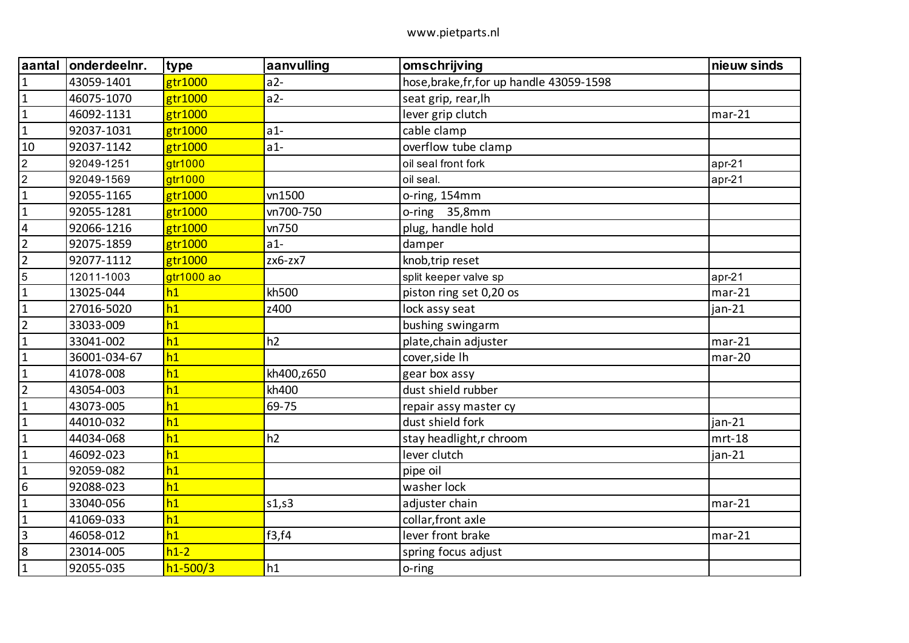www.pietparts.nl

| aantal | onderdeelnr. | type | aanvulling | omschrijving | nieuw sinds |
|---|---|---|---|---|---|
| 1 | 43059-1401 | gtr1000 | a2- | hose,brake,fr,for up handle 43059-1598 | |
| 1 | 46075-1070 | gtr1000 | a2- | seat grip, rear,lh | |
| 1 | 46092-1131 | gtr1000 | | lever grip clutch | mar-21 |
| 1 | 92037-1031 | gtr1000 | a1- | cable clamp | |
| 10 | 92037-1142 | gtr1000 | a1- | overflow tube clamp | |
| 2 | 92049-1251 | gtr1000 | | oil seal front fork | apr-21 |
| 2 | 92049-1569 | gtr1000 | | oil seal. | apr-21 |
| 1 | 92055-1165 | gtr1000 | vn1500 | o-ring, 154mm | |
| 1 | 92055-1281 | gtr1000 | vn700-750 | o-ring 35,8mm | |
| 4 | 92066-1216 | gtr1000 | vn750 | plug, handle hold | |
| 2 | 92075-1859 | gtr1000 | a1- | damper | |
| 2 | 92077-1112 | gtr1000 | zx6-zx7 | knob,trip reset | |
| 5 | 12011-1003 | gtr1000 ao | | split keeper valve sp | apr-21 |
| 1 | 13025-044 | h1 | kh500 | piston ring set 0,20 os | mar-21 |
| 1 | 27016-5020 | h1 | z400 | lock assy seat | jan-21 |
| 2 | 33033-009 | h1 | | bushing swingarm | |
| 1 | 33041-002 | h1 | h2 | plate,chain adjuster | mar-21 |
| 1 | 36001-034-67 | h1 | | cover,side lh | mar-20 |
| 1 | 41078-008 | h1 | kh400,z650 | gear box assy | |
| 2 | 43054-003 | h1 | kh400 | dust shield rubber | |
| 1 | 43073-005 | h1 | 69-75 | repair assy master cy | |
| 1 | 44010-032 | h1 | | dust shield fork | jan-21 |
| 1 | 44034-068 | h1 | h2 | stay headlight,r chroom | mrt-18 |
| 1 | 46092-023 | h1 | | lever clutch | jan-21 |
| 1 | 92059-082 | h1 | | pipe oil | |
| 6 | 92088-023 | h1 | | washer lock | |
| 1 | 33040-056 | h1 | s1,s3 | adjuster chain | mar-21 |
| 1 | 41069-033 | h1 | | collar,front axle | |
| 3 | 46058-012 | h1 | f3,f4 | lever front brake | mar-21 |
| 8 | 23014-005 | h1-2 | | spring focus adjust | |
| 1 | 92055-035 | h1-500/3 | h1 | o-ring | |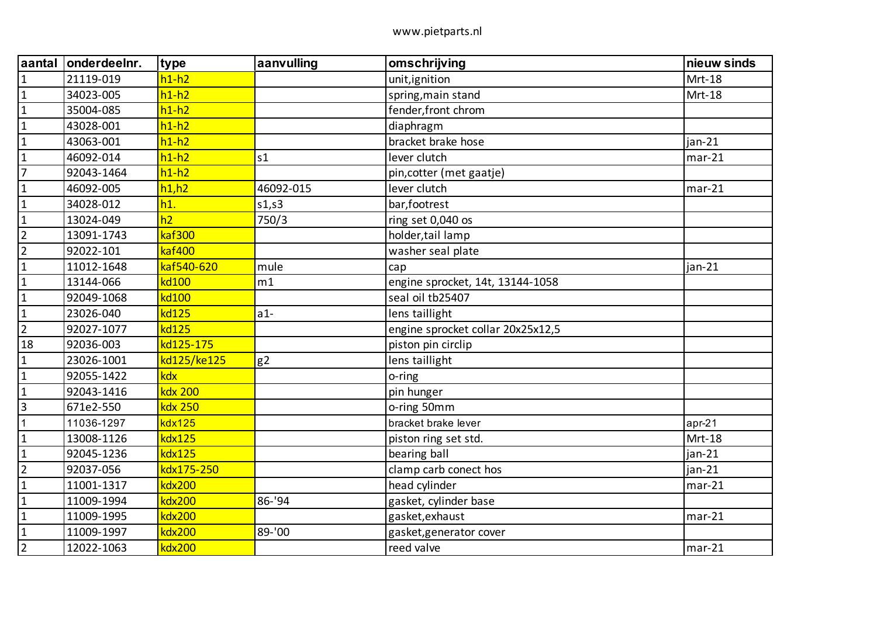www.pietparts.nl

| aantal | onderdeelnr. | type | aanvulling | omschrijving | nieuw sinds |
|---|---|---|---|---|---|
| 1 | 21119-019 | h1-h2 | | unit,ignition | Mrt-18 |
| 1 | 34023-005 | h1-h2 | | spring,main stand | Mrt-18 |
| 1 | 35004-085 | h1-h2 | | fender,front chrom | |
| 1 | 43028-001 | h1-h2 | | diaphragm | |
| 1 | 43063-001 | h1-h2 | | bracket brake hose | jan-21 |
| 1 | 46092-014 | h1-h2 | s1 | lever clutch | mar-21 |
| 7 | 92043-1464 | h1-h2 | | pin,cotter (met gaatje) | |
| 1 | 46092-005 | h1,h2 | 46092-015 | lever clutch | mar-21 |
| 1 | 34028-012 | h1. | s1,s3 | bar,footrest | |
| 1 | 13024-049 | h2 | 750/3 | ring set 0,040 os | |
| 2 | 13091-1743 | kaf300 | | holder,tail lamp | |
| 2 | 92022-101 | kaf400 | | washer seal plate | |
| 1 | 11012-1648 | kaf540-620 | mule | cap | jan-21 |
| 1 | 13144-066 | kd100 | m1 | engine sprocket, 14t, 13144-1058 | |
| 1 | 92049-1068 | kd100 | | seal oil tb25407 | |
| 1 | 23026-040 | kd125 | a1- | lens taillight | |
| 2 | 92027-1077 | kd125 | | engine sprocket collar 20x25x12,5 | |
| 18 | 92036-003 | kd125-175 | | piston pin circlip | |
| 1 | 23026-1001 | kd125/ke125 | g2 | lens taillight | |
| 1 | 92055-1422 | kdx | | o-ring | |
| 1 | 92043-1416 | kdx 200 | | pin hunger | |
| 3 | 671e2-550 | kdx 250 | | o-ring 50mm | |
| 1 | 11036-1297 | kdx125 | | bracket brake lever | apr-21 |
| 1 | 13008-1126 | kdx125 | | piston ring set std. | Mrt-18 |
| 1 | 92045-1236 | kdx125 | | bearing ball | jan-21 |
| 2 | 92037-056 | kdx175-250 | | clamp carb conect hos | jan-21 |
| 1 | 11001-1317 | kdx200 | | head cylinder | mar-21 |
| 1 | 11009-1994 | kdx200 | 86-'94 | gasket, cylinder base | |
| 1 | 11009-1995 | kdx200 | | gasket,exhaust | mar-21 |
| 1 | 11009-1997 | kdx200 | 89-'00 | gasket,generator cover | |
| 2 | 12022-1063 | kdx200 | | reed valve | mar-21 |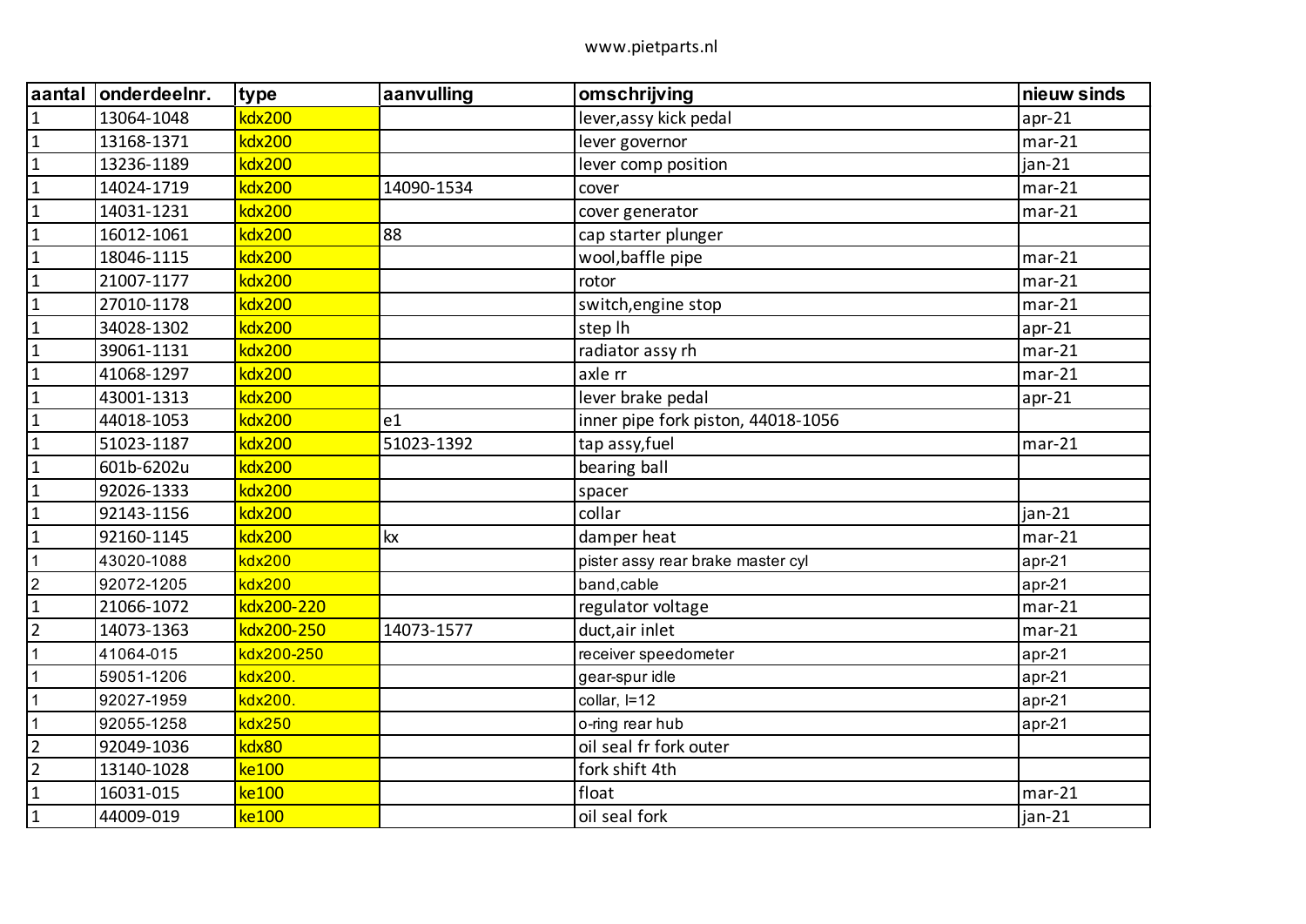www.pietparts.nl

| aantal | onderdeelnr. | type | aanvulling | omschrijving | nieuw sinds |
|---|---|---|---|---|---|
| 1 | 13064-1048 | kdx200 | | lever,assy kick pedal | apr-21 |
| 1 | 13168-1371 | kdx200 | | lever governor | mar-21 |
| 1 | 13236-1189 | kdx200 | | lever comp position | jan-21 |
| 1 | 14024-1719 | kdx200 | 14090-1534 | cover | mar-21 |
| 1 | 14031-1231 | kdx200 | | cover generator | mar-21 |
| 1 | 16012-1061 | kdx200 | 88 | cap starter plunger | |
| 1 | 18046-1115 | kdx200 | | wool,baffle pipe | mar-21 |
| 1 | 21007-1177 | kdx200 | | rotor | mar-21 |
| 1 | 27010-1178 | kdx200 | | switch,engine stop | mar-21 |
| 1 | 34028-1302 | kdx200 | | step lh | apr-21 |
| 1 | 39061-1131 | kdx200 | | radiator assy rh | mar-21 |
| 1 | 41068-1297 | kdx200 | | axle rr | mar-21 |
| 1 | 43001-1313 | kdx200 | | lever brake pedal | apr-21 |
| 1 | 44018-1053 | kdx200 | e1 | inner pipe fork piston, 44018-1056 | |
| 1 | 51023-1187 | kdx200 | 51023-1392 | tap assy,fuel | mar-21 |
| 1 | 601b-6202u | kdx200 | | bearing ball | |
| 1 | 92026-1333 | kdx200 | | spacer | |
| 1 | 92143-1156 | kdx200 | | collar | jan-21 |
| 1 | 92160-1145 | kdx200 | kx | damper heat | mar-21 |
| 1 | 43020-1088 | kdx200 | | pister assy rear brake master cyl | apr-21 |
| 2 | 92072-1205 | kdx200 | | band,cable | apr-21 |
| 1 | 21066-1072 | kdx200-220 | | regulator voltage | mar-21 |
| 2 | 14073-1363 | kdx200-250 | 14073-1577 | duct,air inlet | mar-21 |
| 1 | 41064-015 | kdx200-250 | | receiver speedometer | apr-21 |
| 1 | 59051-1206 | kdx200. | | gear-spur idle | apr-21 |
| 1 | 92027-1959 | kdx200. | | collar, l=12 | apr-21 |
| 1 | 92055-1258 | kdx250 | | o-ring rear hub | apr-21 |
| 2 | 92049-1036 | kdx80 | | oil seal fr fork outer | |
| 2 | 13140-1028 | ke100 | | fork shift 4th | |
| 1 | 16031-015 | ke100 | | float | mar-21 |
| 1 | 44009-019 | ke100 | | oil seal fork | jan-21 |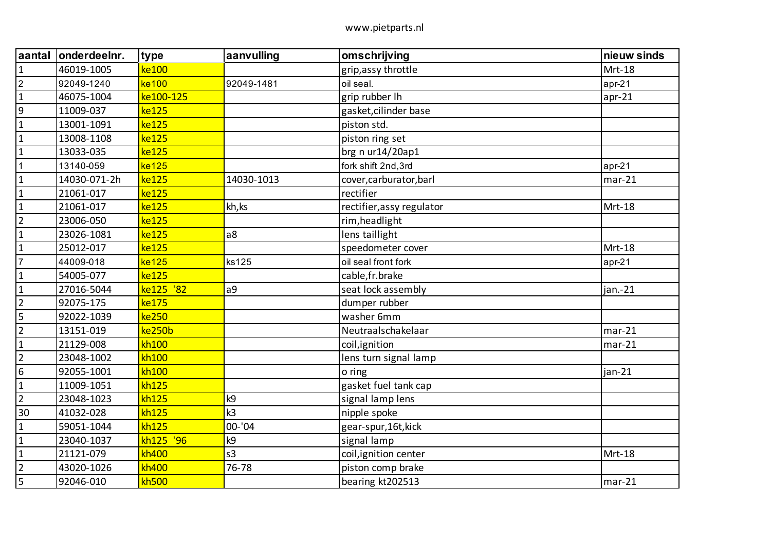| aantal | onderdeelnr. | type | aanvulling | omschrijving | nieuw sinds |
|---|---|---|---|---|---|
| 1 | 46019-1005 | ke100 | | grip,assy throttle | Mrt-18 |
| 2 | 92049-1240 | ke100 | 92049-1481 | oil seal. | apr-21 |
| 1 | 46075-1004 | ke100-125 | | grip rubber lh | apr-21 |
| 9 | 11009-037 | ke125 | | gasket,cilinder base | |
| 1 | 13001-1091 | ke125 | | piston std. | |
| 1 | 13008-1108 | ke125 | | piston ring set | |
| 1 | 13033-035 | ke125 | | brg n ur14/20ap1 | |
| 1 | 13140-059 | ke125 | | fork shift 2nd,3rd | apr-21 |
| 1 | 14030-071-2h | ke125 | 14030-1013 | cover,carburator,barl | mar-21 |
| 1 | 21061-017 | ke125 | | rectifier | |
| 1 | 21061-017 | ke125 | kh,ks | rectifier,assy regulator | Mrt-18 |
| 2 | 23006-050 | ke125 | | rim,headlight | |
| 1 | 23026-1081 | ke125 | a8 | lens taillight | |
| 1 | 25012-017 | ke125 | | speedometer cover | Mrt-18 |
| 7 | 44009-018 | ke125 | ks125 | oil seal front fork | apr-21 |
| 1 | 54005-077 | ke125 | | cable,fr.brake | |
| 1 | 27016-5044 | ke125 '82 | a9 | seat lock assembly | jan.-21 |
| 2 | 92075-175 | ke175 | | dumper rubber | |
| 5 | 92022-1039 | ke250 | | washer 6mm | |
| 2 | 13151-019 | ke250b | | Neutraalschakelaar | mar-21 |
| 1 | 21129-008 | kh100 | | coil,ignition | mar-21 |
| 2 | 23048-1002 | kh100 | | lens turn signal lamp | |
| 6 | 92055-1001 | kh100 | | o ring | jan-21 |
| 1 | 11009-1051 | kh125 | | gasket fuel tank cap | |
| 2 | 23048-1023 | kh125 | k9 | signal lamp lens | |
| 30 | 41032-028 | kh125 | k3 | nipple spoke | |
| 1 | 59051-1044 | kh125 | 00-'04 | gear-spur,16t,kick | |
| 1 | 23040-1037 | kh125 '96 | k9 | signal lamp | |
| 1 | 21121-079 | kh400 | s3 | coil,ignition center | Mrt-18 |
| 2 | 43020-1026 | kh400 | 76-78 | piston comp brake | |
| 5 | 92046-010 | kh500 | | bearing kt202513 | mar-21 |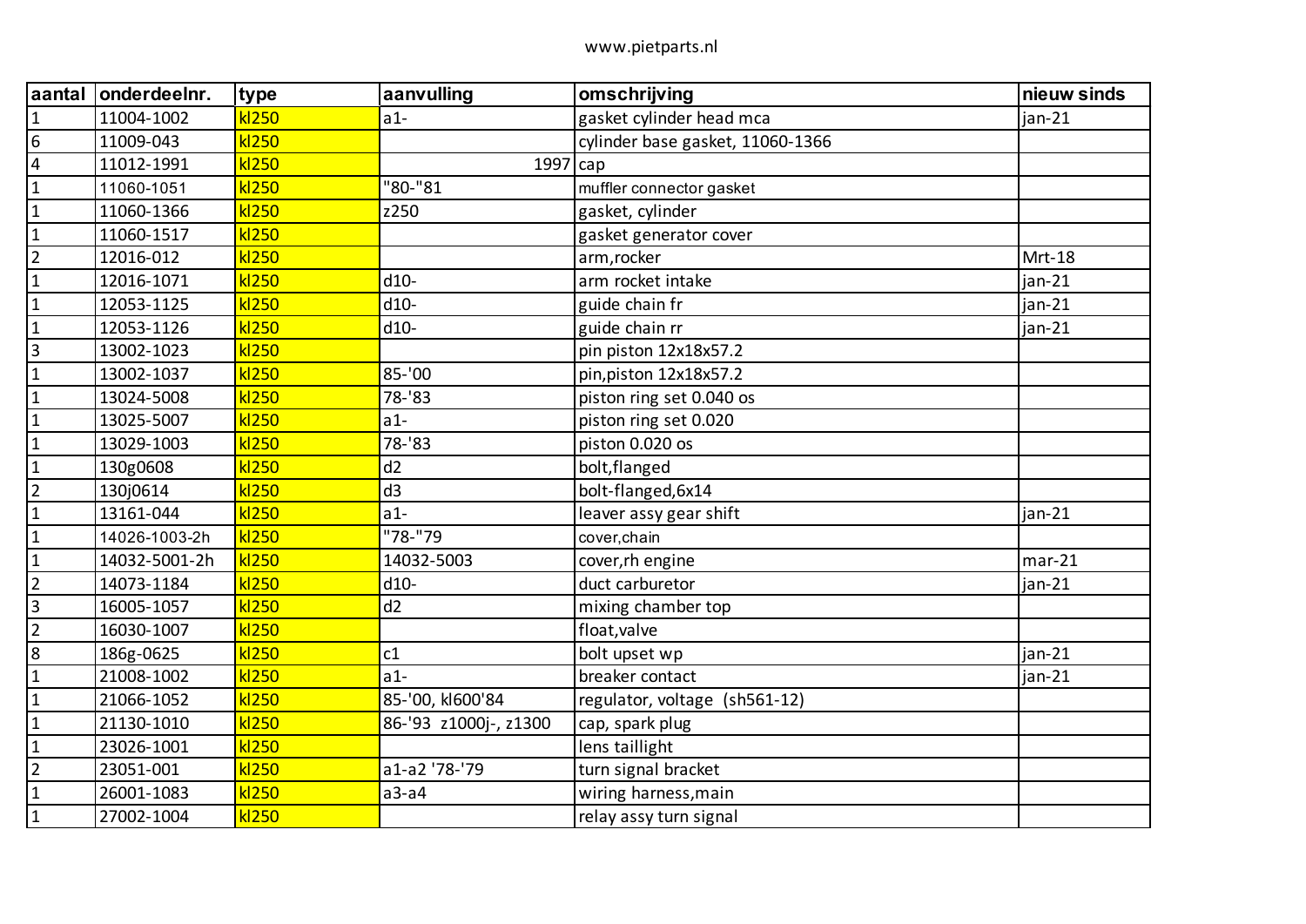www.pietparts.nl

| aantal | onderdeelnr. | type | aanvulling | omschrijving | nieuw sinds |
|---|---|---|---|---|---|
| 1 | 11004-1002 | kl250 | a1- | gasket cylinder head mca | jan-21 |
| 6 | 11009-043 | kl250 | | cylinder base gasket, 11060-1366 | |
| 4 | 11012-1991 | kl250 | 1997 | cap | |
| 1 | 11060-1051 | kl250 | "80-"81 | muffler connector gasket | |
| 1 | 11060-1366 | kl250 | z250 | gasket, cylinder | |
| 1 | 11060-1517 | kl250 | | gasket generator cover | |
| 2 | 12016-012 | kl250 | | arm,rocker | Mrt-18 |
| 1 | 12016-1071 | kl250 | d10- | arm rocket intake | jan-21 |
| 1 | 12053-1125 | kl250 | d10- | guide chain fr | jan-21 |
| 1 | 12053-1126 | kl250 | d10- | guide chain rr | jan-21 |
| 3 | 13002-1023 | kl250 | | pin piston 12x18x57.2 | |
| 1 | 13002-1037 | kl250 | 85-'00 | pin,piston 12x18x57.2 | |
| 1 | 13024-5008 | kl250 | 78-'83 | piston ring set 0.040 os | |
| 1 | 13025-5007 | kl250 | a1- | piston ring set 0.020 | |
| 1 | 13029-1003 | kl250 | 78-'83 | piston 0.020 os | |
| 1 | 130g0608 | kl250 | d2 | bolt,flanged | |
| 2 | 130j0614 | kl250 | d3 | bolt-flanged,6x14 | |
| 1 | 13161-044 | kl250 | a1- | leaver assy gear shift | jan-21 |
| 1 | 14026-1003-2h | kl250 | "78-"79 | cover,chain | |
| 1 | 14032-5001-2h | kl250 | 14032-5003 | cover,rh engine | mar-21 |
| 2 | 14073-1184 | kl250 | d10- | duct carburetor | jan-21 |
| 3 | 16005-1057 | kl250 | d2 | mixing chamber top | |
| 2 | 16030-1007 | kl250 | | float,valve | |
| 8 | 186g-0625 | kl250 | c1 | bolt upset wp | jan-21 |
| 1 | 21008-1002 | kl250 | a1- | breaker contact | jan-21 |
| 1 | 21066-1052 | kl250 | 85-'00, kl600'84 | regulator, voltage (sh561-12) | |
| 1 | 21130-1010 | kl250 | 86-'93 z1000j-, z1300 | cap, spark plug | |
| 1 | 23026-1001 | kl250 | | lens taillight | |
| 2 | 23051-001 | kl250 | a1-a2 '78-'79 | turn signal bracket | |
| 1 | 26001-1083 | kl250 | a3-a4 | wiring harness,main | |
| 1 | 27002-1004 | kl250 | | relay assy turn signal | |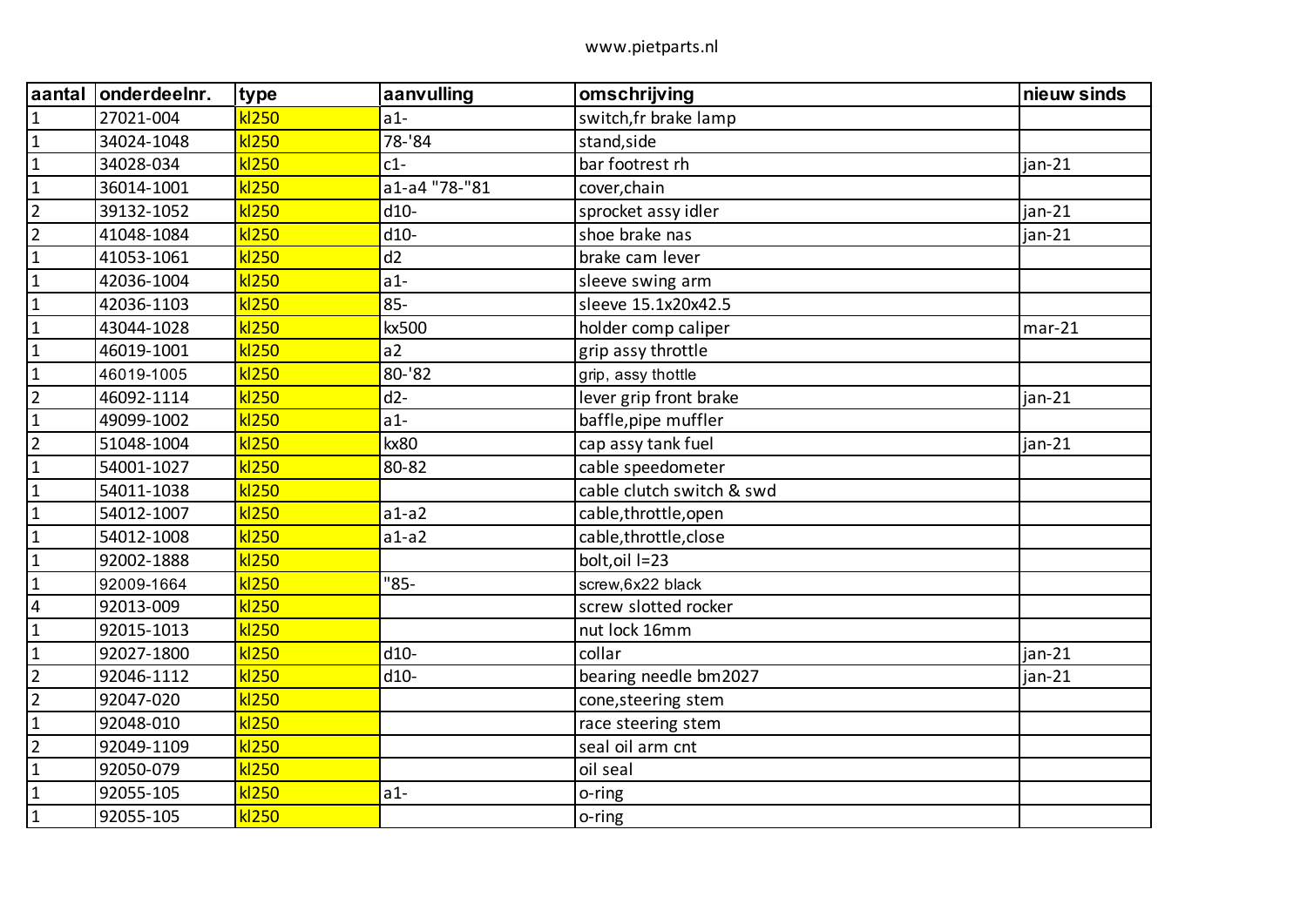www.pietparts.nl

| aantal | onderdeelnr. | type | aanvulling | omschrijving | nieuw sinds |
|---|---|---|---|---|---|
| 1 | 27021-004 | kl250 | a1- | switch,fr brake lamp | |
| 1 | 34024-1048 | kl250 | 78-'84 | stand,side | |
| 1 | 34028-034 | kl250 | c1- | bar footrest rh | jan-21 |
| 1 | 36014-1001 | kl250 | a1-a4 "78-"81 | cover,chain | |
| 2 | 39132-1052 | kl250 | d10- | sprocket assy idler | jan-21 |
| 2 | 41048-1084 | kl250 | d10- | shoe brake nas | jan-21 |
| 1 | 41053-1061 | kl250 | d2 | brake cam lever | |
| 1 | 42036-1004 | kl250 | a1- | sleeve swing arm | |
| 1 | 42036-1103 | kl250 | 85- | sleeve 15.1x20x42.5 | |
| 1 | 43044-1028 | kl250 | kx500 | holder comp caliper | mar-21 |
| 1 | 46019-1001 | kl250 | a2 | grip assy throttle | |
| 1 | 46019-1005 | kl250 | 80-'82 | grip, assy thottle | |
| 2 | 46092-1114 | kl250 | d2- | lever grip front brake | jan-21 |
| 1 | 49099-1002 | kl250 | a1- | baffle,pipe muffler | |
| 2 | 51048-1004 | kl250 | kx80 | cap assy tank fuel | jan-21 |
| 1 | 54001-1027 | kl250 | 80-82 | cable speedometer | |
| 1 | 54011-1038 | kl250 | | cable clutch switch & swd | |
| 1 | 54012-1007 | kl250 | a1-a2 | cable,throttle,open | |
| 1 | 54012-1008 | kl250 | a1-a2 | cable,throttle,close | |
| 1 | 92002-1888 | kl250 | | bolt,oil l=23 | |
| 1 | 92009-1664 | kl250 | "85- | screw,6x22 black | |
| 4 | 92013-009 | kl250 | | screw slotted rocker | |
| 1 | 92015-1013 | kl250 | | nut lock 16mm | |
| 1 | 92027-1800 | kl250 | d10- | collar | jan-21 |
| 2 | 92046-1112 | kl250 | d10- | bearing needle bm2027 | jan-21 |
| 2 | 92047-020 | kl250 | | cone,steering stem | |
| 1 | 92048-010 | kl250 | | race steering stem | |
| 2 | 92049-1109 | kl250 | | seal oil arm cnt | |
| 1 | 92050-079 | kl250 | | oil seal | |
| 1 | 92055-105 | kl250 | a1- | o-ring | |
| 1 | 92055-105 | kl250 | | o-ring | |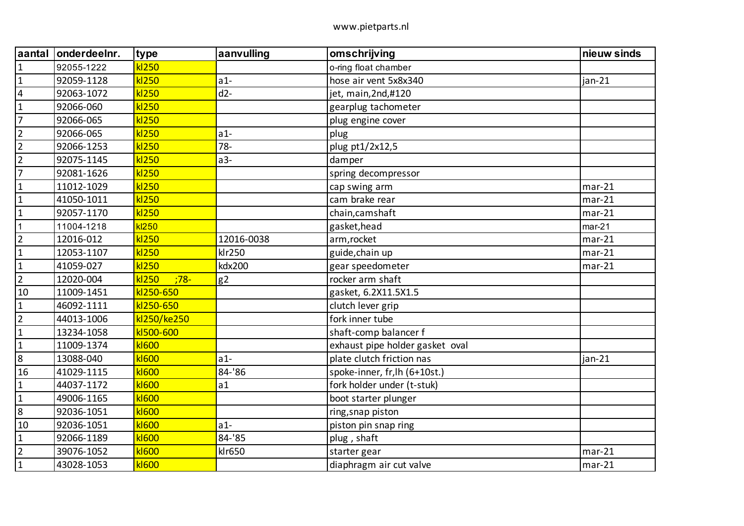| aantal | onderdeelnr. | type | aanvulling | omschrijving | nieuw sinds |
|---|---|---|---|---|---|
| 1 | 92055-1222 | kl250 | | o-ring float chamber | |
| 1 | 92059-1128 | kl250 | a1- | hose air vent 5x8x340 | jan-21 |
| 4 | 92063-1072 | kl250 | d2- | jet, main,2nd,#120 | |
| 1 | 92066-060 | kl250 | | gearplug tachometer | |
| 7 | 92066-065 | kl250 | | plug engine cover | |
| 2 | 92066-065 | kl250 | a1- | plug | |
| 2 | 92066-1253 | kl250 | 78- | plug pt1/2x12,5 | |
| 2 | 92075-1145 | kl250 | a3- | damper | |
| 7 | 92081-1626 | kl250 | | spring decompressor | |
| 1 | 11012-1029 | kl250 | | cap swing arm | mar-21 |
| 1 | 41050-1011 | kl250 | | cam brake rear | mar-21 |
| 1 | 92057-1170 | kl250 | | chain,camshaft | mar-21 |
| 1 | 11004-1218 | kl250 | | gasket,head | mar-21 |
| 2 | 12016-012 | kl250 | 12016-0038 | arm,rocket | mar-21 |
| 1 | 12053-1107 | kl250 | klr250 | guide,chain up | mar-21 |
| 1 | 41059-027 | kl250 | kdx200 | gear speedometer | mar-21 |
| 2 | 12020-004 | kl250 ;78- | g2 | rocker arm shaft | |
| 10 | 11009-1451 | kl250-650 | | gasket, 6.2X11.5X1.5 | |
| 1 | 46092-1111 | kl250-650 | | clutch lever grip | |
| 2 | 44013-1006 | kl250/ke250 | | fork inner tube | |
| 1 | 13234-1058 | kl500-600 | | shaft-comp balancer f | |
| 1 | 11009-1374 | kl600 | | exhaust pipe holder gasket oval | |
| 8 | 13088-040 | kl600 | a1- | plate clutch friction nas | jan-21 |
| 16 | 41029-1115 | kl600 | 84-'86 | spoke-inner, fr,lh (6+10st.) | |
| 1 | 44037-1172 | kl600 | a1 | fork holder under (t-stuk) | |
| 1 | 49006-1165 | kl600 | | boot starter plunger | |
| 8 | 92036-1051 | kl600 | | ring,snap piston | |
| 10 | 92036-1051 | kl600 | a1- | piston pin snap ring | |
| 1 | 92066-1189 | kl600 | 84-'85 | plug , shaft | |
| 2 | 39076-1052 | kl600 | klr650 | starter gear | mar-21 |
| 1 | 43028-1053 | kl600 | | diaphragm air cut valve | mar-21 |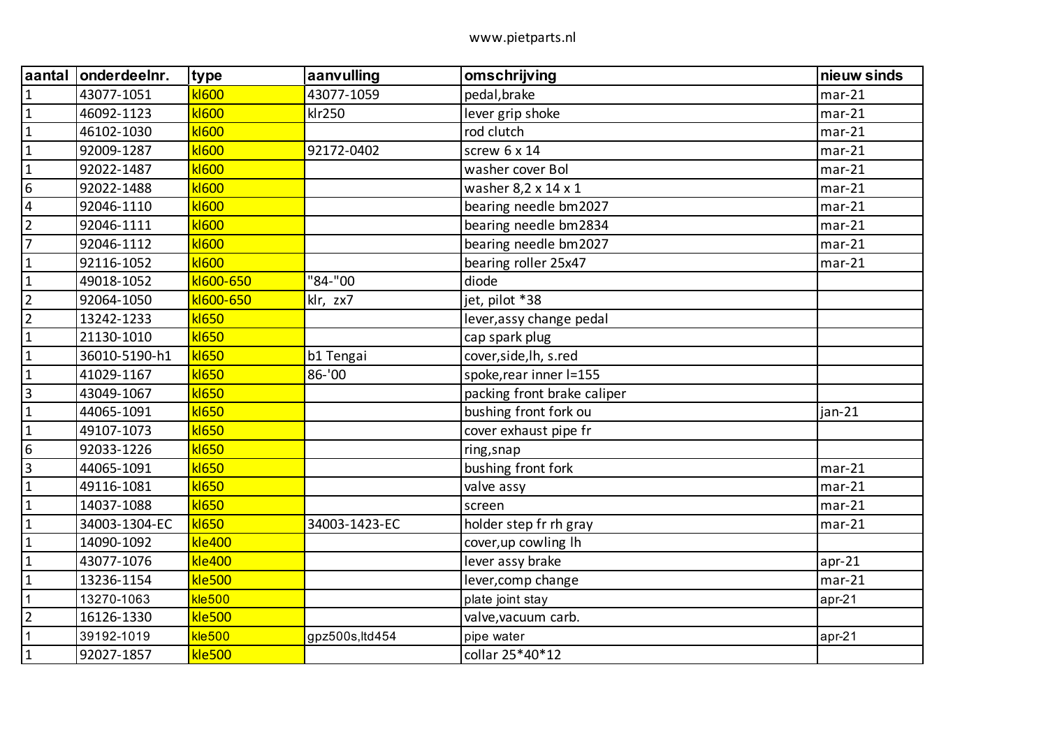www.pietparts.nl

| aantal | onderdeelnr. | type | aanvulling | omschrijving | nieuw sinds |
|---|---|---|---|---|---|
| 1 | 43077-1051 | kl600 | 43077-1059 | pedal,brake | mar-21 |
| 1 | 46092-1123 | kl600 | klr250 | lever grip shoke | mar-21 |
| 1 | 46102-1030 | kl600 | | rod clutch | mar-21 |
| 1 | 92009-1287 | kl600 | 92172-0402 | screw 6 x 14 | mar-21 |
| 1 | 92022-1487 | kl600 | | washer cover Bol | mar-21 |
| 6 | 92022-1488 | kl600 | | washer 8,2 x 14 x 1 | mar-21 |
| 4 | 92046-1110 | kl600 | | bearing needle bm2027 | mar-21 |
| 2 | 92046-1111 | kl600 | | bearing needle bm2834 | mar-21 |
| 7 | 92046-1112 | kl600 | | bearing needle bm2027 | mar-21 |
| 1 | 92116-1052 | kl600 | | bearing roller 25x47 | mar-21 |
| 1 | 49018-1052 | kl600-650 | "84-"00 | diode | |
| 2 | 92064-1050 | kl600-650 | klr, zx7 | jet, pilot *38 | |
| 2 | 13242-1233 | kl650 | | lever,assy change pedal | |
| 1 | 21130-1010 | kl650 | | cap spark plug | |
| 1 | 36010-5190-h1 | kl650 | b1 Tengai | cover,side,lh, s.red | |
| 1 | 41029-1167 | kl650 | 86-'00 | spoke,rear inner l=155 | |
| 3 | 43049-1067 | kl650 | | packing front brake caliper | |
| 1 | 44065-1091 | kl650 | | bushing front fork ou | jan-21 |
| 1 | 49107-1073 | kl650 | | cover exhaust pipe fr | |
| 6 | 92033-1226 | kl650 | | ring,snap | |
| 3 | 44065-1091 | kl650 | | bushing front fork | mar-21 |
| 1 | 49116-1081 | kl650 | | valve assy | mar-21 |
| 1 | 14037-1088 | kl650 | | screen | mar-21 |
| 1 | 34003-1304-EC | kl650 | 34003-1423-EC | holder step fr rh gray | mar-21 |
| 1 | 14090-1092 | kle400 | | cover,up cowling lh | |
| 1 | 43077-1076 | kle400 | | lever assy brake | apr-21 |
| 1 | 13236-1154 | kle500 | | lever,comp change | mar-21 |
| 1 | 13270-1063 | kle500 | | plate joint stay | apr-21 |
| 2 | 16126-1330 | kle500 | | valve,vacuum carb. | |
| 1 | 39192-1019 | kle500 | gpz500s,ltd454 | pipe water | apr-21 |
| 1 | 92027-1857 | kle500 | | collar 25*40*12 | |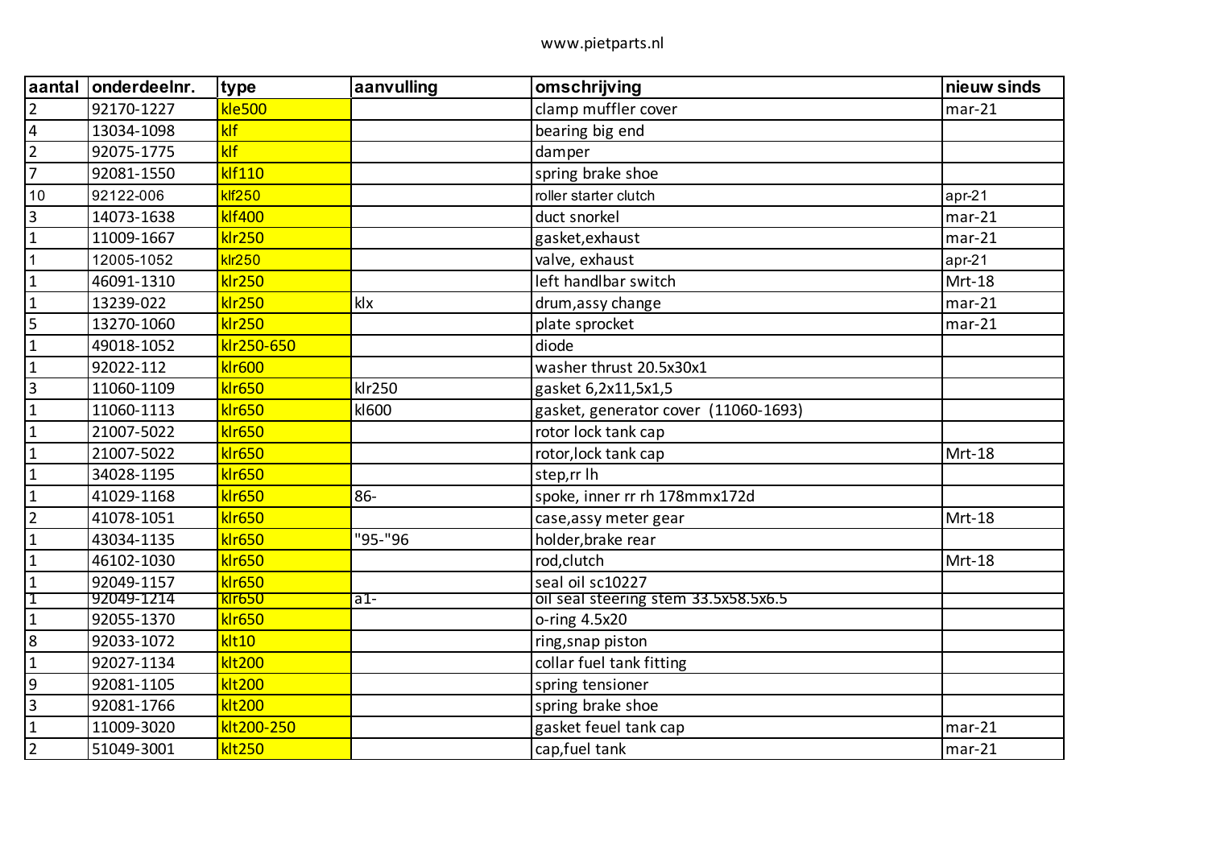www.pietparts.nl

| aantal | onderdeelnr. | type | aanvulling | omschrijving | nieuw sinds |
|---|---|---|---|---|---|
| 2 | 92170-1227 | kle500 | | clamp muffler cover | mar-21 |
| 4 | 13034-1098 | klf | | bearing big end | |
| 2 | 92075-1775 | klf | | damper | |
| 7 | 92081-1550 | klf110 | | spring brake shoe | |
| 10 | 92122-006 | klf250 | | roller starter clutch | apr-21 |
| 3 | 14073-1638 | klf400 | | duct snorkel | mar-21 |
| 1 | 11009-1667 | klr250 | | gasket,exhaust | mar-21 |
| 1 | 12005-1052 | klr250 | | valve, exhaust | apr-21 |
| 1 | 46091-1310 | klr250 | | left handlbar switch | Mrt-18 |
| 1 | 13239-022 | klr250 | klx | drum,assy change | mar-21 |
| 5 | 13270-1060 | klr250 | | plate sprocket | mar-21 |
| 1 | 49018-1052 | klr250-650 | | diode | |
| 1 | 92022-112 | klr600 | | washer thrust 20.5x30x1 | |
| 3 | 11060-1109 | klr650 | klr250 | gasket 6,2x11,5x1,5 | |
| 1 | 11060-1113 | klr650 | kl600 | gasket, generator cover (11060-1693) | |
| 1 | 21007-5022 | klr650 | | rotor lock tank cap | |
| 1 | 21007-5022 | klr650 | | rotor,lock tank cap | Mrt-18 |
| 1 | 34028-1195 | klr650 | | step,rr lh | |
| 1 | 41029-1168 | klr650 | 86- | spoke, inner rr rh 178mmx172d | |
| 2 | 41078-1051 | klr650 | | case,assy meter gear | Mrt-18 |
| 1 | 43034-1135 | klr650 | "95-"96 | holder,brake rear | |
| 1 | 46102-1030 | klr650 | | rod,clutch | Mrt-18 |
| 1 | 92049-1157 | klr650 | | seal oil sc10227 | |
| 1 | 92049-1214 | klr650 | a1- | oil seal steering stem 33.5x58.5x6.5 | |
| 1 | 92055-1370 | klr650 | | o-ring 4.5x20 | |
| 8 | 92033-1072 | klt10 | | ring,snap piston | |
| 1 | 92027-1134 | klt200 | | collar fuel tank fitting | |
| 9 | 92081-1105 | klt200 | | spring tensioner | |
| 3 | 92081-1766 | klt200 | | spring brake shoe | |
| 1 | 11009-3020 | klt200-250 | | gasket feuel tank cap | mar-21 |
| 2 | 51049-3001 | klt250 | | cap,fuel tank | mar-21 |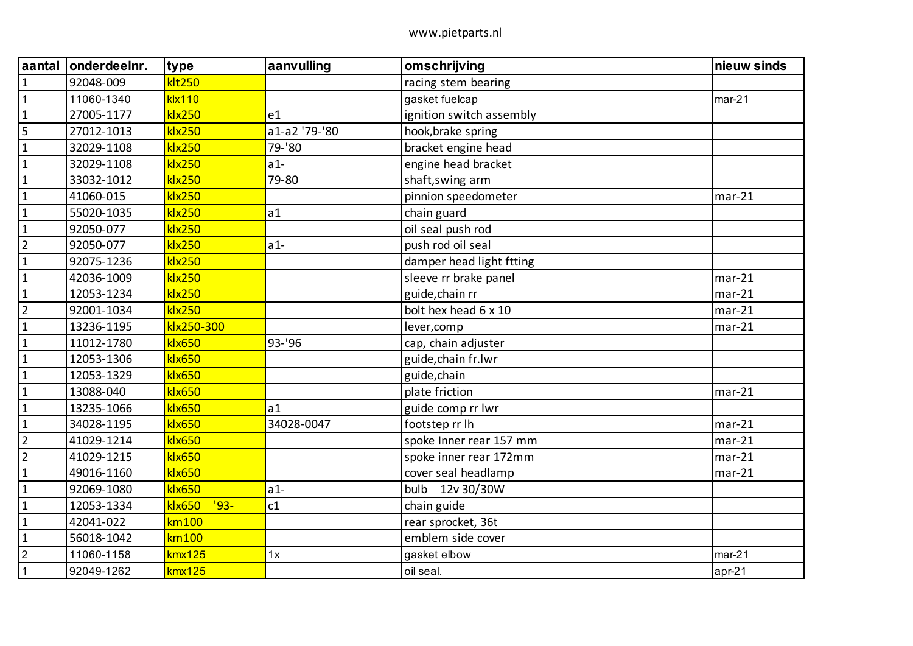| aantal | onderdeelnr. | type | aanvulling | omschrijving | nieuw sinds |
|---|---|---|---|---|---|
| 1 | 92048-009 | klt250 | | racing stem bearing | |
| 1 | 11060-1340 | klx110 | | gasket fuelcap | mar-21 |
| 1 | 27005-1177 | klx250 | e1 | ignition switch assembly | |
| 5 | 27012-1013 | klx250 | a1-a2 '79-'80 | hook,brake spring | |
| 1 | 32029-1108 | klx250 | 79-'80 | bracket engine head | |
| 1 | 32029-1108 | klx250 | a1- | engine head bracket | |
| 1 | 33032-1012 | klx250 | 79-80 | shaft,swing arm | |
| 1 | 41060-015 | klx250 | | pinnion speedometer | mar-21 |
| 1 | 55020-1035 | klx250 | a1 | chain guard | |
| 1 | 92050-077 | klx250 | | oil seal push rod | |
| 2 | 92050-077 | klx250 | a1- | push rod oil seal | |
| 1 | 92075-1236 | klx250 | | damper head light ftting | |
| 1 | 42036-1009 | klx250 | | sleeve rr brake panel | mar-21 |
| 1 | 12053-1234 | klx250 | | guide,chain rr | mar-21 |
| 2 | 92001-1034 | klx250 | | bolt hex head 6 x 10 | mar-21 |
| 1 | 13236-1195 | klx250-300 | | lever,comp | mar-21 |
| 1 | 11012-1780 | klx650 | 93-'96 | cap, chain adjuster | |
| 1 | 12053-1306 | klx650 | | guide,chain fr.lwr | |
| 1 | 12053-1329 | klx650 | | guide,chain | |
| 1 | 13088-040 | klx650 | | plate friction | mar-21 |
| 1 | 13235-1066 | klx650 | a1 | guide comp rr lwr | |
| 1 | 34028-1195 | klx650 | 34028-0047 | footstep rr lh | mar-21 |
| 2 | 41029-1214 | klx650 | | spoke Inner rear 157 mm | mar-21 |
| 2 | 41029-1215 | klx650 | | spoke inner rear 172mm | mar-21 |
| 1 | 49016-1160 | klx650 | | cover seal headlamp | mar-21 |
| 1 | 92069-1080 | klx650 | a1- | bulb 12v 30/30W | |
| 1 | 12053-1334 | klx650 '93- | c1 | chain guide | |
| 1 | 42041-022 | km100 | | rear sprocket, 36t | |
| 1 | 56018-1042 | km100 | | emblem side cover | |
| 2 | 11060-1158 | kmx125 | 1x | gasket elbow | mar-21 |
| 1 | 92049-1262 | kmx125 | | oil seal. | apr-21 |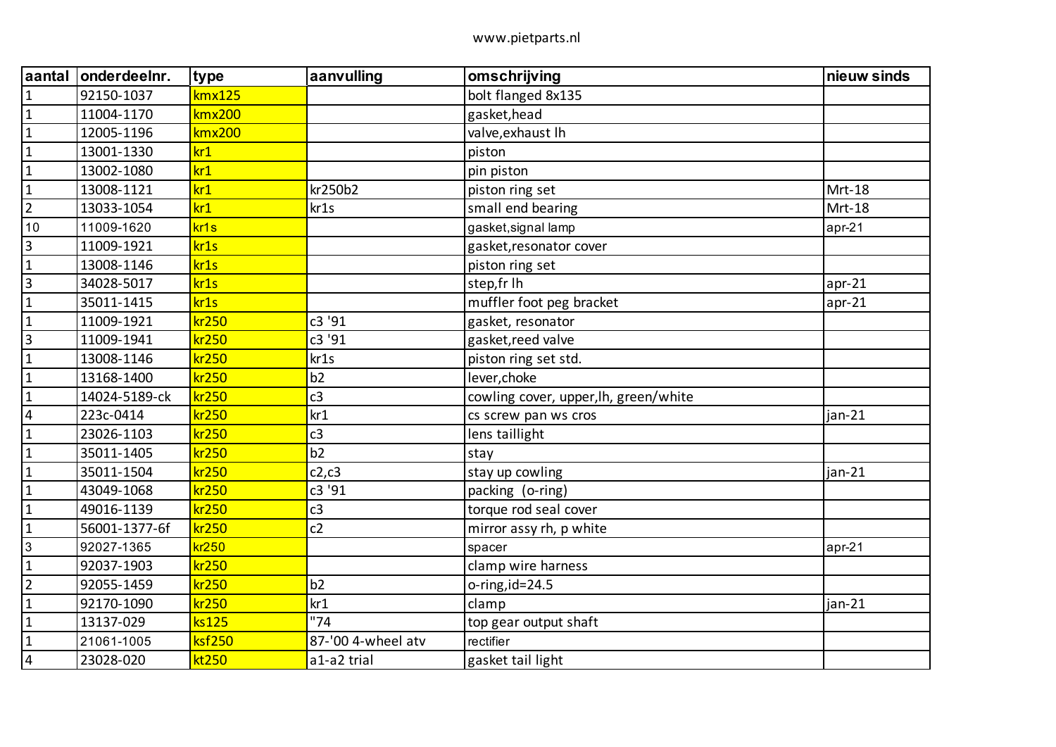| aantal | onderdeelnr. | type | aanvulling | omschrijving | nieuw sinds |
|---|---|---|---|---|---|
| 1 | 92150-1037 | kmx125 | | bolt flanged 8x135 | |
| 1 | 11004-1170 | kmx200 | | gasket,head | |
| 1 | 12005-1196 | kmx200 | | valve,exhaust lh | |
| 1 | 13001-1330 | kr1 | | piston | |
| 1 | 13002-1080 | kr1 | | pin piston | |
| 1 | 13008-1121 | kr1 | kr250b2 | piston ring set | Mrt-18 |
| 2 | 13033-1054 | kr1 | kr1s | small end bearing | Mrt-18 |
| 10 | 11009-1620 | kr1s | | gasket,signal lamp | apr-21 |
| 3 | 11009-1921 | kr1s | | gasket,resonator cover | |
| 1 | 13008-1146 | kr1s | | piston ring set | |
| 3 | 34028-5017 | kr1s | | step,fr lh | apr-21 |
| 1 | 35011-1415 | kr1s | | muffler foot peg bracket | apr-21 |
| 1 | 11009-1921 | kr250 | c3 '91 | gasket, resonator | |
| 3 | 11009-1941 | kr250 | c3 '91 | gasket,reed valve | |
| 1 | 13008-1146 | kr250 | kr1s | piston ring set std. | |
| 1 | 13168-1400 | kr250 | b2 | lever,choke | |
| 1 | 14024-5189-ck | kr250 | c3 | cowling cover, upper,lh, green/white | |
| 4 | 223c-0414 | kr250 | kr1 | cs screw pan ws cros | jan-21 |
| 1 | 23026-1103 | kr250 | c3 | lens taillight | |
| 1 | 35011-1405 | kr250 | b2 | stay | |
| 1 | 35011-1504 | kr250 | c2,c3 | stay up cowling | jan-21 |
| 1 | 43049-1068 | kr250 | c3 '91 | packing (o-ring) | |
| 1 | 49016-1139 | kr250 | c3 | torque rod seal cover | |
| 1 | 56001-1377-6f | kr250 | c2 | mirror assy rh, p white | |
| 3 | 92027-1365 | kr250 | | spacer | apr-21 |
| 1 | 92037-1903 | kr250 | | clamp wire harness | |
| 2 | 92055-1459 | kr250 | b2 | o-ring,id=24.5 | |
| 1 | 92170-1090 | kr250 | kr1 | clamp | jan-21 |
| 1 | 13137-029 | ks125 | "74 | top gear output shaft | |
| 1 | 21061-1005 | ksf250 | 87-'00 4-wheel atv | rectifier | |
| 4 | 23028-020 | kt250 | a1-a2 trial | gasket tail light | |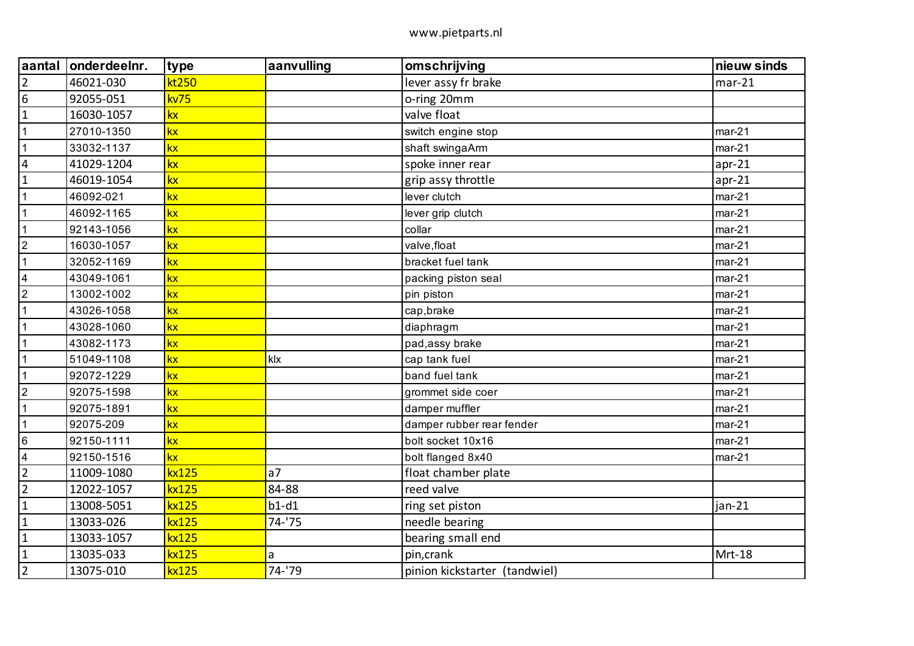www.pietparts.nl

| aantal | onderdeelnr. | type | aanvulling | omschrijving | nieuw sinds |
|---|---|---|---|---|---|
| 2 | 46021-030 | kt250 | | lever assy fr brake | mar-21 |
| 6 | 92055-051 | kv75 | | o-ring 20mm | |
| 1 | 16030-1057 | kx | | valve float | |
| 1 | 27010-1350 | kx | | switch engine stop | mar-21 |
| 1 | 33032-1137 | kx | | shaft swingaArm | mar-21 |
| 4 | 41029-1204 | kx | | spoke inner rear | apr-21 |
| 1 | 46019-1054 | kx | | grip assy throttle | apr-21 |
| 1 | 46092-021 | kx | | lever clutch | mar-21 |
| 1 | 46092-1165 | kx | | lever grip clutch | mar-21 |
| 1 | 92143-1056 | kx | | collar | mar-21 |
| 2 | 16030-1057 | kx | | valve,float | mar-21 |
| 1 | 32052-1169 | kx | | bracket fuel tank | mar-21 |
| 4 | 43049-1061 | kx | | packing piston seal | mar-21 |
| 2 | 13002-1002 | kx | | pin piston | mar-21 |
| 1 | 43026-1058 | kx | | cap,brake | mar-21 |
| 1 | 43028-1060 | kx | | diaphragm | mar-21 |
| 1 | 43082-1173 | kx | | pad,assy brake | mar-21 |
| 1 | 51049-1108 | kx | klx | cap tank fuel | mar-21 |
| 1 | 92072-1229 | kx | | band fuel tank | mar-21 |
| 2 | 92075-1598 | kx | | grommet side coer | mar-21 |
| 1 | 92075-1891 | kx | | damper muffler | mar-21 |
| 1 | 92075-209 | kx | | damper rubber rear fender | mar-21 |
| 6 | 92150-1111 | kx | | bolt socket 10x16 | mar-21 |
| 4 | 92150-1516 | kx | | bolt flanged 8x40 | mar-21 |
| 2 | 11009-1080 | kx125 | a7 | float chamber plate | |
| 2 | 12022-1057 | kx125 | 84-88 | reed valve | |
| 1 | 13008-5051 | kx125 | b1-d1 | ring set piston | jan-21 |
| 1 | 13033-026 | kx125 | 74-'75 | needle bearing | |
| 1 | 13033-1057 | kx125 | | bearing small end | |
| 1 | 13035-033 | kx125 | a | pin,crank | Mrt-18 |
| 2 | 13075-010 | kx125 | 74-'79 | pinion kickstarter (tandwiel) | |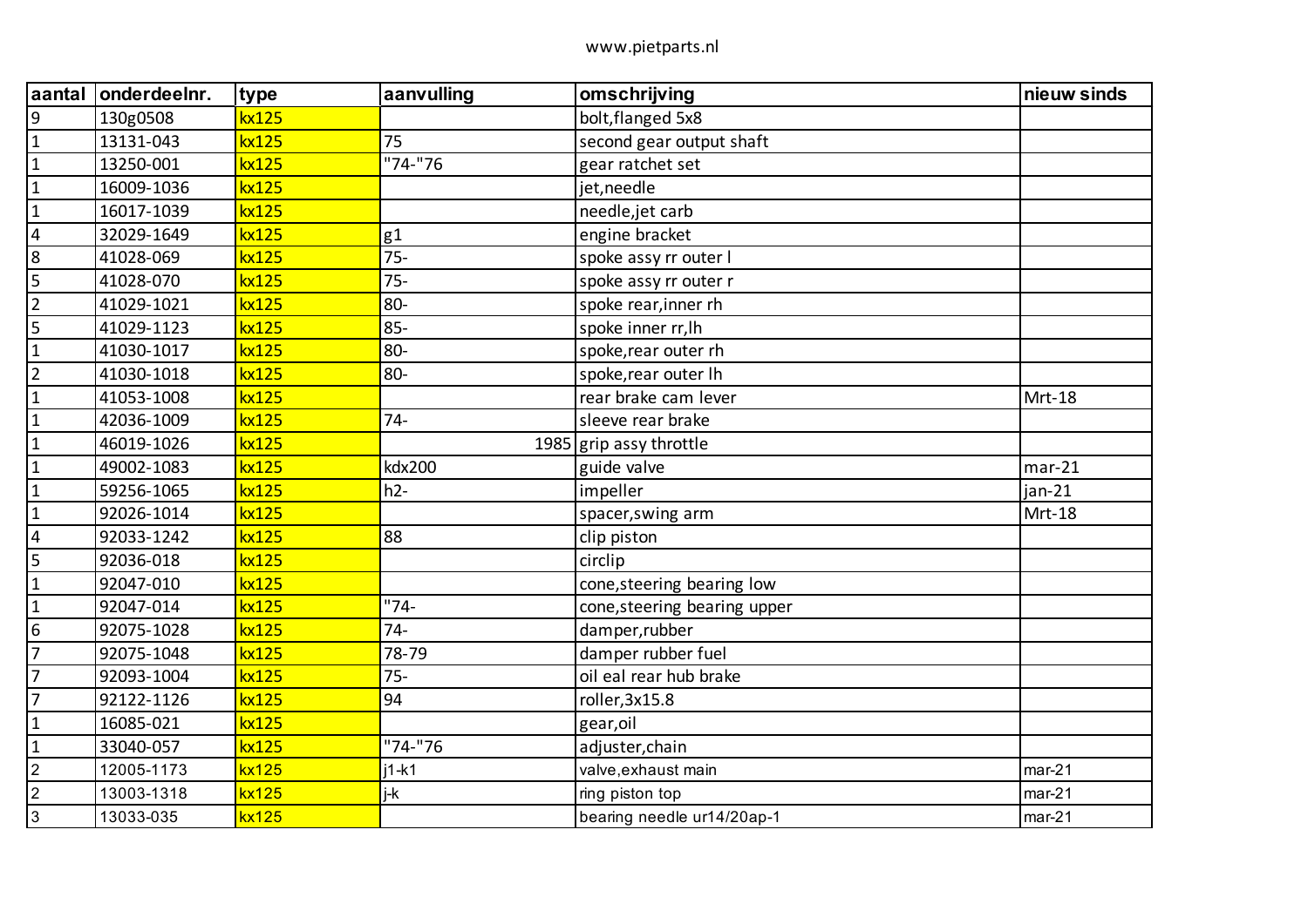| aantal | onderdeelnr. | type | aanvulling | omschrijving | nieuw sinds |
|---|---|---|---|---|---|
| 9 | 130g0508 | kx125 | | bolt,flanged 5x8 | |
| 1 | 13131-043 | kx125 | 75 | second gear output shaft | |
| 1 | 13250-001 | kx125 | "74-"76 | gear ratchet set | |
| 1 | 16009-1036 | kx125 | | jet,needle | |
| 1 | 16017-1039 | kx125 | | needle,jet carb | |
| 4 | 32029-1649 | kx125 | g1 | engine bracket | |
| 8 | 41028-069 | kx125 | 75- | spoke assy rr outer l | |
| 5 | 41028-070 | kx125 | 75- | spoke assy rr outer r | |
| 2 | 41029-1021 | kx125 | 80- | spoke rear,inner rh | |
| 5 | 41029-1123 | kx125 | 85- | spoke inner rr,lh | |
| 1 | 41030-1017 | kx125 | 80- | spoke,rear outer rh | |
| 2 | 41030-1018 | kx125 | 80- | spoke,rear outer lh | |
| 1 | 41053-1008 | kx125 | | rear brake cam lever | Mrt-18 |
| 1 | 42036-1009 | kx125 | 74- | sleeve rear brake | |
| 1 | 46019-1026 | kx125 | 1985 | grip assy throttle | |
| 1 | 49002-1083 | kx125 | kdx200 | guide valve | mar-21 |
| 1 | 59256-1065 | kx125 | h2- | impeller | jan-21 |
| 1 | 92026-1014 | kx125 | | spacer,swing arm | Mrt-18 |
| 4 | 92033-1242 | kx125 | 88 | clip piston | |
| 5 | 92036-018 | kx125 | | circlip | |
| 1 | 92047-010 | kx125 | | cone,steering bearing low | |
| 1 | 92047-014 | kx125 | "74- | cone,steering bearing upper | |
| 6 | 92075-1028 | kx125 | 74- | damper,rubber | |
| 7 | 92075-1048 | kx125 | 78-79 | damper rubber fuel | |
| 7 | 92093-1004 | kx125 | 75- | oil eal rear hub brake | |
| 7 | 92122-1126 | kx125 | 94 | roller,3x15.8 | |
| 1 | 16085-021 | kx125 | | gear,oil | |
| 1 | 33040-057 | kx125 | "74-"76 | adjuster,chain | |
| 2 | 12005-1173 | kx125 | j1-k1 | valve,exhaust main | mar-21 |
| 2 | 13003-1318 | kx125 | j-k | ring piston top | mar-21 |
| 3 | 13033-035 | kx125 | | bearing needle ur14/20ap-1 | mar-21 |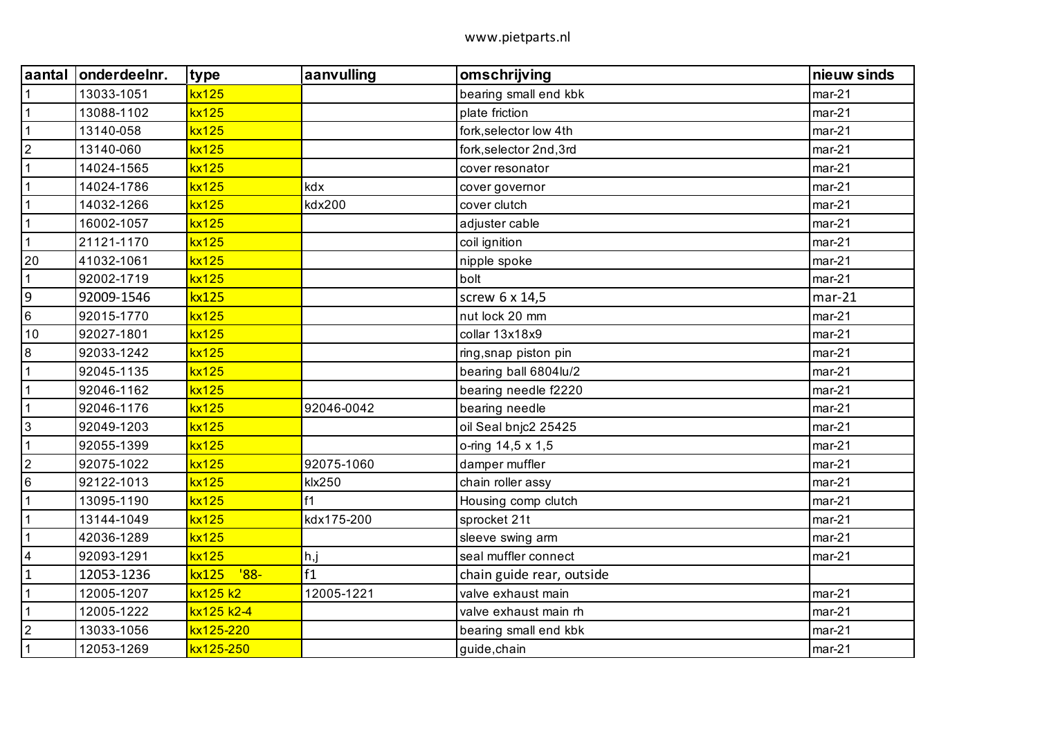| aantal | onderdeelnr. | type | aanvulling | omschrijving | nieuw sinds |
|---|---|---|---|---|---|
| 1 | 13033-1051 | kx125 | | bearing small end kbk | mar-21 |
| 1 | 13088-1102 | kx125 | | plate friction | mar-21 |
| 1 | 13140-058 | kx125 | | fork,selector low 4th | mar-21 |
| 2 | 13140-060 | kx125 | | fork,selector 2nd,3rd | mar-21 |
| 1 | 14024-1565 | kx125 | | cover resonator | mar-21 |
| 1 | 14024-1786 | kx125 | kdx | cover governor | mar-21 |
| 1 | 14032-1266 | kx125 | kdx200 | cover clutch | mar-21 |
| 1 | 16002-1057 | kx125 | | adjuster cable | mar-21 |
| 1 | 21121-1170 | kx125 | | coil ignition | mar-21 |
| 20 | 41032-1061 | kx125 | | nipple spoke | mar-21 |
| 1 | 92002-1719 | kx125 | | bolt | mar-21 |
| 9 | 92009-1546 | kx125 | | screw 6 x 14,5 | mar-21 |
| 6 | 92015-1770 | kx125 | | nut lock 20 mm | mar-21 |
| 10 | 92027-1801 | kx125 | | collar 13x18x9 | mar-21 |
| 8 | 92033-1242 | kx125 | | ring,snap piston pin | mar-21 |
| 1 | 92045-1135 | kx125 | | bearing ball 6804lu/2 | mar-21 |
| 1 | 92046-1162 | kx125 | | bearing needle f2220 | mar-21 |
| 1 | 92046-1176 | kx125 | 92046-0042 | bearing needle | mar-21 |
| 3 | 92049-1203 | kx125 | | oil Seal bnjc2 25425 | mar-21 |
| 1 | 92055-1399 | kx125 | | o-ring 14,5 x 1,5 | mar-21 |
| 2 | 92075-1022 | kx125 | 92075-1060 | damper muffler | mar-21 |
| 6 | 92122-1013 | kx125 | klx250 | chain roller assy | mar-21 |
| 1 | 13095-1190 | kx125 | f1 | Housing comp clutch | mar-21 |
| 1 | 13144-1049 | kx125 | kdx175-200 | sprocket 21t | mar-21 |
| 1 | 42036-1289 | kx125 | | sleeve swing arm | mar-21 |
| 4 | 92093-1291 | kx125 | h,j | seal muffler connect | mar-21 |
| 1 | 12053-1236 | kx125 '88- | f1 | chain guide rear, outside | |
| 1 | 12005-1207 | kx125 k2 | 12005-1221 | valve exhaust main | mar-21 |
| 1 | 12005-1222 | kx125 k2-4 | | valve exhaust main rh | mar-21 |
| 2 | 13033-1056 | kx125-220 | | bearing small end kbk | mar-21 |
| 1 | 12053-1269 | kx125-250 | | guide,chain | mar-21 |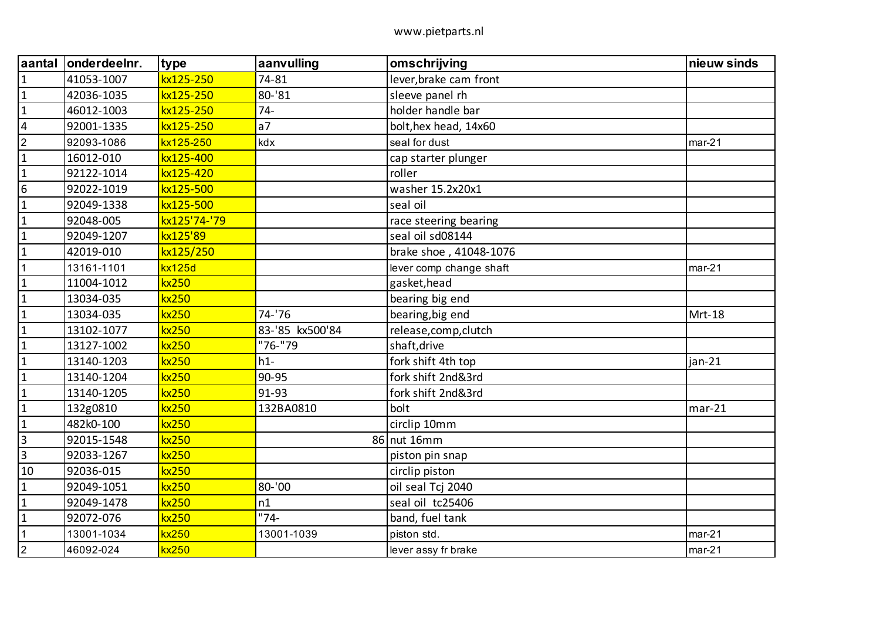www.pietparts.nl

| aantal | onderdeelnr. | type | aanvulling | omschrijving | nieuw sinds |
|---|---|---|---|---|---|
| 1 | 41053-1007 | kx125-250 | 74-81 | lever,brake cam front | |
| 1 | 42036-1035 | kx125-250 | 80-'81 | sleeve panel rh | |
| 1 | 46012-1003 | kx125-250 | 74- | holder handle bar | |
| 4 | 92001-1335 | kx125-250 | a7 | bolt,hex head, 14x60 | |
| 2 | 92093-1086 | kx125-250 | kdx | seal for dust | mar-21 |
| 1 | 16012-010 | kx125-400 | | cap starter plunger | |
| 1 | 92122-1014 | kx125-420 | | roller | |
| 6 | 92022-1019 | kx125-500 | | washer 15.2x20x1 | |
| 1 | 92049-1338 | kx125-500 | | seal oil | |
| 1 | 92048-005 | kx125'74-'79 | | race steering bearing | |
| 1 | 92049-1207 | kx125'89 | | seal oil sd08144 | |
| 1 | 42019-010 | kx125/250 | | brake shoe , 41048-1076 | |
| 1 | 13161-1101 | kx125d | | lever comp change shaft | mar-21 |
| 1 | 11004-1012 | kx250 | | gasket,head | |
| 1 | 13034-035 | kx250 | | bearing big end | |
| 1 | 13034-035 | kx250 | 74-'76 | bearing,big end | Mrt-18 |
| 1 | 13102-1077 | kx250 | 83-'85 kx500'84 | release,comp,clutch | |
| 1 | 13127-1002 | kx250 | "76-"79 | shaft,drive | |
| 1 | 13140-1203 | kx250 | h1- | fork shift 4th top | jan-21 |
| 1 | 13140-1204 | kx250 | 90-95 | fork shift 2nd&3rd | |
| 1 | 13140-1205 | kx250 | 91-93 | fork shift 2nd&3rd | |
| 1 | 132g0810 | kx250 | 132BA0810 | bolt | mar-21 |
| 1 | 482k0-100 | kx250 | | circlip 10mm | |
| 3 | 92015-1548 | kx250 | 86 | nut 16mm | |
| 3 | 92033-1267 | kx250 | | piston pin snap | |
| 10 | 92036-015 | kx250 | | circlip piston | |
| 1 | 92049-1051 | kx250 | 80-'00 | oil seal Tcj 2040 | |
| 1 | 92049-1478 | kx250 | n1 | seal oil tc25406 | |
| 1 | 92072-076 | kx250 | "74- | band, fuel tank | |
| 1 | 13001-1034 | kx250 | 13001-1039 | piston std. | mar-21 |
| 2 | 46092-024 | kx250 | | lever assy fr brake | mar-21 |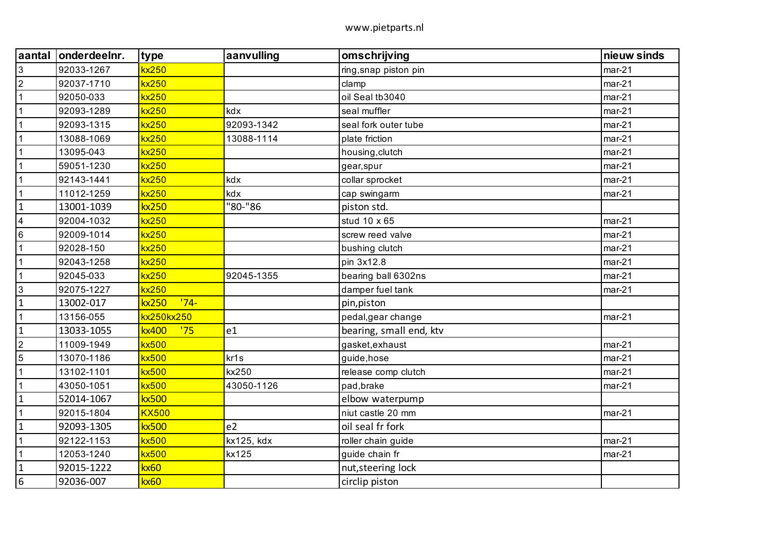www.pietparts.nl

| aantal | onderdeelnr. | type | aanvulling | omschrijving | nieuw sinds |
|---|---|---|---|---|---|
| 3 | 92033-1267 | kx250 | | ring,snap piston pin | mar-21 |
| 2 | 92037-1710 | kx250 | | clamp | mar-21 |
| 1 | 92050-033 | kx250 | | oil Seal tb3040 | mar-21 |
| 1 | 92093-1289 | kx250 | kdx | seal muffler | mar-21 |
| 1 | 92093-1315 | kx250 | 92093-1342 | seal fork outer tube | mar-21 |
| 1 | 13088-1069 | kx250 | 13088-1114 | plate friction | mar-21 |
| 1 | 13095-043 | kx250 | | housing,clutch | mar-21 |
| 1 | 59051-1230 | kx250 | | gear,spur | mar-21 |
| 1 | 92143-1441 | kx250 | kdx | collar sprocket | mar-21 |
| 1 | 11012-1259 | kx250 | kdx | cap swingarm | mar-21 |
| 1 | 13001-1039 | kx250 | "80-"86 | piston std. | |
| 4 | 92004-1032 | kx250 | | stud 10 x 65 | mar-21 |
| 6 | 92009-1014 | kx250 | | screw reed valve | mar-21 |
| 1 | 92028-150 | kx250 | | bushing clutch | mar-21 |
| 1 | 92043-1258 | kx250 | | pin 3x12.8 | mar-21 |
| 1 | 92045-033 | kx250 | 92045-1355 | bearing ball 6302ns | mar-21 |
| 3 | 92075-1227 | kx250 | | damper fuel tank | mar-21 |
| 1 | 13002-017 | kx250 '74- | | pin,piston | |
| 1 | 13156-055 | kx250kx250 | | pedal,gear change | mar-21 |
| 1 | 13033-1055 | kx400 '75 | e1 | bearing, small end, ktv | |
| 2 | 11009-1949 | kx500 | | gasket,exhaust | mar-21 |
| 5 | 13070-1186 | kx500 | kr1s | guide,hose | mar-21 |
| 1 | 13102-1101 | kx500 | kx250 | release comp clutch | mar-21 |
| 1 | 43050-1051 | kx500 | 43050-1126 | pad,brake | mar-21 |
| 1 | 52014-1067 | kx500 | | elbow waterpump | |
| 1 | 92015-1804 | KX500 | | niut castle 20 mm | mar-21 |
| 1 | 92093-1305 | kx500 | e2 | oil seal fr fork | |
| 1 | 92122-1153 | kx500 | kx125, kdx | roller chain guide | mar-21 |
| 1 | 12053-1240 | kx500 | kx125 | guide chain fr | mar-21 |
| 1 | 92015-1222 | kx60 | | nut,steering lock | |
| 6 | 92036-007 | kx60 | | circlip piston | |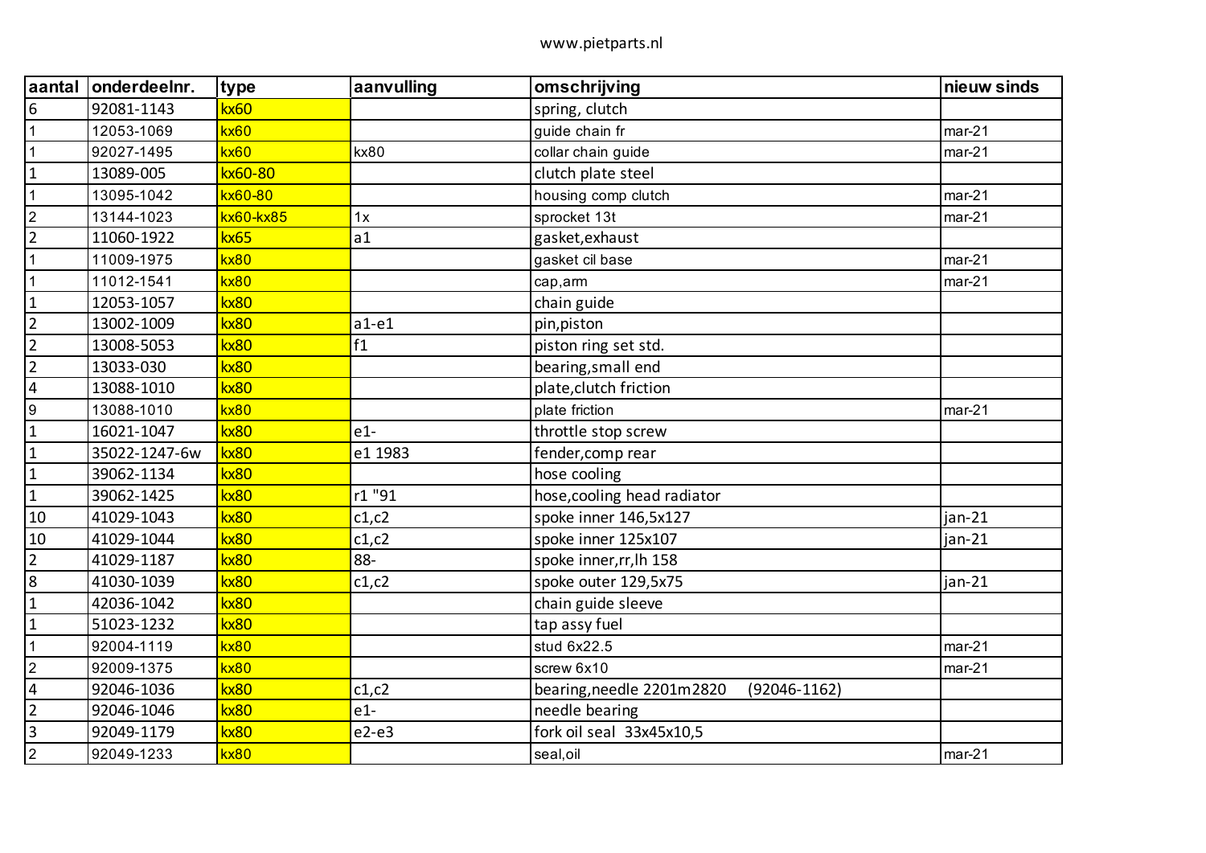www.pietparts.nl

| aantal | onderdeelnr. | type | aanvulling | omschrijving | nieuw sinds |
|---|---|---|---|---|---|
| 6 | 92081-1143 | kx60 | | spring, clutch | |
| 1 | 12053-1069 | kx60 | | guide chain fr | mar-21 |
| 1 | 92027-1495 | kx60 | kx80 | collar chain guide | mar-21 |
| 1 | 13089-005 | kx60-80 | | clutch plate steel | |
| 1 | 13095-1042 | kx60-80 | | housing comp clutch | mar-21 |
| 2 | 13144-1023 | kx60-kx85 | 1x | sprocket 13t | mar-21 |
| 2 | 11060-1922 | kx65 | a1 | gasket,exhaust | |
| 1 | 11009-1975 | kx80 | | gasket cil base | mar-21 |
| 1 | 11012-1541 | kx80 | | cap,arm | mar-21 |
| 1 | 12053-1057 | kx80 | | chain guide | |
| 2 | 13002-1009 | kx80 | a1-e1 | pin,piston | |
| 2 | 13008-5053 | kx80 | f1 | piston ring set std. | |
| 2 | 13033-030 | kx80 | | bearing,small end | |
| 4 | 13088-1010 | kx80 | | plate,clutch friction | |
| 9 | 13088-1010 | kx80 | | plate friction | mar-21 |
| 1 | 16021-1047 | kx80 | e1- | throttle stop screw | |
| 1 | 35022-1247-6w | kx80 | e1 1983 | fender,comp rear | |
| 1 | 39062-1134 | kx80 | | hose cooling | |
| 1 | 39062-1425 | kx80 | r1 "91 | hose,cooling head radiator | |
| 10 | 41029-1043 | kx80 | c1,c2 | spoke inner 146,5x127 | jan-21 |
| 10 | 41029-1044 | kx80 | c1,c2 | spoke inner 125x107 | jan-21 |
| 2 | 41029-1187 | kx80 | 88- | spoke inner,rr,lh 158 | |
| 8 | 41030-1039 | kx80 | c1,c2 | spoke outer 129,5x75 | jan-21 |
| 1 | 42036-1042 | kx80 | | chain guide sleeve | |
| 1 | 51023-1232 | kx80 | | tap assy fuel | |
| 1 | 92004-1119 | kx80 | | stud 6x22.5 | mar-21 |
| 2 | 92009-1375 | kx80 | | screw 6x10 | mar-21 |
| 4 | 92046-1036 | kx80 | c1,c2 | bearing,needle 2201m2820 (92046-1162) | |
| 2 | 92046-1046 | kx80 | e1- | needle bearing | |
| 3 | 92049-1179 | kx80 | e2-e3 | fork oil seal 33x45x10,5 | |
| 2 | 92049-1233 | kx80 | | seal,oil | mar-21 |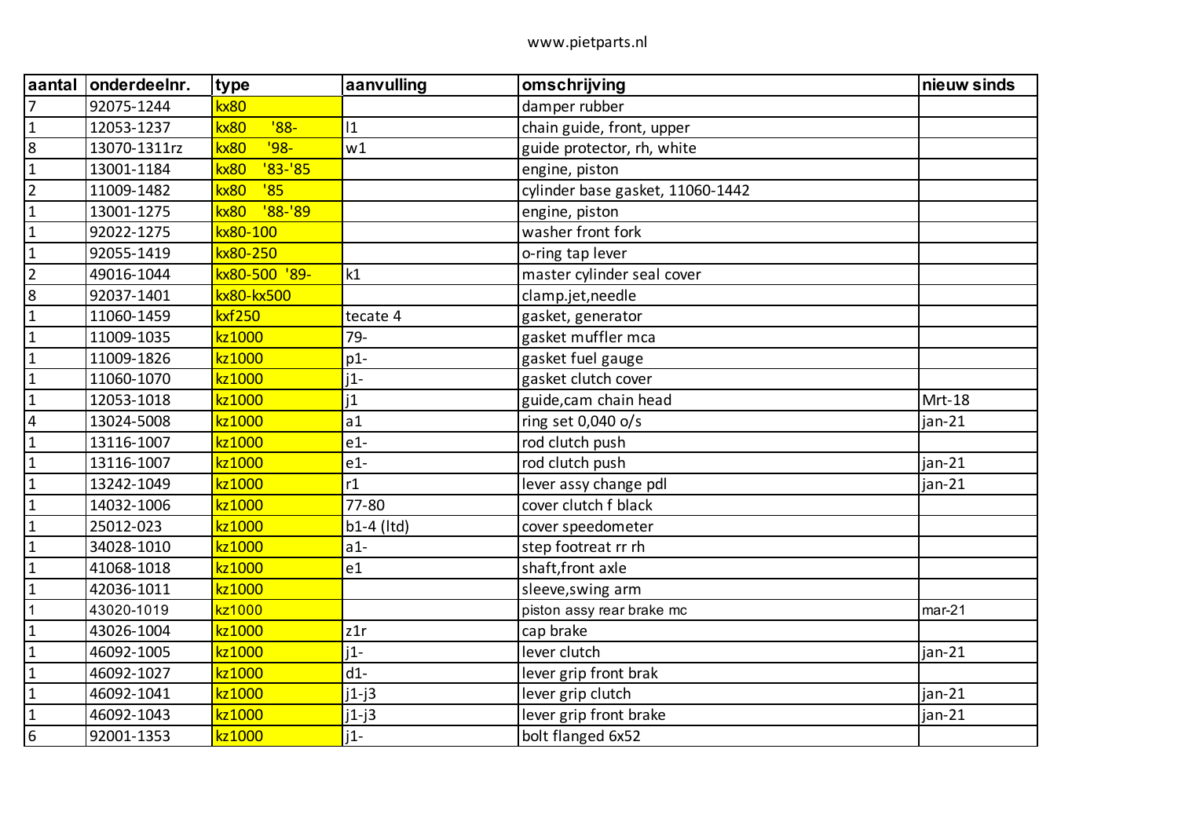| aantal | onderdeelnr. | type | aanvulling | omschrijving | nieuw sinds |
|---|---|---|---|---|---|
| 7 | 92075-1244 | kx80 | | damper rubber | |
| 1 | 12053-1237 | kx80 '88- | l1 | chain guide, front, upper | |
| 8 | 13070-1311rz | kx80 '98- | w1 | guide protector, rh, white | |
| 1 | 13001-1184 | kx80 '83-'85 | | engine, piston | |
| 2 | 11009-1482 | kx80 '85 | | cylinder base gasket, 11060-1442 | |
| 1 | 13001-1275 | kx80 '88-'89 | | engine, piston | |
| 1 | 92022-1275 | kx80-100 | | washer front fork | |
| 1 | 92055-1419 | kx80-250 | | o-ring tap lever | |
| 2 | 49016-1044 | kx80-500 '89- | k1 | master cylinder seal cover | |
| 8 | 92037-1401 | kx80-kx500 | | clamp.jet,needle | |
| 1 | 11060-1459 | kxf250 | tecate 4 | gasket, generator | |
| 1 | 11009-1035 | kz1000 | 79- | gasket muffler mca | |
| 1 | 11009-1826 | kz1000 | p1- | gasket fuel gauge | |
| 1 | 11060-1070 | kz1000 | j1- | gasket clutch cover | |
| 1 | 12053-1018 | kz1000 | j1 | guide,cam chain head | Mrt-18 |
| 4 | 13024-5008 | kz1000 | a1 | ring set 0,040 o/s | jan-21 |
| 1 | 13116-1007 | kz1000 | e1- | rod clutch push | |
| 1 | 13116-1007 | kz1000 | e1- | rod clutch push | jan-21 |
| 1 | 13242-1049 | kz1000 | r1 | lever assy change pdl | jan-21 |
| 1 | 14032-1006 | kz1000 | 77-80 | cover clutch f black | |
| 1 | 25012-023 | kz1000 | b1-4 (ltd) | cover speedometer | |
| 1 | 34028-1010 | kz1000 | a1- | step footreat rr rh | |
| 1 | 41068-1018 | kz1000 | e1 | shaft,front axle | |
| 1 | 42036-1011 | kz1000 | | sleeve,swing arm | |
| 1 | 43020-1019 | kz1000 | | piston assy rear brake mc | mar-21 |
| 1 | 43026-1004 | kz1000 | z1r | cap brake | |
| 1 | 46092-1005 | kz1000 | j1- | lever clutch | jan-21 |
| 1 | 46092-1027 | kz1000 | d1- | lever grip front brak | |
| 1 | 46092-1041 | kz1000 | j1-j3 | lever grip clutch | jan-21 |
| 1 | 46092-1043 | kz1000 | j1-j3 | lever grip front brake | jan-21 |
| 6 | 92001-1353 | kz1000 | j1- | bolt flanged 6x52 | |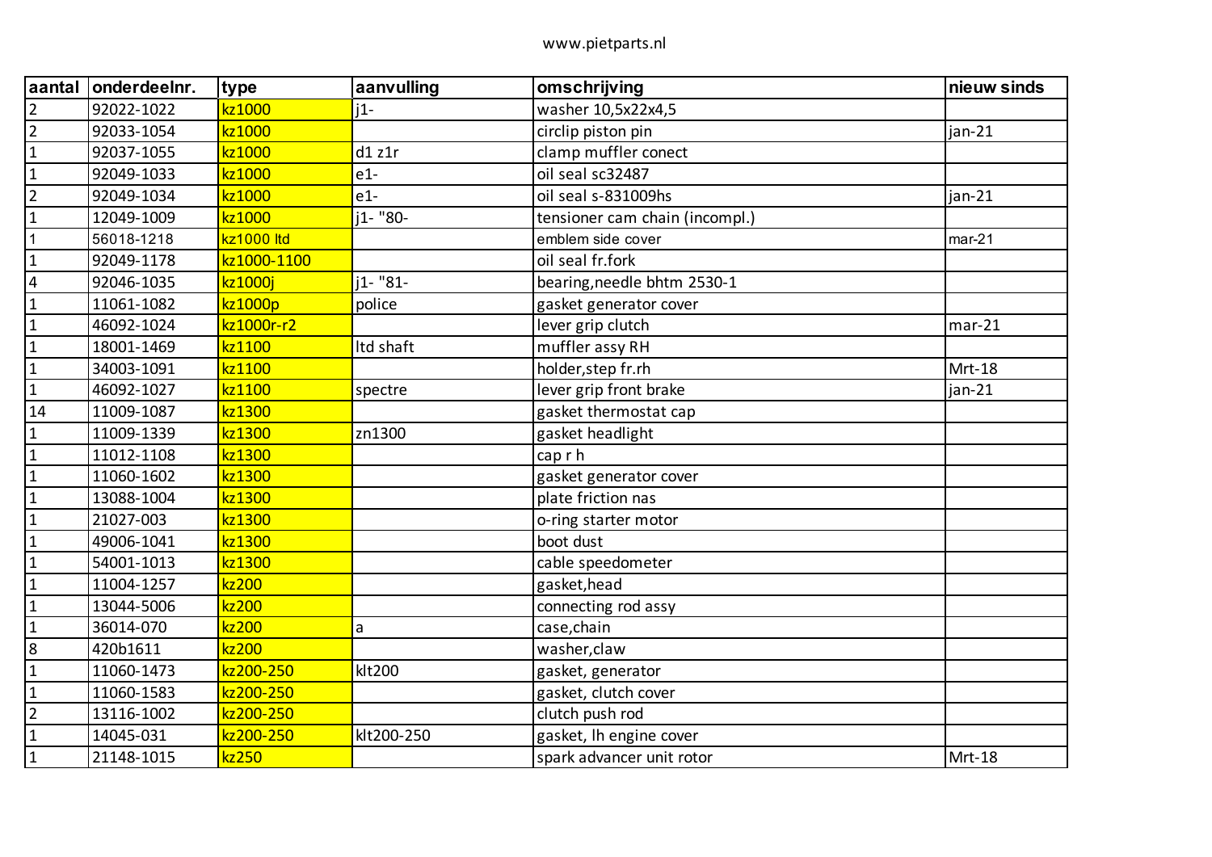www.pietparts.nl

| aantal | onderdeelnr. | type | aanvulling | omschrijving | nieuw sinds |
|---|---|---|---|---|---|
| 2 | 92022-1022 | kz1000 | j1- | washer 10,5x22x4,5 | |
| 2 | 92033-1054 | kz1000 | | circlip piston pin | jan-21 |
| 1 | 92037-1055 | kz1000 | d1 z1r | clamp muffler conect | |
| 1 | 92049-1033 | kz1000 | e1- | oil seal sc32487 | |
| 2 | 92049-1034 | kz1000 | e1- | oil seal s-831009hs | jan-21 |
| 1 | 12049-1009 | kz1000 | j1- "80- | tensioner cam chain (incompl.) | |
| 1 | 56018-1218 | kz1000 ltd | | emblem side cover | mar-21 |
| 1 | 92049-1178 | kz1000-1100 | | oil seal fr.fork | |
| 4 | 92046-1035 | kz1000j | j1- "81- | bearing,needle bhtm 2530-1 | |
| 1 | 11061-1082 | kz1000p | police | gasket generator cover | |
| 1 | 46092-1024 | kz1000r-r2 | | lever grip clutch | mar-21 |
| 1 | 18001-1469 | kz1100 | ltd shaft | muffler assy RH | |
| 1 | 34003-1091 | kz1100 | | holder,step fr.rh | Mrt-18 |
| 1 | 46092-1027 | kz1100 | spectre | lever grip front brake | jan-21 |
| 14 | 11009-1087 | kz1300 | | gasket thermostat cap | |
| 1 | 11009-1339 | kz1300 | zn1300 | gasket headlight | |
| 1 | 11012-1108 | kz1300 | | cap r h | |
| 1 | 11060-1602 | kz1300 | | gasket generator cover | |
| 1 | 13088-1004 | kz1300 | | plate friction nas | |
| 1 | 21027-003 | kz1300 | | o-ring starter motor | |
| 1 | 49006-1041 | kz1300 | | boot dust | |
| 1 | 54001-1013 | kz1300 | | cable speedometer | |
| 1 | 11004-1257 | kz200 | | gasket,head | |
| 1 | 13044-5006 | kz200 | | connecting rod assy | |
| 1 | 36014-070 | kz200 | a | case,chain | |
| 8 | 420b1611 | kz200 | | washer,claw | |
| 1 | 11060-1473 | kz200-250 | klt200 | gasket, generator | |
| 1 | 11060-1583 | kz200-250 | | gasket, clutch cover | |
| 2 | 13116-1002 | kz200-250 | | clutch push rod | |
| 1 | 14045-031 | kz200-250 | klt200-250 | gasket, lh engine cover | |
| 1 | 21148-1015 | kz250 | | spark advancer unit rotor | Mrt-18 |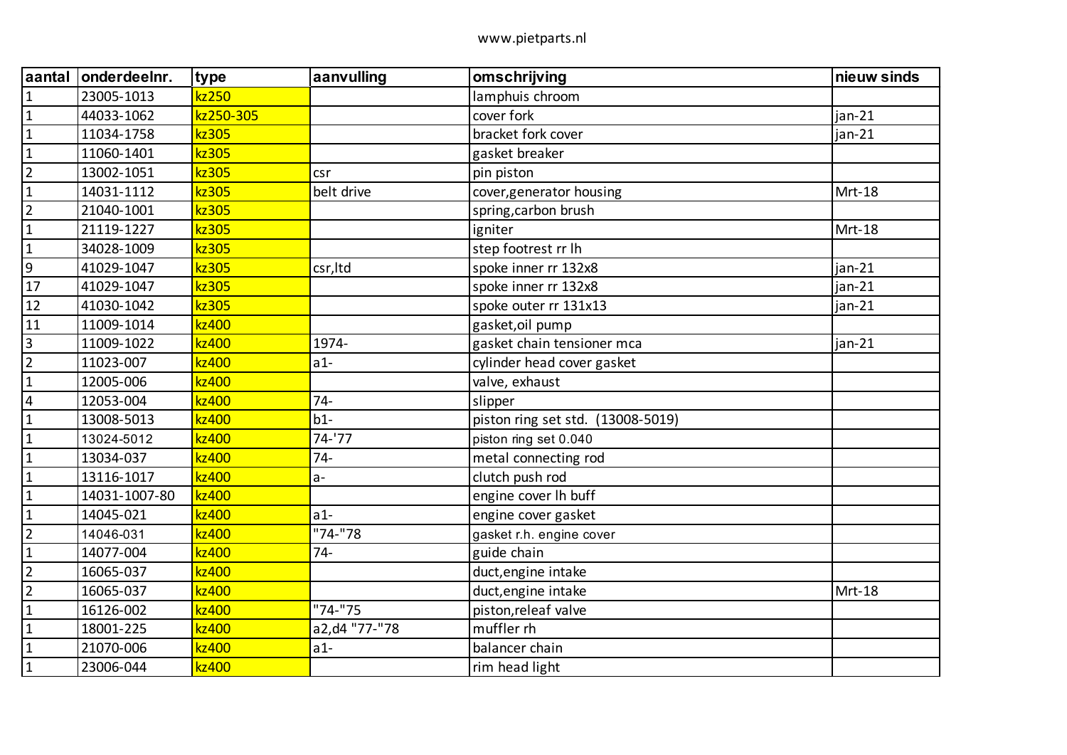www.pietparts.nl

| aantal | onderdeelnr. | type | aanvulling | omschrijving | nieuw sinds |
|---|---|---|---|---|---|
| 1 | 23005-1013 | kz250 | | lamphuis chroom | |
| 1 | 44033-1062 | kz250-305 | | cover fork | jan-21 |
| 1 | 11034-1758 | kz305 | | bracket fork cover | jan-21 |
| 1 | 11060-1401 | kz305 | | gasket breaker | |
| 2 | 13002-1051 | kz305 | csr | pin piston | |
| 1 | 14031-1112 | kz305 | belt drive | cover,generator housing | Mrt-18 |
| 2 | 21040-1001 | kz305 | | spring,carbon brush | |
| 1 | 21119-1227 | kz305 | | igniter | Mrt-18 |
| 1 | 34028-1009 | kz305 | | step footrest rr lh | |
| 9 | 41029-1047 | kz305 | csr,ltd | spoke inner rr 132x8 | jan-21 |
| 17 | 41029-1047 | kz305 | | spoke inner rr 132x8 | jan-21 |
| 12 | 41030-1042 | kz305 | | spoke outer rr 131x13 | jan-21 |
| 11 | 11009-1014 | kz400 | | gasket,oil pump | |
| 3 | 11009-1022 | kz400 | 1974- | gasket chain tensioner mca | jan-21 |
| 2 | 11023-007 | kz400 | a1- | cylinder head cover gasket | |
| 1 | 12005-006 | kz400 | | valve, exhaust | |
| 4 | 12053-004 | kz400 | 74- | slipper | |
| 1 | 13008-5013 | kz400 | b1- | piston ring set std. (13008-5019) | |
| 1 | 13024-5012 | kz400 | 74-'77 | piston ring set 0.040 | |
| 1 | 13034-037 | kz400 | 74- | metal connecting rod | |
| 1 | 13116-1017 | kz400 | a- | clutch push rod | |
| 1 | 14031-1007-80 | kz400 | | engine cover lh buff | |
| 1 | 14045-021 | kz400 | a1- | engine cover gasket | |
| 2 | 14046-031 | kz400 | "74-"78 | gasket r.h. engine cover | |
| 1 | 14077-004 | kz400 | 74- | guide chain | |
| 2 | 16065-037 | kz400 | | duct,engine intake | |
| 2 | 16065-037 | kz400 | | duct,engine intake | Mrt-18 |
| 1 | 16126-002 | kz400 | "74-"75 | piston,releaf valve | |
| 1 | 18001-225 | kz400 | a2,d4 "77-"78 | muffler rh | |
| 1 | 21070-006 | kz400 | a1- | balancer chain | |
| 1 | 23006-044 | kz400 | | rim head light | |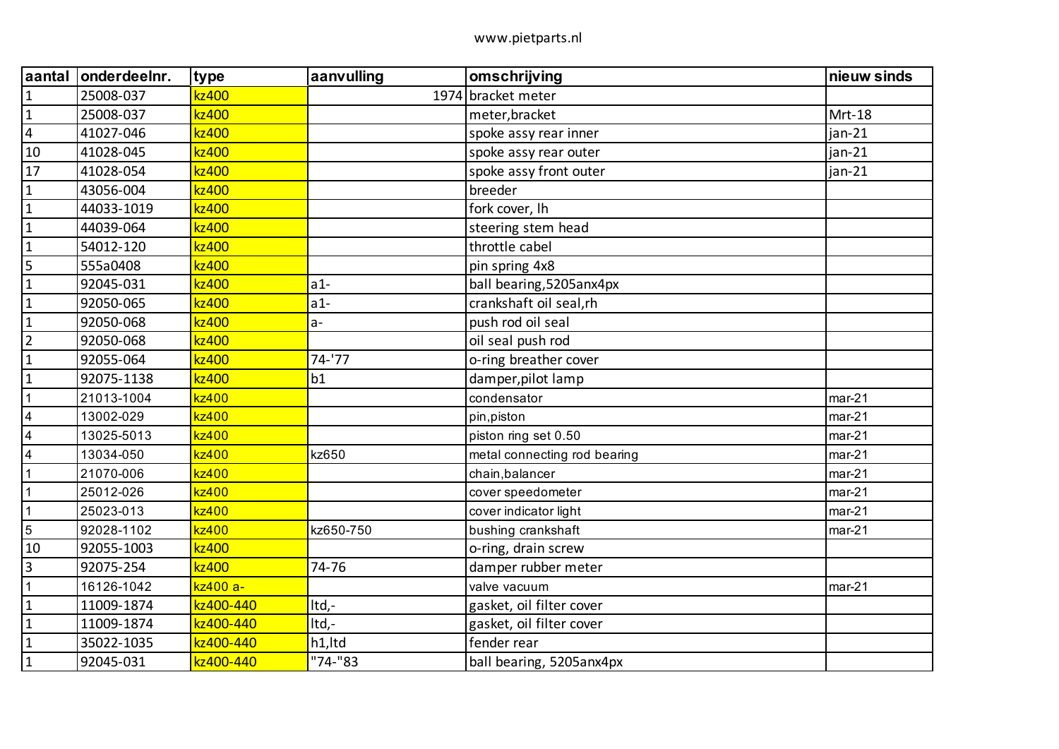| aantal | onderdeelnr. | type | aanvulling | omschrijving | nieuw sinds |
|---|---|---|---|---|---|
| 1 | 25008-037 | kz400 | 1974 | bracket meter | |
| 1 | 25008-037 | kz400 | | meter,bracket | Mrt-18 |
| 4 | 41027-046 | kz400 | | spoke assy rear inner | jan-21 |
| 10 | 41028-045 | kz400 | | spoke assy rear outer | jan-21 |
| 17 | 41028-054 | kz400 | | spoke assy front outer | jan-21 |
| 1 | 43056-004 | kz400 | | breeder | |
| 1 | 44033-1019 | kz400 | | fork cover, lh | |
| 1 | 44039-064 | kz400 | | steering stem head | |
| 1 | 54012-120 | kz400 | | throttle cabel | |
| 5 | 555a0408 | kz400 | | pin spring 4x8 | |
| 1 | 92045-031 | kz400 | a1- | ball bearing,5205anx4px | |
| 1 | 92050-065 | kz400 | a1- | crankshaft oil seal,rh | |
| 1 | 92050-068 | kz400 | a- | push rod oil seal | |
| 2 | 92050-068 | kz400 | | oil seal push rod | |
| 1 | 92055-064 | kz400 | 74-'77 | o-ring breather cover | |
| 1 | 92075-1138 | kz400 | b1 | damper,pilot lamp | |
| 1 | 21013-1004 | kz400 | | condensator | mar-21 |
| 4 | 13002-029 | kz400 | | pin,piston | mar-21 |
| 4 | 13025-5013 | kz400 | | piston ring set 0.50 | mar-21 |
| 4 | 13034-050 | kz400 | kz650 | metal connecting rod bearing | mar-21 |
| 1 | 21070-006 | kz400 | | chain,balancer | mar-21 |
| 1 | 25012-026 | kz400 | | cover speedometer | mar-21 |
| 1 | 25023-013 | kz400 | | cover indicator light | mar-21 |
| 5 | 92028-1102 | kz400 | kz650-750 | bushing crankshaft | mar-21 |
| 10 | 92055-1003 | kz400 | | o-ring, drain screw | |
| 3 | 92075-254 | kz400 | 74-76 | damper rubber meter | |
| 1 | 16126-1042 | kz400 a- | | valve vacuum | mar-21 |
| 1 | 11009-1874 | kz400-440 | ltd,- | gasket, oil filter cover | |
| 1 | 11009-1874 | kz400-440 | ltd,- | gasket, oil filter cover | |
| 1 | 35022-1035 | kz400-440 | h1,ltd | fender rear | |
| 1 | 92045-031 | kz400-440 | "74-"83 | ball bearing, 5205anx4px | |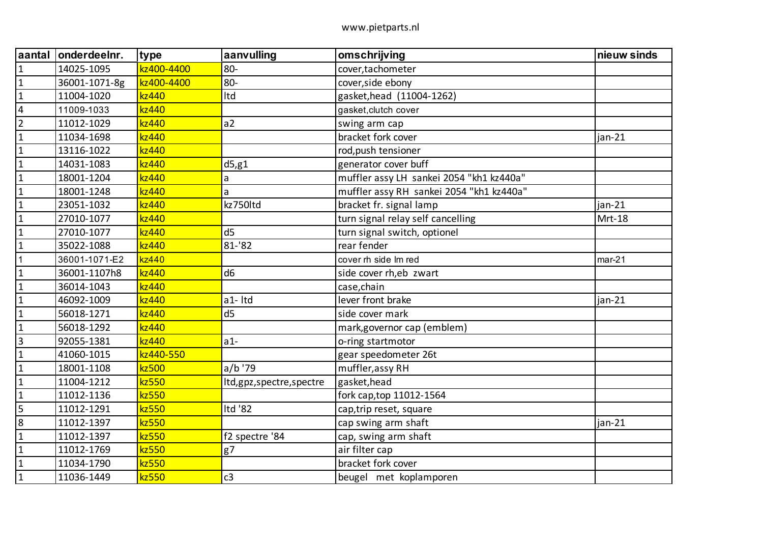www.pietparts.nl

| aantal | onderdeelnr. | type | aanvulling | omschrijving | nieuw sinds |
|---|---|---|---|---|---|
| 1 | 14025-1095 | kz400-4400 | 80- | cover,tachometer | |
| 1 | 36001-1071-8g | kz400-4400 | 80- | cover,side ebony | |
| 1 | 11004-1020 | kz440 | ltd | gasket,head (11004-1262) | |
| 4 | 11009-1033 | kz440 | | gasket,clutch cover | |
| 2 | 11012-1029 | kz440 | a2 | swing arm cap | |
| 1 | 11034-1698 | kz440 | | bracket fork cover | jan-21 |
| 1 | 13116-1022 | kz440 | | rod,push tensioner | |
| 1 | 14031-1083 | kz440 | d5,g1 | generator cover buff | |
| 1 | 18001-1204 | kz440 | a | muffler assy LH sankei 2054 "kh1 kz440a" | |
| 1 | 18001-1248 | kz440 | a | muffler assy RH sankei 2054 "kh1 kz440a" | |
| 1 | 23051-1032 | kz440 | kz750ltd | bracket fr. signal lamp | jan-21 |
| 1 | 27010-1077 | kz440 | | turn signal relay self cancelling | Mrt-18 |
| 1 | 27010-1077 | kz440 | d5 | turn signal switch, optionel | |
| 1 | 35022-1088 | kz440 | 81-'82 | rear fender | |
| 1 | 36001-1071-E2 | kz440 | | cover rh side lm red | mar-21 |
| 1 | 36001-1107h8 | kz440 | d6 | side cover rh,eb zwart | |
| 1 | 36014-1043 | kz440 | | case,chain | |
| 1 | 46092-1009 | kz440 | a1- ltd | lever front brake | jan-21 |
| 1 | 56018-1271 | kz440 | d5 | side cover mark | |
| 1 | 56018-1292 | kz440 | | mark,governor cap (emblem) | |
| 3 | 92055-1381 | kz440 | a1- | o-ring startmotor | |
| 1 | 41060-1015 | kz440-550 | | gear speedometer 26t | |
| 1 | 18001-1108 | kz500 | a/b '79 | muffler,assy RH | |
| 1 | 11004-1212 | kz550 | ltd,gpz,spectre,spectre | gasket,head | |
| 1 | 11012-1136 | kz550 | | fork cap,top 11012-1564 | |
| 5 | 11012-1291 | kz550 | ltd '82 | cap,trip reset, square | |
| 8 | 11012-1397 | kz550 | | cap swing arm shaft | jan-21 |
| 1 | 11012-1397 | kz550 | f2 spectre '84 | cap, swing arm shaft | |
| 1 | 11012-1769 | kz550 | g7 | air filter cap | |
| 1 | 11034-1790 | kz550 | | bracket fork cover | |
| 1 | 11036-1449 | kz550 | c3 | beugel met koplamporen | |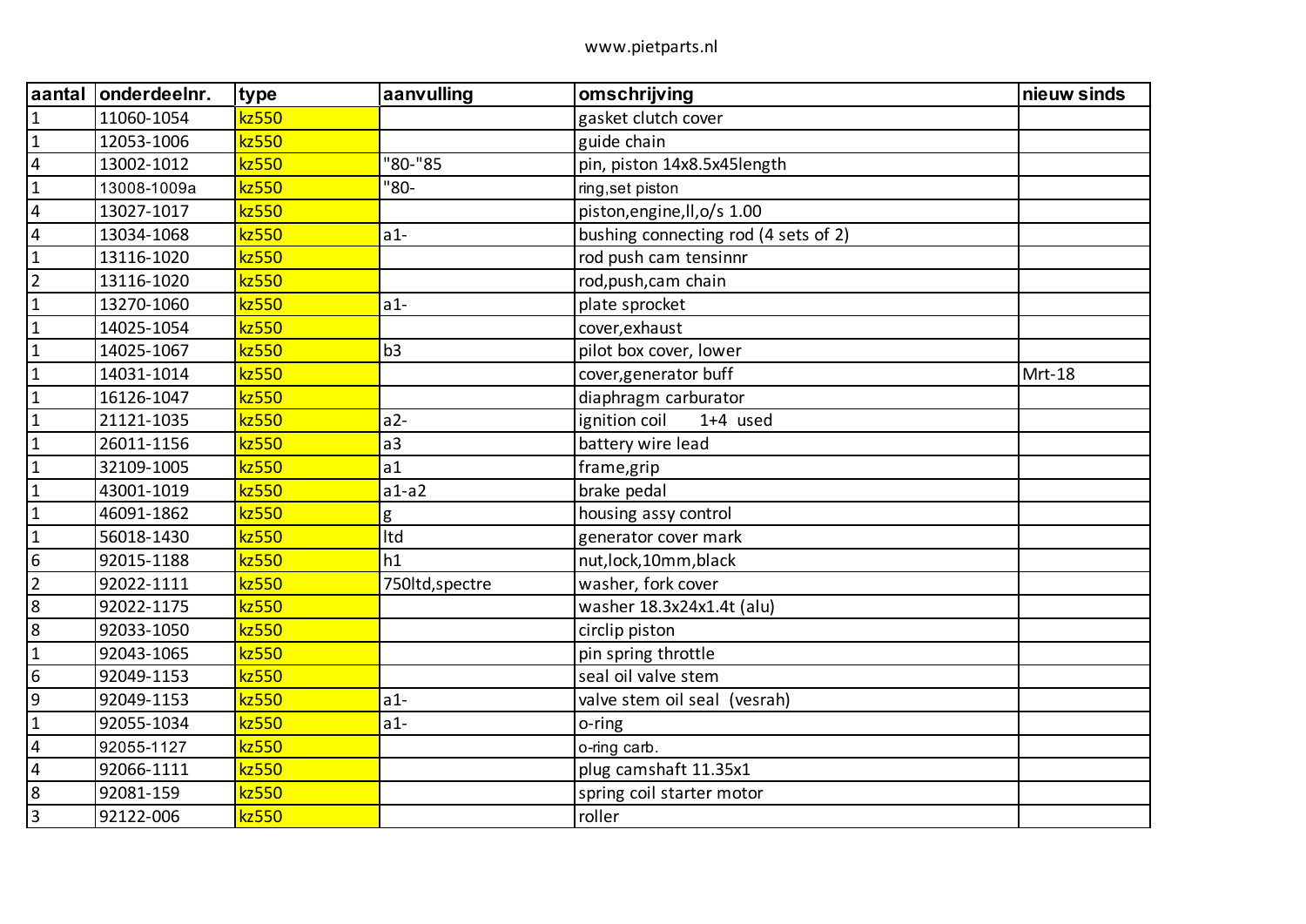www.pietparts.nl

| aantal | onderdeelnr. | type | aanvulling | omschrijving | nieuw sinds |
|---|---|---|---|---|---|
| 1 | 11060-1054 | kz550 | | gasket clutch cover | |
| 1 | 12053-1006 | kz550 | | guide chain | |
| 4 | 13002-1012 | kz550 | "80-"85 | pin, piston 14x8.5x45length | |
| 1 | 13008-1009a | kz550 | "80- | ring,set piston | |
| 4 | 13027-1017 | kz550 | | piston,engine,ll,o/s 1.00 | |
| 4 | 13034-1068 | kz550 | a1- | bushing connecting rod (4 sets of 2) | |
| 1 | 13116-1020 | kz550 | | rod push cam tensinnr | |
| 2 | 13116-1020 | kz550 | | rod,push,cam chain | |
| 1 | 13270-1060 | kz550 | a1- | plate sprocket | |
| 1 | 14025-1054 | kz550 | | cover,exhaust | |
| 1 | 14025-1067 | kz550 | b3 | pilot box cover, lower | |
| 1 | 14031-1014 | kz550 | | cover,generator buff | Mrt-18 |
| 1 | 16126-1047 | kz550 | | diaphragm carburator | |
| 1 | 21121-1035 | kz550 | a2- | ignition coil 1+4 used | |
| 1 | 26011-1156 | kz550 | a3 | battery wire lead | |
| 1 | 32109-1005 | kz550 | a1 | frame,grip | |
| 1 | 43001-1019 | kz550 | a1-a2 | brake pedal | |
| 1 | 46091-1862 | kz550 | g | housing assy control | |
| 1 | 56018-1430 | kz550 | ltd | generator cover mark | |
| 6 | 92015-1188 | kz550 | h1 | nut,lock,10mm,black | |
| 2 | 92022-1111 | kz550 | 750ltd,spectre | washer, fork cover | |
| 8 | 92022-1175 | kz550 | | washer 18.3x24x1.4t (alu) | |
| 8 | 92033-1050 | kz550 | | circlip piston | |
| 1 | 92043-1065 | kz550 | | pin spring throttle | |
| 6 | 92049-1153 | kz550 | | seal oil valve stem | |
| 9 | 92049-1153 | kz550 | a1- | valve stem oil seal (vesrah) | |
| 1 | 92055-1034 | kz550 | a1- | o-ring | |
| 4 | 92055-1127 | kz550 | | o-ring carb. | |
| 4 | 92066-1111 | kz550 | | plug camshaft 11.35x1 | |
| 8 | 92081-159 | kz550 | | spring coil starter motor | |
| 3 | 92122-006 | kz550 | | roller | |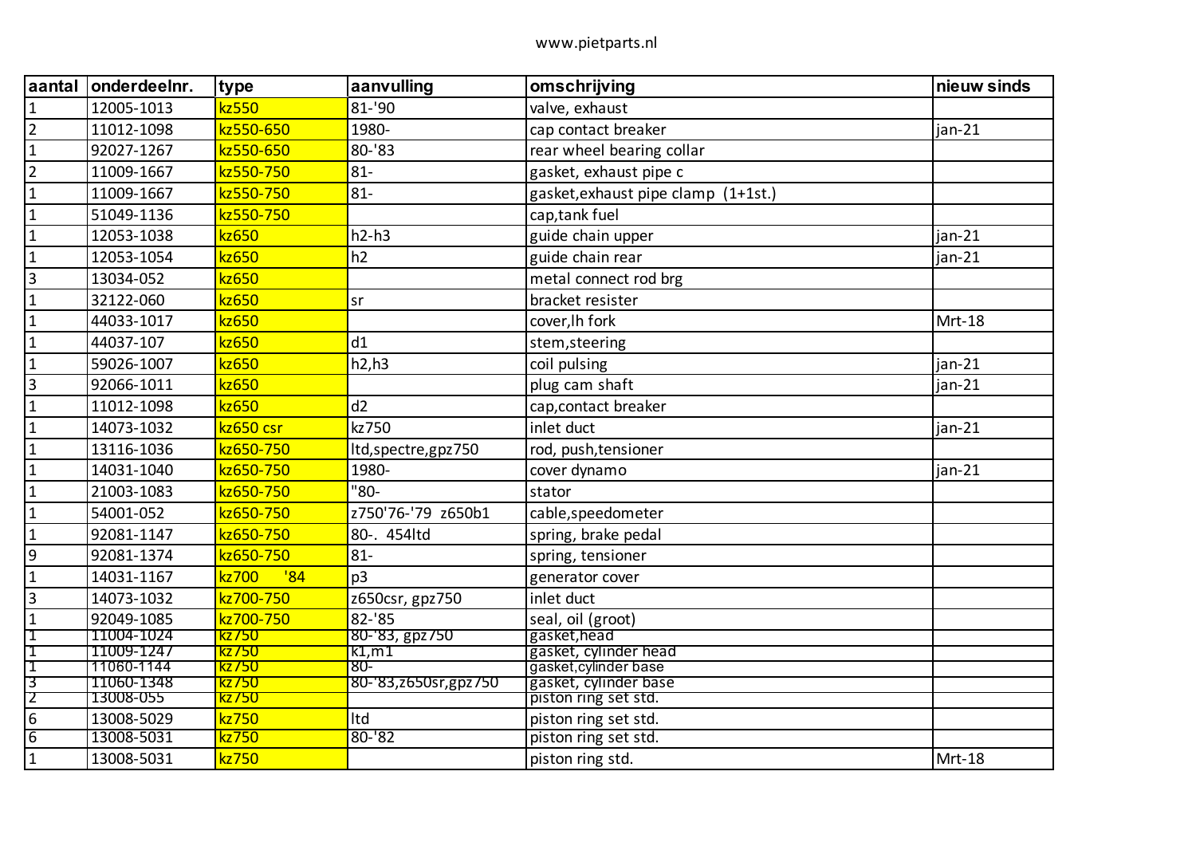| aantal | onderdeelnr. | type | aanvulling | omschrijving | nieuw sinds |
|---|---|---|---|---|---|
| 1 | 12005-1013 | kz550 | 81-'90 | valve, exhaust | |
| 2 | 11012-1098 | kz550-650 | 1980- | cap contact breaker | jan-21 |
| 1 | 92027-1267 | kz550-650 | 80-'83 | rear wheel bearing collar | |
| 2 | 11009-1667 | kz550-750 | 81- | gasket, exhaust pipe c | |
| 1 | 11009-1667 | kz550-750 | 81- | gasket,exhaust pipe clamp (1+1st.) | |
| 1 | 51049-1136 | kz550-750 | | cap,tank fuel | |
| 1 | 12053-1038 | kz650 | h2-h3 | guide chain upper | jan-21 |
| 1 | 12053-1054 | kz650 | h2 | guide chain rear | jan-21 |
| 3 | 13034-052 | kz650 | | metal connect rod brg | |
| 1 | 32122-060 | kz650 | sr | bracket resister | |
| 1 | 44033-1017 | kz650 | | cover,lh fork | Mrt-18 |
| 1 | 44037-107 | kz650 | d1 | stem,steering | |
| 1 | 59026-1007 | kz650 | h2,h3 | coil pulsing | jan-21 |
| 3 | 92066-1011 | kz650 | | plug cam shaft | jan-21 |
| 1 | 11012-1098 | kz650 | d2 | cap,contact breaker | |
| 1 | 14073-1032 | kz650 csr | kz750 | inlet duct | jan-21 |
| 1 | 13116-1036 | kz650-750 | ltd,spectre,gpz750 | rod, push,tensioner | |
| 1 | 14031-1040 | kz650-750 | 1980- | cover dynamo | jan-21 |
| 1 | 21003-1083 | kz650-750 | "80- | stator | |
| 1 | 54001-052 | kz650-750 | z750'76-'79 z650b1 | cable,speedometer | |
| 1 | 92081-1147 | kz650-750 | 80-. 454ltd | spring, brake pedal | |
| 9 | 92081-1374 | kz650-750 | 81- | spring, tensioner | |
| 1 | 14031-1167 | kz700 '84 | p3 | generator cover | |
| 3 | 14073-1032 | kz700-750 | z650csr, gpz750 | inlet duct | |
| 1 | 92049-1085 | kz700-750 | 82-'85 | seal, oil (groot) | |
| 1 | 11004-1024 | kz750 | 80-'83, gpz750 | gasket,head | |
| 1 | 11009-1247 | kz750 | k1,m1 | gasket, cylinder head | |
| 1 | 11060-1144 | kz750 | 80- | gasket,cylinder base | |
| 3 | 11060-1348 | kz750 | 80-'83,z650sr,gpz750 | gasket, cylinder base | |
| 2 | 13008-055 | kz750 | | piston ring set std. | |
| 6 | 13008-5029 | kz750 | ltd | piston ring set std. | |
| 6 | 13008-5031 | kz750 | 80-'82 | piston ring set std. | |
| 1 | 13008-5031 | kz750 | | piston ring std. | Mrt-18 |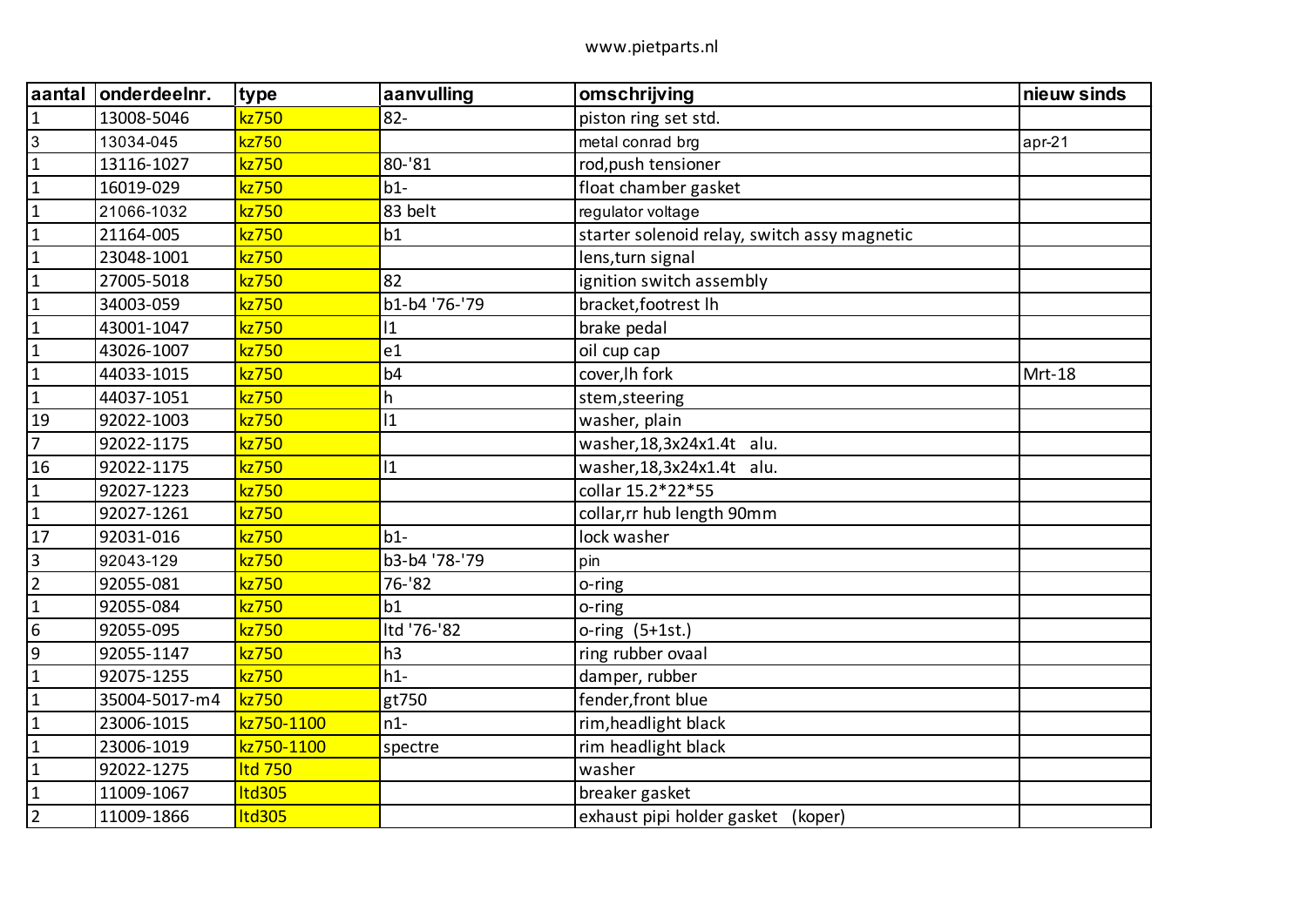www.pietparts.nl

| aantal | onderdeelnr. | type | aanvulling | omschrijving | nieuw sinds |
|---|---|---|---|---|---|
| 1 | 13008-5046 | kz750 | 82- | piston ring set std. | |
| 3 | 13034-045 | kz750 | | metal conrad brg | apr-21 |
| 1 | 13116-1027 | kz750 | 80-'81 | rod,push tensioner | |
| 1 | 16019-029 | kz750 | b1- | float chamber gasket | |
| 1 | 21066-1032 | kz750 | 83 belt | regulator voltage | |
| 1 | 21164-005 | kz750 | b1 | starter solenoid relay, switch assy magnetic | |
| 1 | 23048-1001 | kz750 | | lens,turn signal | |
| 1 | 27005-5018 | kz750 | 82 | ignition switch assembly | |
| 1 | 34003-059 | kz750 | b1-b4 '76-'79 | bracket,footrest lh | |
| 1 | 43001-1047 | kz750 | l1 | brake pedal | |
| 1 | 43026-1007 | kz750 | e1 | oil cup cap | |
| 1 | 44033-1015 | kz750 | b4 | cover,lh fork | Mrt-18 |
| 1 | 44037-1051 | kz750 | h | stem,steering | |
| 19 | 92022-1003 | kz750 | l1 | washer, plain | |
| 7 | 92022-1175 | kz750 | | washer,18,3x24x1.4t alu. | |
| 16 | 92022-1175 | kz750 | l1 | washer,18,3x24x1.4t alu. | |
| 1 | 92027-1223 | kz750 | | collar 15.2*22*55 | |
| 1 | 92027-1261 | kz750 | | collar,rr hub length 90mm | |
| 17 | 92031-016 | kz750 | b1- | lock washer | |
| 3 | 92043-129 | kz750 | b3-b4 '78-'79 | pin | |
| 2 | 92055-081 | kz750 | 76-'82 | o-ring | |
| 1 | 92055-084 | kz750 | b1 | o-ring | |
| 6 | 92055-095 | kz750 | ltd '76-'82 | o-ring (5+1st.) | |
| 9 | 92055-1147 | kz750 | h3 | ring rubber ovaal | |
| 1 | 92075-1255 | kz750 | h1- | damper, rubber | |
| 1 | 35004-5017-m4 | kz750 | gt750 | fender,front blue | |
| 1 | 23006-1015 | kz750-1100 | n1- | rim,headlight black | |
| 1 | 23006-1019 | kz750-1100 | spectre | rim headlight black | |
| 1 | 92022-1275 | ltd 750 | | washer | |
| 1 | 11009-1067 | ltd305 | | breaker gasket | |
| 2 | 11009-1866 | ltd305 | | exhaust pipi holder gasket (koper) | |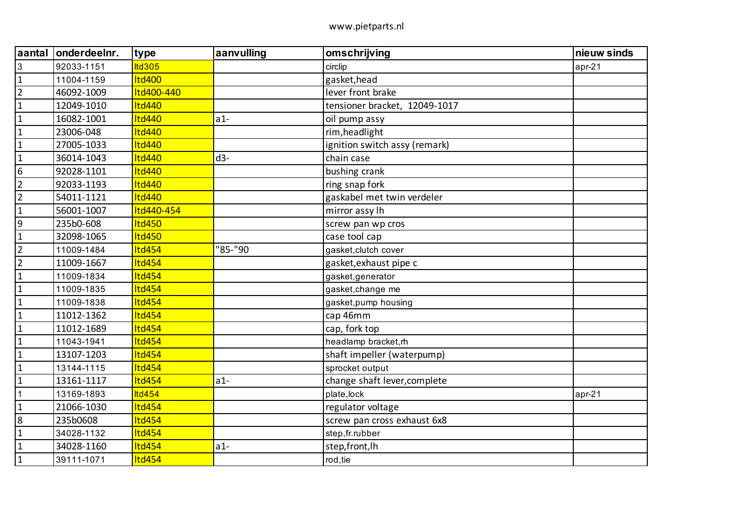www.pietparts.nl

| aantal | onderdeelnr. | type | aanvulling | omschrijving | nieuw sinds |
|---|---|---|---|---|---|
| 3 | 92033-1151 | ltd305 | | circlip | apr-21 |
| 1 | 11004-1159 | ltd400 | | gasket,head | |
| 2 | 46092-1009 | ltd400-440 | | lever front brake | |
| 1 | 12049-1010 | ltd440 | | tensioner bracket, 12049-1017 | |
| 1 | 16082-1001 | ltd440 | a1- | oil pump assy | |
| 1 | 23006-048 | ltd440 | | rim,headlight | |
| 1 | 27005-1033 | ltd440 | | ignition switch assy (remark) | |
| 1 | 36014-1043 | ltd440 | d3- | chain case | |
| 6 | 92028-1101 | ltd440 | | bushing crank | |
| 2 | 92033-1193 | ltd440 | | ring snap fork | |
| 2 | 54011-1121 | ltd440 | | gaskabel met twin verdeler | |
| 1 | 56001-1007 | ltd440-454 | | mirror assy lh | |
| 9 | 235b0-608 | ltd450 | | screw pan wp cros | |
| 1 | 32098-1065 | ltd450 | | case tool cap | |
| 2 | 11009-1484 | ltd454 | "85-"90 | gasket,clutch cover | |
| 2 | 11009-1667 | ltd454 | | gasket,exhaust pipe c | |
| 1 | 11009-1834 | ltd454 | | gasket,generator | |
| 1 | 11009-1835 | ltd454 | | gasket,change me | |
| 1 | 11009-1838 | ltd454 | | gasket,pump housing | |
| 1 | 11012-1362 | ltd454 | | cap 46mm | |
| 1 | 11012-1689 | ltd454 | | cap, fork top | |
| 1 | 11043-1941 | ltd454 | | headlamp bracket,rh | |
| 1 | 13107-1203 | ltd454 | | shaft impeller (waterpump) | |
| 1 | 13144-1115 | ltd454 | | sprocket output | |
| 1 | 13161-1117 | ltd454 | a1- | change shaft lever,complete | |
| 1 | 13169-1893 | ltd454 | | plate,lock | apr-21 |
| 1 | 21066-1030 | ltd454 | | regulator voltage | |
| 8 | 235b0608 | ltd454 | | screw pan cross exhaust 6x8 | |
| 1 | 34028-1132 | ltd454 | | step,fr.rubber | |
| 1 | 34028-1160 | ltd454 | a1- | step,front,lh | |
| 1 | 39111-1071 | ltd454 | | rod,tie | |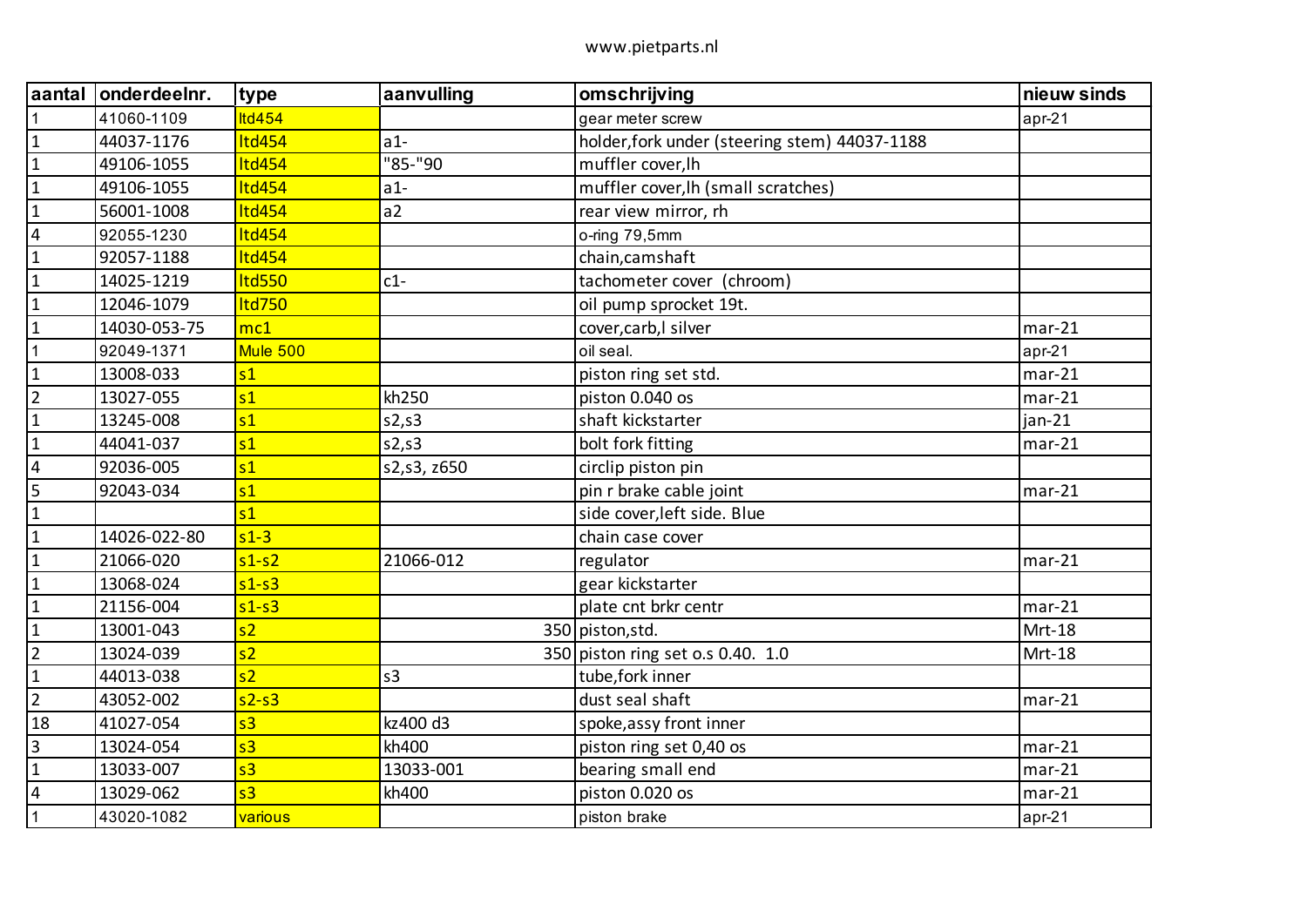www.pietparts.nl

| aantal | onderdeelnr. | type | aanvulling | omschrijving | nieuw sinds |
|---|---|---|---|---|---|
| 1 | 41060-1109 | ltd454 | | gear meter screw | apr-21 |
| 1 | 44037-1176 | ltd454 | a1- | holder,fork under (steering stem) 44037-1188 | |
| 1 | 49106-1055 | ltd454 | "85-"90 | muffler cover,lh | |
| 1 | 49106-1055 | ltd454 | a1- | muffler cover,lh (small scratches) | |
| 1 | 56001-1008 | ltd454 | a2 | rear view mirror, rh | |
| 4 | 92055-1230 | ltd454 | | o-ring 79,5mm | |
| 1 | 92057-1188 | ltd454 | | chain,camshaft | |
| 1 | 14025-1219 | ltd550 | c1- | tachometer cover (chroom) | |
| 1 | 12046-1079 | ltd750 | | oil pump sprocket 19t. | |
| 1 | 14030-053-75 | mc1 | | cover,carb,l silver | mar-21 |
| 1 | 92049-1371 | Mule 500 | | oil seal. | apr-21 |
| 1 | 13008-033 | s1 | | piston ring set std. | mar-21 |
| 2 | 13027-055 | s1 | kh250 | piston 0.040 os | mar-21 |
| 1 | 13245-008 | s1 | s2,s3 | shaft kickstarter | jan-21 |
| 1 | 44041-037 | s1 | s2,s3 | bolt fork fitting | mar-21 |
| 4 | 92036-005 | s1 | s2,s3, z650 | circlip piston pin | |
| 5 | 92043-034 | s1 | | pin r brake cable joint | mar-21 |
| 1 | | s1 | | side cover,left side. Blue | |
| 1 | 14026-022-80 | s1-3 | | chain case cover | |
| 1 | 21066-020 | s1-s2 | 21066-012 | regulator | mar-21 |
| 1 | 13068-024 | s1-s3 | | gear kickstarter | |
| 1 | 21156-004 | s1-s3 | | plate cnt brkr centr | mar-21 |
| 1 | 13001-043 | s2 | 350 | piston,std. | Mrt-18 |
| 2 | 13024-039 | s2 | 350 | piston ring set o.s 0.40. 1.0 | Mrt-18 |
| 1 | 44013-038 | s2 | s3 | tube,fork inner | |
| 2 | 43052-002 | s2-s3 | | dust seal shaft | mar-21 |
| 18 | 41027-054 | s3 | kz400 d3 | spoke,assy front inner | |
| 3 | 13024-054 | s3 | kh400 | piston ring set 0,40 os | mar-21 |
| 1 | 13033-007 | s3 | 13033-001 | bearing small end | mar-21 |
| 4 | 13029-062 | s3 | kh400 | piston 0.020 os | mar-21 |
| 1 | 43020-1082 | various | | piston brake | apr-21 |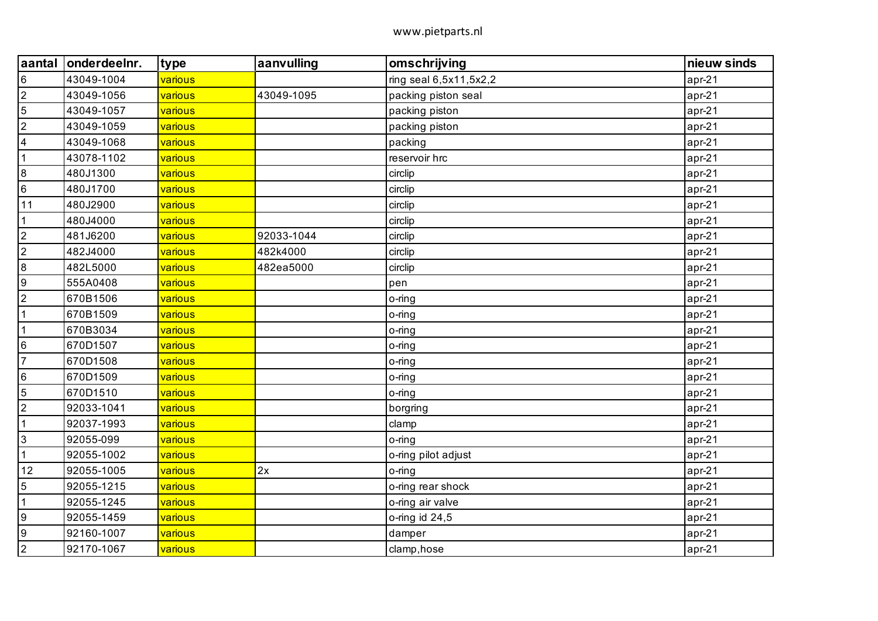| aantal | onderdeelnr. | type | aanvulling | omschrijving | nieuw sinds |
|---|---|---|---|---|---|
| 6 | 43049-1004 | various | | ring seal 6,5x11,5x2,2 | apr-21 |
| 2 | 43049-1056 | various | 43049-1095 | packing piston seal | apr-21 |
| 5 | 43049-1057 | various | | packing piston | apr-21 |
| 2 | 43049-1059 | various | | packing piston | apr-21 |
| 4 | 43049-1068 | various | | packing | apr-21 |
| 1 | 43078-1102 | various | | reservoir hrc | apr-21 |
| 8 | 480J1300 | various | | circlip | apr-21 |
| 6 | 480J1700 | various | | circlip | apr-21 |
| 11 | 480J2900 | various | | circlip | apr-21 |
| 1 | 480J4000 | various | | circlip | apr-21 |
| 2 | 481J6200 | various | 92033-1044 | circlip | apr-21 |
| 2 | 482J4000 | various | 482k4000 | circlip | apr-21 |
| 8 | 482L5000 | various | 482ea5000 | circlip | apr-21 |
| 9 | 555A0408 | various | | pen | apr-21 |
| 2 | 670B1506 | various | | o-ring | apr-21 |
| 1 | 670B1509 | various | | o-ring | apr-21 |
| 1 | 670B3034 | various | | o-ring | apr-21 |
| 6 | 670D1507 | various | | o-ring | apr-21 |
| 7 | 670D1508 | various | | o-ring | apr-21 |
| 6 | 670D1509 | various | | o-ring | apr-21 |
| 5 | 670D1510 | various | | o-ring | apr-21 |
| 2 | 92033-1041 | various | | borgring | apr-21 |
| 1 | 92037-1993 | various | | clamp | apr-21 |
| 3 | 92055-099 | various | | o-ring | apr-21 |
| 1 | 92055-1002 | various | | o-ring pilot adjust | apr-21 |
| 12 | 92055-1005 | various | 2x | o-ring | apr-21 |
| 5 | 92055-1215 | various | | o-ring rear shock | apr-21 |
| 1 | 92055-1245 | various | | o-ring air valve | apr-21 |
| 9 | 92055-1459 | various | | o-ring id 24,5 | apr-21 |
| 9 | 92160-1007 | various | | damper | apr-21 |
| 2 | 92170-1067 | various | | clamp,hose | apr-21 |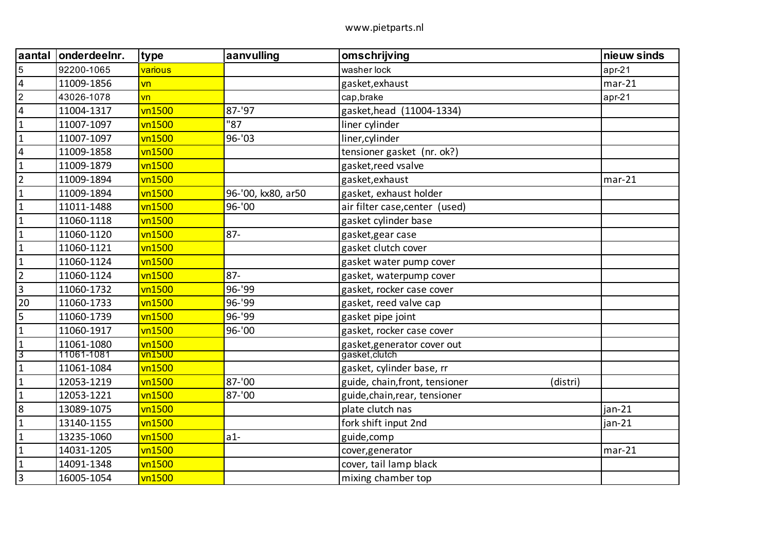| aantal | onderdeelnr. | type | aanvulling | omschrijving | nieuw sinds |
|---|---|---|---|---|---|
| 5 | 92200-1065 | various | | washer lock | apr-21 |
| 4 | 11009-1856 | vn | | gasket,exhaust | mar-21 |
| 2 | 43026-1078 | vn | | cap,brake | apr-21 |
| 4 | 11004-1317 | vn1500 | 87-'97 | gasket,head (11004-1334) | |
| 1 | 11007-1097 | vn1500 | "87 | liner cylinder | |
| 1 | 11007-1097 | vn1500 | 96-'03 | liner,cylinder | |
| 4 | 11009-1858 | vn1500 | | tensioner gasket (nr. ok?) | |
| 1 | 11009-1879 | vn1500 | | gasket,reed vsalve | |
| 2 | 11009-1894 | vn1500 | | gasket,exhaust | mar-21 |
| 1 | 11009-1894 | vn1500 | 96-'00, kx80, ar50 | gasket, exhaust holder | |
| 1 | 11011-1488 | vn1500 | 96-'00 | air filter case,center (used) | |
| 1 | 11060-1118 | vn1500 | | gasket cylinder base | |
| 1 | 11060-1120 | vn1500 | 87- | gasket,gear case | |
| 1 | 11060-1121 | vn1500 | | gasket clutch cover | |
| 1 | 11060-1124 | vn1500 | | gasket water pump cover | |
| 2 | 11060-1124 | vn1500 | 87- | gasket, waterpump cover | |
| 3 | 11060-1732 | vn1500 | 96-'99 | gasket, rocker case cover | |
| 20 | 11060-1733 | vn1500 | 96-'99 | gasket, reed valve cap | |
| 5 | 11060-1739 | vn1500 | 96-'99 | gasket pipe joint | |
| 1 | 11060-1917 | vn1500 | 96-'00 | gasket, rocker case cover | |
| 1 | 11061-1080 | vn1500 | | gasket,generator cover out | |
| 3 | 11061-1081 | vn1500 | | gasket,clutch | |
| 1 | 11061-1084 | vn1500 | | gasket, cylinder base, rr | |
| 1 | 12053-1219 | vn1500 | 87-'00 | guide, chain,front, tensioner (distri) | |
| 1 | 12053-1221 | vn1500 | 87-'00 | guide,chain,rear, tensioner | |
| 8 | 13089-1075 | vn1500 | | plate clutch nas | jan-21 |
| 1 | 13140-1155 | vn1500 | | fork shift input 2nd | jan-21 |
| 1 | 13235-1060 | vn1500 | a1- | guide,comp | |
| 1 | 14031-1205 | vn1500 | | cover,generator | mar-21 |
| 1 | 14091-1348 | vn1500 | | cover, tail lamp black | |
| 3 | 16005-1054 | vn1500 | | mixing chamber top | |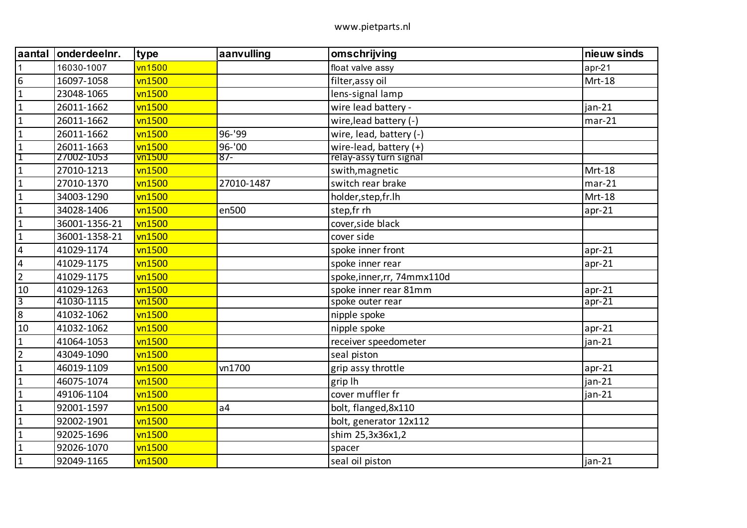www.pietparts.nl

| aantal | onderdeelnr. | type | aanvulling | omschrijving | nieuw sinds |
|---|---|---|---|---|---|
| 1 | 16030-1007 | vn1500 | | float valve assy | apr-21 |
| 6 | 16097-1058 | vn1500 | | filter,assy oil | Mrt-18 |
| 1 | 23048-1065 | vn1500 | | lens-signal lamp | |
| 1 | 26011-1662 | vn1500 | | wire lead battery - | jan-21 |
| 1 | 26011-1662 | vn1500 | | wire,lead battery (-) | mar-21 |
| 1 | 26011-1662 | vn1500 | 96-'99 | wire, lead, battery (-) | |
| 1 | 26011-1663 | vn1500 | 96-'00 | wire-lead, battery (+) | |
| 1 | 27002-1053 | vn1500 | 87- | relay-assy turn signal | |
| 1 | 27010-1213 | vn1500 | | swith,magnetic | Mrt-18 |
| 1 | 27010-1370 | vn1500 | 27010-1487 | switch rear brake | mar-21 |
| 1 | 34003-1290 | vn1500 | | holder,step,fr.lh | Mrt-18 |
| 1 | 34028-1406 | vn1500 | en500 | step,fr rh | apr-21 |
| 1 | 36001-1356-21 | vn1500 | | cover,side black | |
| 1 | 36001-1358-21 | vn1500 | | cover side | |
| 4 | 41029-1174 | vn1500 | | spoke inner front | apr-21 |
| 4 | 41029-1175 | vn1500 | | spoke inner rear | apr-21 |
| 2 | 41029-1175 | vn1500 | | spoke,inner,rr, 74mmx110d | |
| 10 | 41029-1263 | vn1500 | | spoke inner rear 81mm | apr-21 |
| 3 | 41030-1115 | vn1500 | | spoke outer rear | apr-21 |
| 8 | 41032-1062 | vn1500 | | nipple spoke | |
| 10 | 41032-1062 | vn1500 | | nipple spoke | apr-21 |
| 1 | 41064-1053 | vn1500 | | receiver speedometer | jan-21 |
| 2 | 43049-1090 | vn1500 | | seal piston | |
| 1 | 46019-1109 | vn1500 | vn1700 | grip assy throttle | apr-21 |
| 1 | 46075-1074 | vn1500 | | grip lh | jan-21 |
| 1 | 49106-1104 | vn1500 | | cover muffler fr | jan-21 |
| 1 | 92001-1597 | vn1500 | a4 | bolt, flanged,8x110 | |
| 1 | 92002-1901 | vn1500 | | bolt, generator 12x112 | |
| 1 | 92025-1696 | vn1500 | | shim 25,3x36x1,2 | |
| 1 | 92026-1070 | vn1500 | | spacer | |
| 1 | 92049-1165 | vn1500 | | seal oil piston | jan-21 |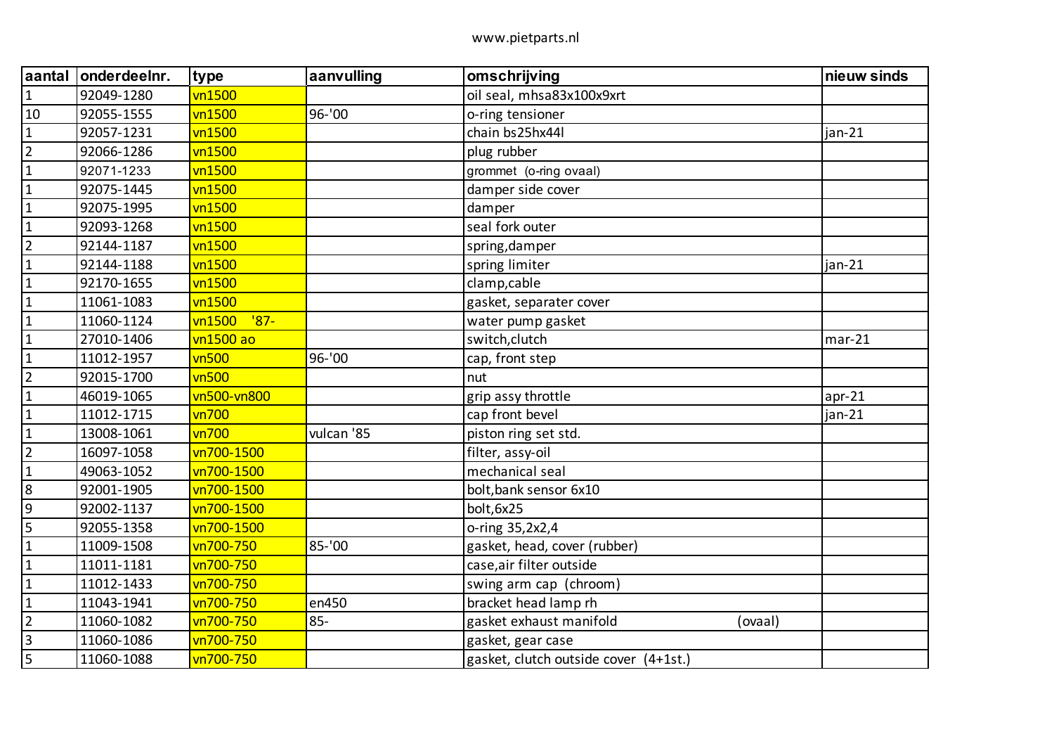www.pietparts.nl

| aantal | onderdeelnr. | type | aanvulling | omschrijving | nieuw sinds |
|---|---|---|---|---|---|
| 1 | 92049-1280 | vn1500 | | oil seal, mhsa83x100x9xrt | |
| 10 | 92055-1555 | vn1500 | 96-'00 | o-ring tensioner | |
| 1 | 92057-1231 | vn1500 | | chain bs25hx44l | jan-21 |
| 2 | 92066-1286 | vn1500 | | plug rubber | |
| 1 | 92071-1233 | vn1500 | | grommet (o-ring ovaal) | |
| 1 | 92075-1445 | vn1500 | | damper side cover | |
| 1 | 92075-1995 | vn1500 | | damper | |
| 1 | 92093-1268 | vn1500 | | seal fork outer | |
| 2 | 92144-1187 | vn1500 | | spring,damper | |
| 1 | 92144-1188 | vn1500 | | spring limiter | jan-21 |
| 1 | 92170-1655 | vn1500 | | clamp,cable | |
| 1 | 11061-1083 | vn1500 | | gasket, separater cover | |
| 1 | 11060-1124 | vn1500 '87- | | water pump gasket | |
| 1 | 27010-1406 | vn1500 ao | | switch,clutch | mar-21 |
| 1 | 11012-1957 | vn500 | 96-'00 | cap, front step | |
| 2 | 92015-1700 | vn500 | | nut | |
| 1 | 46019-1065 | vn500-vn800 | | grip assy throttle | apr-21 |
| 1 | 11012-1715 | vn700 | | cap front bevel | jan-21 |
| 1 | 13008-1061 | vn700 | vulcan '85 | piston ring set std. | |
| 2 | 16097-1058 | vn700-1500 | | filter, assy-oil | |
| 1 | 49063-1052 | vn700-1500 | | mechanical seal | |
| 8 | 92001-1905 | vn700-1500 | | bolt,bank sensor 6x10 | |
| 9 | 92002-1137 | vn700-1500 | | bolt,6x25 | |
| 5 | 92055-1358 | vn700-1500 | | o-ring 35,2x2,4 | |
| 1 | 11009-1508 | vn700-750 | 85-'00 | gasket, head, cover (rubber) | |
| 1 | 11011-1181 | vn700-750 | | case,air filter outside | |
| 1 | 11012-1433 | vn700-750 | | swing arm cap (chroom) | |
| 1 | 11043-1941 | vn700-750 | en450 | bracket head lamp rh | |
| 2 | 11060-1082 | vn700-750 | 85- | gasket exhaust manifold (ovaal) | |
| 3 | 11060-1086 | vn700-750 | | gasket, gear case | |
| 5 | 11060-1088 | vn700-750 | | gasket, clutch outside cover (4+1st.) | |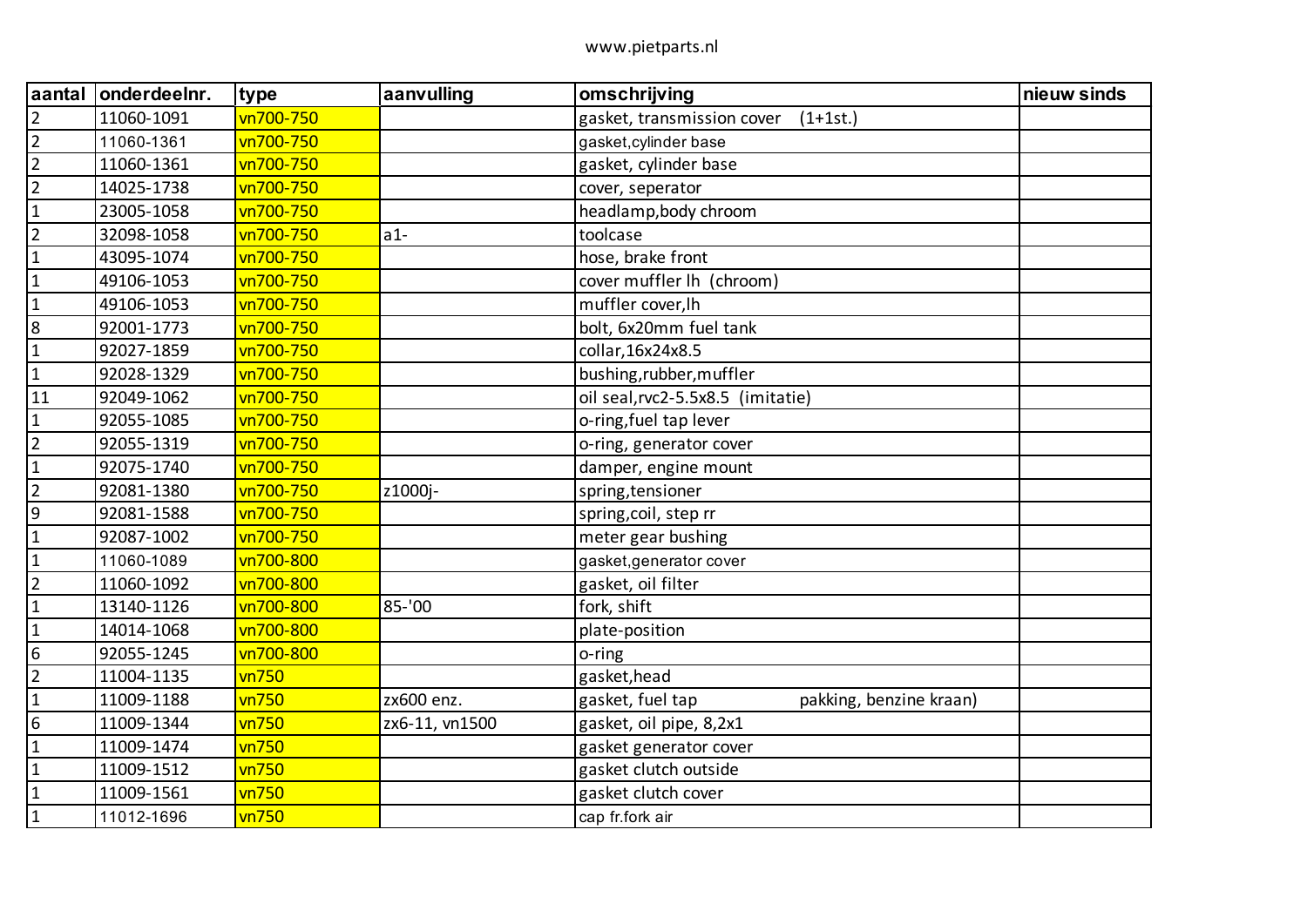www.pietparts.nl

| aantal | onderdeelnr. | type | aanvulling | omschrijving | nieuw sinds |
|---|---|---|---|---|---|
| 2 | 11060-1091 | vn700-750 | | gasket, transmission cover (1+1st.) | |
| 2 | 11060-1361 | vn700-750 | | gasket,cylinder base | |
| 2 | 11060-1361 | vn700-750 | | gasket, cylinder base | |
| 2 | 14025-1738 | vn700-750 | | cover, seperator | |
| 1 | 23005-1058 | vn700-750 | | headlamp,body chroom | |
| 2 | 32098-1058 | vn700-750 | a1- | toolcase | |
| 1 | 43095-1074 | vn700-750 | | hose, brake front | |
| 1 | 49106-1053 | vn700-750 | | cover muffler lh (chroom) | |
| 1 | 49106-1053 | vn700-750 | | muffler cover,lh | |
| 8 | 92001-1773 | vn700-750 | | bolt, 6x20mm fuel tank | |
| 1 | 92027-1859 | vn700-750 | | collar,16x24x8.5 | |
| 1 | 92028-1329 | vn700-750 | | bushing,rubber,muffler | |
| 11 | 92049-1062 | vn700-750 | | oil seal,rvc2-5.5x8.5 (imitatie) | |
| 1 | 92055-1085 | vn700-750 | | o-ring,fuel tap lever | |
| 2 | 92055-1319 | vn700-750 | | o-ring, generator cover | |
| 1 | 92075-1740 | vn700-750 | | damper, engine mount | |
| 2 | 92081-1380 | vn700-750 | z1000j- | spring,tensioner | |
| 9 | 92081-1588 | vn700-750 | | spring,coil, step rr | |
| 1 | 92087-1002 | vn700-750 | | meter gear bushing | |
| 1 | 11060-1089 | vn700-800 | | gasket,generator cover | |
| 2 | 11060-1092 | vn700-800 | | gasket, oil filter | |
| 1 | 13140-1126 | vn700-800 | 85-'00 | fork, shift | |
| 1 | 14014-1068 | vn700-800 | | plate-position | |
| 6 | 92055-1245 | vn700-800 | | o-ring | |
| 2 | 11004-1135 | vn750 | | gasket,head | |
| 1 | 11009-1188 | vn750 | zx600 enz. | gasket, fuel tap pakking, benzine kraan) | |
| 6 | 11009-1344 | vn750 | zx6-11, vn1500 | gasket, oil pipe, 8,2x1 | |
| 1 | 11009-1474 | vn750 | | gasket generator cover | |
| 1 | 11009-1512 | vn750 | | gasket clutch outside | |
| 1 | 11009-1561 | vn750 | | gasket clutch cover | |
| 1 | 11012-1696 | vn750 | | cap fr.fork air | |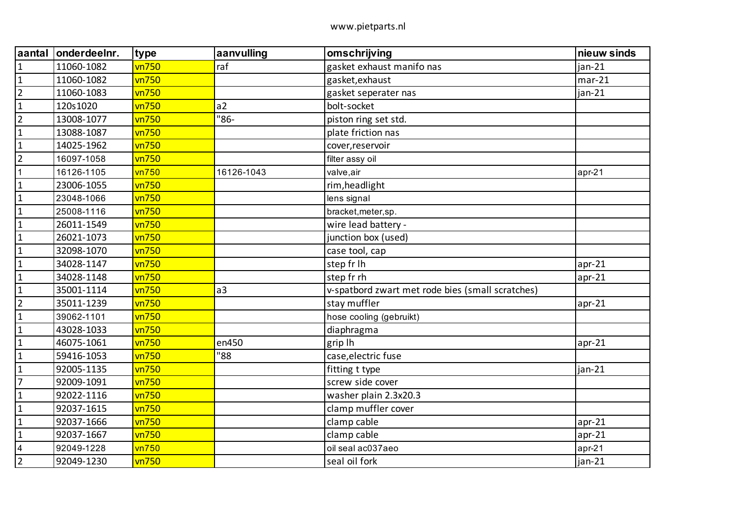| aantal | onderdeelnr. | type | aanvulling | omschrijving | nieuw sinds |
|---|---|---|---|---|---|
| 1 | 11060-1082 | vn750 | raf | gasket exhaust manifo nas | jan-21 |
| 1 | 11060-1082 | vn750 | | gasket,exhaust | mar-21 |
| 2 | 11060-1083 | vn750 | | gasket seperater nas | jan-21 |
| 1 | 120s1020 | vn750 | a2 | bolt-socket | |
| 2 | 13008-1077 | vn750 | "86- | piston ring set std. | |
| 1 | 13088-1087 | vn750 | | plate friction nas | |
| 1 | 14025-1962 | vn750 | | cover,reservoir | |
| 2 | 16097-1058 | vn750 | | filter assy oil | |
| 1 | 16126-1105 | vn750 | 16126-1043 | valve,air | apr-21 |
| 1 | 23006-1055 | vn750 | | rim,headlight | |
| 1 | 23048-1066 | vn750 | | lens signal | |
| 1 | 25008-1116 | vn750 | | bracket,meter,sp. | |
| 1 | 26011-1549 | vn750 | | wire lead battery - | |
| 1 | 26021-1073 | vn750 | | junction box (used) | |
| 1 | 32098-1070 | vn750 | | case tool, cap | |
| 1 | 34028-1147 | vn750 | | step fr lh | apr-21 |
| 1 | 34028-1148 | vn750 | | step fr rh | apr-21 |
| 1 | 35001-1114 | vn750 | a3 | v-spatbord zwart met rode bies (small scratches) | |
| 2 | 35011-1239 | vn750 | | stay muffler | apr-21 |
| 1 | 39062-1101 | vn750 | | hose cooling (gebruikt) | |
| 1 | 43028-1033 | vn750 | | diaphragma | |
| 1 | 46075-1061 | vn750 | en450 | grip lh | apr-21 |
| 1 | 59416-1053 | vn750 | "88 | case,electric fuse | |
| 1 | 92005-1135 | vn750 | | fitting t type | jan-21 |
| 7 | 92009-1091 | vn750 | | screw side cover | |
| 1 | 92022-1116 | vn750 | | washer plain 2.3x20.3 | |
| 1 | 92037-1615 | vn750 | | clamp muffler cover | |
| 1 | 92037-1666 | vn750 | | clamp cable | apr-21 |
| 1 | 92037-1667 | vn750 | | clamp cable | apr-21 |
| 4 | 92049-1228 | vn750 | | oil seal ac037aeo | apr-21 |
| 2 | 92049-1230 | vn750 | | seal oil fork | jan-21 |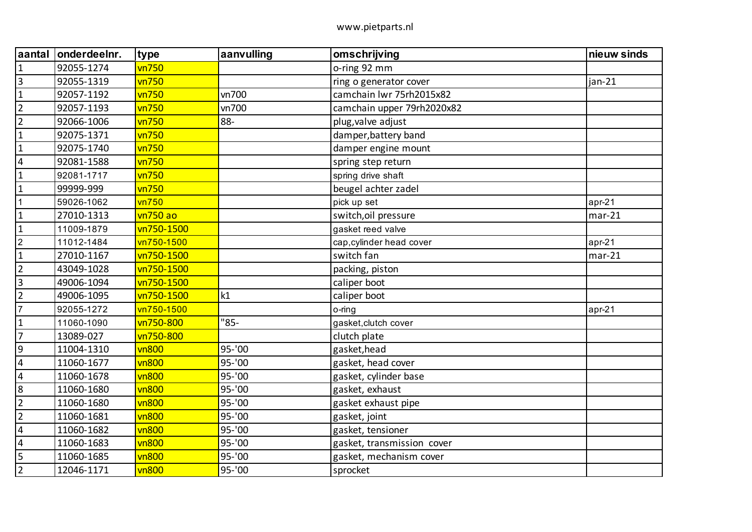www.pietparts.nl

| aantal | onderdeelnr. | type | aanvulling | omschrijving | nieuw sinds |
|---|---|---|---|---|---|
| 1 | 92055-1274 | vn750 | | o-ring 92 mm | |
| 3 | 92055-1319 | vn750 | | ring o generator cover | jan-21 |
| 1 | 92057-1192 | vn750 | vn700 | camchain lwr 75rh2015x82 | |
| 2 | 92057-1193 | vn750 | vn700 | camchain upper 79rh2020x82 | |
| 2 | 92066-1006 | vn750 | 88- | plug,valve adjust | |
| 1 | 92075-1371 | vn750 | | damper,battery band | |
| 1 | 92075-1740 | vn750 | | damper engine mount | |
| 4 | 92081-1588 | vn750 | | spring step return | |
| 1 | 92081-1717 | vn750 | | spring drive shaft | |
| 1 | 99999-999 | vn750 | | beugel achter zadel | |
| 1 | 59026-1062 | vn750 | | pick up set | apr-21 |
| 1 | 27010-1313 | vn750 ao | | switch,oil pressure | mar-21 |
| 1 | 11009-1879 | vn750-1500 | | gasket reed valve | |
| 2 | 11012-1484 | vn750-1500 | | cap,cylinder head cover | apr-21 |
| 1 | 27010-1167 | vn750-1500 | | switch fan | mar-21 |
| 2 | 43049-1028 | vn750-1500 | | packing, piston | |
| 3 | 49006-1094 | vn750-1500 | | caliper boot | |
| 2 | 49006-1095 | vn750-1500 | k1 | caliper boot | |
| 7 | 92055-1272 | vn750-1500 | | o-ring | apr-21 |
| 1 | 11060-1090 | vn750-800 | "85- | gasket,clutch cover | |
| 7 | 13089-027 | vn750-800 | | clutch plate | |
| 9 | 11004-1310 | vn800 | 95-'00 | gasket,head | |
| 4 | 11060-1677 | vn800 | 95-'00 | gasket, head cover | |
| 4 | 11060-1678 | vn800 | 95-'00 | gasket, cylinder base | |
| 8 | 11060-1680 | vn800 | 95-'00 | gasket, exhaust | |
| 2 | 11060-1680 | vn800 | 95-'00 | gasket exhaust pipe | |
| 2 | 11060-1681 | vn800 | 95-'00 | gasket, joint | |
| 4 | 11060-1682 | vn800 | 95-'00 | gasket, tensioner | |
| 4 | 11060-1683 | vn800 | 95-'00 | gasket, transmission cover | |
| 5 | 11060-1685 | vn800 | 95-'00 | gasket, mechanism cover | |
| 2 | 12046-1171 | vn800 | 95-'00 | sprocket | |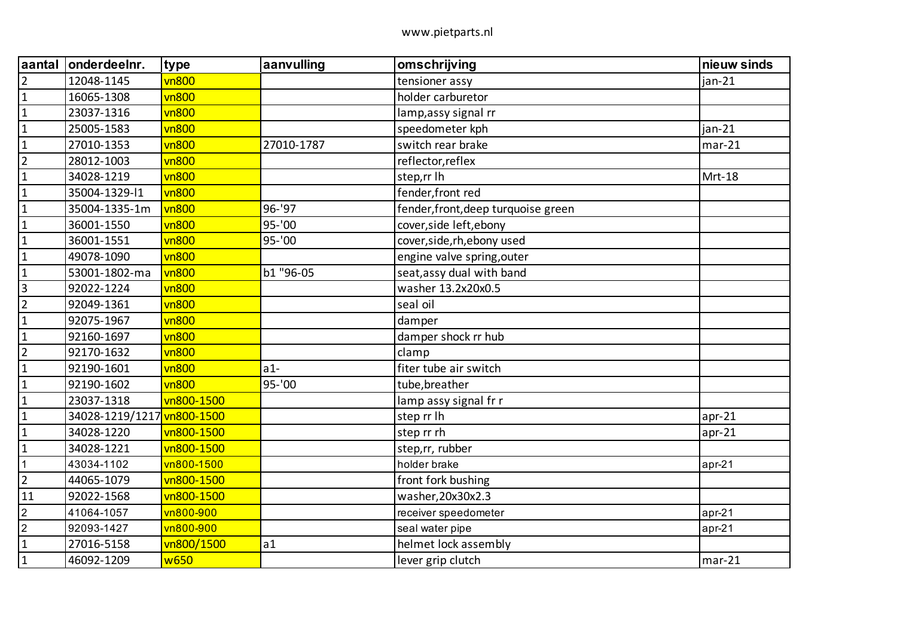www.pietparts.nl

| aantal | onderdeelnr. | type | aanvulling | omschrijving | nieuw sinds |
|---|---|---|---|---|---|
| 2 | 12048-1145 | vn800 | | tensioner assy | jan-21 |
| 1 | 16065-1308 | vn800 | | holder carburetor | |
| 1 | 23037-1316 | vn800 | | lamp,assy signal rr | |
| 1 | 25005-1583 | vn800 | | speedometer kph | jan-21 |
| 1 | 27010-1353 | vn800 | 27010-1787 | switch rear brake | mar-21 |
| 2 | 28012-1003 | vn800 | | reflector,reflex | |
| 1 | 34028-1219 | vn800 | | step,rr lh | Mrt-18 |
| 1 | 35004-1329-l1 | vn800 | | fender,front red | |
| 1 | 35004-1335-1m | vn800 | 96-'97 | fender,front,deep turquoise green | |
| 1 | 36001-1550 | vn800 | 95-'00 | cover,side left,ebony | |
| 1 | 36001-1551 | vn800 | 95-'00 | cover,side,rh,ebony used | |
| 1 | 49078-1090 | vn800 | | engine valve spring,outer | |
| 1 | 53001-1802-ma | vn800 | b1 "96-05 | seat,assy dual with band | |
| 3 | 92022-1224 | vn800 | | washer 13.2x20x0.5 | |
| 2 | 92049-1361 | vn800 | | seal oil | |
| 1 | 92075-1967 | vn800 | | damper | |
| 1 | 92160-1697 | vn800 | | damper shock rr hub | |
| 2 | 92170-1632 | vn800 | | clamp | |
| 1 | 92190-1601 | vn800 | a1- | fiter tube air switch | |
| 1 | 92190-1602 | vn800 | 95-'00 | tube,breather | |
| 1 | 23037-1318 | vn800-1500 | | lamp assy signal fr r | |
| 1 | 34028-1219/1217 | vn800-1500 | | step rr lh | apr-21 |
| 1 | 34028-1220 | vn800-1500 | | step rr rh | apr-21 |
| 1 | 34028-1221 | vn800-1500 | | step,rr, rubber | |
| 1 | 43034-1102 | vn800-1500 | | holder brake | apr-21 |
| 2 | 44065-1079 | vn800-1500 | | front fork bushing | |
| 11 | 92022-1568 | vn800-1500 | | washer,20x30x2.3 | |
| 2 | 41064-1057 | vn800-900 | | receiver speedometer | apr-21 |
| 2 | 92093-1427 | vn800-900 | | seal water pipe | apr-21 |
| 1 | 27016-5158 | vn800/1500 | a1 | helmet lock assembly | |
| 1 | 46092-1209 | w650 | | lever grip clutch | mar-21 |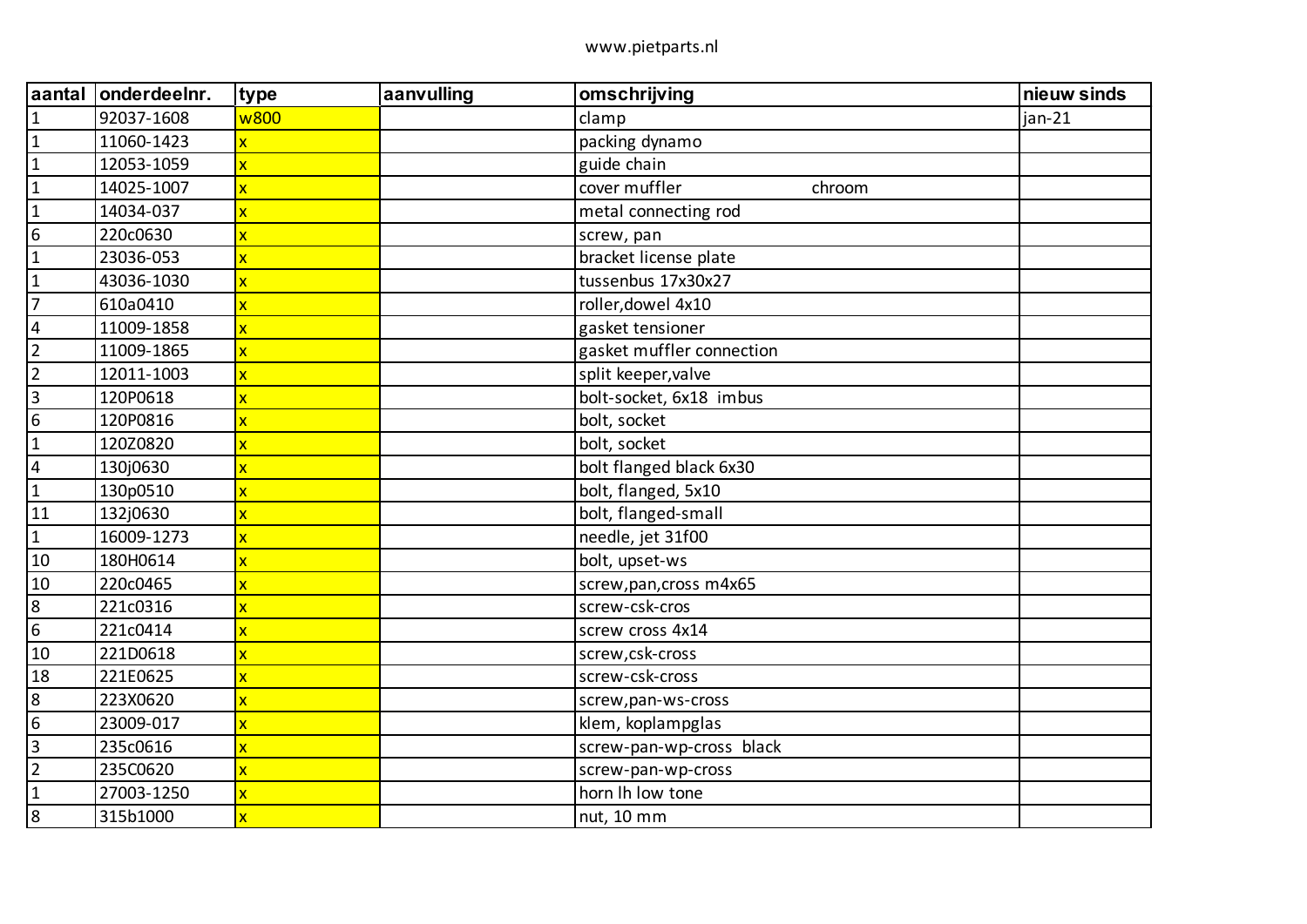www.pietparts.nl

| aantal | onderdeelnr. | type | aanvulling | omschrijving | nieuw sinds |
|---|---|---|---|---|---|
| 1 | 92037-1608 | w800 | | clamp | jan-21 |
| 1 | 11060-1423 | x | | packing dynamo | |
| 1 | 12053-1059 | x | | guide chain | |
| 1 | 14025-1007 | x | | cover muffler chroom | |
| 1 | 14034-037 | x | | metal connecting rod | |
| 6 | 220c0630 | x | | screw, pan | |
| 1 | 23036-053 | x | | bracket license plate | |
| 1 | 43036-1030 | x | | tussenbus 17x30x27 | |
| 7 | 610a0410 | x | | roller,dowel 4x10 | |
| 4 | 11009-1858 | x | | gasket tensioner | |
| 2 | 11009-1865 | x | | gasket muffler connection | |
| 2 | 12011-1003 | x | | split keeper,valve | |
| 3 | 120P0618 | x | | bolt-socket, 6x18 imbus | |
| 6 | 120P0816 | x | | bolt, socket | |
| 1 | 120Z0820 | x | | bolt, socket | |
| 4 | 130j0630 | x | | bolt flanged black 6x30 | |
| 1 | 130p0510 | x | | bolt, flanged, 5x10 | |
| 11 | 132j0630 | x | | bolt, flanged-small | |
| 1 | 16009-1273 | x | | needle, jet 31f00 | |
| 10 | 180H0614 | x | | bolt, upset-ws | |
| 10 | 220c0465 | x | | screw,pan,cross m4x65 | |
| 8 | 221c0316 | x | | screw-csk-cros | |
| 6 | 221c0414 | x | | screw cross 4x14 | |
| 10 | 221D0618 | x | | screw,csk-cross | |
| 18 | 221E0625 | x | | screw-csk-cross | |
| 8 | 223X0620 | x | | screw,pan-ws-cross | |
| 6 | 23009-017 | x | | klem, koplampglas | |
| 3 | 235c0616 | x | | screw-pan-wp-cross black | |
| 2 | 235C0620 | x | | screw-pan-wp-cross | |
| 1 | 27003-1250 | x | | horn lh low tone | |
| 8 | 315b1000 | x | | nut, 10 mm | |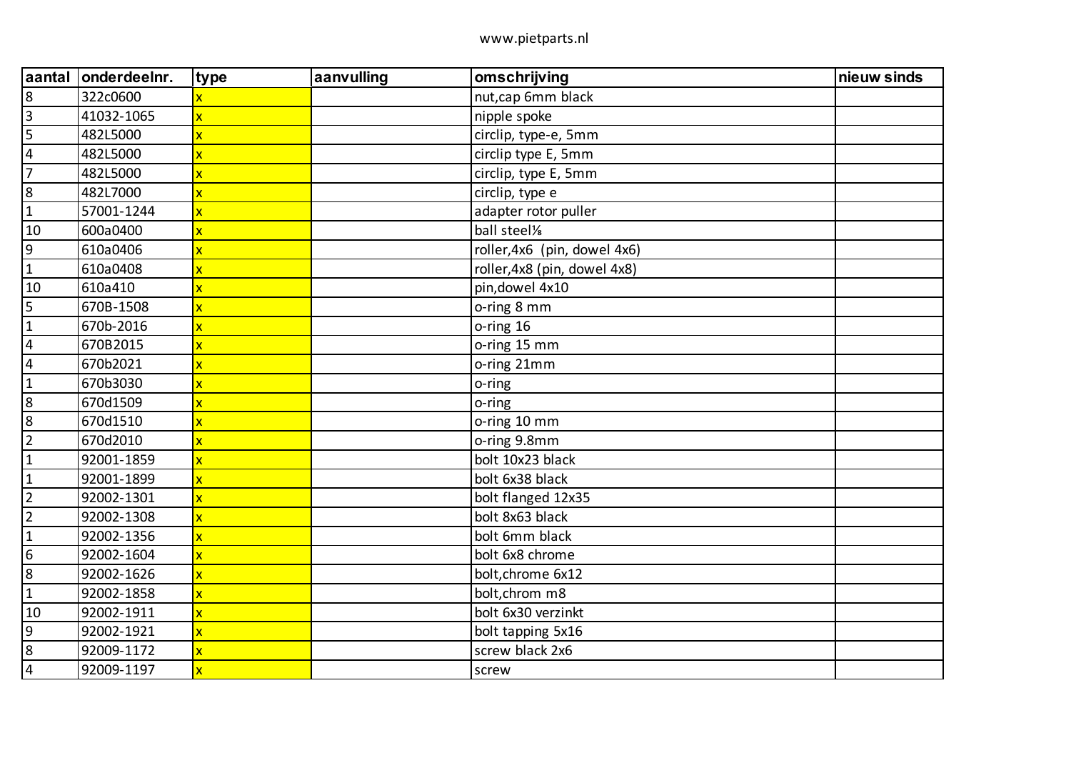| aantal | onderdeelnr. | type | aanvulling | omschrijving | nieuw sinds |
|---|---|---|---|---|---|
| 8 | 322c0600 | x | | nut,cap 6mm black | |
| 3 | 41032-1065 | x | | nipple spoke | |
| 5 | 482L5000 | x | | circlip, type-e, 5mm | |
| 4 | 482L5000 | x | | circlip type E, 5mm | |
| 7 | 482L5000 | x | | circlip, type E, 5mm | |
| 8 | 482L7000 | x | | circlip, type e | |
| 1 | 57001-1244 | x | | adapter rotor puller | |
| 10 | 600a0400 | x | | ball steel⅛ | |
| 9 | 610a0406 | x | | roller,4x6 (pin, dowel 4x6) | |
| 1 | 610a0408 | x | | roller,4x8 (pin, dowel 4x8) | |
| 10 | 610a410 | x | | pin,dowel 4x10 | |
| 5 | 670B-1508 | x | | o-ring 8 mm | |
| 1 | 670b-2016 | x | | o-ring 16 | |
| 4 | 670B2015 | x | | o-ring 15 mm | |
| 4 | 670b2021 | x | | o-ring 21mm | |
| 1 | 670b3030 | x | | o-ring | |
| 8 | 670d1509 | x | | o-ring | |
| 8 | 670d1510 | x | | o-ring 10 mm | |
| 2 | 670d2010 | x | | o-ring 9.8mm | |
| 1 | 92001-1859 | x | | bolt 10x23 black | |
| 1 | 92001-1899 | x | | bolt 6x38 black | |
| 2 | 92002-1301 | x | | bolt flanged 12x35 | |
| 2 | 92002-1308 | x | | bolt 8x63 black | |
| 1 | 92002-1356 | x | | bolt 6mm black | |
| 6 | 92002-1604 | x | | bolt 6x8 chrome | |
| 8 | 92002-1626 | x | | bolt,chrome 6x12 | |
| 1 | 92002-1858 | x | | bolt,chrom m8 | |
| 10 | 92002-1911 | x | | bolt 6x30 verzinkt | |
| 9 | 92002-1921 | x | | bolt tapping 5x16 | |
| 8 | 92009-1172 | x | | screw black 2x6 | |
| 4 | 92009-1197 | x | | screw | |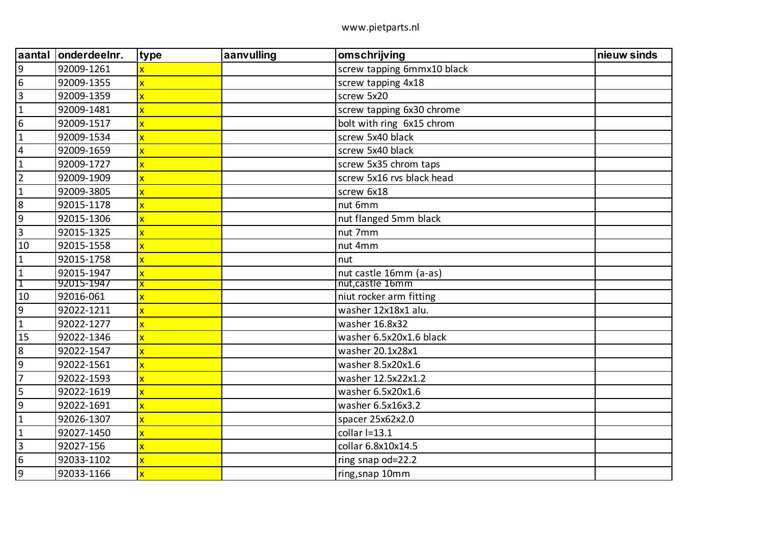| aantal | onderdeelnr. | type | aanvulling | omschrijving | nieuw sinds |
|---|---|---|---|---|---|
| 9 | 92009-1261 | x | | screw tapping 6mmx10 black | |
| 6 | 92009-1355 | x | | screw tapping 4x18 | |
| 3 | 92009-1359 | x | | screw 5x20 | |
| 1 | 92009-1481 | x | | screw tapping 6x30 chrome | |
| 6 | 92009-1517 | x | | bolt with ring 6x15 chrom | |
| 1 | 92009-1534 | x | | screw 5x40 black | |
| 4 | 92009-1659 | x | | screw 5x40 black | |
| 1 | 92009-1727 | x | | screw 5x35 chrom taps | |
| 2 | 92009-1909 | x | | screw 5x16 rvs black head | |
| 1 | 92009-3805 | x | | screw 6x18 | |
| 8 | 92015-1178 | x | | nut 6mm | |
| 9 | 92015-1306 | x | | nut flanged 5mm black | |
| 3 | 92015-1325 | x | | nut 7mm | |
| 10 | 92015-1558 | x | | nut 4mm | |
| 1 | 92015-1758 | x | | nut | |
| 1 | 92015-1947 | x | | nut castle 16mm (a-as) | |
| 1 | 92015-1947 | x | | nut,castle 16mm | |
| 10 | 92016-061 | x | | niut rocker arm fitting | |
| 9 | 92022-1211 | x | | washer 12x18x1 alu. | |
| 1 | 92022-1277 | x | | washer 16.8x32 | |
| 15 | 92022-1346 | x | | washer 6.5x20x1.6 black | |
| 8 | 92022-1547 | x | | washer 20.1x28x1 | |
| 9 | 92022-1561 | x | | washer 8.5x20x1.6 | |
| 7 | 92022-1593 | x | | washer 12.5x22x1.2 | |
| 5 | 92022-1619 | x | | washer 6.5x20x1.6 | |
| 9 | 92022-1691 | x | | washer 6.5x16x3.2 | |
| 1 | 92026-1307 | x | | spacer 25x62x2.0 | |
| 1 | 92027-1450 | x | | collar l=13.1 | |
| 3 | 92027-156 | x | | collar 6.8x10x14.5 | |
| 6 | 92033-1102 | x | | ring snap od=22.2 | |
| 9 | 92033-1166 | x | | ring,snap 10mm | |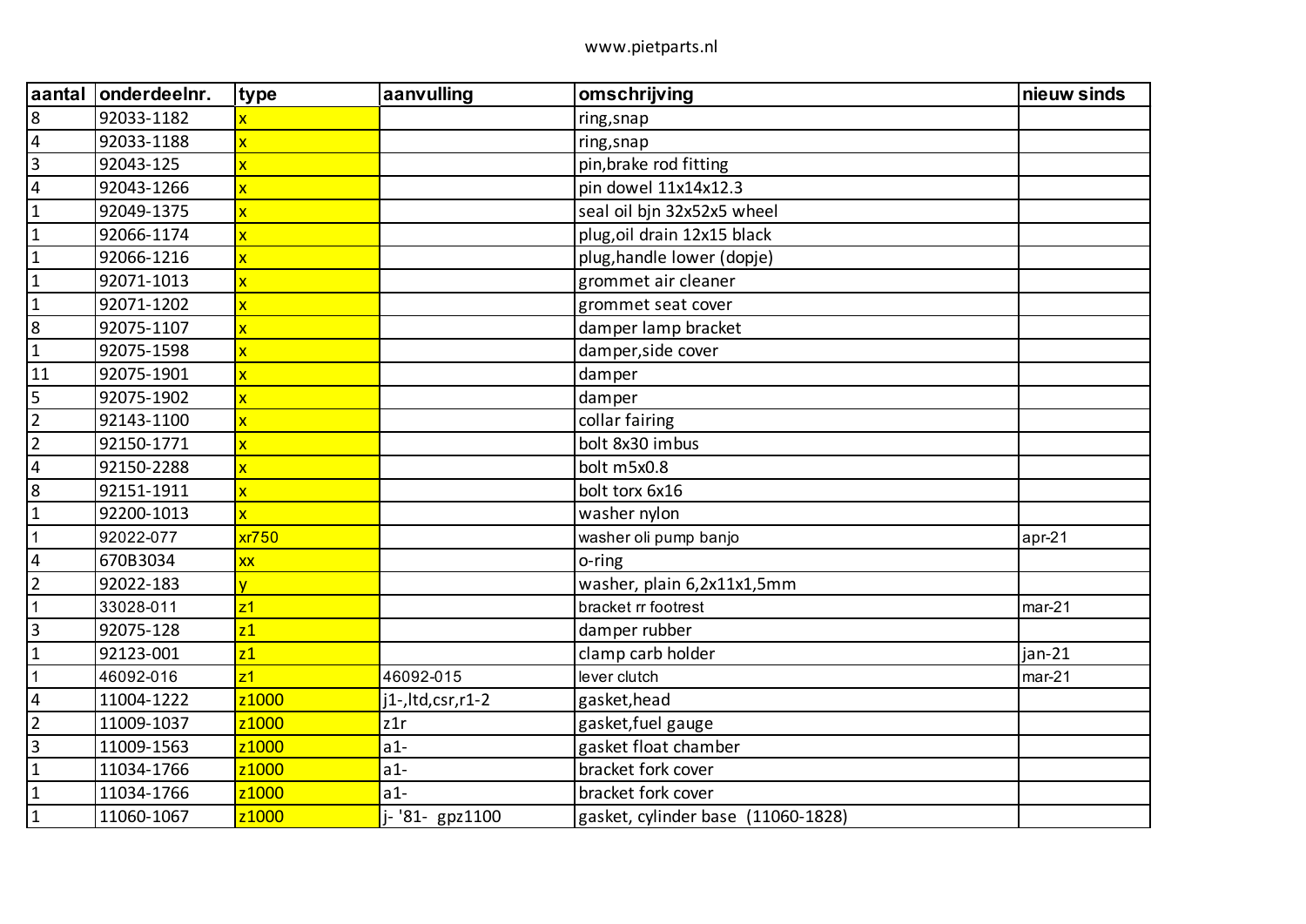www.pietparts.nl

| aantal | onderdeelnr. | type | aanvulling | omschrijving | nieuw sinds |
|---|---|---|---|---|---|
| 8 | 92033-1182 | x | | ring,snap | |
| 4 | 92033-1188 | x | | ring,snap | |
| 3 | 92043-125 | x | | pin,brake rod fitting | |
| 4 | 92043-1266 | x | | pin dowel 11x14x12.3 | |
| 1 | 92049-1375 | x | | seal oil bjn 32x52x5 wheel | |
| 1 | 92066-1174 | x | | plug,oil drain 12x15 black | |
| 1 | 92066-1216 | x | | plug,handle lower (dopje) | |
| 1 | 92071-1013 | x | | grommet air cleaner | |
| 1 | 92071-1202 | x | | grommet seat cover | |
| 8 | 92075-1107 | x | | damper lamp bracket | |
| 1 | 92075-1598 | x | | damper,side cover | |
| 11 | 92075-1901 | x | | damper | |
| 5 | 92075-1902 | x | | damper | |
| 2 | 92143-1100 | x | | collar fairing | |
| 2 | 92150-1771 | x | | bolt 8x30 imbus | |
| 4 | 92150-2288 | x | | bolt m5x0.8 | |
| 8 | 92151-1911 | x | | bolt torx 6x16 | |
| 1 | 92200-1013 | x | | washer nylon | |
| 1 | 92022-077 | xr750 | | washer oli pump banjo | apr-21 |
| 4 | 670B3034 | xx | | o-ring | |
| 2 | 92022-183 | y | | washer, plain 6,2x11x1,5mm | |
| 1 | 33028-011 | z1 | | bracket rr footrest | mar-21 |
| 3 | 92075-128 | z1 | | damper rubber | |
| 1 | 92123-001 | z1 | | clamp carb holder | jan-21 |
| 1 | 46092-016 | z1 | 46092-015 | lever clutch | mar-21 |
| 4 | 11004-1222 | z1000 | j1-,ltd,csr,r1-2 | gasket,head | |
| 2 | 11009-1037 | z1000 | z1r | gasket,fuel gauge | |
| 3 | 11009-1563 | z1000 | a1- | gasket float chamber | |
| 1 | 11034-1766 | z1000 | a1- | bracket fork cover | |
| 1 | 11034-1766 | z1000 | a1- | bracket fork cover | |
| 1 | 11060-1067 | z1000 | j- '81- gpz1100 | gasket, cylinder base (11060-1828) | |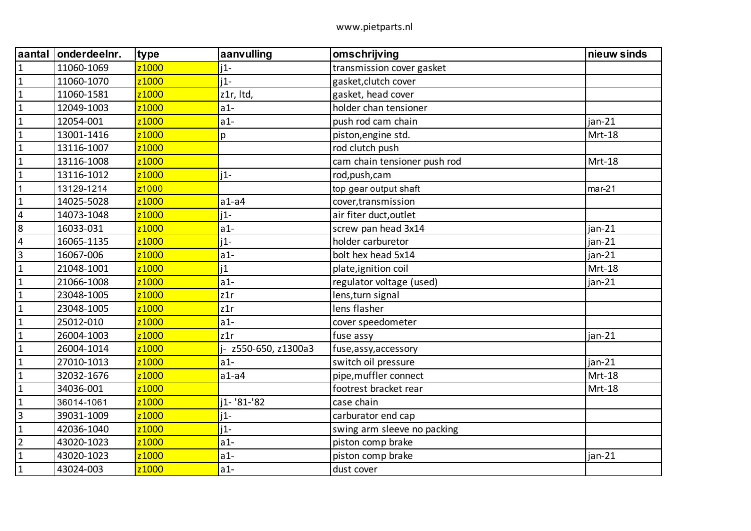www.pietparts.nl

| aantal | onderdeelnr. | type | aanvulling | omschrijving | nieuw sinds |
|---|---|---|---|---|---|
| 1 | 11060-1069 | z1000 | j1- | transmission cover gasket | |
| 1 | 11060-1070 | z1000 | j1- | gasket,clutch cover | |
| 1 | 11060-1581 | z1000 | z1r, ltd, | gasket, head cover | |
| 1 | 12049-1003 | z1000 | a1- | holder chan tensioner | |
| 1 | 12054-001 | z1000 | a1- | push rod cam chain | jan-21 |
| 1 | 13001-1416 | z1000 | p | piston,engine std. | Mrt-18 |
| 1 | 13116-1007 | z1000 | | rod clutch push | |
| 1 | 13116-1008 | z1000 | | cam chain tensioner push rod | Mrt-18 |
| 1 | 13116-1012 | z1000 | j1- | rod,push,cam | |
| 1 | 13129-1214 | z1000 | | top gear output shaft | mar-21 |
| 1 | 14025-5028 | z1000 | a1-a4 | cover,transmission | |
| 4 | 14073-1048 | z1000 | j1- | air fiter duct,outlet | |
| 8 | 16033-031 | z1000 | a1- | screw pan head 3x14 | jan-21 |
| 4 | 16065-1135 | z1000 | j1- | holder carburetor | jan-21 |
| 3 | 16067-006 | z1000 | a1- | bolt hex head 5x14 | jan-21 |
| 1 | 21048-1001 | z1000 | j1 | plate,ignition coil | Mrt-18 |
| 1 | 21066-1008 | z1000 | a1- | regulator voltage (used) | jan-21 |
| 1 | 23048-1005 | z1000 | z1r | lens,turn signal | |
| 1 | 23048-1005 | z1000 | z1r | lens flasher | |
| 1 | 25012-010 | z1000 | a1- | cover speedometer | |
| 1 | 26004-1003 | z1000 | z1r | fuse assy | jan-21 |
| 1 | 26004-1014 | z1000 | j-  z550-650, z1300a3 | fuse,assy,accessory | |
| 1 | 27010-1013 | z1000 | a1- | switch oil pressure | jan-21 |
| 1 | 32032-1676 | z1000 | a1-a4 | pipe,muffler connect | Mrt-18 |
| 1 | 34036-001 | z1000 | | footrest bracket rear | Mrt-18 |
| 1 | 36014-1061 | z1000 | j1- '81-'82 | case chain | |
| 3 | 39031-1009 | z1000 | j1- | carburator end cap | |
| 1 | 42036-1040 | z1000 | j1- | swing arm sleeve no packing | |
| 2 | 43020-1023 | z1000 | a1- | piston comp brake | |
| 1 | 43020-1023 | z1000 | a1- | piston comp brake | jan-21 |
| 1 | 43024-003 | z1000 | a1- | dust cover | |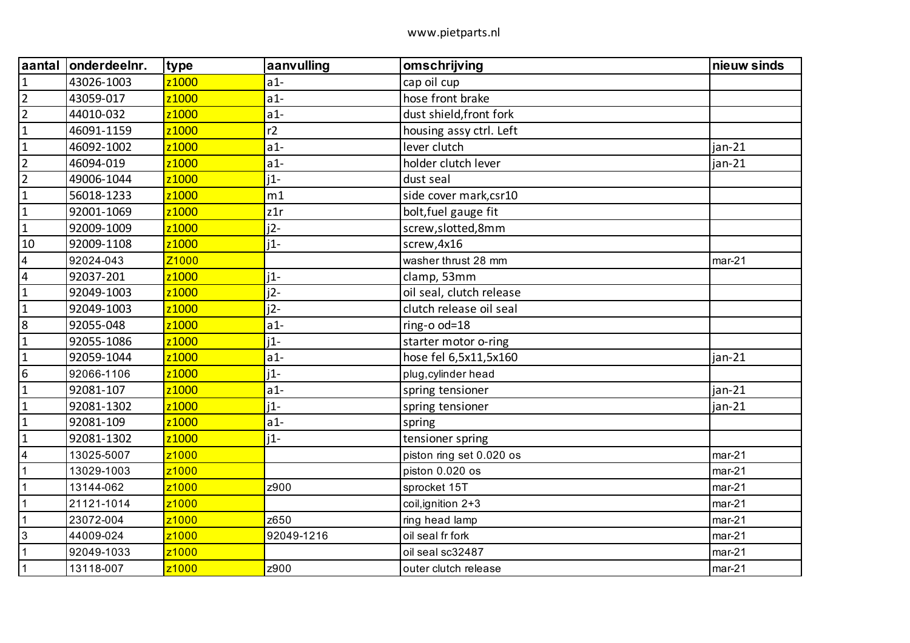www.pietparts.nl

| aantal | onderdeelnr. | type | aanvulling | omschrijving | nieuw sinds |
|---|---|---|---|---|---|
| 1 | 43026-1003 | z1000 | a1- | cap oil cup | |
| 2 | 43059-017 | z1000 | a1- | hose front brake | |
| 2 | 44010-032 | z1000 | a1- | dust shield,front fork | |
| 1 | 46091-1159 | z1000 | r2 | housing assy ctrl. Left | |
| 1 | 46092-1002 | z1000 | a1- | lever clutch | jan-21 |
| 2 | 46094-019 | z1000 | a1- | holder clutch lever | jan-21 |
| 2 | 49006-1044 | z1000 | j1- | dust seal | |
| 1 | 56018-1233 | z1000 | m1 | side cover mark,csr10 | |
| 1 | 92001-1069 | z1000 | z1r | bolt,fuel gauge fit | |
| 1 | 92009-1009 | z1000 | j2- | screw,slotted,8mm | |
| 10 | 92009-1108 | z1000 | j1- | screw,4x16 | |
| 4 | 92024-043 | Z1000 | | washer thrust 28 mm | mar-21 |
| 4 | 92037-201 | z1000 | j1- | clamp, 53mm | |
| 1 | 92049-1003 | z1000 | j2- | oil seal, clutch release | |
| 1 | 92049-1003 | z1000 | j2- | clutch release oil seal | |
| 8 | 92055-048 | z1000 | a1- | ring-o od=18 | |
| 1 | 92055-1086 | z1000 | j1- | starter motor o-ring | |
| 1 | 92059-1044 | z1000 | a1- | hose fel 6,5x11,5x160 | jan-21 |
| 6 | 92066-1106 | z1000 | j1- | plug,cylinder head | |
| 1 | 92081-107 | z1000 | a1- | spring tensioner | jan-21 |
| 1 | 92081-1302 | z1000 | j1- | spring tensioner | jan-21 |
| 1 | 92081-109 | z1000 | a1- | spring | |
| 1 | 92081-1302 | z1000 | j1- | tensioner spring | |
| 4 | 13025-5007 | z1000 | | piston ring set 0.020 os | mar-21 |
| 1 | 13029-1003 | z1000 | | piston 0.020 os | mar-21 |
| 1 | 13144-062 | z1000 | z900 | sprocket 15T | mar-21 |
| 1 | 21121-1014 | z1000 | | coil,ignition 2+3 | mar-21 |
| 1 | 23072-004 | z1000 | z650 | ring head lamp | mar-21 |
| 3 | 44009-024 | z1000 | 92049-1216 | oil seal fr fork | mar-21 |
| 1 | 92049-1033 | z1000 | | oil seal sc32487 | mar-21 |
| 1 | 13118-007 | z1000 | z900 | outer clutch release | mar-21 |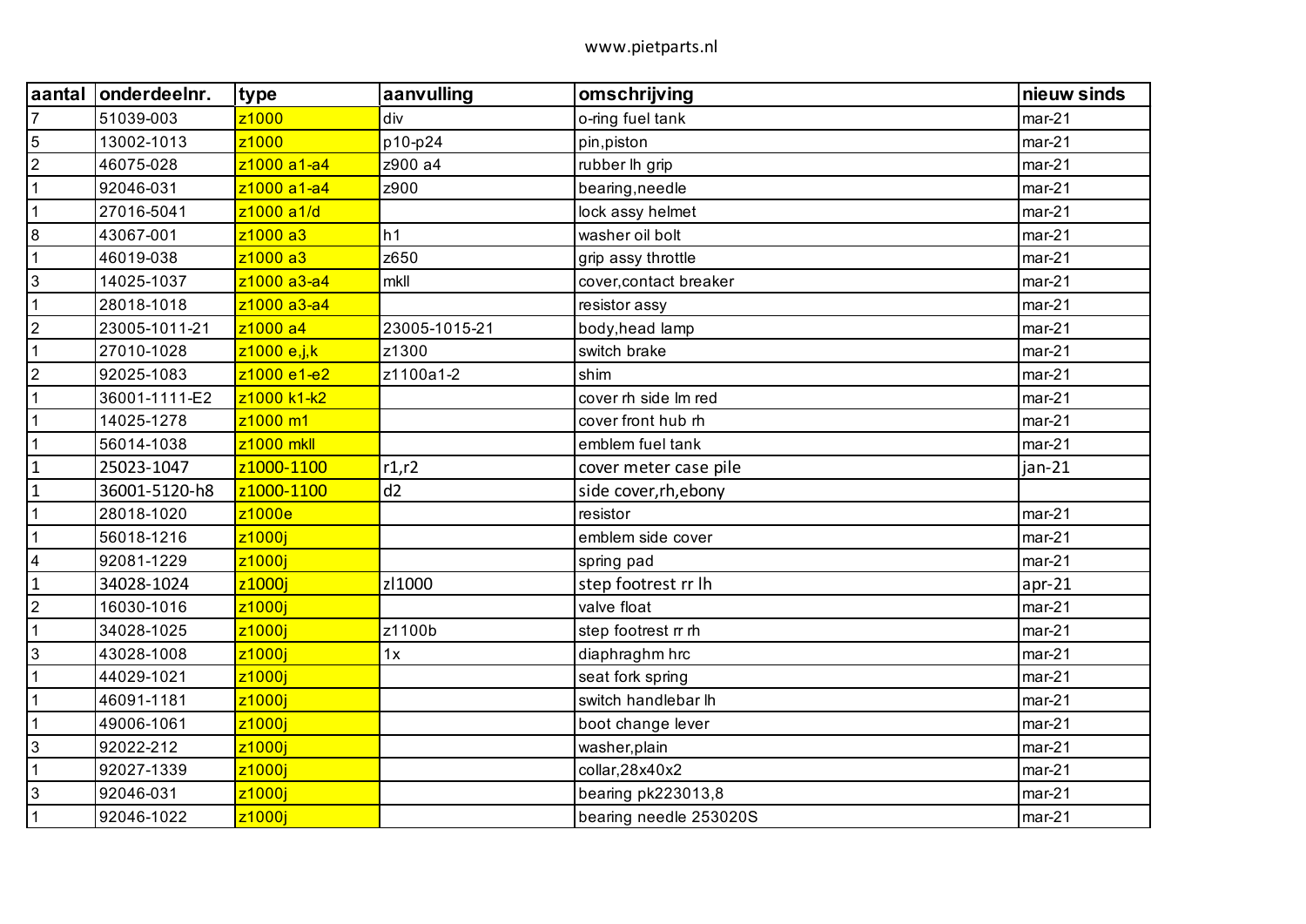www.pietparts.nl

| aantal | onderdeelnr. | type | aanvulling | omschrijving | nieuw sinds |
|---|---|---|---|---|---|
| 7 | 51039-003 | z1000 | div | o-ring fuel tank | mar-21 |
| 5 | 13002-1013 | z1000 | p10-p24 | pin,piston | mar-21 |
| 2 | 46075-028 | z1000 a1-a4 | z900 a4 | rubber lh grip | mar-21 |
| 1 | 92046-031 | z1000 a1-a4 | z900 | bearing,needle | mar-21 |
| 1 | 27016-5041 | z1000 a1/d | | lock assy helmet | mar-21 |
| 8 | 43067-001 | z1000 a3 | h1 | washer oil bolt | mar-21 |
| 1 | 46019-038 | z1000 a3 | z650 | grip assy throttle | mar-21 |
| 3 | 14025-1037 | z1000 a3-a4 | mkll | cover,contact breaker | mar-21 |
| 1 | 28018-1018 | z1000 a3-a4 | | resistor assy | mar-21 |
| 2 | 23005-1011-21 | z1000 a4 | 23005-1015-21 | body,head lamp | mar-21 |
| 1 | 27010-1028 | z1000 e,j,k | z1300 | switch brake | mar-21 |
| 2 | 92025-1083 | z1000 e1-e2 | z1100a1-2 | shim | mar-21 |
| 1 | 36001-1111-E2 | z1000 k1-k2 | | cover rh side lm red | mar-21 |
| 1 | 14025-1278 | z1000 m1 | | cover front hub rh | mar-21 |
| 1 | 56014-1038 | z1000 mkll | | emblem fuel tank | mar-21 |
| 1 | 25023-1047 | z1000-1100 | r1,r2 | cover meter case pile | jan-21 |
| 1 | 36001-5120-h8 | z1000-1100 | d2 | side cover,rh,ebony | |
| 1 | 28018-1020 | z1000e | | resistor | mar-21 |
| 1 | 56018-1216 | z1000j | | emblem side cover | mar-21 |
| 4 | 92081-1229 | z1000j | | spring pad | mar-21 |
| 1 | 34028-1024 | z1000j | zl1000 | step footrest rr lh | apr-21 |
| 2 | 16030-1016 | z1000j | | valve float | mar-21 |
| 1 | 34028-1025 | z1000j | z1100b | step footrest rr rh | mar-21 |
| 3 | 43028-1008 | z1000j | 1x | diaphraghm hrc | mar-21 |
| 1 | 44029-1021 | z1000j | | seat fork spring | mar-21 |
| 1 | 46091-1181 | z1000j | | switch handlebar lh | mar-21 |
| 1 | 49006-1061 | z1000j | | boot change lever | mar-21 |
| 3 | 92022-212 | z1000j | | washer,plain | mar-21 |
| 1 | 92027-1339 | z1000j | | collar,28x40x2 | mar-21 |
| 3 | 92046-031 | z1000j | | bearing pk223013,8 | mar-21 |
| 1 | 92046-1022 | z1000j | | bearing needle 253020S | mar-21 |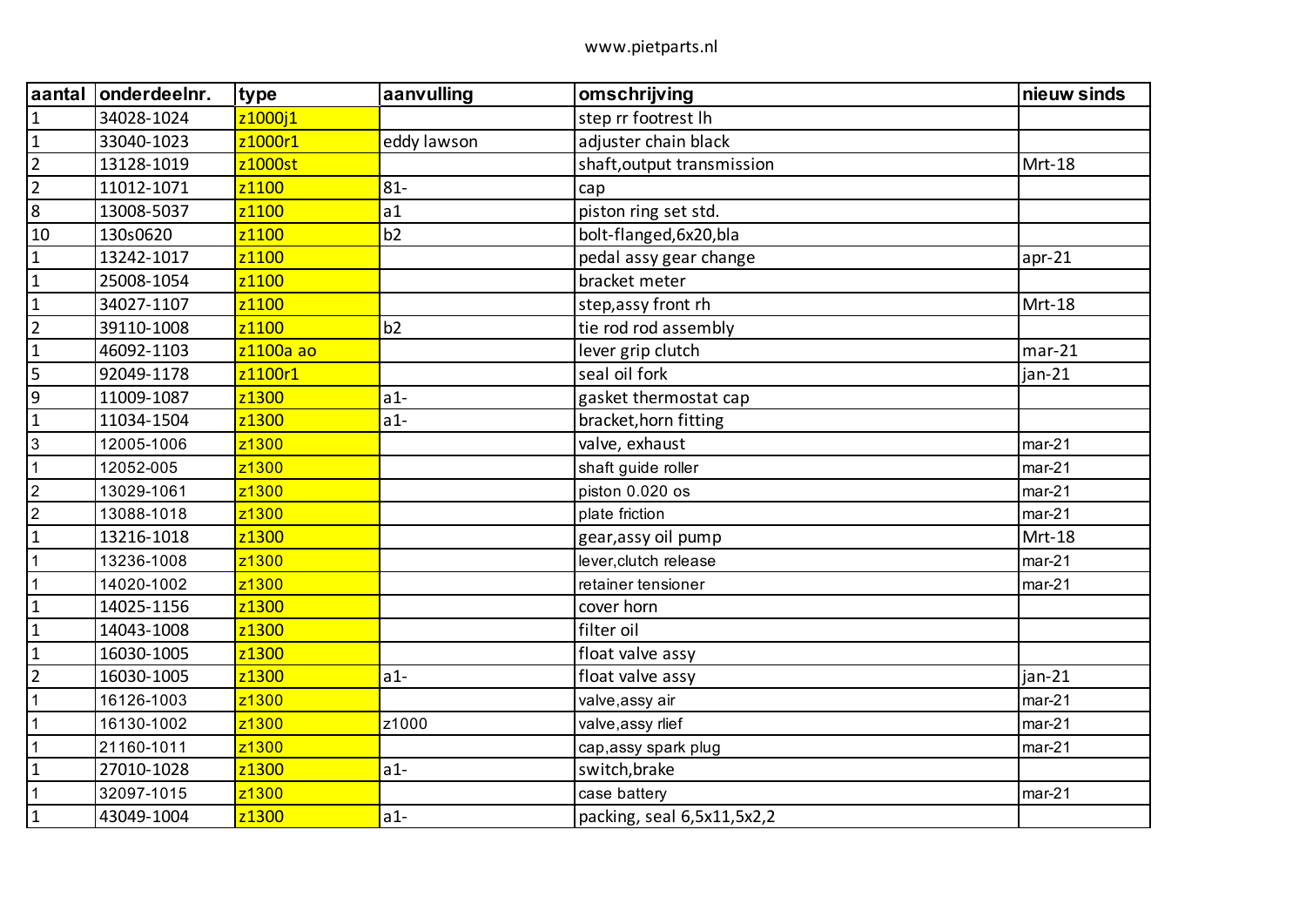www.pietparts.nl

| aantal | onderdeelnr. | type | aanvulling | omschrijving | nieuw sinds |
|---|---|---|---|---|---|
| 1 | 34028-1024 | z1000j1 | | step rr footrest lh | |
| 1 | 33040-1023 | z1000r1 | eddy lawson | adjuster chain black | |
| 2 | 13128-1019 | z1000st | | shaft,output transmission | Mrt-18 |
| 2 | 11012-1071 | z1100 | 81- | cap | |
| 8 | 13008-5037 | z1100 | a1 | piston ring set std. | |
| 10 | 130s0620 | z1100 | b2 | bolt-flanged,6x20,bla | |
| 1 | 13242-1017 | z1100 | | pedal assy gear change | apr-21 |
| 1 | 25008-1054 | z1100 | | bracket meter | |
| 1 | 34027-1107 | z1100 | | step,assy front rh | Mrt-18 |
| 2 | 39110-1008 | z1100 | b2 | tie rod rod assembly | |
| 1 | 46092-1103 | z1100a ao | | lever grip clutch | mar-21 |
| 5 | 92049-1178 | z1100r1 | | seal oil fork | jan-21 |
| 9 | 11009-1087 | z1300 | a1- | gasket thermostat cap | |
| 1 | 11034-1504 | z1300 | a1- | bracket,horn fitting | |
| 3 | 12005-1006 | z1300 | | valve, exhaust | mar-21 |
| 1 | 12052-005 | z1300 | | shaft guide roller | mar-21 |
| 2 | 13029-1061 | z1300 | | piston 0.020 os | mar-21 |
| 2 | 13088-1018 | z1300 | | plate friction | mar-21 |
| 1 | 13216-1018 | z1300 | | gear,assy oil pump | Mrt-18 |
| 1 | 13236-1008 | z1300 | | lever,clutch release | mar-21 |
| 1 | 14020-1002 | z1300 | | retainer tensioner | mar-21 |
| 1 | 14025-1156 | z1300 | | cover horn | |
| 1 | 14043-1008 | z1300 | | filter oil | |
| 1 | 16030-1005 | z1300 | | float valve assy | |
| 2 | 16030-1005 | z1300 | a1- | float valve assy | jan-21 |
| 1 | 16126-1003 | z1300 | | valve,assy air | mar-21 |
| 1 | 16130-1002 | z1300 | z1000 | valve,assy rlief | mar-21 |
| 1 | 21160-1011 | z1300 | | cap,assy spark plug | mar-21 |
| 1 | 27010-1028 | z1300 | a1- | switch,brake | |
| 1 | 32097-1015 | z1300 | | case battery | mar-21 |
| 1 | 43049-1004 | z1300 | a1- | packing, seal 6,5x11,5x2,2 | |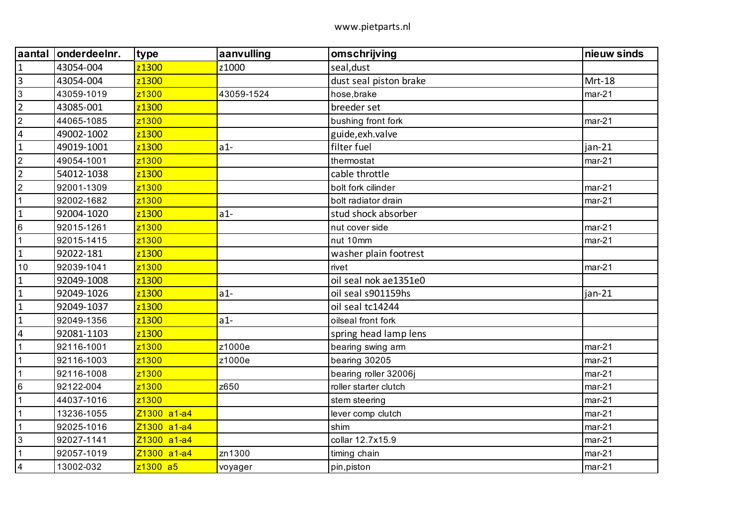www.pietparts.nl

| aantal | onderdeelnr. | type | aanvulling | omschrijving | nieuw sinds |
|---|---|---|---|---|---|
| 1 | 43054-004 | z1300 | z1000 | seal,dust | |
| 3 | 43054-004 | z1300 | | dust seal piston brake | Mrt-18 |
| 3 | 43059-1019 | z1300 | 43059-1524 | hose,brake | mar-21 |
| 2 | 43085-001 | z1300 | | breeder set | |
| 2 | 44065-1085 | z1300 | | bushing front fork | mar-21 |
| 4 | 49002-1002 | z1300 | | guide,exh.valve | |
| 1 | 49019-1001 | z1300 | a1- | filter fuel | jan-21 |
| 2 | 49054-1001 | z1300 | | thermostat | mar-21 |
| 2 | 54012-1038 | z1300 | | cable throttle | |
| 2 | 92001-1309 | z1300 | | bolt fork cilinder | mar-21 |
| 1 | 92002-1682 | z1300 | | bolt radiator drain | mar-21 |
| 1 | 92004-1020 | z1300 | a1- | stud shock absorber | |
| 6 | 92015-1261 | z1300 | | nut cover side | mar-21 |
| 1 | 92015-1415 | z1300 | | nut 10mm | mar-21 |
| 1 | 92022-181 | z1300 | | washer plain footrest | |
| 10 | 92039-1041 | z1300 | | rivet | mar-21 |
| 1 | 92049-1008 | z1300 | | oil seal nok ae1351e0 | |
| 1 | 92049-1026 | z1300 | a1- | oil seal s901159hs | jan-21 |
| 1 | 92049-1037 | z1300 | | oil seal tc14244 | |
| 1 | 92049-1356 | z1300 | a1- | oilseal front fork | |
| 4 | 92081-1103 | z1300 | | spring head lamp lens | |
| 1 | 92116-1001 | z1300 | z1000e | bearing swing arm | mar-21 |
| 1 | 92116-1003 | z1300 | z1000e | bearing 30205 | mar-21 |
| 1 | 92116-1008 | z1300 | | bearing roller 32006j | mar-21 |
| 6 | 92122-004 | z1300 | z650 | roller starter clutch | mar-21 |
| 1 | 44037-1016 | z1300 | | stem steering | mar-21 |
| 1 | 13236-1055 | Z1300 a1-a4 | | lever comp clutch | mar-21 |
| 1 | 92025-1016 | Z1300 a1-a4 | | shim | mar-21 |
| 3 | 92027-1141 | Z1300 a1-a4 | | collar 12.7x15.9 | mar-21 |
| 1 | 92057-1019 | Z1300 a1-a4 | zn1300 | timing chain | mar-21 |
| 4 | 13002-032 | z1300 a5 | voyager | pin,piston | mar-21 |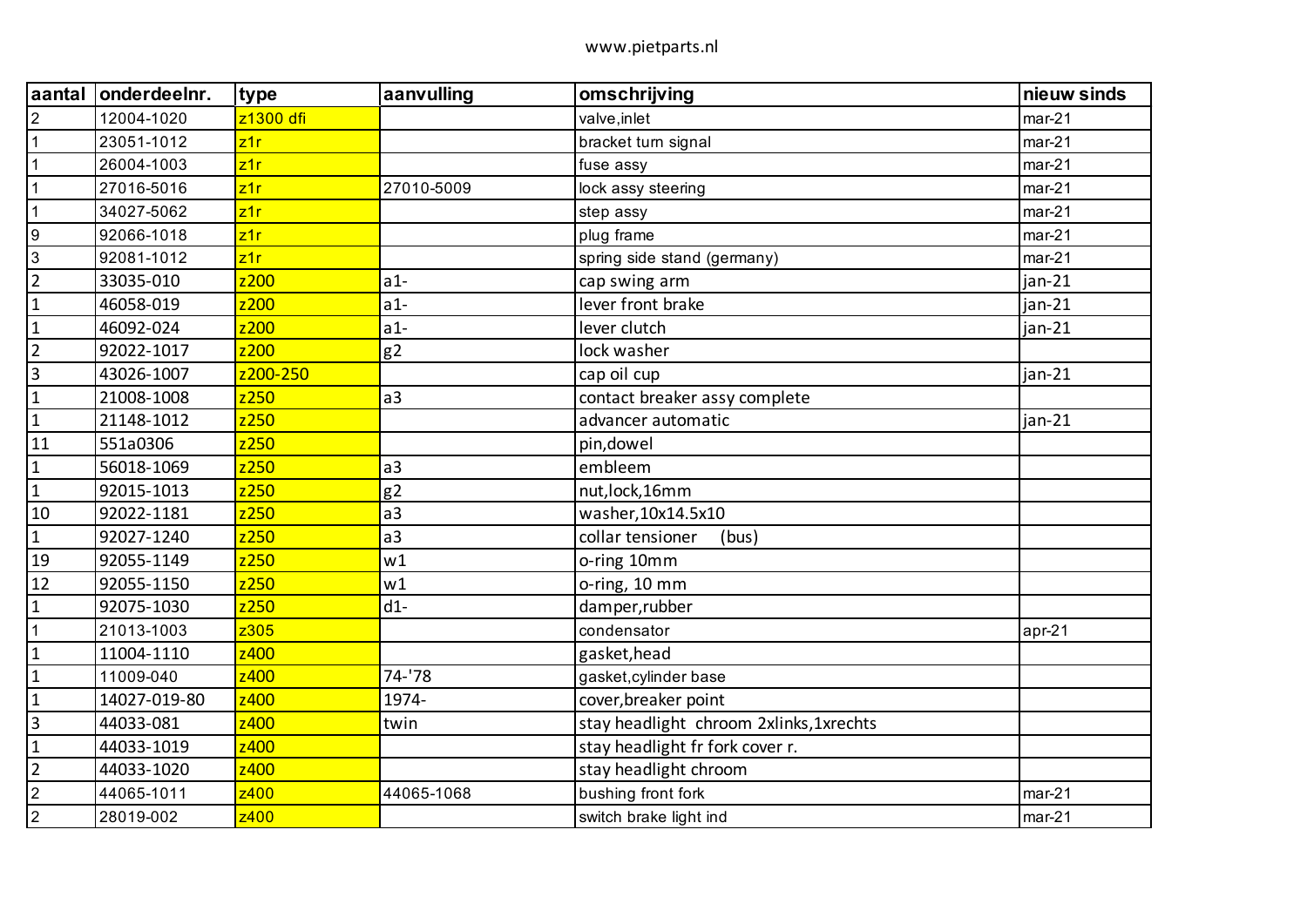www.pietparts.nl

| aantal | onderdeelnr. | type | aanvulling | omschrijving | nieuw sinds |
|---|---|---|---|---|---|
| 2 | 12004-1020 | z1300 dfi | | valve,inlet | mar-21 |
| 1 | 23051-1012 | z1r | | bracket turn signal | mar-21 |
| 1 | 26004-1003 | z1r | | fuse assy | mar-21 |
| 1 | 27016-5016 | z1r | 27010-5009 | lock assy steering | mar-21 |
| 1 | 34027-5062 | z1r | | step assy | mar-21 |
| 9 | 92066-1018 | z1r | | plug frame | mar-21 |
| 3 | 92081-1012 | z1r | | spring side stand (germany) | mar-21 |
| 2 | 33035-010 | z200 | a1- | cap swing arm | jan-21 |
| 1 | 46058-019 | z200 | a1- | lever front brake | jan-21 |
| 1 | 46092-024 | z200 | a1- | lever clutch | jan-21 |
| 2 | 92022-1017 | z200 | g2 | lock washer | |
| 3 | 43026-1007 | z200-250 | | cap oil cup | jan-21 |
| 1 | 21008-1008 | z250 | a3 | contact breaker assy complete | |
| 1 | 21148-1012 | z250 | | advancer automatic | jan-21 |
| 11 | 551a0306 | z250 | | pin,dowel | |
| 1 | 56018-1069 | z250 | a3 | embleem | |
| 1 | 92015-1013 | z250 | g2 | nut,lock,16mm | |
| 10 | 92022-1181 | z250 | a3 | washer,10x14.5x10 | |
| 1 | 92027-1240 | z250 | a3 | collar tensioner (bus) | |
| 19 | 92055-1149 | z250 | w1 | o-ring 10mm | |
| 12 | 92055-1150 | z250 | w1 | o-ring, 10 mm | |
| 1 | 92075-1030 | z250 | d1- | damper,rubber | |
| 1 | 21013-1003 | z305 | | condensator | apr-21 |
| 1 | 11004-1110 | z400 | | gasket,head | |
| 1 | 11009-040 | z400 | 74-'78 | gasket,cylinder base | |
| 1 | 14027-019-80 | z400 | 1974- | cover,breaker point | |
| 3 | 44033-081 | z400 | twin | stay headlight chroom 2xlinks,1xrechts | |
| 1 | 44033-1019 | z400 | | stay headlight fr fork cover r. | |
| 2 | 44033-1020 | z400 | | stay headlight chroom | |
| 2 | 44065-1011 | z400 | 44065-1068 | bushing front fork | mar-21 |
| 2 | 28019-002 | z400 | | switch brake light ind | mar-21 |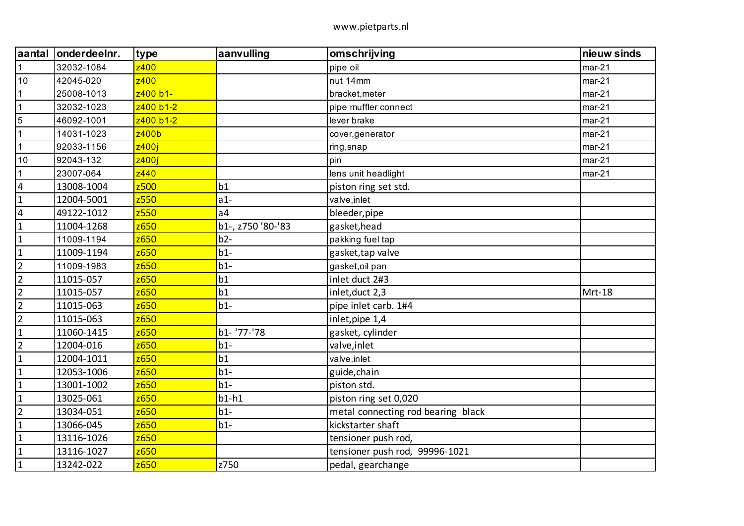| aantal | onderdeelnr. | type | aanvulling | omschrijving | nieuw sinds |
|---|---|---|---|---|---|
| 1 | 32032-1084 | z400 | | pipe oil | mar-21 |
| 10 | 42045-020 | z400 | | nut 14mm | mar-21 |
| 1 | 25008-1013 | z400 b1- | | bracket,meter | mar-21 |
| 1 | 32032-1023 | z400 b1-2 | | pipe muffler connect | mar-21 |
| 5 | 46092-1001 | z400 b1-2 | | lever brake | mar-21 |
| 1 | 14031-1023 | z400b | | cover,generator | mar-21 |
| 1 | 92033-1156 | z400j | | ring,snap | mar-21 |
| 10 | 92043-132 | z400j | | pin | mar-21 |
| 1 | 23007-064 | z440 | | lens unit headlight | mar-21 |
| 4 | 13008-1004 | z500 | b1 | piston ring set std. | |
| 1 | 12004-5001 | z550 | a1- | valve,inlet | |
| 4 | 49122-1012 | z550 | a4 | bleeder,pipe | |
| 1 | 11004-1268 | z650 | b1-, z750 '80-'83 | gasket,head | |
| 1 | 11009-1194 | z650 | b2- | pakking fuel tap | |
| 1 | 11009-1194 | z650 | b1- | gasket,tap valve | |
| 2 | 11009-1983 | z650 | b1- | gasket,oil pan | |
| 2 | 11015-057 | z650 | b1 | inlet duct 2#3 | |
| 2 | 11015-057 | z650 | b1 | inlet,duct 2,3 | Mrt-18 |
| 2 | 11015-063 | z650 | b1- | pipe inlet carb. 1#4 | |
| 2 | 11015-063 | z650 | | inlet,pipe 1,4 | |
| 1 | 11060-1415 | z650 | b1- '77-'78 | gasket, cylinder | |
| 2 | 12004-016 | z650 | b1- | valve,inlet | |
| 1 | 12004-1011 | z650 | b1 | valve,inlet | |
| 1 | 12053-1006 | z650 | b1- | guide,chain | |
| 1 | 13001-1002 | z650 | b1- | piston std. | |
| 1 | 13025-061 | z650 | b1-h1 | piston ring set 0,020 | |
| 2 | 13034-051 | z650 | b1- | metal connecting rod bearing black | |
| 1 | 13066-045 | z650 | b1- | kickstarter shaft | |
| 1 | 13116-1026 | z650 | | tensioner push rod, | |
| 1 | 13116-1027 | z650 | | tensioner push rod, 99996-1021 | |
| 1 | 13242-022 | z650 | z750 | pedal, gearchange | |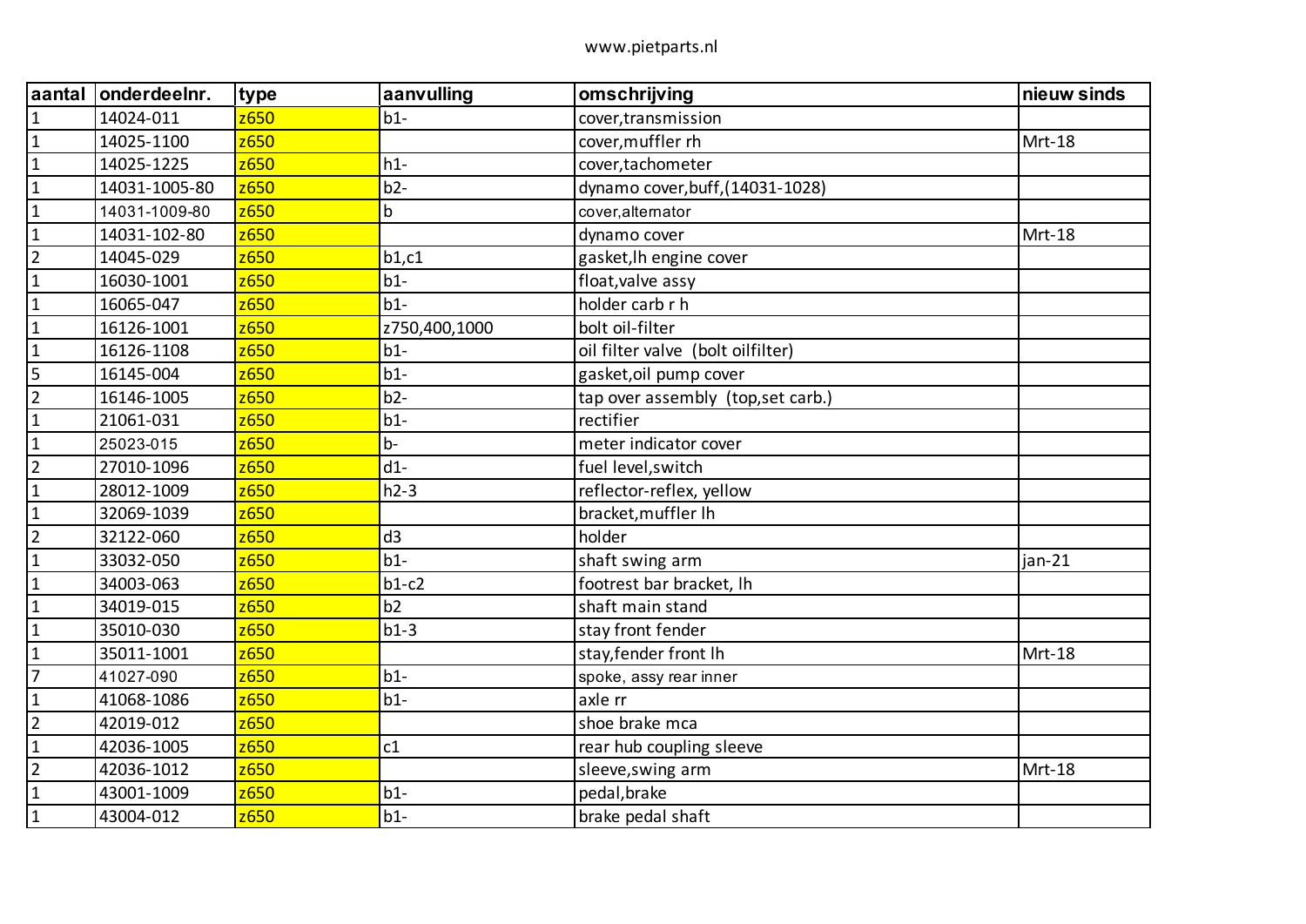www.pietparts.nl

| aantal | onderdeelnr. | type | aanvulling | omschrijving | nieuw sinds |
|---|---|---|---|---|---|
| 1 | 14024-011 | z650 | b1- | cover,transmission | |
| 1 | 14025-1100 | z650 | | cover,muffler rh | Mrt-18 |
| 1 | 14025-1225 | z650 | h1- | cover,tachometer | |
| 1 | 14031-1005-80 | z650 | b2- | dynamo cover,buff,(14031-1028) | |
| 1 | 14031-1009-80 | z650 | b | cover,alternator | |
| 1 | 14031-102-80 | z650 | | dynamo cover | Mrt-18 |
| 2 | 14045-029 | z650 | b1,c1 | gasket,lh engine cover | |
| 1 | 16030-1001 | z650 | b1- | float,valve assy | |
| 1 | 16065-047 | z650 | b1- | holder carb r h | |
| 1 | 16126-1001 | z650 | z750,400,1000 | bolt oil-filter | |
| 1 | 16126-1108 | z650 | b1- | oil filter valve (bolt oilfilter) | |
| 5 | 16145-004 | z650 | b1- | gasket,oil pump cover | |
| 2 | 16146-1005 | z650 | b2- | tap over assembly (top,set carb.) | |
| 1 | 21061-031 | z650 | b1- | rectifier | |
| 1 | 25023-015 | z650 | b- | meter indicator cover | |
| 2 | 27010-1096 | z650 | d1- | fuel level,switch | |
| 1 | 28012-1009 | z650 | h2-3 | reflector-reflex, yellow | |
| 1 | 32069-1039 | z650 | | bracket,muffler lh | |
| 2 | 32122-060 | z650 | d3 | holder | |
| 1 | 33032-050 | z650 | b1- | shaft swing arm | jan-21 |
| 1 | 34003-063 | z650 | b1-c2 | footrest bar bracket, lh | |
| 1 | 34019-015 | z650 | b2 | shaft main stand | |
| 1 | 35010-030 | z650 | b1-3 | stay front fender | |
| 1 | 35011-1001 | z650 | | stay,fender front lh | Mrt-18 |
| 7 | 41027-090 | z650 | b1- | spoke, assy rear inner | |
| 1 | 41068-1086 | z650 | b1- | axle rr | |
| 2 | 42019-012 | z650 | | shoe brake mca | |
| 1 | 42036-1005 | z650 | c1 | rear hub coupling sleeve | |
| 2 | 42036-1012 | z650 | | sleeve,swing arm | Mrt-18 |
| 1 | 43001-1009 | z650 | b1- | pedal,brake | |
| 1 | 43004-012 | z650 | b1- | brake pedal shaft | |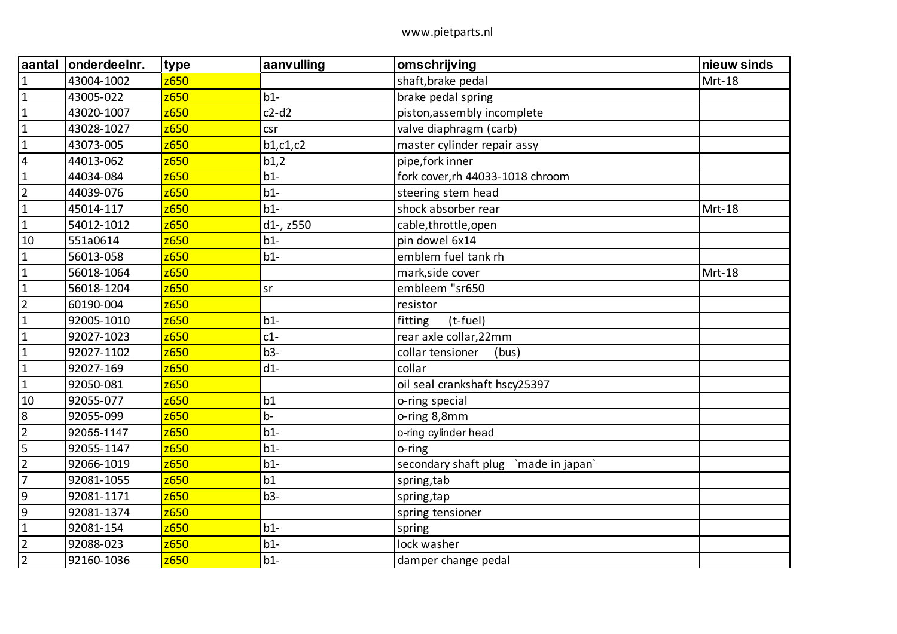www.pietparts.nl

| aantal | onderdeelnr. | type | aanvulling | omschrijving | nieuw sinds |
|---|---|---|---|---|---|
| 1 | 43004-1002 | z650 | | shaft,brake pedal | Mrt-18 |
| 1 | 43005-022 | z650 | b1- | brake pedal spring | |
| 1 | 43020-1007 | z650 | c2-d2 | piston,assembly incomplete | |
| 1 | 43028-1027 | z650 | csr | valve diaphragm (carb) | |
| 1 | 43073-005 | z650 | b1,c1,c2 | master cylinder repair assy | |
| 4 | 44013-062 | z650 | b1,2 | pipe,fork inner | |
| 1 | 44034-084 | z650 | b1- | fork cover,rh 44033-1018 chroom | |
| 2 | 44039-076 | z650 | b1- | steering stem head | |
| 1 | 45014-117 | z650 | b1- | shock absorber rear | Mrt-18 |
| 1 | 54012-1012 | z650 | d1-, z550 | cable,throttle,open | |
| 10 | 551a0614 | z650 | b1- | pin dowel 6x14 | |
| 1 | 56013-058 | z650 | b1- | emblem fuel tank rh | |
| 1 | 56018-1064 | z650 | | mark,side cover | Mrt-18 |
| 1 | 56018-1204 | z650 | sr | embleem "sr650 | |
| 2 | 60190-004 | z650 | | resistor | |
| 1 | 92005-1010 | z650 | b1- | fitting (t-fuel) | |
| 1 | 92027-1023 | z650 | c1- | rear axle collar,22mm | |
| 1 | 92027-1102 | z650 | b3- | collar tensioner (bus) | |
| 1 | 92027-169 | z650 | d1- | collar | |
| 1 | 92050-081 | z650 | | oil seal crankshaft hscy25397 | |
| 10 | 92055-077 | z650 | b1 | o-ring special | |
| 8 | 92055-099 | z650 | b- | o-ring 8,8mm | |
| 2 | 92055-1147 | z650 | b1- | o-ring cylinder head | |
| 5 | 92055-1147 | z650 | b1- | o-ring | |
| 2 | 92066-1019 | z650 | b1- | secondary shaft plug `made in japan` | |
| 7 | 92081-1055 | z650 | b1 | spring,tab | |
| 9 | 92081-1171 | z650 | b3- | spring,tap | |
| 9 | 92081-1374 | z650 | | spring tensioner | |
| 1 | 92081-154 | z650 | b1- | spring | |
| 2 | 92088-023 | z650 | b1- | lock washer | |
| 2 | 92160-1036 | z650 | b1- | damper change pedal | |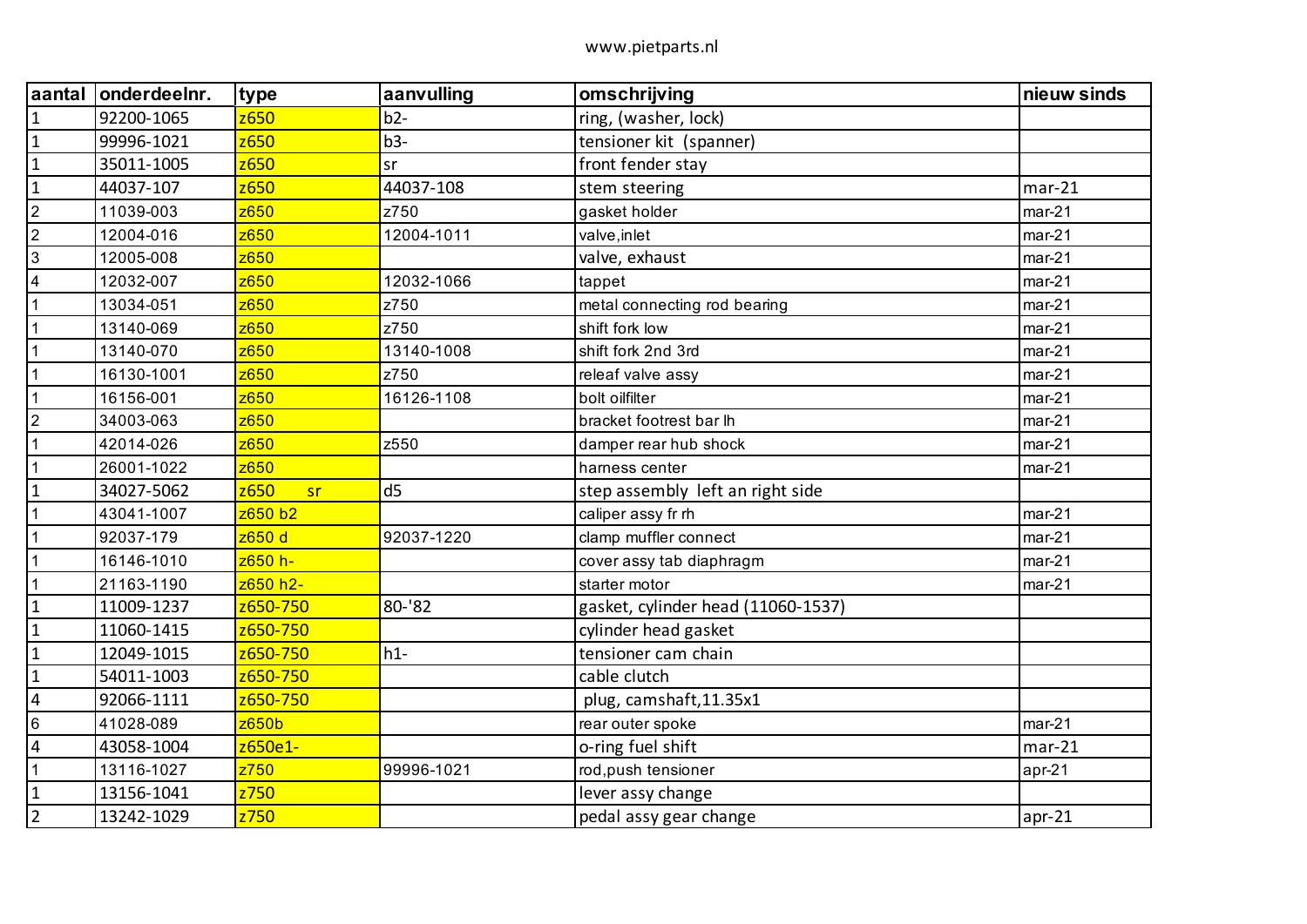www.pietparts.nl

| aantal | onderdeelnr. | type | aanvulling | omschrijving | nieuw sinds |
|---|---|---|---|---|---|
| 1 | 92200-1065 | z650 | b2- | ring, (washer, lock) | |
| 1 | 99996-1021 | z650 | b3- | tensioner kit  (spanner) | |
| 1 | 35011-1005 | z650 | sr | front fender stay | |
| 1 | 44037-107 | z650 | 44037-108 | stem steering | mar-21 |
| 2 | 11039-003 | z650 | z750 | gasket holder | mar-21 |
| 2 | 12004-016 | z650 | 12004-1011 | valve,inlet | mar-21 |
| 3 | 12005-008 | z650 | | valve, exhaust | mar-21 |
| 4 | 12032-007 | z650 | 12032-1066 | tappet | mar-21 |
| 1 | 13034-051 | z650 | z750 | metal connecting rod bearing | mar-21 |
| 1 | 13140-069 | z650 | z750 | shift fork low | mar-21 |
| 1 | 13140-070 | z650 | 13140-1008 | shift fork 2nd 3rd | mar-21 |
| 1 | 16130-1001 | z650 | z750 | releaf valve assy | mar-21 |
| 1 | 16156-001 | z650 | 16126-1108 | bolt oilfilter | mar-21 |
| 2 | 34003-063 | z650 | | bracket footrest bar lh | mar-21 |
| 1 | 42014-026 | z650 | z550 | damper rear hub shock | mar-21 |
| 1 | 26001-1022 | z650 | | harness center | mar-21 |
| 1 | 34027-5062 | z650 sr | d5 | step assembly  left an right side | |
| 1 | 43041-1007 | z650 b2 | | caliper assy fr rh | mar-21 |
| 1 | 92037-179 | z650 d | 92037-1220 | clamp muffler connect | mar-21 |
| 1 | 16146-1010 | z650 h- | | cover assy tab diaphragm | mar-21 |
| 1 | 21163-1190 | z650 h2- | | starter motor | mar-21 |
| 1 | 11009-1237 | z650-750 | 80-'82 | gasket, cylinder head (11060-1537) | |
| 1 | 11060-1415 | z650-750 | | cylinder head gasket | |
| 1 | 12049-1015 | z650-750 | h1- | tensioner cam chain | |
| 1 | 54011-1003 | z650-750 | | cable clutch | |
| 4 | 92066-1111 | z650-750 | | plug, camshaft,11.35x1 | |
| 6 | 41028-089 | z650b | | rear outer spoke | mar-21 |
| 4 | 43058-1004 | z650e1- | | o-ring fuel shift | mar-21 |
| 1 | 13116-1027 | z750 | 99996-1021 | rod,push tensioner | apr-21 |
| 1 | 13156-1041 | z750 | | lever assy change | |
| 2 | 13242-1029 | z750 | | pedal assy gear change | apr-21 |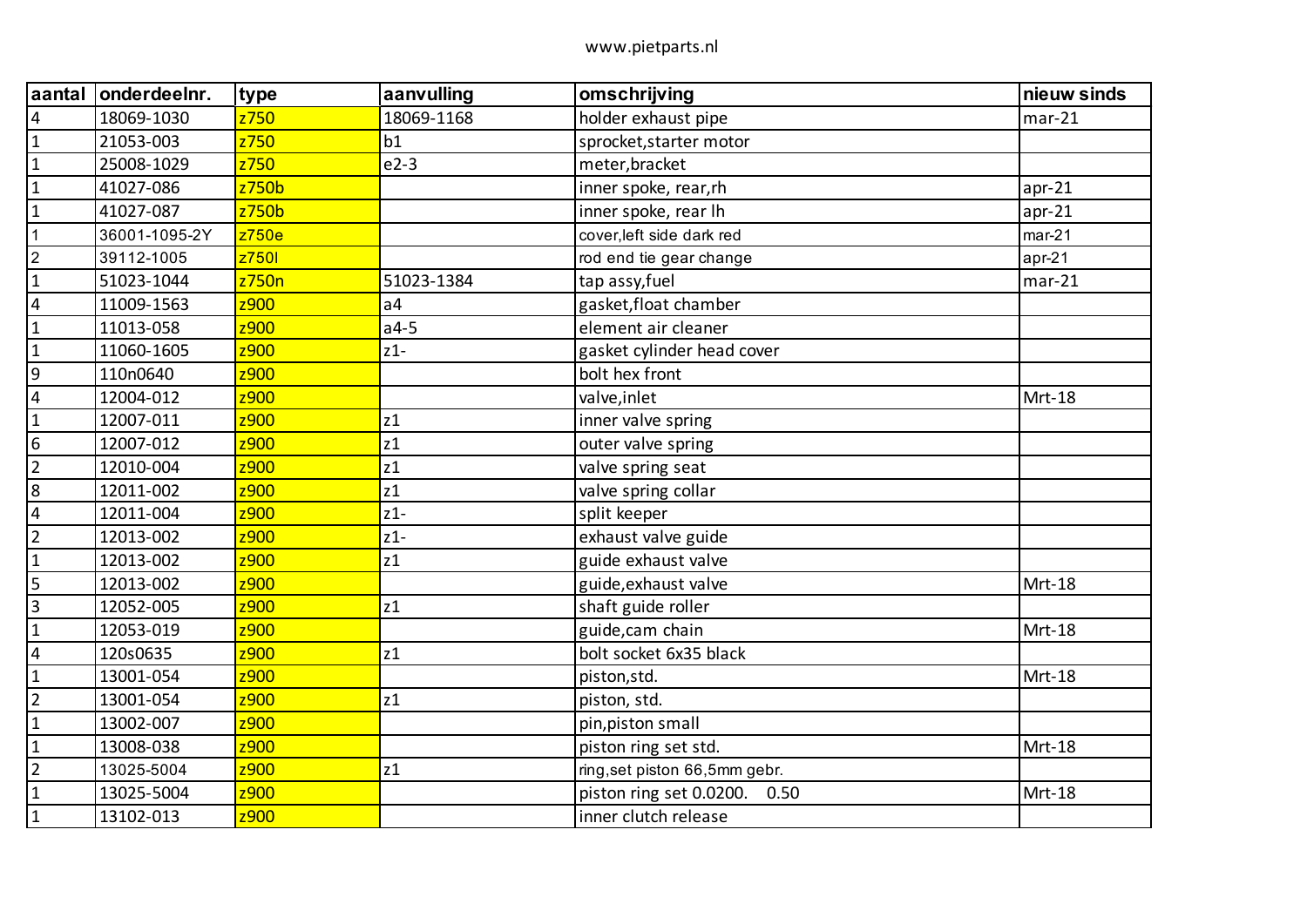www.pietparts.nl

| aantal | onderdeelnr. | type | aanvulling | omschrijving | nieuw sinds |
|---|---|---|---|---|---|
| 4 | 18069-1030 | z750 | 18069-1168 | holder exhaust pipe | mar-21 |
| 1 | 21053-003 | z750 | b1 | sprocket,starter motor | |
| 1 | 25008-1029 | z750 | e2-3 | meter,bracket | |
| 1 | 41027-086 | z750b | | inner spoke, rear,rh | apr-21 |
| 1 | 41027-087 | z750b | | inner spoke, rear lh | apr-21 |
| 1 | 36001-1095-2Y | z750e | | cover,left side dark red | mar-21 |
| 2 | 39112-1005 | z750l | | rod end tie gear change | apr-21 |
| 1 | 51023-1044 | z750n | 51023-1384 | tap assy,fuel | mar-21 |
| 4 | 11009-1563 | z900 | a4 | gasket,float chamber | |
| 1 | 11013-058 | z900 | a4-5 | element air cleaner | |
| 1 | 11060-1605 | z900 | z1- | gasket cylinder head cover | |
| 9 | 110n0640 | z900 | | bolt hex front | |
| 4 | 12004-012 | z900 | | valve,inlet | Mrt-18 |
| 1 | 12007-011 | z900 | z1 | inner valve spring | |
| 6 | 12007-012 | z900 | z1 | outer valve spring | |
| 2 | 12010-004 | z900 | z1 | valve spring seat | |
| 8 | 12011-002 | z900 | z1 | valve spring collar | |
| 4 | 12011-004 | z900 | z1- | split keeper | |
| 2 | 12013-002 | z900 | z1- | exhaust valve guide | |
| 1 | 12013-002 | z900 | z1 | guide exhaust valve | |
| 5 | 12013-002 | z900 | | guide,exhaust valve | Mrt-18 |
| 3 | 12052-005 | z900 | z1 | shaft guide roller | |
| 1 | 12053-019 | z900 | | guide,cam chain | Mrt-18 |
| 4 | 120s0635 | z900 | z1 | bolt socket 6x35 black | |
| 1 | 13001-054 | z900 | | piston,std. | Mrt-18 |
| 2 | 13001-054 | z900 | z1 | piston, std. | |
| 1 | 13002-007 | z900 | | pin,piston small | |
| 1 | 13008-038 | z900 | | piston ring set std. | Mrt-18 |
| 2 | 13025-5004 | z900 | z1 | ring,set piston 66,5mm gebr. | |
| 1 | 13025-5004 | z900 | | piston ring set 0.0200. 0.50 | Mrt-18 |
| 1 | 13102-013 | z900 | | inner clutch release | |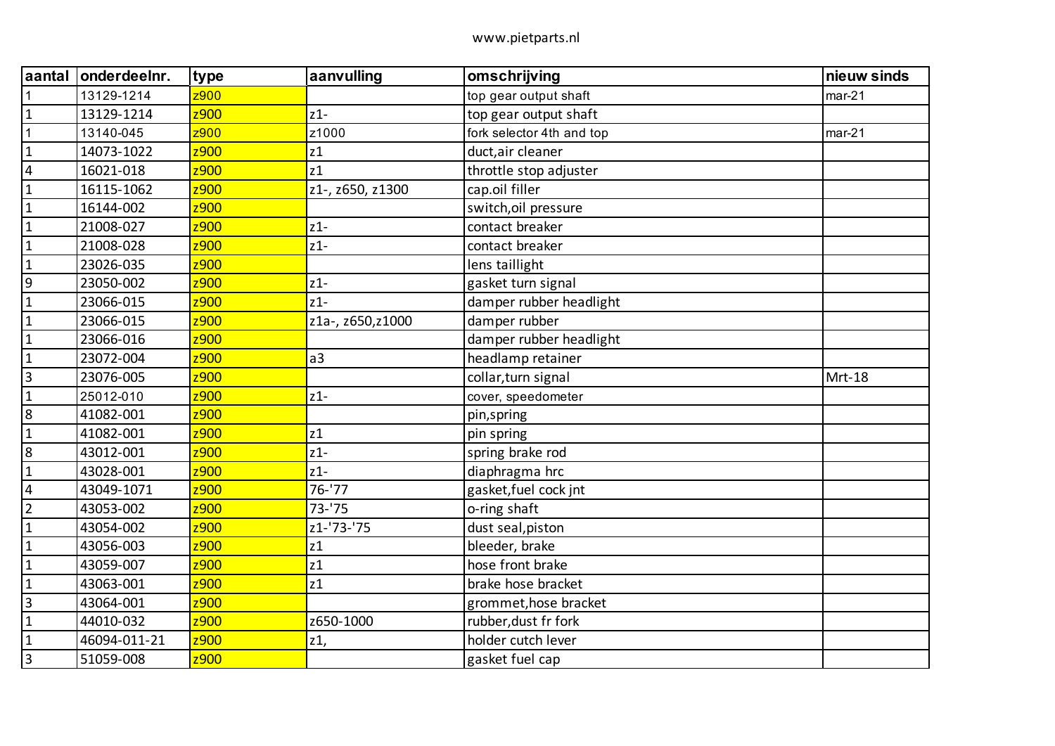www.pietparts.nl

| aantal | onderdeelnr. | type | aanvulling | omschrijving | nieuw sinds |
|---|---|---|---|---|---|
| 1 | 13129-1214 | z900 | | top gear output shaft | mar-21 |
| 1 | 13129-1214 | z900 | z1- | top gear output shaft | |
| 1 | 13140-045 | z900 | z1000 | fork selector 4th and top | mar-21 |
| 1 | 14073-1022 | z900 | z1 | duct,air cleaner | |
| 4 | 16021-018 | z900 | z1 | throttle stop adjuster | |
| 1 | 16115-1062 | z900 | z1-, z650, z1300 | cap.oil filler | |
| 1 | 16144-002 | z900 | | switch,oil pressure | |
| 1 | 21008-027 | z900 | z1- | contact breaker | |
| 1 | 21008-028 | z900 | z1- | contact breaker | |
| 1 | 23026-035 | z900 | | lens taillight | |
| 9 | 23050-002 | z900 | z1- | gasket turn signal | |
| 1 | 23066-015 | z900 | z1- | damper rubber headlight | |
| 1 | 23066-015 | z900 | z1a-, z650,z1000 | damper rubber | |
| 1 | 23066-016 | z900 | | damper rubber headlight | |
| 1 | 23072-004 | z900 | a3 | headlamp retainer | |
| 3 | 23076-005 | z900 | | collar,turn signal | Mrt-18 |
| 1 | 25012-010 | z900 | z1- | cover, speedometer | |
| 8 | 41082-001 | z900 | | pin,spring | |
| 1 | 41082-001 | z900 | z1 | pin spring | |
| 8 | 43012-001 | z900 | z1- | spring brake rod | |
| 1 | 43028-001 | z900 | z1- | diaphragma hrc | |
| 4 | 43049-1071 | z900 | 76-'77 | gasket,fuel cock jnt | |
| 2 | 43053-002 | z900 | 73-'75 | o-ring shaft | |
| 1 | 43054-002 | z900 | z1-'73-'75 | dust seal,piston | |
| 1 | 43056-003 | z900 | z1 | bleeder, brake | |
| 1 | 43059-007 | z900 | z1 | hose front brake | |
| 1 | 43063-001 | z900 | z1 | brake hose bracket | |
| 3 | 43064-001 | z900 | | grommet,hose bracket | |
| 1 | 44010-032 | z900 | z650-1000 | rubber,dust fr fork | |
| 1 | 46094-011-21 | z900 | z1, | holder cutch lever | |
| 3 | 51059-008 | z900 | | gasket fuel cap | |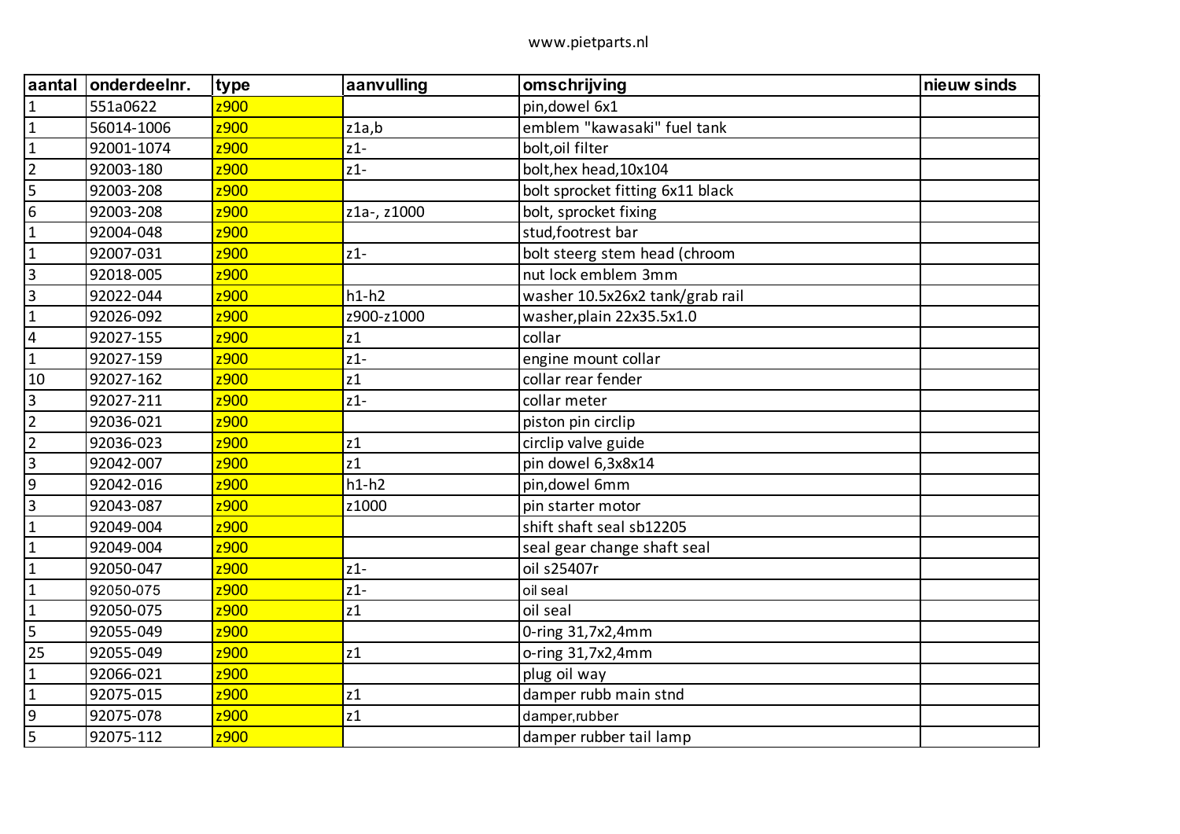www.pietparts.nl

| aantal | onderdeelnr. | type | aanvulling | omschrijving | nieuw sinds |
|---|---|---|---|---|---|
| 1 | 551a0622 | z900 | | pin,dowel 6x1 | |
| 1 | 56014-1006 | z900 | z1a,b | emblem "kawasaki" fuel tank | |
| 1 | 92001-1074 | z900 | z1- | bolt,oil filter | |
| 2 | 92003-180 | z900 | z1- | bolt,hex head,10x104 | |
| 5 | 92003-208 | z900 | | bolt sprocket fitting 6x11 black | |
| 6 | 92003-208 | z900 | z1a-, z1000 | bolt, sprocket fixing | |
| 1 | 92004-048 | z900 | | stud,footrest bar | |
| 1 | 92007-031 | z900 | z1- | bolt steerg stem head (chroom | |
| 3 | 92018-005 | z900 | | nut lock emblem 3mm | |
| 3 | 92022-044 | z900 | h1-h2 | washer 10.5x26x2 tank/grab rail | |
| 1 | 92026-092 | z900 | z900-z1000 | washer,plain 22x35.5x1.0 | |
| 4 | 92027-155 | z900 | z1 | collar | |
| 1 | 92027-159 | z900 | z1- | engine mount collar | |
| 10 | 92027-162 | z900 | z1 | collar rear fender | |
| 3 | 92027-211 | z900 | z1- | collar meter | |
| 2 | 92036-021 | z900 | | piston pin circlip | |
| 2 | 92036-023 | z900 | z1 | circlip valve guide | |
| 3 | 92042-007 | z900 | z1 | pin dowel 6,3x8x14 | |
| 9 | 92042-016 | z900 | h1-h2 | pin,dowel 6mm | |
| 3 | 92043-087 | z900 | z1000 | pin starter motor | |
| 1 | 92049-004 | z900 | | shift shaft seal sb12205 | |
| 1 | 92049-004 | z900 | | seal gear change shaft seal | |
| 1 | 92050-047 | z900 | z1- | oil s25407r | |
| 1 | 92050-075 | z900 | z1- | oil seal | |
| 1 | 92050-075 | z900 | z1 | oil seal | |
| 5 | 92055-049 | z900 | | 0-ring 31,7x2,4mm | |
| 25 | 92055-049 | z900 | z1 | o-ring 31,7x2,4mm | |
| 1 | 92066-021 | z900 | | plug oil way | |
| 1 | 92075-015 | z900 | z1 | damper rubb main stnd | |
| 9 | 92075-078 | z900 | z1 | damper,rubber | |
| 5 | 92075-112 | z900 | | damper rubber tail lamp | |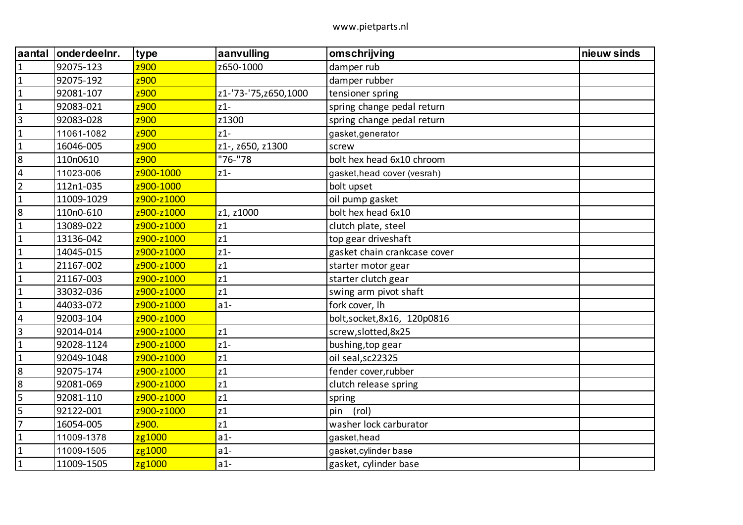www.pietparts.nl

| aantal | onderdeelnr. | type | aanvulling | omschrijving | nieuw sinds |
|---|---|---|---|---|---|
| 1 | 92075-123 | z900 | z650-1000 | damper rub | |
| 1 | 92075-192 | z900 | | damper rubber | |
| 1 | 92081-107 | z900 | z1-'73-'75,z650,1000 | tensioner spring | |
| 1 | 92083-021 | z900 | z1- | spring change pedal return | |
| 3 | 92083-028 | z900 | z1300 | spring change pedal return | |
| 1 | 11061-1082 | z900 | z1- | gasket,generator | |
| 1 | 16046-005 | z900 | z1-, z650, z1300 | screw | |
| 8 | 110n0610 | z900 | "76-"78 | bolt hex head 6x10 chroom | |
| 4 | 11023-006 | z900-1000 | z1- | gasket,head cover (vesrah) | |
| 2 | 112n1-035 | z900-1000 | | bolt upset | |
| 1 | 11009-1029 | z900-z1000 | | oil pump gasket | |
| 8 | 110n0-610 | z900-z1000 | z1, z1000 | bolt hex head 6x10 | |
| 1 | 13089-022 | z900-z1000 | z1 | clutch plate, steel | |
| 1 | 13136-042 | z900-z1000 | z1 | top gear driveshaft | |
| 1 | 14045-015 | z900-z1000 | z1- | gasket chain crankcase cover | |
| 1 | 21167-002 | z900-z1000 | z1 | starter motor gear | |
| 1 | 21167-003 | z900-z1000 | z1 | starter clutch gear | |
| 1 | 33032-036 | z900-z1000 | z1 | swing arm pivot shaft | |
| 1 | 44033-072 | z900-z1000 | a1- | fork cover, lh | |
| 4 | 92003-104 | z900-z1000 | | bolt,socket,8x16, 120p0816 | |
| 3 | 92014-014 | z900-z1000 | z1 | screw,slotted,8x25 | |
| 1 | 92028-1124 | z900-z1000 | z1- | bushing,top gear | |
| 1 | 92049-1048 | z900-z1000 | z1 | oil seal,sc22325 | |
| 8 | 92075-174 | z900-z1000 | z1 | fender cover,rubber | |
| 8 | 92081-069 | z900-z1000 | z1 | clutch release spring | |
| 5 | 92081-110 | z900-z1000 | z1 | spring | |
| 5 | 92122-001 | z900-z1000 | z1 | pin (rol) | |
| 7 | 16054-005 | z900. | z1 | washer lock carburator | |
| 1 | 11009-1378 | zg1000 | a1- | gasket,head | |
| 1 | 11009-1505 | zg1000 | a1- | gasket,cylinder base | |
| 1 | 11009-1505 | zg1000 | a1- | gasket, cylinder base | |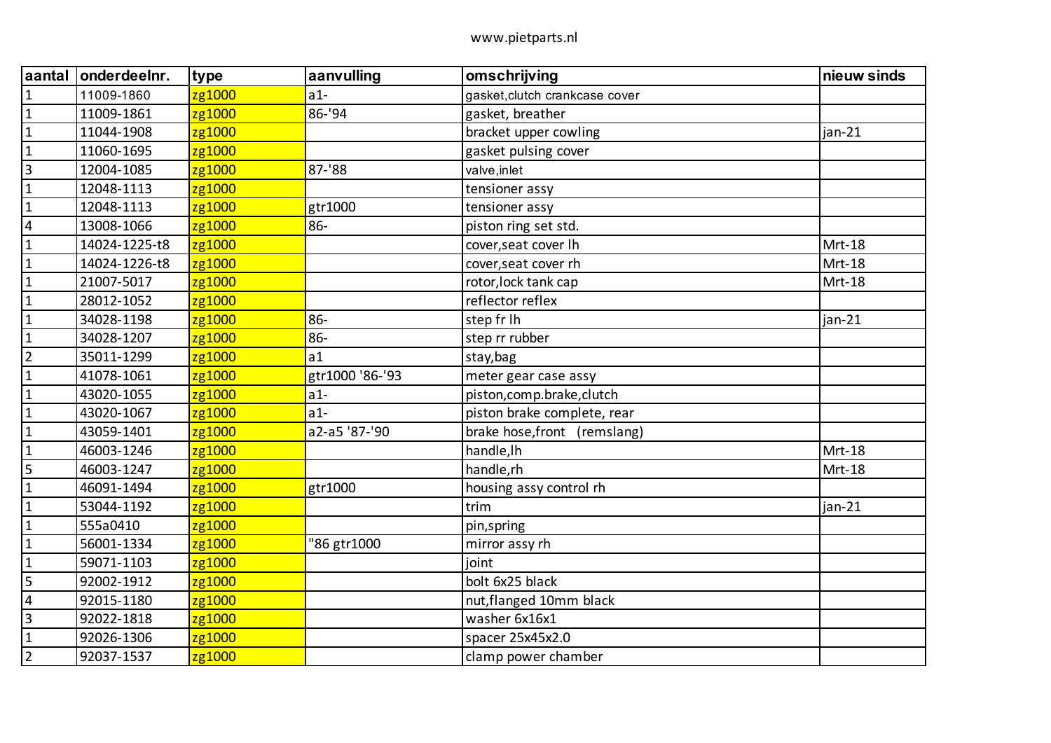www.pietparts.nl

| aantal | onderdeelnr. | type | aanvulling | omschrijving | nieuw sinds |
|---|---|---|---|---|---|
| 1 | 11009-1860 | zg1000 | a1- | gasket,clutch crankcase cover | |
| 1 | 11009-1861 | zg1000 | 86-'94 | gasket, breather | |
| 1 | 11044-1908 | zg1000 | | bracket upper cowling | jan-21 |
| 1 | 11060-1695 | zg1000 | | gasket pulsing cover | |
| 3 | 12004-1085 | zg1000 | 87-'88 | valve,inlet | |
| 1 | 12048-1113 | zg1000 | | tensioner assy | |
| 1 | 12048-1113 | zg1000 | gtr1000 | tensioner assy | |
| 4 | 13008-1066 | zg1000 | 86- | piston ring set std. | |
| 1 | 14024-1225-t8 | zg1000 | | cover,seat cover lh | Mrt-18 |
| 1 | 14024-1226-t8 | zg1000 | | cover,seat cover rh | Mrt-18 |
| 1 | 21007-5017 | zg1000 | | rotor,lock tank cap | Mrt-18 |
| 1 | 28012-1052 | zg1000 | | reflector reflex | |
| 1 | 34028-1198 | zg1000 | 86- | step fr lh | jan-21 |
| 1 | 34028-1207 | zg1000 | 86- | step rr rubber | |
| 2 | 35011-1299 | zg1000 | a1 | stay,bag | |
| 1 | 41078-1061 | zg1000 | gtr1000 '86-'93 | meter gear case assy | |
| 1 | 43020-1055 | zg1000 | a1- | piston,comp.brake,clutch | |
| 1 | 43020-1067 | zg1000 | a1- | piston brake complete, rear | |
| 1 | 43059-1401 | zg1000 | a2-a5 '87-'90 | brake hose,front (remslang) | |
| 1 | 46003-1246 | zg1000 | | handle,lh | Mrt-18 |
| 5 | 46003-1247 | zg1000 | | handle,rh | Mrt-18 |
| 1 | 46091-1494 | zg1000 | gtr1000 | housing assy control rh | |
| 1 | 53044-1192 | zg1000 | | trim | jan-21 |
| 1 | 555a0410 | zg1000 | | pin,spring | |
| 1 | 56001-1334 | zg1000 | "86 gtr1000 | mirror assy rh | |
| 1 | 59071-1103 | zg1000 | | joint | |
| 5 | 92002-1912 | zg1000 | | bolt 6x25 black | |
| 4 | 92015-1180 | zg1000 | | nut,flanged 10mm black | |
| 3 | 92022-1818 | zg1000 | | washer 6x16x1 | |
| 1 | 92026-1306 | zg1000 | | spacer 25x45x2.0 | |
| 2 | 92037-1537 | zg1000 | | clamp power chamber | |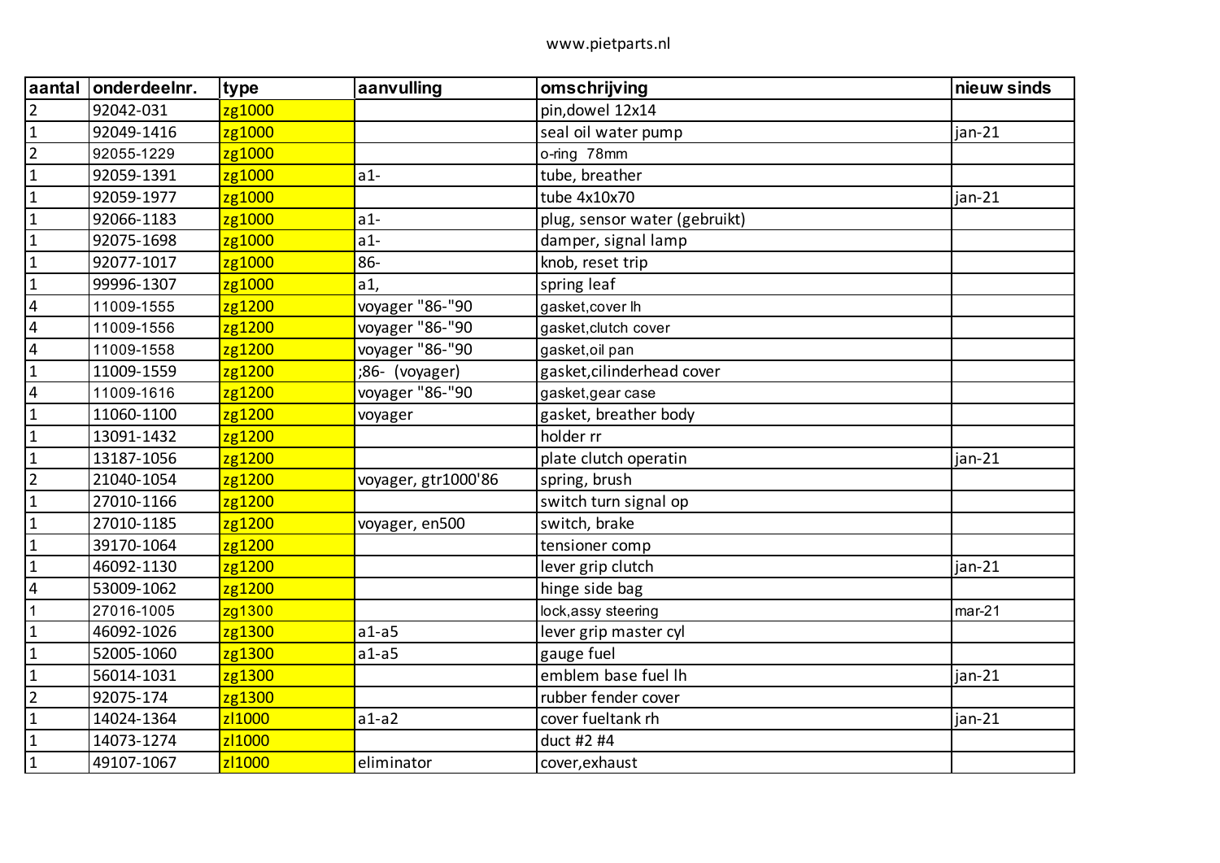www.pietparts.nl

| aantal | onderdeelnr. | type | aanvulling | omschrijving | nieuw sinds |
|---|---|---|---|---|---|
| 2 | 92042-031 | zg1000 | | pin,dowel 12x14 | |
| 1 | 92049-1416 | zg1000 | | seal oil water pump | jan-21 |
| 2 | 92055-1229 | zg1000 | | o-ring  78mm | |
| 1 | 92059-1391 | zg1000 | a1- | tube, breather | |
| 1 | 92059-1977 | zg1000 | | tube 4x10x70 | jan-21 |
| 1 | 92066-1183 | zg1000 | a1- | plug, sensor water (gebruikt) | |
| 1 | 92075-1698 | zg1000 | a1- | damper, signal lamp | |
| 1 | 92077-1017 | zg1000 | 86- | knob, reset trip | |
| 1 | 99996-1307 | zg1000 | a1, | spring leaf | |
| 4 | 11009-1555 | zg1200 | voyager "86-"90 | gasket,cover lh | |
| 4 | 11009-1556 | zg1200 | voyager "86-"90 | gasket,clutch cover | |
| 4 | 11009-1558 | zg1200 | voyager "86-"90 | gasket,oil pan | |
| 1 | 11009-1559 | zg1200 | ;86-  (voyager) | gasket,cilinderhead cover | |
| 4 | 11009-1616 | zg1200 | voyager "86-"90 | gasket,gear case | |
| 1 | 11060-1100 | zg1200 | voyager | gasket, breather body | |
| 1 | 13091-1432 | zg1200 | | holder rr | |
| 1 | 13187-1056 | zg1200 | | plate clutch operatin | jan-21 |
| 2 | 21040-1054 | zg1200 | voyager, gtr1000'86 | spring, brush | |
| 1 | 27010-1166 | zg1200 | | switch turn signal op | |
| 1 | 27010-1185 | zg1200 | voyager, en500 | switch, brake | |
| 1 | 39170-1064 | zg1200 | | tensioner comp | |
| 1 | 46092-1130 | zg1200 | | lever grip clutch | jan-21 |
| 4 | 53009-1062 | zg1200 | | hinge side bag | |
| 1 | 27016-1005 | zg1300 | | lock,assy steering | mar-21 |
| 1 | 46092-1026 | zg1300 | a1-a5 | lever grip master cyl | |
| 1 | 52005-1060 | zg1300 | a1-a5 | gauge fuel | |
| 1 | 56014-1031 | zg1300 | | emblem base fuel lh | jan-21 |
| 2 | 92075-174 | zg1300 | | rubber fender cover | |
| 1 | 14024-1364 | zl1000 | a1-a2 | cover fueltank rh | jan-21 |
| 1 | 14073-1274 | zl1000 | | duct #2 #4 | |
| 1 | 49107-1067 | zl1000 | eliminator | cover,exhaust | |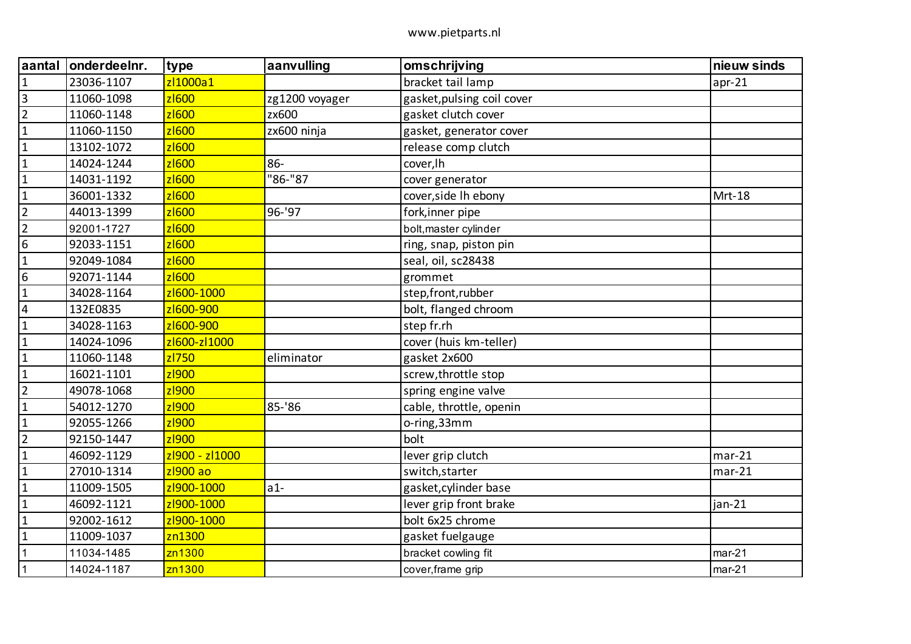www.pietparts.nl

| aantal | onderdeelnr. | type | aanvulling | omschrijving | nieuw sinds |
|---|---|---|---|---|---|
| 1 | 23036-1107 | zl1000a1 | | bracket tail lamp | apr-21 |
| 3 | 11060-1098 | zl600 | zg1200 voyager | gasket,pulsing coil cover | |
| 2 | 11060-1148 | zl600 | zx600 | gasket clutch cover | |
| 1 | 11060-1150 | zl600 | zx600 ninja | gasket, generator cover | |
| 1 | 13102-1072 | zl600 | | release comp clutch | |
| 1 | 14024-1244 | zl600 | 86- | cover,lh | |
| 1 | 14031-1192 | zl600 | "86-"87 | cover generator | |
| 1 | 36001-1332 | zl600 | | cover,side lh ebony | Mrt-18 |
| 2 | 44013-1399 | zl600 | 96-'97 | fork,inner pipe | |
| 2 | 92001-1727 | zl600 | | bolt,master cylinder | |
| 6 | 92033-1151 | zl600 | | ring, snap, piston pin | |
| 1 | 92049-1084 | zl600 | | seal, oil, sc28438 | |
| 6 | 92071-1144 | zl600 | | grommet | |
| 1 | 34028-1164 | zl600-1000 | | step,front,rubber | |
| 4 | 132E0835 | zl600-900 | | bolt, flanged chroom | |
| 1 | 34028-1163 | zl600-900 | | step fr.rh | |
| 1 | 14024-1096 | zl600-zl1000 | | cover (huis km-teller) | |
| 1 | 11060-1148 | zl750 | eliminator | gasket 2x600 | |
| 1 | 16021-1101 | zl900 | | screw,throttle stop | |
| 2 | 49078-1068 | zl900 | | spring engine valve | |
| 1 | 54012-1270 | zl900 | 85-'86 | cable, throttle, openin | |
| 1 | 92055-1266 | zl900 | | o-ring,33mm | |
| 2 | 92150-1447 | zl900 | | bolt | |
| 1 | 46092-1129 | zl900 - zl1000 | | lever grip clutch | mar-21 |
| 1 | 27010-1314 | zl900 ao | | switch,starter | mar-21 |
| 1 | 11009-1505 | zl900-1000 | a1- | gasket,cylinder base | |
| 1 | 46092-1121 | zl900-1000 | | lever grip front brake | jan-21 |
| 1 | 92002-1612 | zl900-1000 | | bolt 6x25 chrome | |
| 1 | 11009-1037 | zn1300 | | gasket fuelgauge | |
| 1 | 11034-1485 | zn1300 | | bracket cowling fit | mar-21 |
| 1 | 14024-1187 | zn1300 | | cover,frame grip | mar-21 |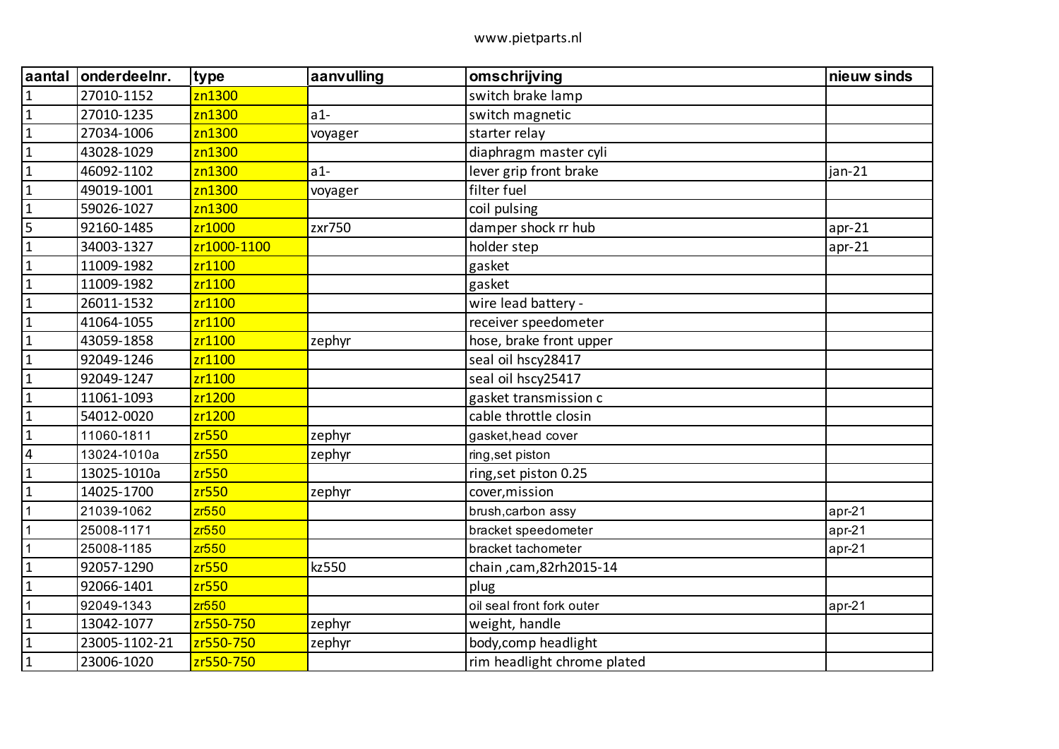www.pietparts.nl

| aantal | onderdeelnr. | type | aanvulling | omschrijving | nieuw sinds |
|---|---|---|---|---|---|
| 1 | 27010-1152 | zn1300 | | switch brake lamp | |
| 1 | 27010-1235 | zn1300 | a1- | switch magnetic | |
| 1 | 27034-1006 | zn1300 | voyager | starter relay | |
| 1 | 43028-1029 | zn1300 | | diaphragm master cyli | |
| 1 | 46092-1102 | zn1300 | a1- | lever grip front brake | jan-21 |
| 1 | 49019-1001 | zn1300 | voyager | filter fuel | |
| 1 | 59026-1027 | zn1300 | | coil pulsing | |
| 5 | 92160-1485 | zr1000 | zxr750 | damper shock rr hub | apr-21 |
| 1 | 34003-1327 | zr1000-1100 | | holder step | apr-21 |
| 1 | 11009-1982 | zr1100 | | gasket | |
| 1 | 11009-1982 | zr1100 | | gasket | |
| 1 | 26011-1532 | zr1100 | | wire lead battery - | |
| 1 | 41064-1055 | zr1100 | | receiver speedometer | |
| 1 | 43059-1858 | zr1100 | zephyr | hose, brake front upper | |
| 1 | 92049-1246 | zr1100 | | seal oil hscy28417 | |
| 1 | 92049-1247 | zr1100 | | seal oil hscy25417 | |
| 1 | 11061-1093 | zr1200 | | gasket transmission c | |
| 1 | 54012-0020 | zr1200 | | cable throttle closin | |
| 1 | 11060-1811 | zr550 | zephyr | gasket,head cover | |
| 4 | 13024-1010a | zr550 | zephyr | ring,set piston | |
| 1 | 13025-1010a | zr550 | | ring,set piston 0.25 | |
| 1 | 14025-1700 | zr550 | zephyr | cover,mission | |
| 1 | 21039-1062 | zr550 | | brush,carbon assy | apr-21 |
| 1 | 25008-1171 | zr550 | | bracket speedometer | apr-21 |
| 1 | 25008-1185 | zr550 | | bracket tachometer | apr-21 |
| 1 | 92057-1290 | zr550 | kz550 | chain ,cam,82rh2015-14 | |
| 1 | 92066-1401 | zr550 | | plug | |
| 1 | 92049-1343 | zr550 | | oil seal front fork outer | apr-21 |
| 1 | 13042-1077 | zr550-750 | zephyr | weight, handle | |
| 1 | 23005-1102-21 | zr550-750 | zephyr | body,comp headlight | |
| 1 | 23006-1020 | zr550-750 | | rim headlight chrome plated | |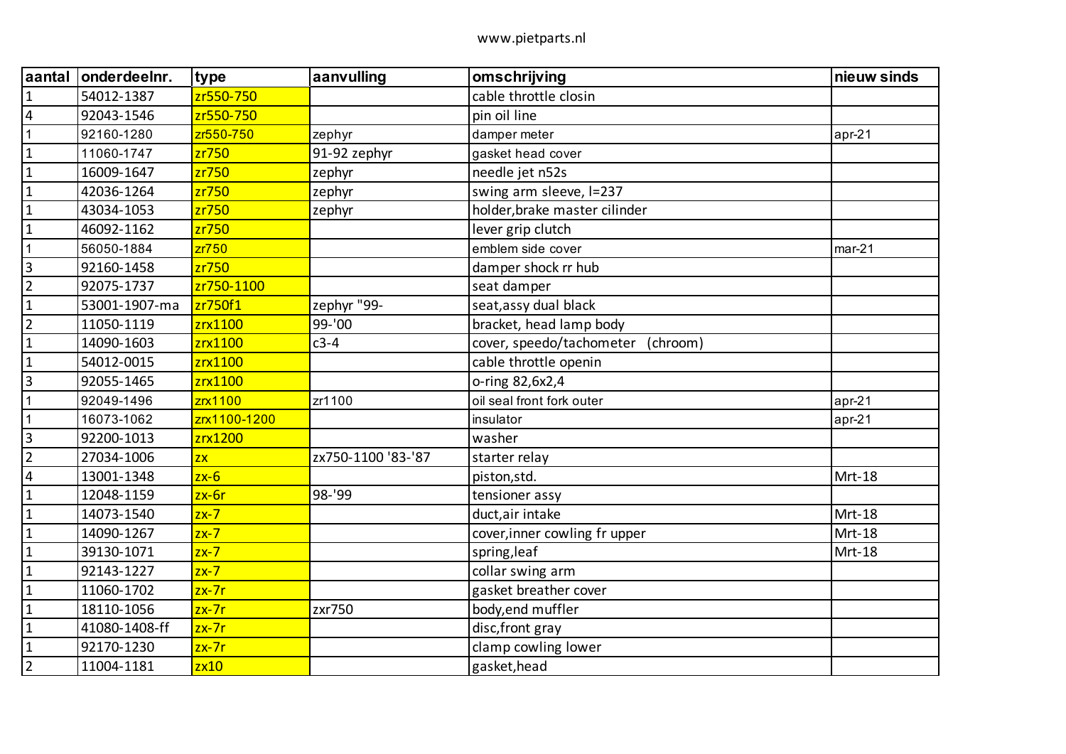| aantal | onderdeelnr. | type | aanvulling | omschrijving | nieuw sinds |
|---|---|---|---|---|---|
| 1 | 54012-1387 | zr550-750 | | cable throttle closin | |
| 4 | 92043-1546 | zr550-750 | | pin oil line | |
| 1 | 92160-1280 | zr550-750 | zephyr | damper meter | apr-21 |
| 1 | 11060-1747 | zr750 | 91-92 zephyr | gasket head cover | |
| 1 | 16009-1647 | zr750 | zephyr | needle jet n52s | |
| 1 | 42036-1264 | zr750 | zephyr | swing arm sleeve, l=237 | |
| 1 | 43034-1053 | zr750 | zephyr | holder,brake master cilinder | |
| 1 | 46092-1162 | zr750 | | lever grip clutch | |
| 1 | 56050-1884 | zr750 | | emblem side cover | mar-21 |
| 3 | 92160-1458 | zr750 | | damper shock rr hub | |
| 2 | 92075-1737 | zr750-1100 | | seat damper | |
| 1 | 53001-1907-ma | zr750f1 | zephyr "99- | seat,assy dual black | |
| 2 | 11050-1119 | zrx1100 | 99-'00 | bracket, head lamp body | |
| 1 | 14090-1603 | zrx1100 | c3-4 | cover, speedo/tachometer (chroom) | |
| 1 | 54012-0015 | zrx1100 | | cable throttle openin | |
| 3 | 92055-1465 | zrx1100 | | o-ring 82,6x2,4 | |
| 1 | 92049-1496 | zrx1100 | zr1100 | oil seal front fork outer | apr-21 |
| 1 | 16073-1062 | zrx1100-1200 | | insulator | apr-21 |
| 3 | 92200-1013 | zrx1200 | | washer | |
| 2 | 27034-1006 | zx | zx750-1100 '83-'87 | starter relay | |
| 4 | 13001-1348 | zx-6 | | piston,std. | Mrt-18 |
| 1 | 12048-1159 | zx-6r | 98-'99 | tensioner assy | |
| 1 | 14073-1540 | zx-7 | | duct,air intake | Mrt-18 |
| 1 | 14090-1267 | zx-7 | | cover,inner cowling fr upper | Mrt-18 |
| 1 | 39130-1071 | zx-7 | | spring,leaf | Mrt-18 |
| 1 | 92143-1227 | zx-7 | | collar swing arm | |
| 1 | 11060-1702 | zx-7r | | gasket breather cover | |
| 1 | 18110-1056 | zx-7r | zxr750 | body,end muffler | |
| 1 | 41080-1408-ff | zx-7r | | disc,front gray | |
| 1 | 92170-1230 | zx-7r | | clamp cowling lower | |
| 2 | 11004-1181 | zx10 | | gasket,head | |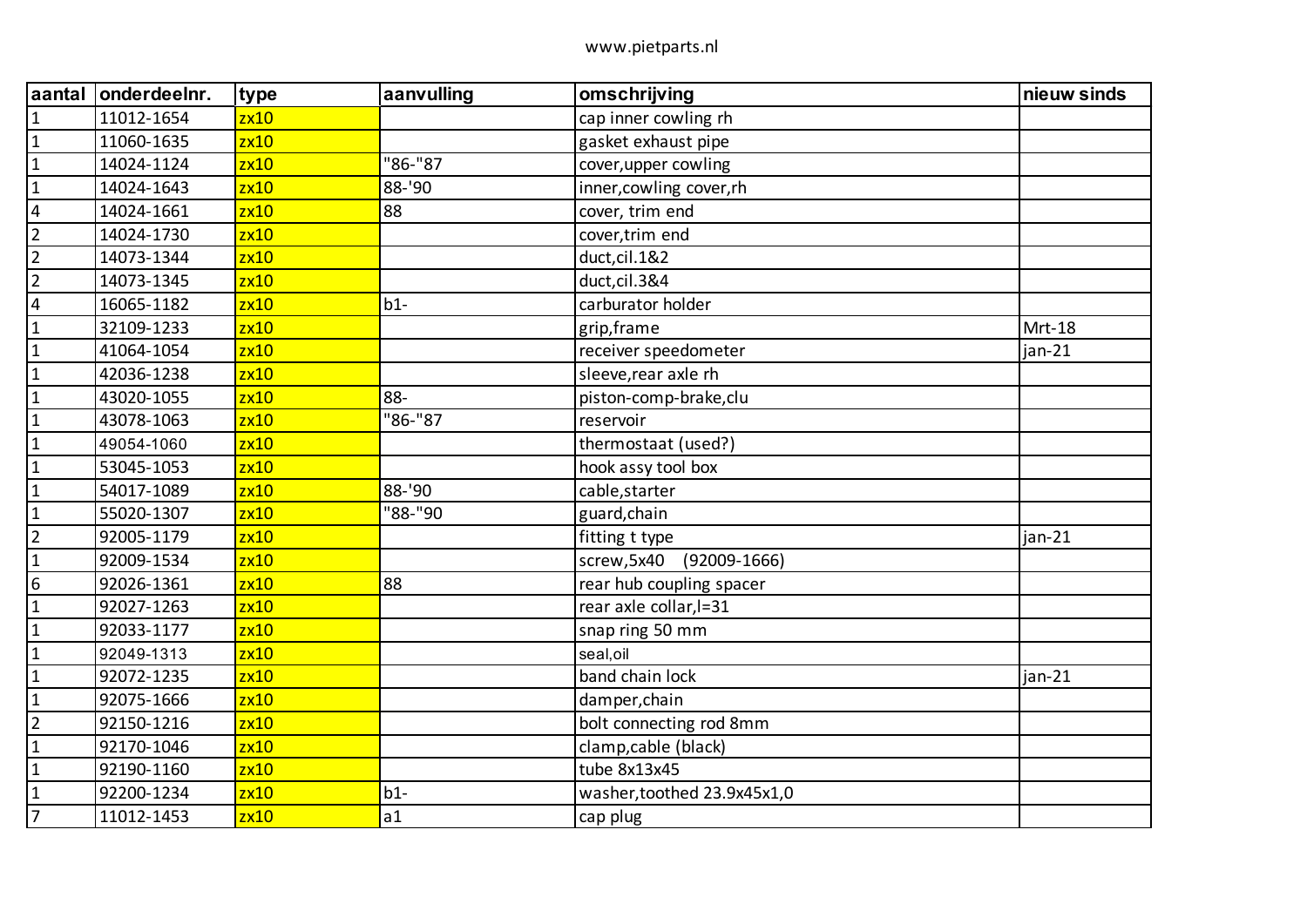www.pietparts.nl

| aantal | onderdeelnr. | type | aanvulling | omschrijving | nieuw sinds |
|---|---|---|---|---|---|
| 1 | 11012-1654 | zx10 | | cap inner cowling rh | |
| 1 | 11060-1635 | zx10 | | gasket exhaust pipe | |
| 1 | 14024-1124 | zx10 | "86-"87 | cover,upper cowling | |
| 1 | 14024-1643 | zx10 | 88-'90 | inner,cowling cover,rh | |
| 4 | 14024-1661 | zx10 | 88 | cover, trim end | |
| 2 | 14024-1730 | zx10 | | cover,trim end | |
| 2 | 14073-1344 | zx10 | | duct,cil.1&2 | |
| 2 | 14073-1345 | zx10 | | duct,cil.3&4 | |
| 4 | 16065-1182 | zx10 | b1- | carburator holder | |
| 1 | 32109-1233 | zx10 | | grip,frame | Mrt-18 |
| 1 | 41064-1054 | zx10 | | receiver speedometer | jan-21 |
| 1 | 42036-1238 | zx10 | | sleeve,rear axle rh | |
| 1 | 43020-1055 | zx10 | 88- | piston-comp-brake,clu | |
| 1 | 43078-1063 | zx10 | "86-"87 | reservoir | |
| 1 | 49054-1060 | zx10 | | thermostaat (used?) | |
| 1 | 53045-1053 | zx10 | | hook assy tool box | |
| 1 | 54017-1089 | zx10 | 88-'90 | cable,starter | |
| 1 | 55020-1307 | zx10 | "88-"90 | guard,chain | |
| 2 | 92005-1179 | zx10 | | fitting t type | jan-21 |
| 1 | 92009-1534 | zx10 | | screw,5x40 (92009-1666) | |
| 6 | 92026-1361 | zx10 | 88 | rear hub coupling spacer | |
| 1 | 92027-1263 | zx10 | | rear axle collar,l=31 | |
| 1 | 92033-1177 | zx10 | | snap ring 50 mm | |
| 1 | 92049-1313 | zx10 | | seal,oil | |
| 1 | 92072-1235 | zx10 | | band chain lock | jan-21 |
| 1 | 92075-1666 | zx10 | | damper,chain | |
| 2 | 92150-1216 | zx10 | | bolt connecting rod 8mm | |
| 1 | 92170-1046 | zx10 | | clamp,cable (black) | |
| 1 | 92190-1160 | zx10 | | tube 8x13x45 | |
| 1 | 92200-1234 | zx10 | b1- | washer,toothed 23.9x45x1,0 | |
| 7 | 11012-1453 | zx10 | a1 | cap plug | |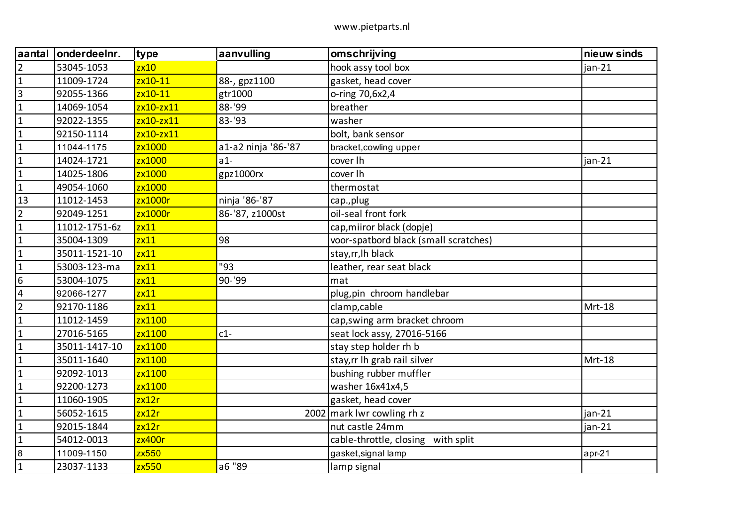www.pietparts.nl

| aantal | onderdeelnr. | type | aanvulling | omschrijving | nieuw sinds |
|---|---|---|---|---|---|
| 2 | 53045-1053 | zx10 | | hook assy tool box | jan-21 |
| 1 | 11009-1724 | zx10-11 | 88-, gpz1100 | gasket, head cover | |
| 3 | 92055-1366 | zx10-11 | gtr1000 | o-ring 70,6x2,4 | |
| 1 | 14069-1054 | zx10-zx11 | 88-'99 | breather | |
| 1 | 92022-1355 | zx10-zx11 | 83-'93 | washer | |
| 1 | 92150-1114 | zx10-zx11 | | bolt, bank sensor | |
| 1 | 11044-1175 | zx1000 | a1-a2 ninja '86-'87 | bracket,cowling upper | |
| 1 | 14024-1721 | zx1000 | a1- | cover lh | jan-21 |
| 1 | 14025-1806 | zx1000 | gpz1000rx | cover lh | |
| 1 | 49054-1060 | zx1000 | | thermostat | |
| 13 | 11012-1453 | zx1000r | ninja '86-'87 | cap.,plug | |
| 2 | 92049-1251 | zx1000r | 86-'87, z1000st | oil-seal front fork | |
| 1 | 11012-1751-6z | zx11 | | cap,miiror black (dopje) | |
| 1 | 35004-1309 | zx11 | 98 | voor-spatbord black (small scratches) | |
| 1 | 35011-1521-10 | zx11 | | stay,rr,lh black | |
| 1 | 53003-123-ma | zx11 | "93 | leather, rear seat black | |
| 6 | 53004-1075 | zx11 | 90-'99 | mat | |
| 4 | 92066-1277 | zx11 | | plug,pin chroom handlebar | |
| 2 | 92170-1186 | zx11 | | clamp,cable | Mrt-18 |
| 1 | 11012-1459 | zx1100 | | cap,swing arm bracket chroom | |
| 1 | 27016-5165 | zx1100 | c1- | seat lock assy, 27016-5166 | |
| 1 | 35011-1417-10 | zx1100 | | stay step holder rh b | |
| 1 | 35011-1640 | zx1100 | | stay,rr lh grab rail silver | Mrt-18 |
| 1 | 92092-1013 | zx1100 | | bushing rubber muffler | |
| 1 | 92200-1273 | zx1100 | | washer 16x41x4,5 | |
| 1 | 11060-1905 | zx12r | | gasket, head cover | |
| 1 | 56052-1615 | zx12r | 2002 | mark lwr cowling rh z | jan-21 |
| 1 | 92015-1844 | zx12r | | nut castle 24mm | jan-21 |
| 1 | 54012-0013 | zx400r | | cable-throttle, closing with split | |
| 8 | 11009-1150 | zx550 | | gasket,signal lamp | apr-21 |
| 1 | 23037-1133 | zx550 | a6 "89 | lamp signal | |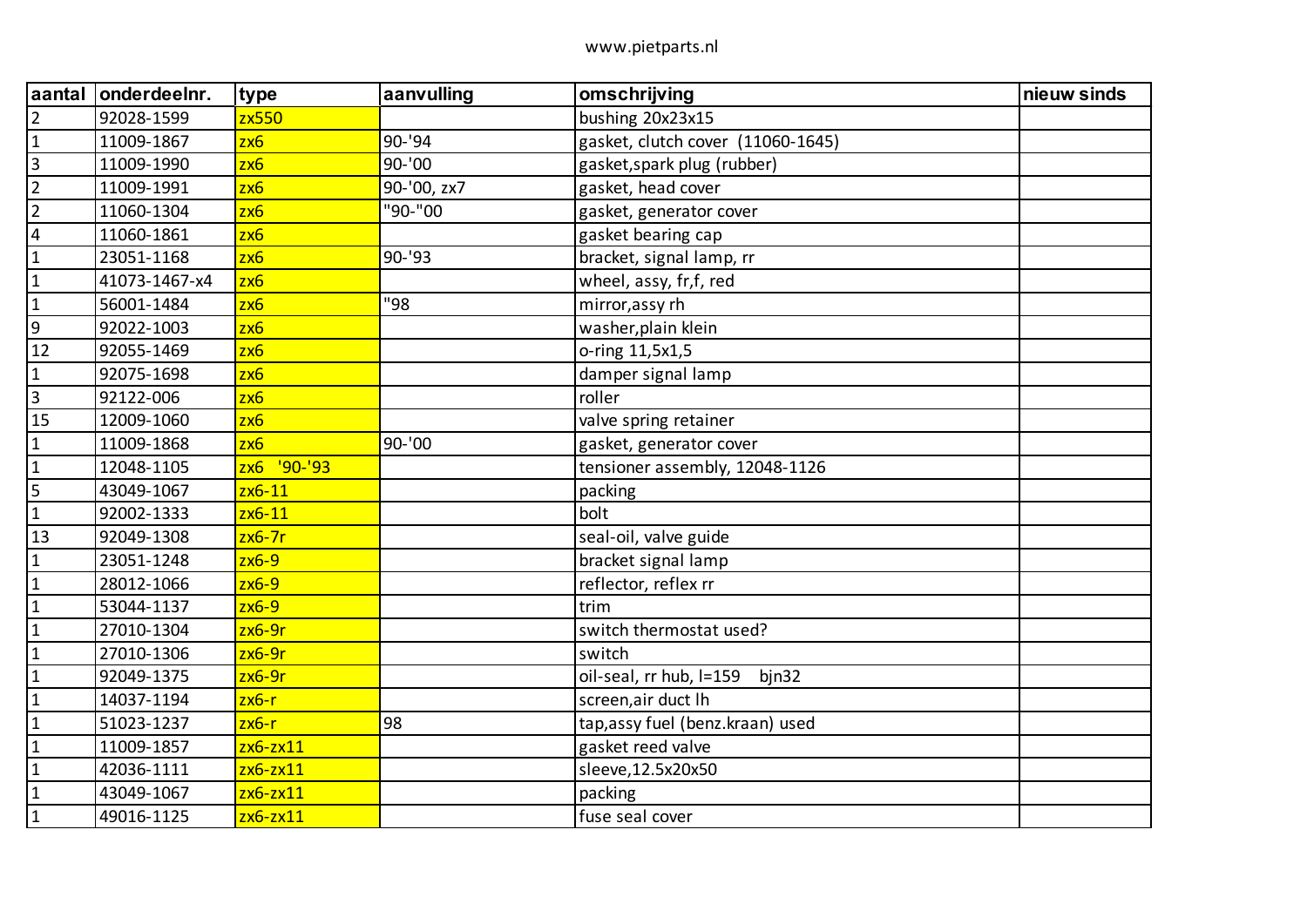www.pietparts.nl

| aantal | onderdeelnr. | type | aanvulling | omschrijving | nieuw sinds |
|---|---|---|---|---|---|
| 2 | 92028-1599 | zx550 | | bushing 20x23x15 | |
| 1 | 11009-1867 | zx6 | 90-'94 | gasket, clutch cover (11060-1645) | |
| 3 | 11009-1990 | zx6 | 90-'00 | gasket,spark plug (rubber) | |
| 2 | 11009-1991 | zx6 | 90-'00, zx7 | gasket, head cover | |
| 2 | 11060-1304 | zx6 | "90-"00 | gasket, generator cover | |
| 4 | 11060-1861 | zx6 | | gasket bearing cap | |
| 1 | 23051-1168 | zx6 | 90-'93 | bracket, signal lamp, rr | |
| 1 | 41073-1467-x4 | zx6 | | wheel, assy, fr,f, red | |
| 1 | 56001-1484 | zx6 | "98 | mirror,assy rh | |
| 9 | 92022-1003 | zx6 | | washer,plain klein | |
| 12 | 92055-1469 | zx6 | | o-ring 11,5x1,5 | |
| 1 | 92075-1698 | zx6 | | damper signal lamp | |
| 3 | 92122-006 | zx6 | | roller | |
| 15 | 12009-1060 | zx6 | | valve spring retainer | |
| 1 | 11009-1868 | zx6 | 90-'00 | gasket, generator cover | |
| 1 | 12048-1105 | zx6 '90-'93 | | tensioner assembly, 12048-1126 | |
| 5 | 43049-1067 | zx6-11 | | packing | |
| 1 | 92002-1333 | zx6-11 | | bolt | |
| 13 | 92049-1308 | zx6-7r | | seal-oil, valve guide | |
| 1 | 23051-1248 | zx6-9 | | bracket signal lamp | |
| 1 | 28012-1066 | zx6-9 | | reflector, reflex rr | |
| 1 | 53044-1137 | zx6-9 | | trim | |
| 1 | 27010-1304 | zx6-9r | | switch thermostat used? | |
| 1 | 27010-1306 | zx6-9r | | switch | |
| 1 | 92049-1375 | zx6-9r | | oil-seal, rr hub, l=159 bjn32 | |
| 1 | 14037-1194 | zx6-r | | screen,air duct lh | |
| 1 | 51023-1237 | zx6-r | 98 | tap,assy fuel (benz.kraan) used | |
| 1 | 11009-1857 | zx6-zx11 | | gasket reed valve | |
| 1 | 42036-1111 | zx6-zx11 | | sleeve,12.5x20x50 | |
| 1 | 43049-1067 | zx6-zx11 | | packing | |
| 1 | 49016-1125 | zx6-zx11 | | fuse seal cover | |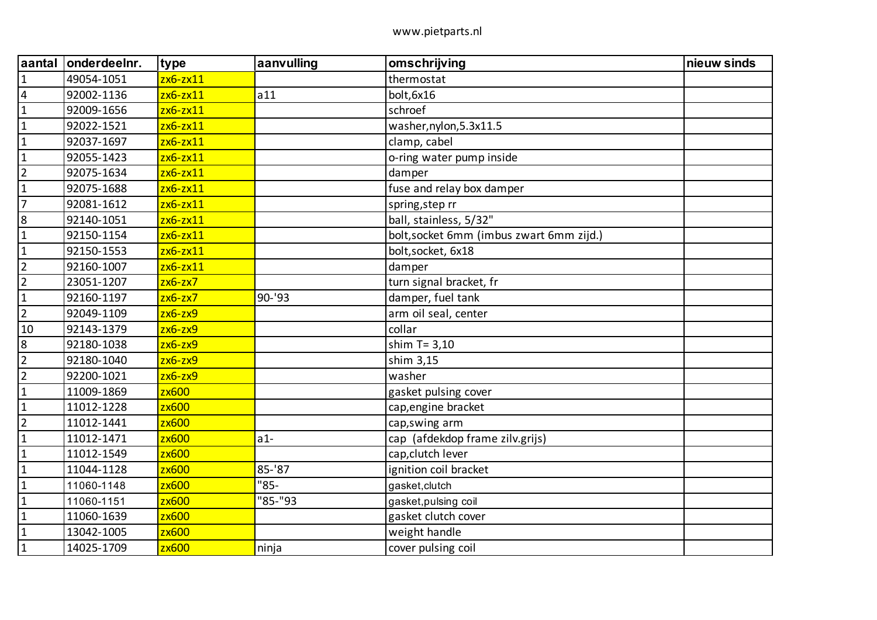www.pietparts.nl

| aantal | onderdeelnr. | type | aanvulling | omschrijving | nieuw sinds |
|---|---|---|---|---|---|
| 1 | 49054-1051 | zx6-zx11 | | thermostat | |
| 4 | 92002-1136 | zx6-zx11 | a11 | bolt,6x16 | |
| 1 | 92009-1656 | zx6-zx11 | | schroef | |
| 1 | 92022-1521 | zx6-zx11 | | washer,nylon,5.3x11.5 | |
| 1 | 92037-1697 | zx6-zx11 | | clamp, cabel | |
| 1 | 92055-1423 | zx6-zx11 | | o-ring water pump inside | |
| 2 | 92075-1634 | zx6-zx11 | | damper | |
| 1 | 92075-1688 | zx6-zx11 | | fuse and relay box damper | |
| 7 | 92081-1612 | zx6-zx11 | | spring,step rr | |
| 8 | 92140-1051 | zx6-zx11 | | ball, stainless, 5/32" | |
| 1 | 92150-1154 | zx6-zx11 | | bolt,socket 6mm (imbus zwart 6mm zijd.) | |
| 1 | 92150-1553 | zx6-zx11 | | bolt,socket, 6x18 | |
| 2 | 92160-1007 | zx6-zx11 | | damper | |
| 2 | 23051-1207 | zx6-zx7 | | turn signal bracket, fr | |
| 1 | 92160-1197 | zx6-zx7 | 90-'93 | damper, fuel tank | |
| 2 | 92049-1109 | zx6-zx9 | | arm oil seal, center | |
| 10 | 92143-1379 | zx6-zx9 | | collar | |
| 8 | 92180-1038 | zx6-zx9 | | shim T= 3,10 | |
| 2 | 92180-1040 | zx6-zx9 | | shim 3,15 | |
| 2 | 92200-1021 | zx6-zx9 | | washer | |
| 1 | 11009-1869 | zx600 | | gasket pulsing cover | |
| 1 | 11012-1228 | zx600 | | cap,engine bracket | |
| 2 | 11012-1441 | zx600 | | cap,swing arm | |
| 1 | 11012-1471 | zx600 | a1- | cap (afdekdop frame zilv.grijs) | |
| 1 | 11012-1549 | zx600 | | cap,clutch lever | |
| 1 | 11044-1128 | zx600 | 85-'87 | ignition coil bracket | |
| 1 | 11060-1148 | zx600 | "85- | gasket,clutch | |
| 1 | 11060-1151 | zx600 | "85-"93 | gasket,pulsing coil | |
| 1 | 11060-1639 | zx600 | | gasket clutch cover | |
| 1 | 13042-1005 | zx600 | | weight handle | |
| 1 | 14025-1709 | zx600 | ninja | cover pulsing coil | |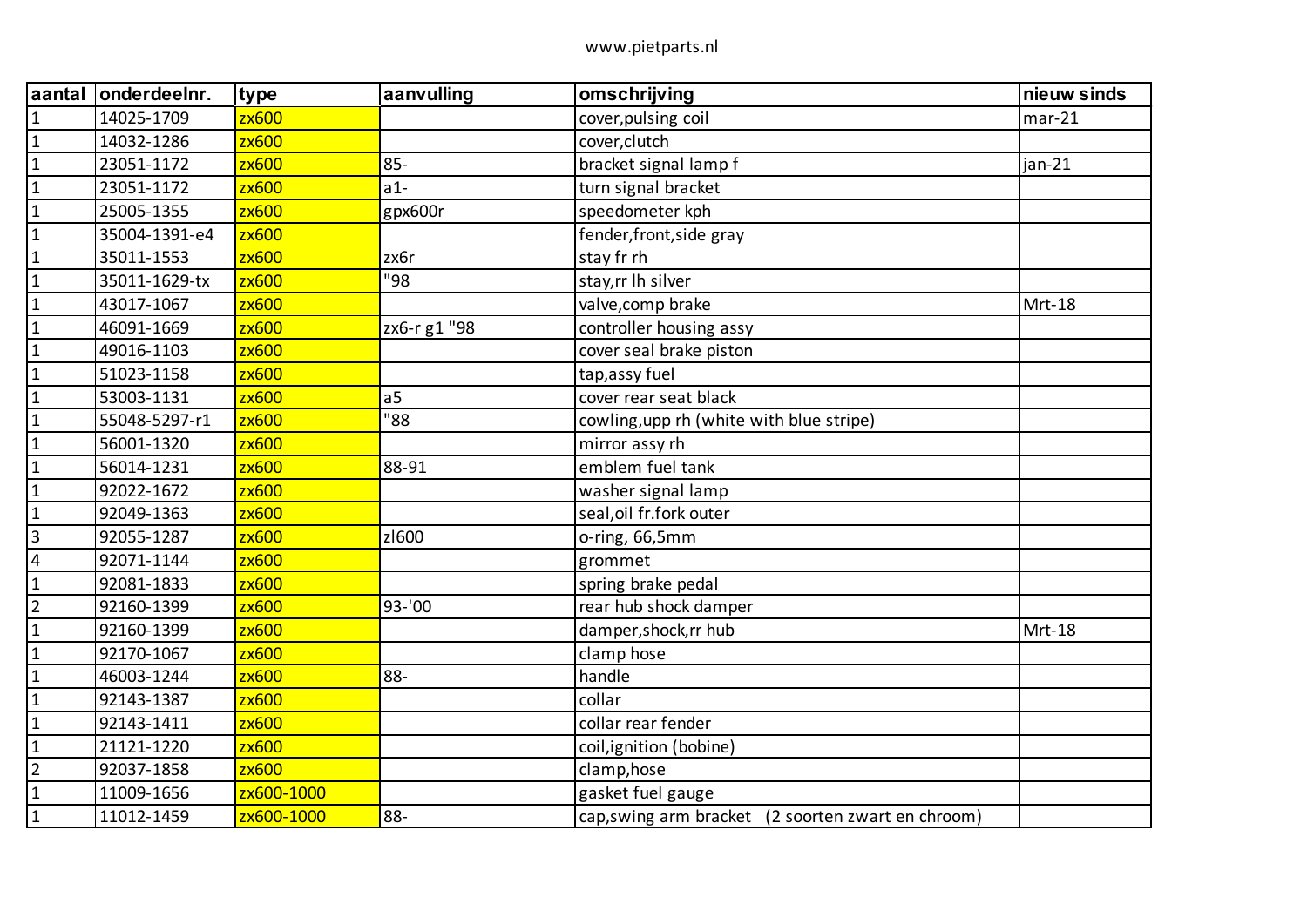www.pietparts.nl

| aantal | onderdeelnr. | type | aanvulling | omschrijving | nieuw sinds |
|---|---|---|---|---|---|
| 1 | 14025-1709 | zx600 | | cover,pulsing coil | mar-21 |
| 1 | 14032-1286 | zx600 | | cover,clutch | |
| 1 | 23051-1172 | zx600 | 85- | bracket signal lamp f | jan-21 |
| 1 | 23051-1172 | zx600 | a1- | turn signal bracket | |
| 1 | 25005-1355 | zx600 | gpx600r | speedometer kph | |
| 1 | 35004-1391-e4 | zx600 | | fender,front,side gray | |
| 1 | 35011-1553 | zx600 | zx6r | stay fr rh | |
| 1 | 35011-1629-tx | zx600 | "98 | stay,rr lh silver | |
| 1 | 43017-1067 | zx600 | | valve,comp brake | Mrt-18 |
| 1 | 46091-1669 | zx600 | zx6-r g1 "98 | controller housing assy | |
| 1 | 49016-1103 | zx600 | | cover seal brake piston | |
| 1 | 51023-1158 | zx600 | | tap,assy fuel | |
| 1 | 53003-1131 | zx600 | a5 | cover rear seat black | |
| 1 | 55048-5297-r1 | zx600 | "88 | cowling,upp rh (white with blue stripe) | |
| 1 | 56001-1320 | zx600 | | mirror assy rh | |
| 1 | 56014-1231 | zx600 | 88-91 | emblem fuel tank | |
| 1 | 92022-1672 | zx600 | | washer signal lamp | |
| 1 | 92049-1363 | zx600 | | seal,oil fr.fork outer | |
| 3 | 92055-1287 | zx600 | zl600 | o-ring, 66,5mm | |
| 4 | 92071-1144 | zx600 | | grommet | |
| 1 | 92081-1833 | zx600 | | spring brake pedal | |
| 2 | 92160-1399 | zx600 | 93-'00 | rear hub shock damper | |
| 1 | 92160-1399 | zx600 | | damper,shock,rr hub | Mrt-18 |
| 1 | 92170-1067 | zx600 | | clamp hose | |
| 1 | 46003-1244 | zx600 | 88- | handle | |
| 1 | 92143-1387 | zx600 | | collar | |
| 1 | 92143-1411 | zx600 | | collar rear fender | |
| 1 | 21121-1220 | zx600 | | coil,ignition (bobine) | |
| 2 | 92037-1858 | zx600 | | clamp,hose | |
| 1 | 11009-1656 | zx600-1000 | | gasket fuel gauge | |
| 1 | 11012-1459 | zx600-1000 | 88- | cap,swing arm bracket (2 soorten zwart en chroom) | |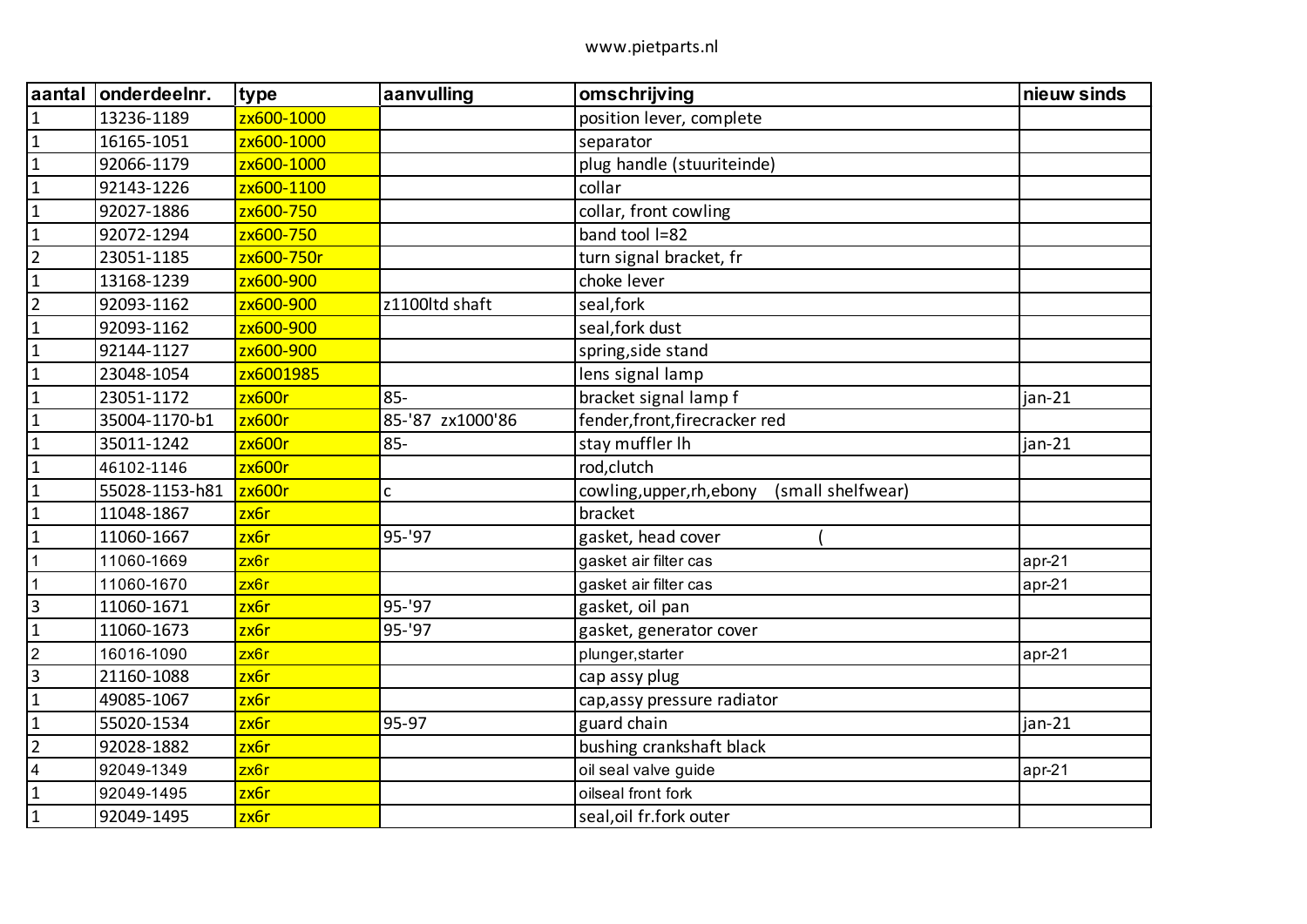www.pietparts.nl

| aantal | onderdeelnr. | type | aanvulling | omschrijving | nieuw sinds |
|---|---|---|---|---|---|
| 1 | 13236-1189 | zx600-1000 | | position lever, complete | |
| 1 | 16165-1051 | zx600-1000 | | separator | |
| 1 | 92066-1179 | zx600-1000 | | plug handle (stuuriteinde) | |
| 1 | 92143-1226 | zx600-1100 | | collar | |
| 1 | 92027-1886 | zx600-750 | | collar, front cowling | |
| 1 | 92072-1294 | zx600-750 | | band tool l=82 | |
| 2 | 23051-1185 | zx600-750r | | turn signal bracket, fr | |
| 1 | 13168-1239 | zx600-900 | | choke lever | |
| 2 | 92093-1162 | zx600-900 | z1100ltd shaft | seal,fork | |
| 1 | 92093-1162 | zx600-900 | | seal,fork dust | |
| 1 | 92144-1127 | zx600-900 | | spring,side stand | |
| 1 | 23048-1054 | zx6001985 | | lens signal lamp | |
| 1 | 23051-1172 | zx600r | 85- | bracket signal lamp f | jan-21 |
| 1 | 35004-1170-b1 | zx600r | 85-'87 zx1000'86 | fender,front,firecracker red | |
| 1 | 35011-1242 | zx600r | 85- | stay muffler lh | jan-21 |
| 1 | 46102-1146 | zx600r | | rod,clutch | |
| 1 | 55028-1153-h81 | zx600r | c | cowling,upper,rh,ebony (small shelfwear) | |
| 1 | 11048-1867 | zx6r | | bracket | |
| 1 | 11060-1667 | zx6r | 95-'97 | gasket, head cover ( | |
| 1 | 11060-1669 | zx6r | | gasket air filter cas | apr-21 |
| 1 | 11060-1670 | zx6r | | gasket air filter cas | apr-21 |
| 3 | 11060-1671 | zx6r | 95-'97 | gasket, oil pan | |
| 1 | 11060-1673 | zx6r | 95-'97 | gasket, generator cover | |
| 2 | 16016-1090 | zx6r | | plunger,starter | apr-21 |
| 3 | 21160-1088 | zx6r | | cap assy plug | |
| 1 | 49085-1067 | zx6r | | cap,assy pressure radiator | |
| 1 | 55020-1534 | zx6r | 95-97 | guard chain | jan-21 |
| 2 | 92028-1882 | zx6r | | bushing crankshaft black | |
| 4 | 92049-1349 | zx6r | | oil seal valve guide | apr-21 |
| 1 | 92049-1495 | zx6r | | oilseal front fork | |
| 1 | 92049-1495 | zx6r | | seal,oil fr.fork outer | |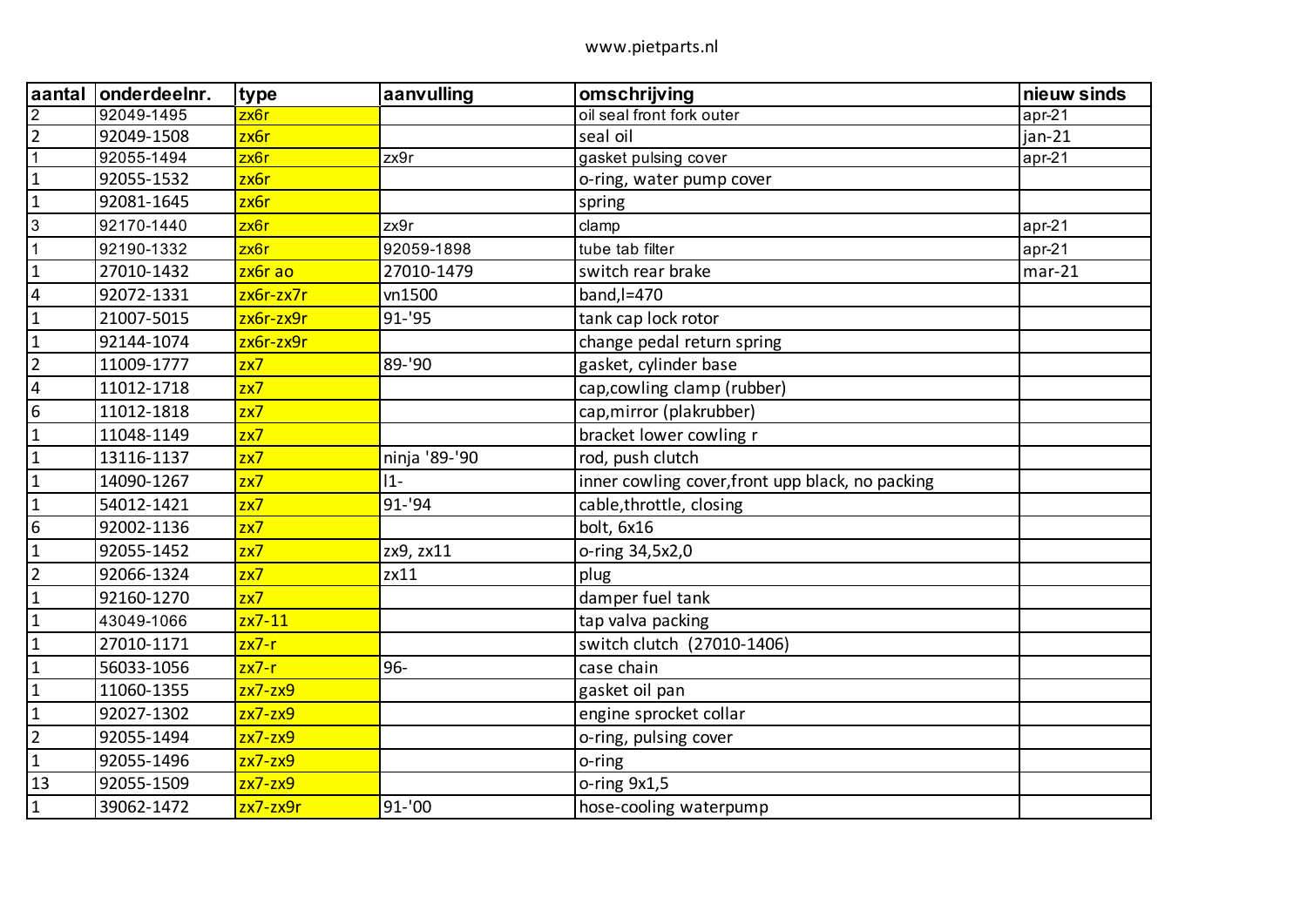www.pietparts.nl

| aantal | onderdeelnr. | type | aanvulling | omschrijving | nieuw sinds |
|---|---|---|---|---|---|
| 2 | 92049-1495 | zx6r | | oil seal front fork outer | apr-21 |
| 2 | 92049-1508 | zx6r | | seal oil | jan-21 |
| 1 | 92055-1494 | zx6r | zx9r | gasket pulsing cover | apr-21 |
| 1 | 92055-1532 | zx6r | | o-ring, water pump cover | |
| 1 | 92081-1645 | zx6r | | spring | |
| 3 | 92170-1440 | zx6r | zx9r | clamp | apr-21 |
| 1 | 92190-1332 | zx6r | 92059-1898 | tube tab filter | apr-21 |
| 1 | 27010-1432 | zx6r ao | 27010-1479 | switch rear brake | mar-21 |
| 4 | 92072-1331 | zx6r-zx7r | vn1500 | band,l=470 | |
| 1 | 21007-5015 | zx6r-zx9r | 91-'95 | tank cap lock rotor | |
| 1 | 92144-1074 | zx6r-zx9r | | change pedal return spring | |
| 2 | 11009-1777 | zx7 | 89-'90 | gasket, cylinder base | |
| 4 | 11012-1718 | zx7 | | cap,cowling clamp (rubber) | |
| 6 | 11012-1818 | zx7 | | cap,mirror (plakrubber) | |
| 1 | 11048-1149 | zx7 | | bracket lower cowling r | |
| 1 | 13116-1137 | zx7 | ninja '89-'90 | rod, push clutch | |
| 1 | 14090-1267 | zx7 | l1- | inner cowling cover,front upp black, no packing | |
| 1 | 54012-1421 | zx7 | 91-'94 | cable,throttle, closing | |
| 6 | 92002-1136 | zx7 | | bolt, 6x16 | |
| 1 | 92055-1452 | zx7 | zx9, zx11 | o-ring 34,5x2,0 | |
| 2 | 92066-1324 | zx7 | zx11 | plug | |
| 1 | 92160-1270 | zx7 | | damper fuel tank | |
| 1 | 43049-1066 | zx7-11 | | tap valva packing | |
| 1 | 27010-1171 | zx7-r | | switch clutch (27010-1406) | |
| 1 | 56033-1056 | zx7-r | 96- | case chain | |
| 1 | 11060-1355 | zx7-zx9 | | gasket oil pan | |
| 1 | 92027-1302 | zx7-zx9 | | engine sprocket collar | |
| 2 | 92055-1494 | zx7-zx9 | | o-ring, pulsing cover | |
| 1 | 92055-1496 | zx7-zx9 | | o-ring | |
| 13 | 92055-1509 | zx7-zx9 | | o-ring 9x1,5 | |
| 1 | 39062-1472 | zx7-zx9r | 91-'00 | hose-cooling waterpump | |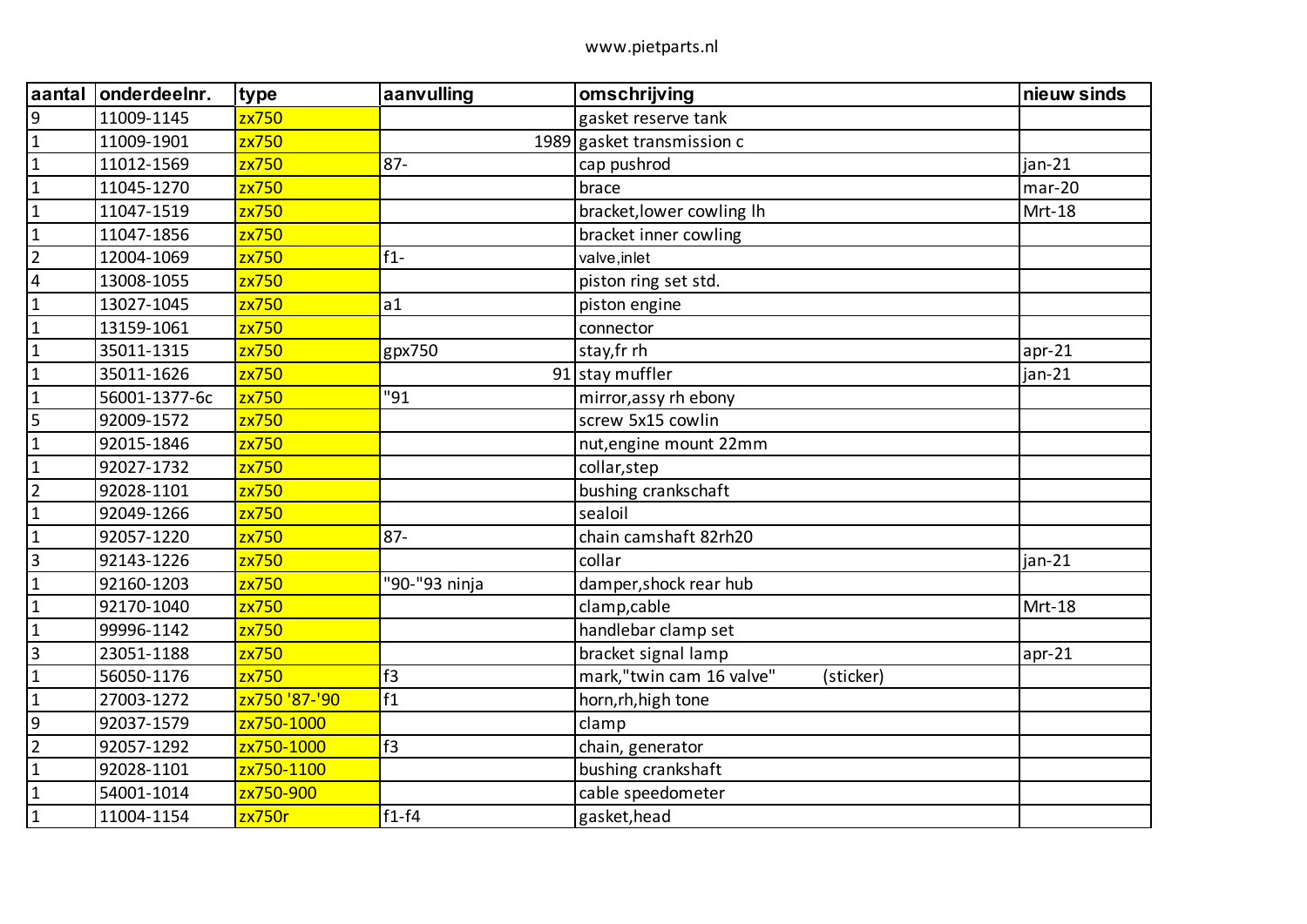www.pietparts.nl

| aantal | onderdeelnr. | type | aanvulling | omschrijving | nieuw sinds |
|---|---|---|---|---|---|
| 9 | 11009-1145 | zx750 | | gasket reserve tank | |
| 1 | 11009-1901 | zx750 | 1989 | gasket transmission c | |
| 1 | 11012-1569 | zx750 | 87- | cap pushrod | jan-21 |
| 1 | 11045-1270 | zx750 | | brace | mar-20 |
| 1 | 11047-1519 | zx750 | | bracket,lower cowling lh | Mrt-18 |
| 1 | 11047-1856 | zx750 | | bracket inner cowling | |
| 2 | 12004-1069 | zx750 | f1- | valve,inlet | |
| 4 | 13008-1055 | zx750 | | piston ring set std. | |
| 1 | 13027-1045 | zx750 | a1 | piston engine | |
| 1 | 13159-1061 | zx750 | | connector | |
| 1 | 35011-1315 | zx750 | gpx750 | stay,fr rh | apr-21 |
| 1 | 35011-1626 | zx750 | 91 | stay muffler | jan-21 |
| 1 | 56001-1377-6c | zx750 | "91 | mirror,assy rh ebony | |
| 5 | 92009-1572 | zx750 | | screw 5x15 cowlin | |
| 1 | 92015-1846 | zx750 | | nut,engine mount 22mm | |
| 1 | 92027-1732 | zx750 | | collar,step | |
| 2 | 92028-1101 | zx750 | | bushing crankschaft | |
| 1 | 92049-1266 | zx750 | | sealoil | |
| 1 | 92057-1220 | zx750 | 87- | chain camshaft 82rh20 | |
| 3 | 92143-1226 | zx750 | | collar | jan-21 |
| 1 | 92160-1203 | zx750 | "90-"93 ninja | damper,shock rear hub | |
| 1 | 92170-1040 | zx750 | | clamp,cable | Mrt-18 |
| 1 | 99996-1142 | zx750 | | handlebar clamp set | |
| 3 | 23051-1188 | zx750 | | bracket signal lamp | apr-21 |
| 1 | 56050-1176 | zx750 | f3 | mark,"twin cam 16 valve" (sticker) | |
| 1 | 27003-1272 | zx750 '87-'90 | f1 | horn,rh,high tone | |
| 9 | 92037-1579 | zx750-1000 | | clamp | |
| 2 | 92057-1292 | zx750-1000 | f3 | chain, generator | |
| 1 | 92028-1101 | zx750-1100 | | bushing crankshaft | |
| 1 | 54001-1014 | zx750-900 | | cable speedometer | |
| 1 | 11004-1154 | zx750r | f1-f4 | gasket,head | |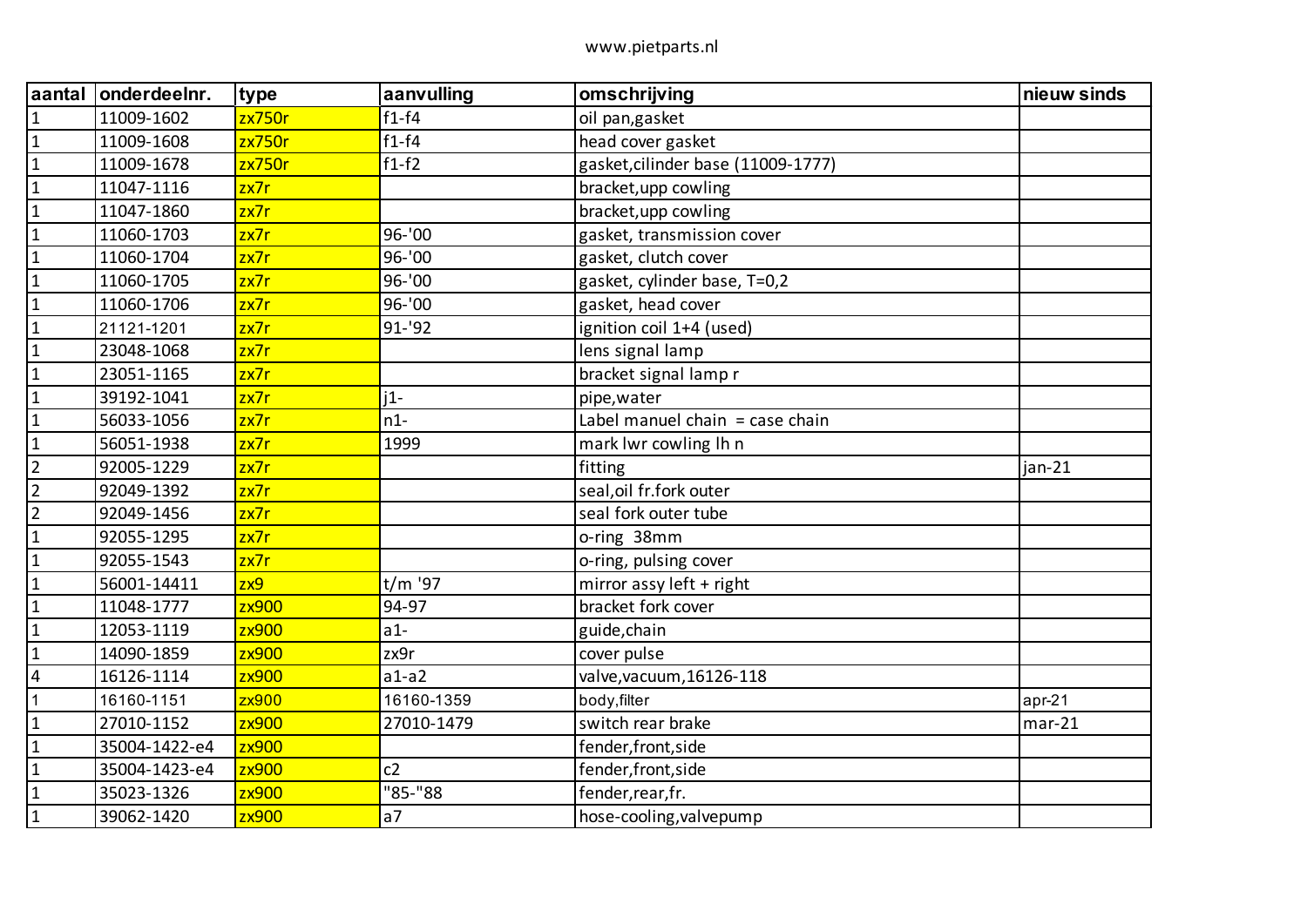| aantal | onderdeelnr. | type | aanvulling | omschrijving | nieuw sinds |
|---|---|---|---|---|---|
| 1 | 11009-1602 | zx750r | f1-f4 | oil pan,gasket | |
| 1 | 11009-1608 | zx750r | f1-f4 | head cover gasket | |
| 1 | 11009-1678 | zx750r | f1-f2 | gasket,cilinder base (11009-1777) | |
| 1 | 11047-1116 | zx7r | | bracket,upp cowling | |
| 1 | 11047-1860 | zx7r | | bracket,upp cowling | |
| 1 | 11060-1703 | zx7r | 96-'00 | gasket, transmission cover | |
| 1 | 11060-1704 | zx7r | 96-'00 | gasket, clutch cover | |
| 1 | 11060-1705 | zx7r | 96-'00 | gasket, cylinder base, T=0,2 | |
| 1 | 11060-1706 | zx7r | 96-'00 | gasket, head cover | |
| 1 | 21121-1201 | zx7r | 91-'92 | ignition coil 1+4 (used) | |
| 1 | 23048-1068 | zx7r | | lens signal lamp | |
| 1 | 23051-1165 | zx7r | | bracket signal lamp r | |
| 1 | 39192-1041 | zx7r | j1- | pipe,water | |
| 1 | 56033-1056 | zx7r | n1- | Label manuel chain = case chain | |
| 1 | 56051-1938 | zx7r | 1999 | mark lwr cowling lh n | |
| 2 | 92005-1229 | zx7r | | fitting | jan-21 |
| 2 | 92049-1392 | zx7r | | seal,oil fr.fork outer | |
| 2 | 92049-1456 | zx7r | | seal fork outer tube | |
| 1 | 92055-1295 | zx7r | | o-ring 38mm | |
| 1 | 92055-1543 | zx7r | | o-ring, pulsing cover | |
| 1 | 56001-14411 | zx9 | t/m '97 | mirror assy left + right | |
| 1 | 11048-1777 | zx900 | 94-97 | bracket fork cover | |
| 1 | 12053-1119 | zx900 | a1- | guide,chain | |
| 1 | 14090-1859 | zx900 | zx9r | cover pulse | |
| 4 | 16126-1114 | zx900 | a1-a2 | valve,vacuum,16126-118 | |
| 1 | 16160-1151 | zx900 | 16160-1359 | body,filter | apr-21 |
| 1 | 27010-1152 | zx900 | 27010-1479 | switch rear brake | mar-21 |
| 1 | 35004-1422-e4 | zx900 | | fender,front,side | |
| 1 | 35004-1423-e4 | zx900 | c2 | fender,front,side | |
| 1 | 35023-1326 | zx900 | "85-"88 | fender,rear,fr. | |
| 1 | 39062-1420 | zx900 | a7 | hose-cooling,valvepump | |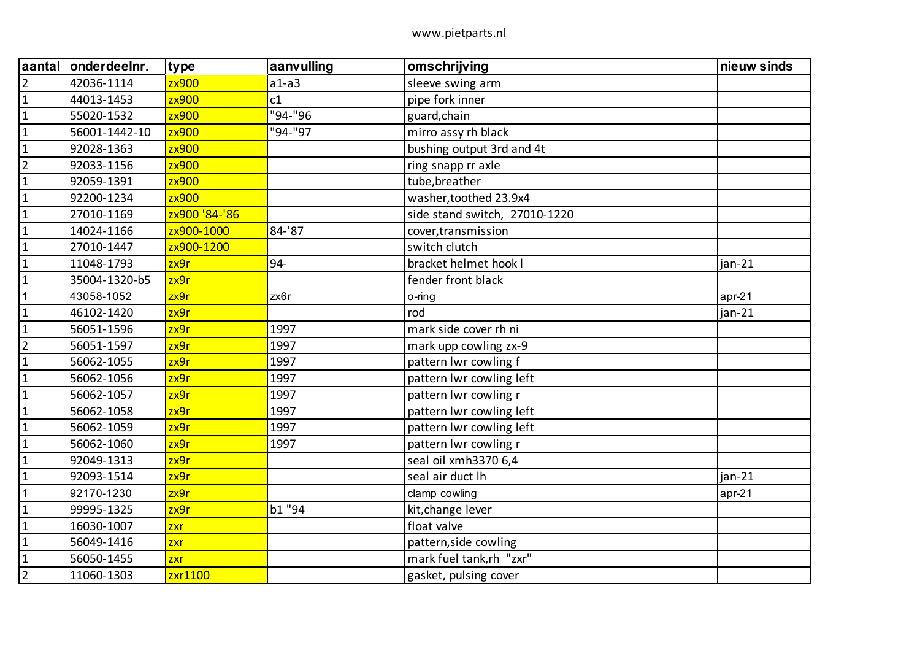www.pietparts.nl

| aantal | onderdeelnr. | type | aanvulling | omschrijving | nieuw sinds |
|---|---|---|---|---|---|
| 2 | 42036-1114 | zx900 | a1-a3 | sleeve swing arm | |
| 1 | 44013-1453 | zx900 | c1 | pipe fork inner | |
| 1 | 55020-1532 | zx900 | "94-"96 | guard,chain | |
| 1 | 56001-1442-10 | zx900 | "94-"97 | mirro assy rh black | |
| 1 | 92028-1363 | zx900 | | bushing output 3rd and 4t | |
| 2 | 92033-1156 | zx900 | | ring snapp rr axle | |
| 1 | 92059-1391 | zx900 | | tube,breather | |
| 1 | 92200-1234 | zx900 | | washer,toothed 23.9x4 | |
| 1 | 27010-1169 | zx900 '84-'86 | | side stand switch, 27010-1220 | |
| 1 | 14024-1166 | zx900-1000 | 84-'87 | cover,transmission | |
| 1 | 27010-1447 | zx900-1200 | | switch clutch | |
| 1 | 11048-1793 | zx9r | 94- | bracket helmet hook l | jan-21 |
| 1 | 35004-1320-b5 | zx9r | | fender front black | |
| 1 | 43058-1052 | zx9r | zx6r | o-ring | apr-21 |
| 1 | 46102-1420 | zx9r | | rod | jan-21 |
| 1 | 56051-1596 | zx9r | 1997 | mark side cover rh ni | |
| 2 | 56051-1597 | zx9r | 1997 | mark upp cowling zx-9 | |
| 1 | 56062-1055 | zx9r | 1997 | pattern lwr cowling f | |
| 1 | 56062-1056 | zx9r | 1997 | pattern lwr cowling left | |
| 1 | 56062-1057 | zx9r | 1997 | pattern lwr cowling r | |
| 1 | 56062-1058 | zx9r | 1997 | pattern lwr cowling left | |
| 1 | 56062-1059 | zx9r | 1997 | pattern lwr cowling left | |
| 1 | 56062-1060 | zx9r | 1997 | pattern lwr cowling r | |
| 1 | 92049-1313 | zx9r | | seal oil xmh3370 6,4 | |
| 1 | 92093-1514 | zx9r | | seal air duct lh | jan-21 |
| 1 | 92170-1230 | zx9r | | clamp cowling | apr-21 |
| 1 | 99995-1325 | zx9r | b1 "94 | kit,change lever | |
| 1 | 16030-1007 | zxr | | float valve | |
| 1 | 56049-1416 | zxr | | pattern,side cowling | |
| 1 | 56050-1455 | zxr | | mark fuel tank,rh "zxr" | |
| 2 | 11060-1303 | zxr1100 | | gasket, pulsing cover | |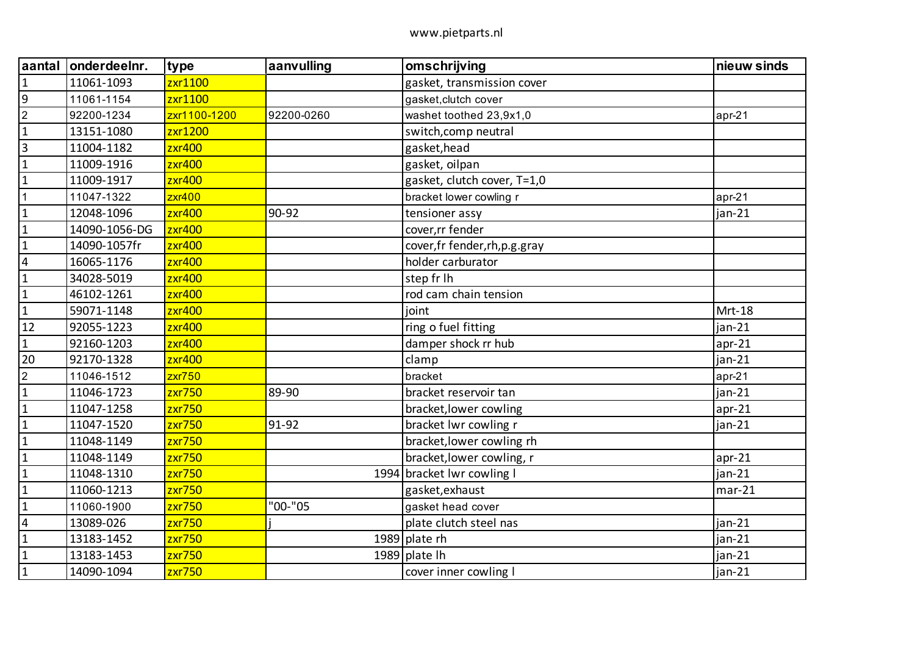www.pietparts.nl

| aantal | onderdeelnr. | type | aanvulling | omschrijving | nieuw sinds |
|---|---|---|---|---|---|
| 1 | 11061-1093 | zxr1100 | | gasket, transmission cover | |
| 9 | 11061-1154 | zxr1100 | | gasket,clutch cover | |
| 2 | 92200-1234 | zxr1100-1200 | 92200-0260 | washet toothed 23,9x1,0 | apr-21 |
| 1 | 13151-1080 | zxr1200 | | switch,comp neutral | |
| 3 | 11004-1182 | zxr400 | | gasket,head | |
| 1 | 11009-1916 | zxr400 | | gasket, oilpan | |
| 1 | 11009-1917 | zxr400 | | gasket, clutch cover, T=1,0 | |
| 1 | 11047-1322 | zxr400 | | bracket lower cowling r | apr-21 |
| 1 | 12048-1096 | zxr400 | 90-92 | tensioner assy | jan-21 |
| 1 | 14090-1056-DG | zxr400 | | cover,rr fender | |
| 1 | 14090-1057fr | zxr400 | | cover,fr fender,rh,p.g.gray | |
| 4 | 16065-1176 | zxr400 | | holder carburator | |
| 1 | 34028-5019 | zxr400 | | step fr lh | |
| 1 | 46102-1261 | zxr400 | | rod cam chain tension | |
| 1 | 59071-1148 | zxr400 | | joint | Mrt-18 |
| 12 | 92055-1223 | zxr400 | | ring o fuel fitting | jan-21 |
| 1 | 92160-1203 | zxr400 | | damper shock rr hub | apr-21 |
| 20 | 92170-1328 | zxr400 | | clamp | jan-21 |
| 2 | 11046-1512 | zxr750 | | bracket | apr-21 |
| 1 | 11046-1723 | zxr750 | 89-90 | bracket reservoir tan | jan-21 |
| 1 | 11047-1258 | zxr750 | | bracket,lower cowling | apr-21 |
| 1 | 11047-1520 | zxr750 | 91-92 | bracket lwr cowling r | jan-21 |
| 1 | 11048-1149 | zxr750 | | bracket,lower cowling rh | |
| 1 | 11048-1149 | zxr750 | | bracket,lower cowling, r | apr-21 |
| 1 | 11048-1310 | zxr750 | 1994 | bracket lwr cowling l | jan-21 |
| 1 | 11060-1213 | zxr750 | | gasket,exhaust | mar-21 |
| 1 | 11060-1900 | zxr750 | "00-"05 | gasket head cover | |
| 4 | 13089-026 | zxr750 | j | plate clutch steel nas | jan-21 |
| 1 | 13183-1452 | zxr750 | 1989 | plate rh | jan-21 |
| 1 | 13183-1453 | zxr750 | 1989 | plate lh | jan-21 |
| 1 | 14090-1094 | zxr750 | | cover inner cowling l | jan-21 |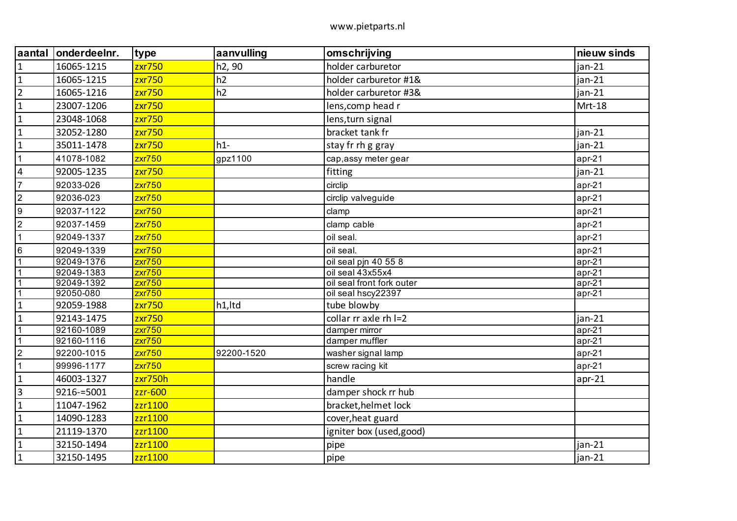| aantal | onderdeelnr. | type | aanvulling | omschrijving | nieuw sinds |
|---|---|---|---|---|---|
| 1 | 16065-1215 | zxr750 | h2, 90 | holder carburetor | jan-21 |
| 1 | 16065-1215 | zxr750 | h2 | holder carburetor #1& | jan-21 |
| 2 | 16065-1216 | zxr750 | h2 | holder carburetor #3& | jan-21 |
| 1 | 23007-1206 | zxr750 | | lens,comp head r | Mrt-18 |
| 1 | 23048-1068 | zxr750 | | lens,turn signal | |
| 1 | 32052-1280 | zxr750 | | bracket tank fr | jan-21 |
| 1 | 35011-1478 | zxr750 | h1- | stay fr rh g gray | jan-21 |
| 1 | 41078-1082 | zxr750 | gpz1100 | cap,assy meter gear | apr-21 |
| 4 | 92005-1235 | zxr750 | | fitting | jan-21 |
| 7 | 92033-026 | zxr750 | | circlip | apr-21 |
| 2 | 92036-023 | zxr750 | | circlip valveguide | apr-21 |
| 9 | 92037-1122 | zxr750 | | clamp | apr-21 |
| 2 | 92037-1459 | zxr750 | | clamp cable | apr-21 |
| 1 | 92049-1337 | zxr750 | | oil seal. | apr-21 |
| 6 | 92049-1339 | zxr750 | | oil seal. | apr-21 |
| 1 | 92049-1376 | zxr750 | | oil seal pjn 40 55 8 | apr-21 |
| 1 | 92049-1383 | zxr750 | | oil seal 43x55x4 | apr-21 |
| 1 | 92049-1392 | zxr750 | | oil seal front fork outer | apr-21 |
| 1 | 92050-080 | zxr750 | | oil seal hscy22397 | apr-21 |
| 1 | 92059-1988 | zxr750 | h1,ltd | tube blowby | |
| 1 | 92143-1475 | zxr750 | | collar rr axle rh l=2 | jan-21 |
| 1 | 92160-1089 | zxr750 | | damper mirror | apr-21 |
| 1 | 92160-1116 | zxr750 | | damper muffler | apr-21 |
| 2 | 92200-1015 | zxr750 | 92200-1520 | washer signal lamp | apr-21 |
| 1 | 99996-1177 | zxr750 | | screw racing kit | apr-21 |
| 1 | 46003-1327 | zxr750h | | handle | apr-21 |
| 3 | 9216-=5001 | zzr-600 | | damper shock rr hub | |
| 1 | 11047-1962 | zzr1100 | | bracket,helmet lock | |
| 1 | 14090-1283 | zzr1100 | | cover,heat guard | |
| 1 | 21119-1370 | zzr1100 | | igniter box (used,good) | |
| 1 | 32150-1494 | zzr1100 | | pipe | jan-21 |
| 1 | 32150-1495 | zzr1100 | | pipe | jan-21 |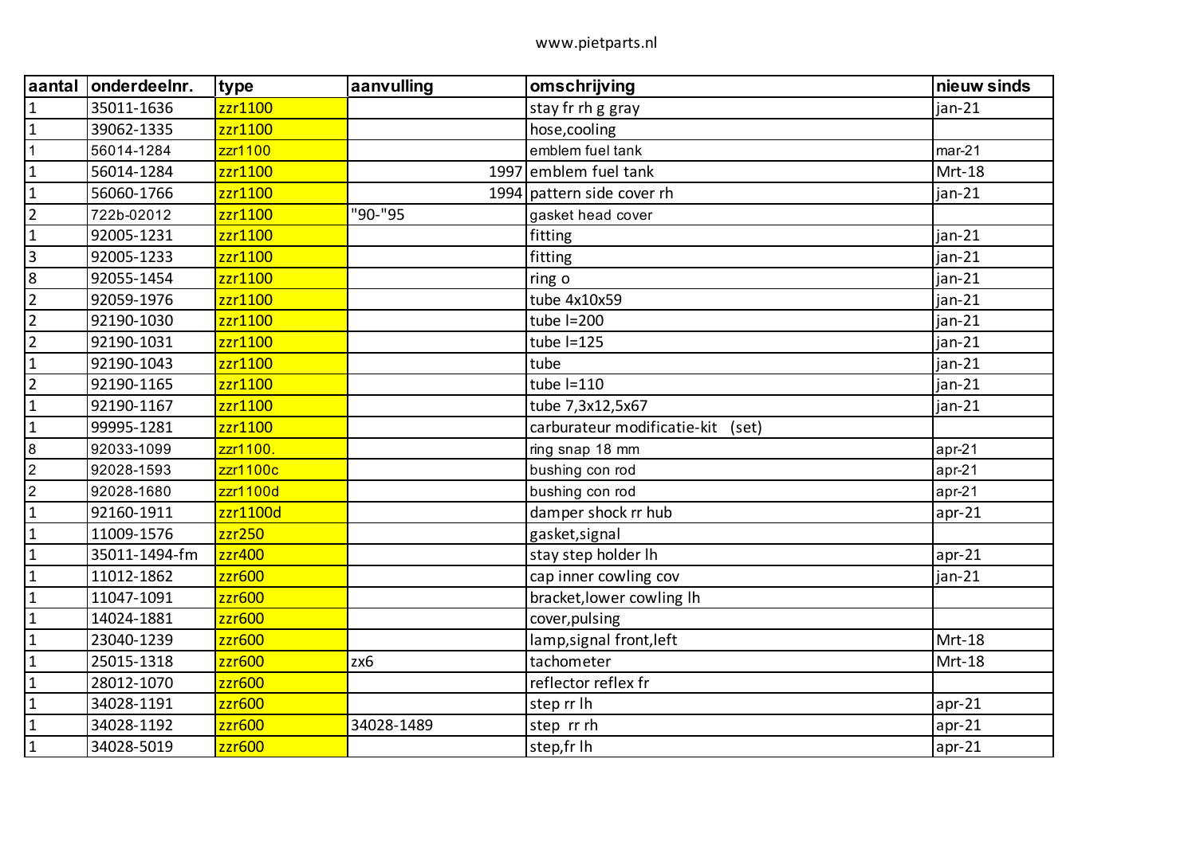www.pietparts.nl

| aantal | onderdeelnr. | type | aanvulling | omschrijving | nieuw sinds |
|---|---|---|---|---|---|
| 1 | 35011-1636 | zzr1100 | | stay fr rh g gray | jan-21 |
| 1 | 39062-1335 | zzr1100 | | hose,cooling | |
| 1 | 56014-1284 | zzr1100 | | emblem fuel tank | mar-21 |
| 1 | 56014-1284 | zzr1100 | 1997 | emblem fuel tank | Mrt-18 |
| 1 | 56060-1766 | zzr1100 | 1994 | pattern side cover rh | jan-21 |
| 2 | 722b-02012 | zzr1100 | "90-"95 | gasket head cover | |
| 1 | 92005-1231 | zzr1100 | | fitting | jan-21 |
| 3 | 92005-1233 | zzr1100 | | fitting | jan-21 |
| 8 | 92055-1454 | zzr1100 | | ring o | jan-21 |
| 2 | 92059-1976 | zzr1100 | | tube 4x10x59 | jan-21 |
| 2 | 92190-1030 | zzr1100 | | tube l=200 | jan-21 |
| 2 | 92190-1031 | zzr1100 | | tube l=125 | jan-21 |
| 1 | 92190-1043 | zzr1100 | | tube | jan-21 |
| 2 | 92190-1165 | zzr1100 | | tube l=110 | jan-21 |
| 1 | 92190-1167 | zzr1100 | | tube 7,3x12,5x67 | jan-21 |
| 1 | 99995-1281 | zzr1100 | | carburateur modificatie-kit (set) | |
| 8 | 92033-1099 | zzr1100. | | ring snap 18 mm | apr-21 |
| 2 | 92028-1593 | zzr1100c | | bushing con rod | apr-21 |
| 2 | 92028-1680 | zzr1100d | | bushing con rod | apr-21 |
| 1 | 92160-1911 | zzr1100d | | damper shock rr hub | apr-21 |
| 1 | 11009-1576 | zzr250 | | gasket,signal | |
| 1 | 35011-1494-fm | zzr400 | | stay step holder lh | apr-21 |
| 1 | 11012-1862 | zzr600 | | cap inner cowling cov | jan-21 |
| 1 | 11047-1091 | zzr600 | | bracket,lower cowling lh | |
| 1 | 14024-1881 | zzr600 | | cover,pulsing | |
| 1 | 23040-1239 | zzr600 | | lamp,signal front,left | Mrt-18 |
| 1 | 25015-1318 | zzr600 | zx6 | tachometer | Mrt-18 |
| 1 | 28012-1070 | zzr600 | | reflector reflex fr | |
| 1 | 34028-1191 | zzr600 | | step rr lh | apr-21 |
| 1 | 34028-1192 | zzr600 | 34028-1489 | step rr rh | apr-21 |
| 1 | 34028-5019 | zzr600 | | step,fr lh | apr-21 |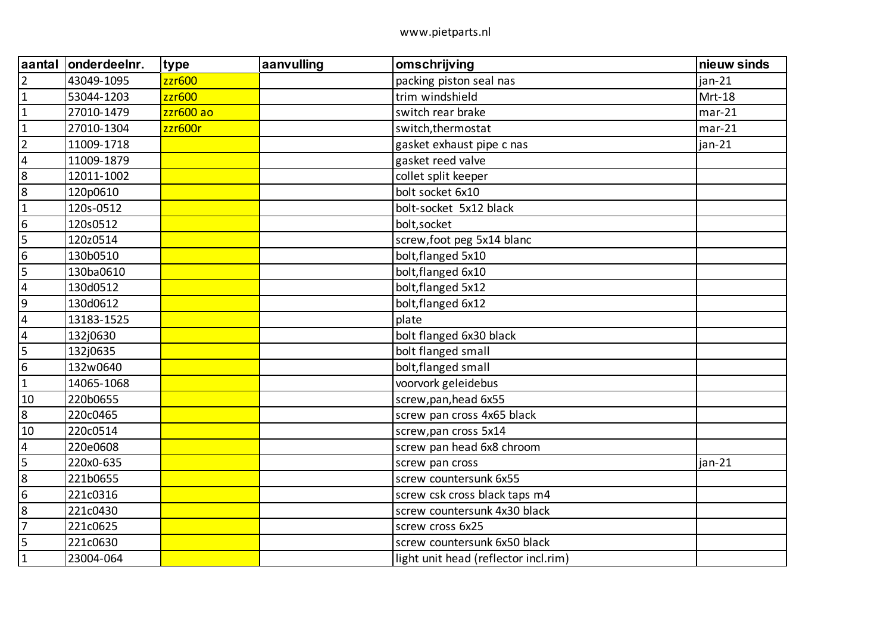www.pietparts.nl

| aantal | onderdeelnr. | type | aanvulling | omschrijving | nieuw sinds |
| --- | --- | --- | --- | --- | --- |
| 2 | 43049-1095 | zzr600 | | packing piston seal nas | jan-21 |
| 1 | 53044-1203 | zzr600 | | trim windshield | Mrt-18 |
| 1 | 27010-1479 | zzr600 ao | | switch rear brake | mar-21 |
| 1 | 27010-1304 | zzr600r | | switch,thermostat | mar-21 |
| 2 | 11009-1718 | | | gasket exhaust pipe c nas | jan-21 |
| 4 | 11009-1879 | | | gasket reed valve | |
| 8 | 12011-1002 | | | collet split keeper | |
| 8 | 120p0610 | | | bolt socket 6x10 | |
| 1 | 120s-0512 | | | bolt-socket 5x12 black | |
| 6 | 120s0512 | | | bolt,socket | |
| 5 | 120z0514 | | | screw,foot peg 5x14 blanc | |
| 6 | 130b0510 | | | bolt,flanged 5x10 | |
| 5 | 130ba0610 | | | bolt,flanged 6x10 | |
| 4 | 130d0512 | | | bolt,flanged 5x12 | |
| 9 | 130d0612 | | | bolt,flanged 6x12 | |
| 4 | 13183-1525 | | | plate | |
| 4 | 132j0630 | | | bolt flanged 6x30 black | |
| 5 | 132j0635 | | | bolt flanged small | |
| 6 | 132w0640 | | | bolt,flanged small | |
| 1 | 14065-1068 | | | voorvork geleidebus | |
| 10 | 220b0655 | | | screw,pan,head 6x55 | |
| 8 | 220c0465 | | | screw pan cross 4x65 black | |
| 10 | 220c0514 | | | screw,pan cross 5x14 | |
| 4 | 220e0608 | | | screw pan head 6x8 chroom | |
| 5 | 220x0-635 | | | screw pan cross | jan-21 |
| 8 | 221b0655 | | | screw countersunk 6x55 | |
| 6 | 221c0316 | | | screw csk cross black taps m4 | |
| 8 | 221c0430 | | | screw countersunk 4x30 black | |
| 7 | 221c0625 | | | screw cross 6x25 | |
| 5 | 221c0630 | | | screw countersunk 6x50 black | |
| 1 | 23004-064 | | | light unit head (reflector incl.rim) | |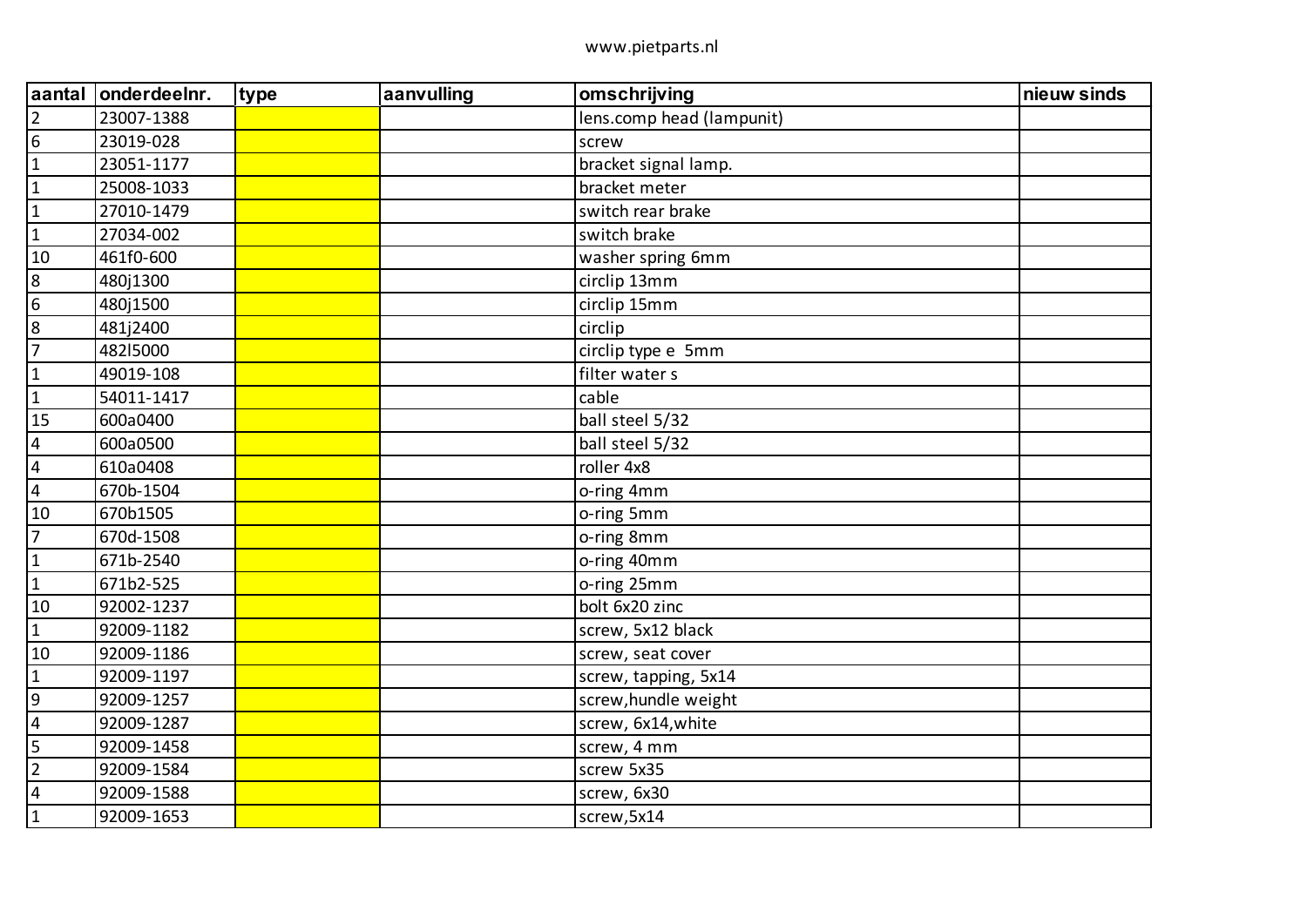| aantal | onderdeelnr. | type | aanvulling | omschrijving | nieuw sinds |
|---|---|---|---|---|---|
| 2 | 23007-1388 | | | lens.comp head (lampunit) | |
| 6 | 23019-028 | | | screw | |
| 1 | 23051-1177 | | | bracket signal lamp. | |
| 1 | 25008-1033 | | | bracket meter | |
| 1 | 27010-1479 | | | switch rear brake | |
| 1 | 27034-002 | | | switch brake | |
| 10 | 461f0-600 | | | washer spring 6mm | |
| 8 | 480j1300 | | | circlip 13mm | |
| 6 | 480j1500 | | | circlip 15mm | |
| 8 | 481j2400 | | | circlip | |
| 7 | 482l5000 | | | circlip type e 5mm | |
| 1 | 49019-108 | | | filter water s | |
| 1 | 54011-1417 | | | cable | |
| 15 | 600a0400 | | | ball steel 5/32 | |
| 4 | 600a0500 | | | ball steel 5/32 | |
| 4 | 610a0408 | | | roller 4x8 | |
| 4 | 670b-1504 | | | o-ring 4mm | |
| 10 | 670b1505 | | | o-ring 5mm | |
| 7 | 670d-1508 | | | o-ring 8mm | |
| 1 | 671b-2540 | | | o-ring 40mm | |
| 1 | 671b2-525 | | | o-ring 25mm | |
| 10 | 92002-1237 | | | bolt 6x20 zinc | |
| 1 | 92009-1182 | | | screw, 5x12 black | |
| 10 | 92009-1186 | | | screw, seat cover | |
| 1 | 92009-1197 | | | screw, tapping, 5x14 | |
| 9 | 92009-1257 | | | screw,hundle weight | |
| 4 | 92009-1287 | | | screw, 6x14,white | |
| 5 | 92009-1458 | | | screw, 4 mm | |
| 2 | 92009-1584 | | | screw 5x35 | |
| 4 | 92009-1588 | | | screw, 6x30 | |
| 1 | 92009-1653 | | | screw,5x14 | |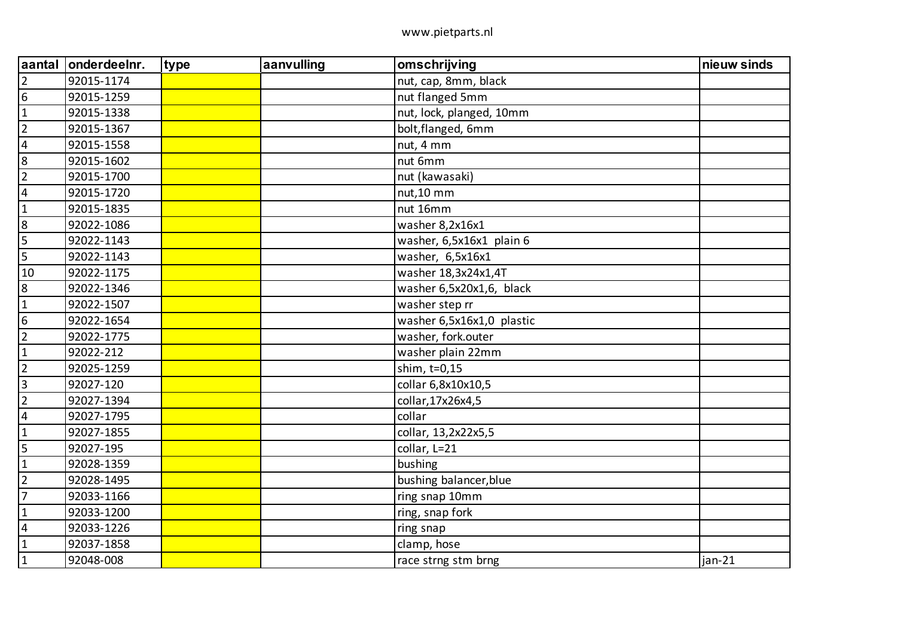www.pietparts.nl

| aantal | onderdeelnr. | type | aanvulling | omschrijving | nieuw sinds |
|---|---|---|---|---|---|
| 2 | 92015-1174 | | | nut, cap, 8mm, black | |
| 6 | 92015-1259 | | | nut flanged 5mm | |
| 1 | 92015-1338 | | | nut, lock, planged, 10mm | |
| 2 | 92015-1367 | | | bolt,flanged, 6mm | |
| 4 | 92015-1558 | | | nut, 4 mm | |
| 8 | 92015-1602 | | | nut 6mm | |
| 2 | 92015-1700 | | | nut (kawasaki) | |
| 4 | 92015-1720 | | | nut,10 mm | |
| 1 | 92015-1835 | | | nut 16mm | |
| 8 | 92022-1086 | | | washer 8,2x16x1 | |
| 5 | 92022-1143 | | | washer, 6,5x16x1 plain 6 | |
| 5 | 92022-1143 | | | washer, 6,5x16x1 | |
| 10 | 92022-1175 | | | washer 18,3x24x1,4T | |
| 8 | 92022-1346 | | | washer 6,5x20x1,6, black | |
| 1 | 92022-1507 | | | washer step rr | |
| 6 | 92022-1654 | | | washer 6,5x16x1,0 plastic | |
| 2 | 92022-1775 | | | washer, fork.outer | |
| 1 | 92022-212 | | | washer plain 22mm | |
| 2 | 92025-1259 | | | shim, t=0,15 | |
| 3 | 92027-120 | | | collar 6,8x10x10,5 | |
| 2 | 92027-1394 | | | collar,17x26x4,5 | |
| 4 | 92027-1795 | | | collar | |
| 1 | 92027-1855 | | | collar, 13,2x22x5,5 | |
| 5 | 92027-195 | | | collar, L=21 | |
| 1 | 92028-1359 | | | bushing | |
| 2 | 92028-1495 | | | bushing balancer,blue | |
| 7 | 92033-1166 | | | ring snap 10mm | |
| 1 | 92033-1200 | | | ring, snap fork | |
| 4 | 92033-1226 | | | ring snap | |
| 1 | 92037-1858 | | | clamp, hose | |
| 1 | 92048-008 | | | race strng stm brng | jan-21 |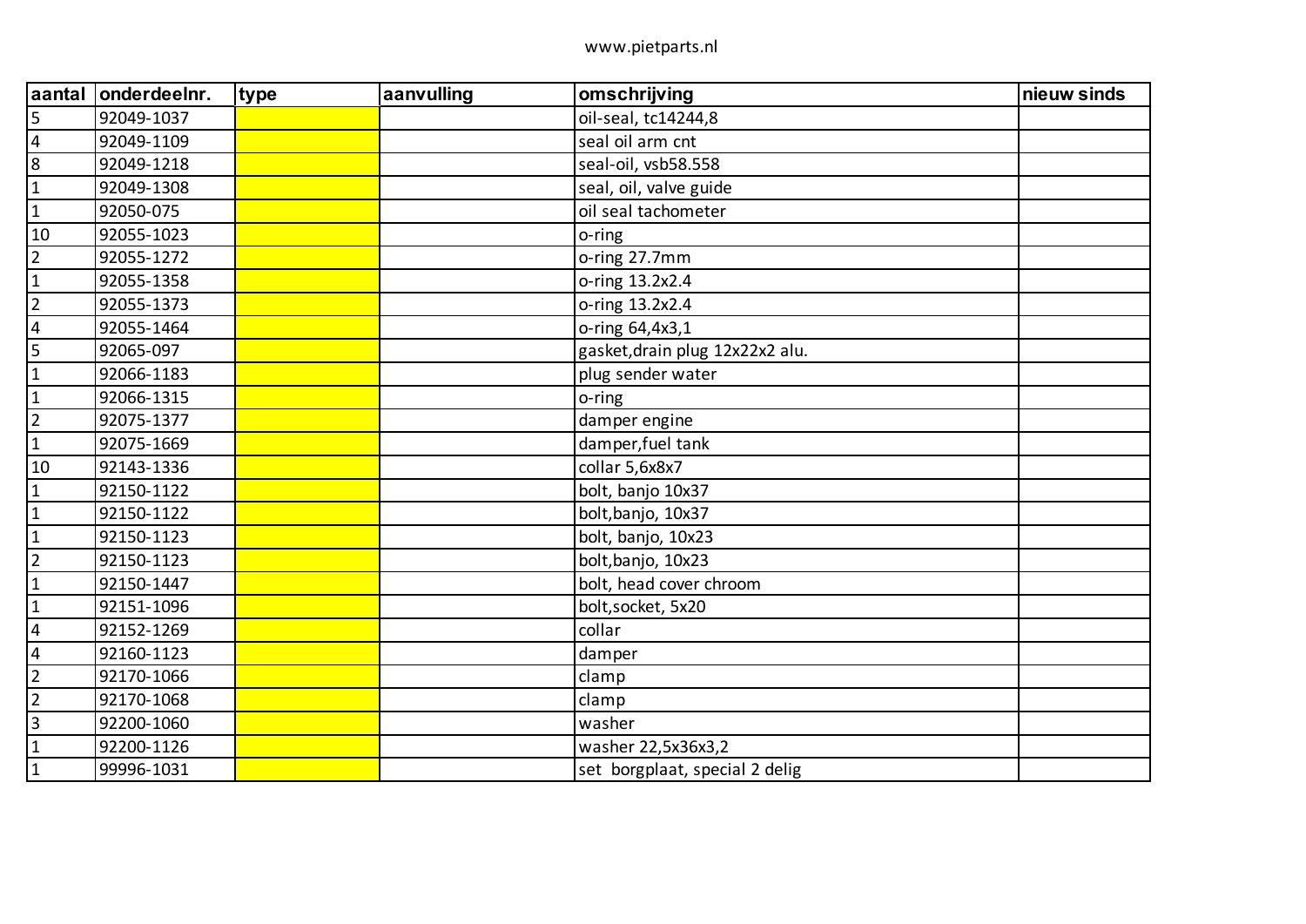| aantal | onderdeelnr. | type | aanvulling | omschrijving | nieuw sinds |
|---|---|---|---|---|---|
| 5 | 92049-1037 | | | oil-seal, tc14244,8 | |
| 4 | 92049-1109 | | | seal oil arm cnt | |
| 8 | 92049-1218 | | | seal-oil, vsb58.558 | |
| 1 | 92049-1308 | | | seal, oil, valve guide | |
| 1 | 92050-075 | | | oil seal tachometer | |
| 10 | 92055-1023 | | | o-ring | |
| 2 | 92055-1272 | | | o-ring 27.7mm | |
| 1 | 92055-1358 | | | o-ring 13.2x2.4 | |
| 2 | 92055-1373 | | | o-ring 13.2x2.4 | |
| 4 | 92055-1464 | | | o-ring 64,4x3,1 | |
| 5 | 92065-097 | | | gasket,drain plug 12x22x2 alu. | |
| 1 | 92066-1183 | | | plug sender water | |
| 1 | 92066-1315 | | | o-ring | |
| 2 | 92075-1377 | | | damper engine | |
| 1 | 92075-1669 | | | damper,fuel tank | |
| 10 | 92143-1336 | | | collar 5,6x8x7 | |
| 1 | 92150-1122 | | | bolt, banjo 10x37 | |
| 1 | 92150-1122 | | | bolt,banjo, 10x37 | |
| 1 | 92150-1123 | | | bolt, banjo, 10x23 | |
| 2 | 92150-1123 | | | bolt,banjo, 10x23 | |
| 1 | 92150-1447 | | | bolt, head cover chroom | |
| 1 | 92151-1096 | | | bolt,socket, 5x20 | |
| 4 | 92152-1269 | | | collar | |
| 4 | 92160-1123 | | | damper | |
| 2 | 92170-1066 | | | clamp | |
| 2 | 92170-1068 | | | clamp | |
| 3 | 92200-1060 | | | washer | |
| 1 | 92200-1126 | | | washer 22,5x36x3,2 | |
| 1 | 99996-1031 | | | set borgplaat, special 2 delig | |